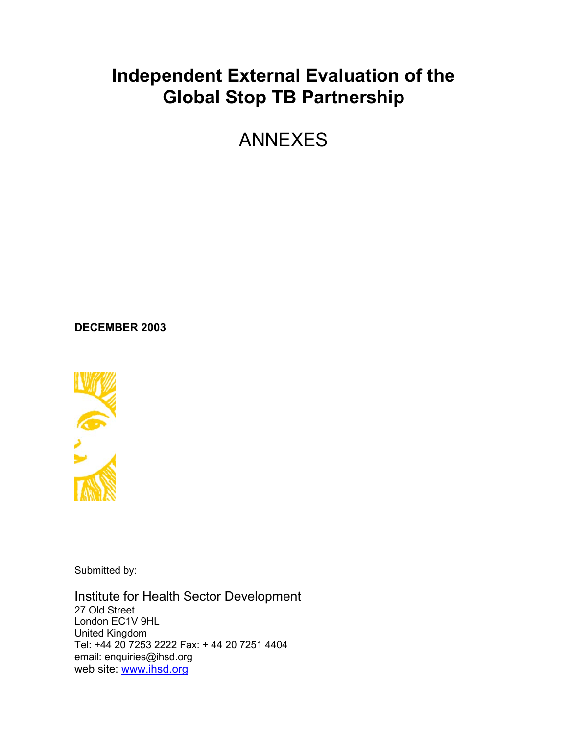# Independent External Evaluation of the Global Stop TB Partnership

## ANNEXES

**DECEMBER 2003**

Submitted by:

Institute for Health Sector Development
27 Old Street
London EC1V 9HL
United Kingdom
Tel: +44 20 7253 2222 Fax: + 44 20 7251 4404
email: enquiries@ihsd.org
web site: www.ihsd.org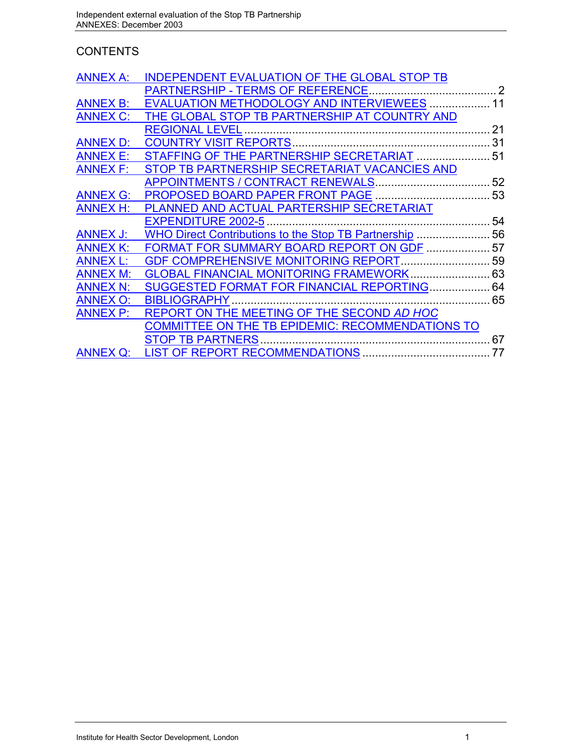# CONTENTS

| | | |
|---|---|---|
| ANNEX A: | INDEPENDENT EVALUATION OF THE GLOBAL STOP TB PARTNERSHIP - TERMS OF REFERENCE | 2 |
| ANNEX B: | EVALUATION METHODOLOGY AND INTERVIEWEES | 11 |
| ANNEX C: | THE GLOBAL STOP TB PARTNERSHIP AT COUNTRY AND REGIONAL LEVEL | 21 |
| ANNEX D: | COUNTRY VISIT REPORTS | 31 |
| ANNEX E: | STAFFING OF THE PARTNERSHIP SECRETARIAT | 51 |
| ANNEX F: | STOP TB PARTNERSHIP SECRETARIAT VACANCIES AND APPOINTMENTS / CONTRACT RENEWALS | 52 |
| ANNEX G: | PROPOSED BOARD PAPER FRONT PAGE | 53 |
| ANNEX H: | PLANNED AND ACTUAL PARTERSHIP SECRETARIAT EXPENDITURE 2002-5 | 54 |
| ANNEX J: | WHO Direct Contributions to the Stop TB Partnership | 56 |
| ANNEX K: | FORMAT FOR SUMMARY BOARD REPORT ON GDF | 57 |
| ANNEX L: | GDF COMPREHENSIVE MONITORING REPORT | 59 |
| ANNEX M: | GLOBAL FINANCIAL MONITORING FRAMEWORK | 63 |
| ANNEX N: | SUGGESTED FORMAT FOR FINANCIAL REPORTING | 64 |
| ANNEX O: | BIBLIOGRAPHY | 65 |
| ANNEX P: | REPORT ON THE MEETING OF THE SECOND *AD HOC* COMMITTEE ON THE TB EPIDEMIC: RECOMMENDATIONS TO STOP TB PARTNERS | 67 |
| ANNEX Q: | LIST OF REPORT RECOMMENDATIONS | 77 |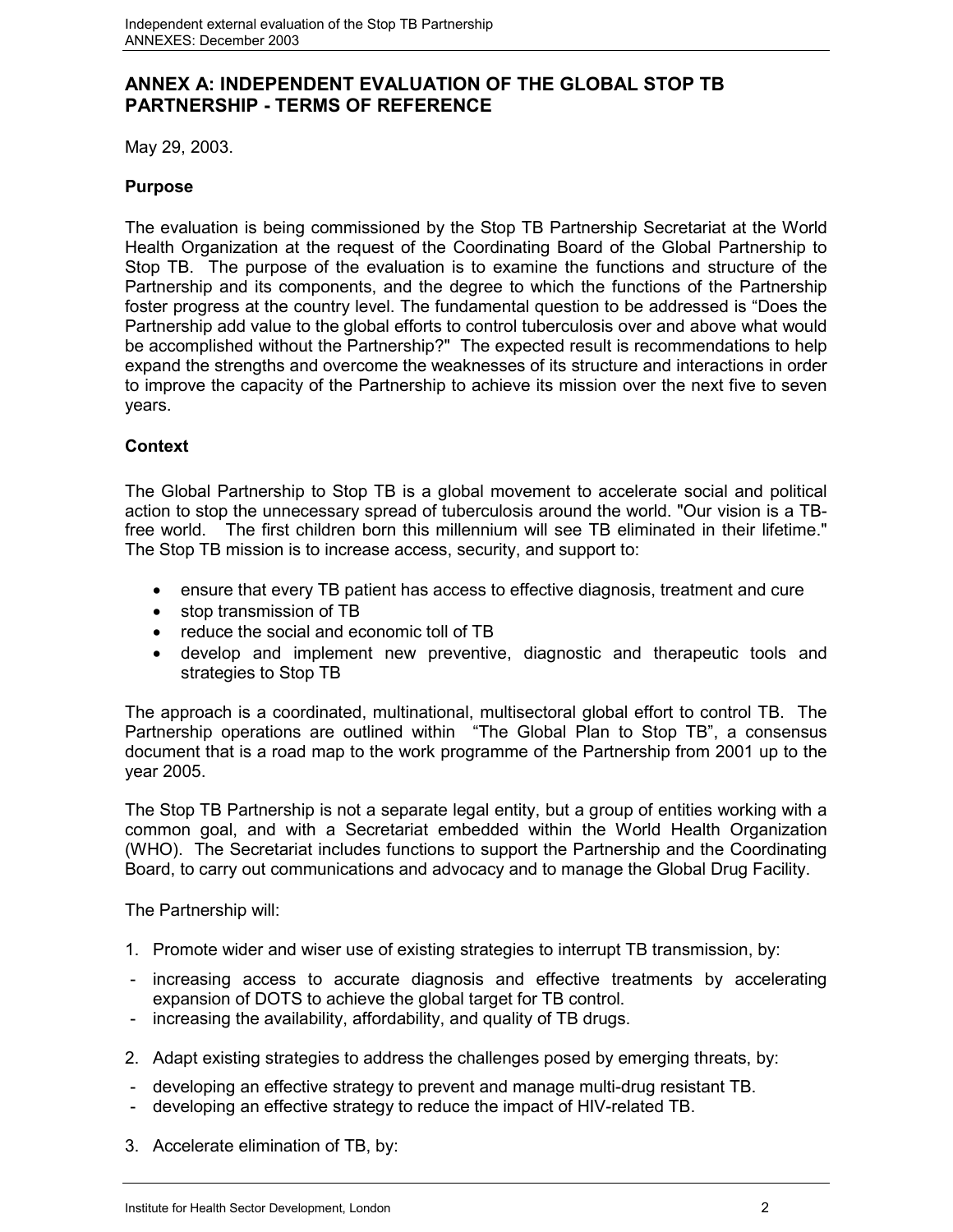## ANNEX A: INDEPENDENT EVALUATION OF THE GLOBAL STOP TB PARTNERSHIP - TERMS OF REFERENCE

May 29, 2003.

### Purpose

The evaluation is being commissioned by the Stop TB Partnership Secretariat at the World Health Organization at the request of the Coordinating Board of the Global Partnership to Stop TB. The purpose of the evaluation is to examine the functions and structure of the Partnership and its components, and the degree to which the functions of the Partnership foster progress at the country level. The fundamental question to be addressed is "Does the Partnership add value to the global efforts to control tuberculosis over and above what would be accomplished without the Partnership?" The expected result is recommendations to help expand the strengths and overcome the weaknesses of its structure and interactions in order to improve the capacity of the Partnership to achieve its mission over the next five to seven years.

### Context

The Global Partnership to Stop TB is a global movement to accelerate social and political action to stop the unnecessary spread of tuberculosis around the world. "Our vision is a TB-free world. The first children born this millennium will see TB eliminated in their lifetime." The Stop TB mission is to increase access, security, and support to:

- ensure that every TB patient has access to effective diagnosis, treatment and cure
- stop transmission of TB
- reduce the social and economic toll of TB
- develop and implement new preventive, diagnostic and therapeutic tools and strategies to Stop TB

The approach is a coordinated, multinational, multisectoral global effort to control TB. The Partnership operations are outlined within "The Global Plan to Stop TB", a consensus document that is a road map to the work programme of the Partnership from 2001 up to the year 2005.

The Stop TB Partnership is not a separate legal entity, but a group of entities working with a common goal, and with a Secretariat embedded within the World Health Organization (WHO). The Secretariat includes functions to support the Partnership and the Coordinating Board, to carry out communications and advocacy and to manage the Global Drug Facility.

The Partnership will:

1. Promote wider and wiser use of existing strategies to interrupt TB transmission, by:
   - increasing access to accurate diagnosis and effective treatments by accelerating expansion of DOTS to achieve the global target for TB control.
   - increasing the availability, affordability, and quality of TB drugs.
2. Adapt existing strategies to address the challenges posed by emerging threats, by:
   - developing an effective strategy to prevent and manage multi-drug resistant TB.
   - developing an effective strategy to reduce the impact of HIV-related TB.
3. Accelerate elimination of TB, by: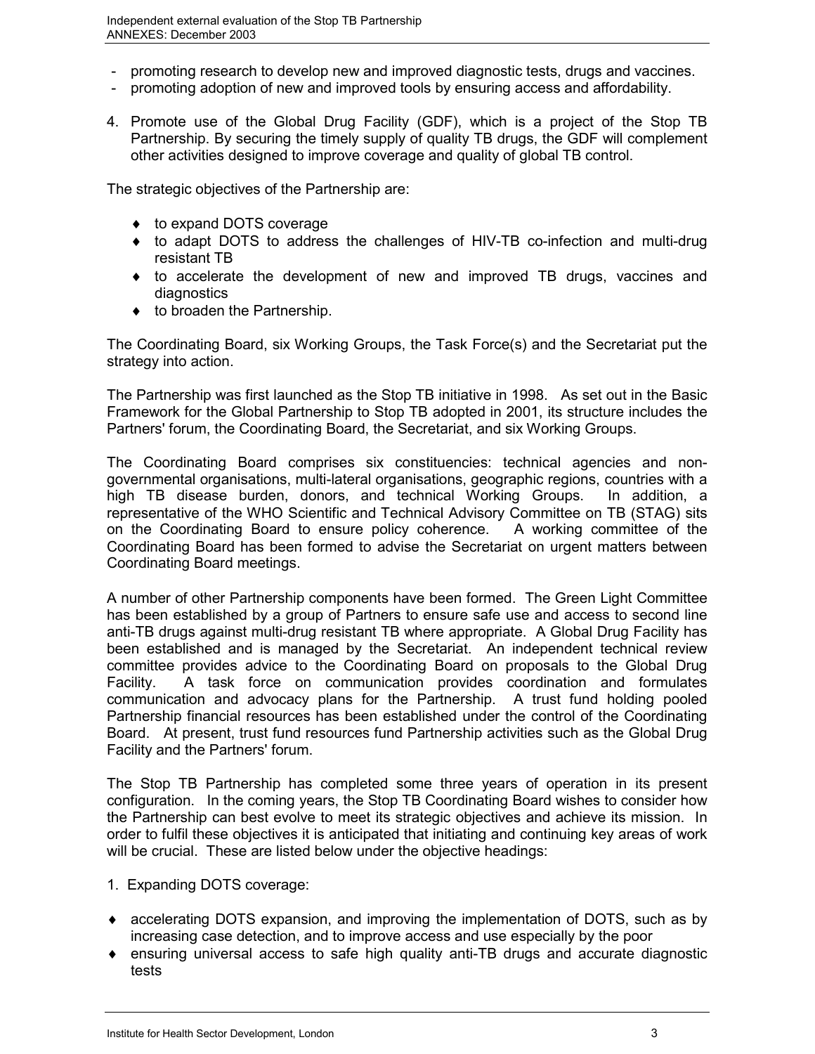- promoting research to develop new and improved diagnostic tests, drugs and vaccines.
- promoting adoption of new and improved tools by ensuring access and affordability.

4. Promote use of the Global Drug Facility (GDF), which is a project of the Stop TB Partnership. By securing the timely supply of quality TB drugs, the GDF will complement other activities designed to improve coverage and quality of global TB control.

The strategic objectives of the Partnership are:

- to expand DOTS coverage
- to adapt DOTS to address the challenges of HIV-TB co-infection and multi-drug resistant TB
- to accelerate the development of new and improved TB drugs, vaccines and diagnostics
- to broaden the Partnership.

The Coordinating Board, six Working Groups, the Task Force(s) and the Secretariat put the strategy into action.

The Partnership was first launched as the Stop TB initiative in 1998. As set out in the Basic Framework for the Global Partnership to Stop TB adopted in 2001, its structure includes the Partners' forum, the Coordinating Board, the Secretariat, and six Working Groups.

The Coordinating Board comprises six constituencies: technical agencies and non-governmental organisations, multi-lateral organisations, geographic regions, countries with a high TB disease burden, donors, and technical Working Groups. In addition, a representative of the WHO Scientific and Technical Advisory Committee on TB (STAG) sits on the Coordinating Board to ensure policy coherence. A working committee of the Coordinating Board has been formed to advise the Secretariat on urgent matters between Coordinating Board meetings.

A number of other Partnership components have been formed. The Green Light Committee has been established by a group of Partners to ensure safe use and access to second line anti-TB drugs against multi-drug resistant TB where appropriate. A Global Drug Facility has been established and is managed by the Secretariat. An independent technical review committee provides advice to the Coordinating Board on proposals to the Global Drug Facility. A task force on communication provides coordination and formulates communication and advocacy plans for the Partnership. A trust fund holding pooled Partnership financial resources has been established under the control of the Coordinating Board. At present, trust fund resources fund Partnership activities such as the Global Drug Facility and the Partners' forum.

The Stop TB Partnership has completed some three years of operation in its present configuration. In the coming years, the Stop TB Coordinating Board wishes to consider how the Partnership can best evolve to meet its strategic objectives and achieve its mission. In order to fulfil these objectives it is anticipated that initiating and continuing key areas of work will be crucial. These are listed below under the objective headings:

1. Expanding DOTS coverage:

- accelerating DOTS expansion, and improving the implementation of DOTS, such as by increasing case detection, and to improve access and use especially by the poor
- ensuring universal access to safe high quality anti-TB drugs and accurate diagnostic tests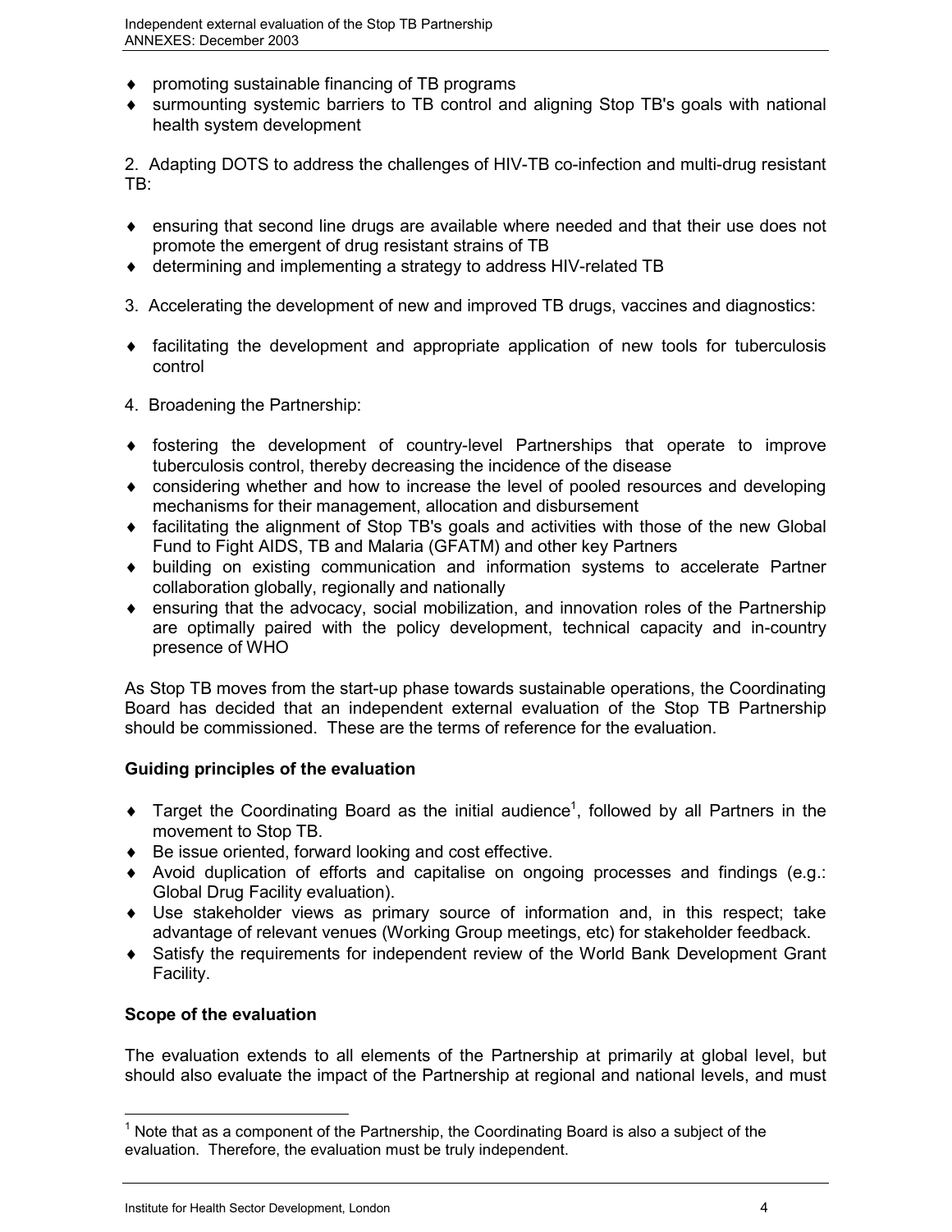- promoting sustainable financing of TB programs
- surmounting systemic barriers to TB control and aligning Stop TB's goals with national health system development

2. Adapting DOTS to address the challenges of HIV-TB co-infection and multi-drug resistant TB:

- ensuring that second line drugs are available where needed and that their use does not promote the emergent of drug resistant strains of TB
- determining and implementing a strategy to address HIV-related TB

3. Accelerating the development of new and improved TB drugs, vaccines and diagnostics:

- facilitating the development and appropriate application of new tools for tuberculosis control

4. Broadening the Partnership:

- fostering the development of country-level Partnerships that operate to improve tuberculosis control, thereby decreasing the incidence of the disease
- considering whether and how to increase the level of pooled resources and developing mechanisms for their management, allocation and disbursement
- facilitating the alignment of Stop TB's goals and activities with those of the new Global Fund to Fight AIDS, TB and Malaria (GFATM) and other key Partners
- building on existing communication and information systems to accelerate Partner collaboration globally, regionally and nationally
- ensuring that the advocacy, social mobilization, and innovation roles of the Partnership are optimally paired with the policy development, technical capacity and in-country presence of WHO

As Stop TB moves from the start-up phase towards sustainable operations, the Coordinating Board has decided that an independent external evaluation of the Stop TB Partnership should be commissioned. These are the terms of reference for the evaluation.

**Guiding principles of the evaluation**

- Target the Coordinating Board as the initial audience[1], followed by all Partners in the movement to Stop TB.
- Be issue oriented, forward looking and cost effective.
- Avoid duplication of efforts and capitalise on ongoing processes and findings (e.g.: Global Drug Facility evaluation).
- Use stakeholder views as primary source of information and, in this respect; take advantage of relevant venues (Working Group meetings, etc) for stakeholder feedback.
- Satisfy the requirements for independent review of the World Bank Development Grant Facility.

**Scope of the evaluation**

The evaluation extends to all elements of the Partnership at primarily at global level, but should also evaluate the impact of the Partnership at regional and national levels, and must

[1] Note that as a component of the Partnership, the Coordinating Board is also a subject of the evaluation. Therefore, the evaluation must be truly independent.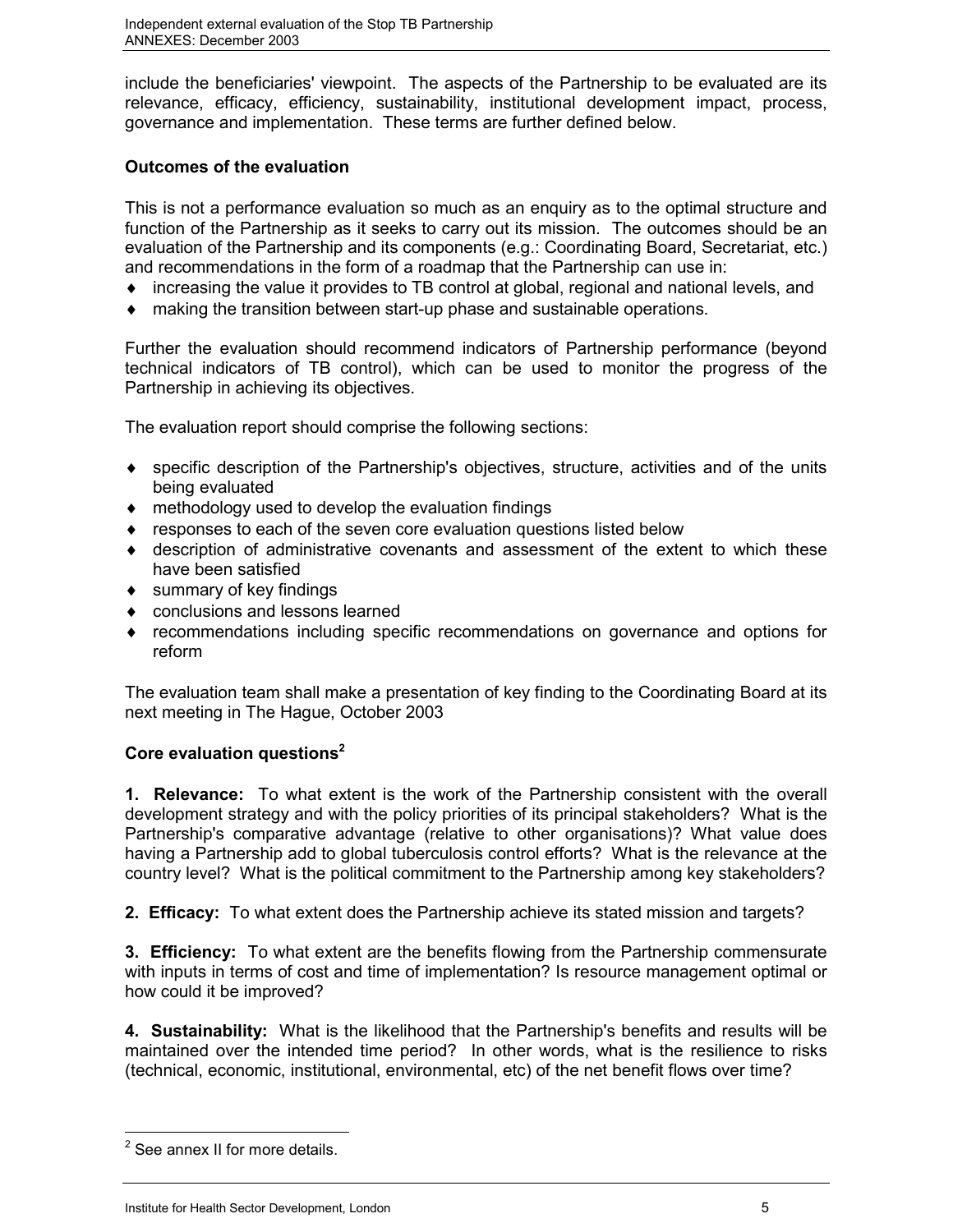include the beneficiaries' viewpoint. The aspects of the Partnership to be evaluated are its relevance, efficacy, efficiency, sustainability, institutional development impact, process, governance and implementation. These terms are further defined below.

**Outcomes of the evaluation**

This is not a performance evaluation so much as an enquiry as to the optimal structure and function of the Partnership as it seeks to carry out its mission. The outcomes should be an evaluation of the Partnership and its components (e.g.: Coordinating Board, Secretariat, etc.) and recommendations in the form of a roadmap that the Partnership can use in:

- increasing the value it provides to TB control at global, regional and national levels, and
- making the transition between start-up phase and sustainable operations.

Further the evaluation should recommend indicators of Partnership performance (beyond technical indicators of TB control), which can be used to monitor the progress of the Partnership in achieving its objectives.

The evaluation report should comprise the following sections:

- specific description of the Partnership's objectives, structure, activities and of the units being evaluated
- methodology used to develop the evaluation findings
- responses to each of the seven core evaluation questions listed below
- description of administrative covenants and assessment of the extent to which these have been satisfied
- summary of key findings
- conclusions and lessons learned
- recommendations including specific recommendations on governance and options for reform

The evaluation team shall make a presentation of key finding to the Coordinating Board at its next meeting in The Hague, October 2003

**Core evaluation questions**[2]

**1. Relevance:** To what extent is the work of the Partnership consistent with the overall development strategy and with the policy priorities of its principal stakeholders? What is the Partnership's comparative advantage (relative to other organisations)? What value does having a Partnership add to global tuberculosis control efforts? What is the relevance at the country level? What is the political commitment to the Partnership among key stakeholders?

**2. Efficacy:** To what extent does the Partnership achieve its stated mission and targets?

**3. Efficiency:** To what extent are the benefits flowing from the Partnership commensurate with inputs in terms of cost and time of implementation? Is resource management optimal or how could it be improved?

**4. Sustainability:** What is the likelihood that the Partnership's benefits and results will be maintained over the intended time period? In other words, what is the resilience to risks (technical, economic, institutional, environmental, etc) of the net benefit flows over time?

[2] See annex II for more details.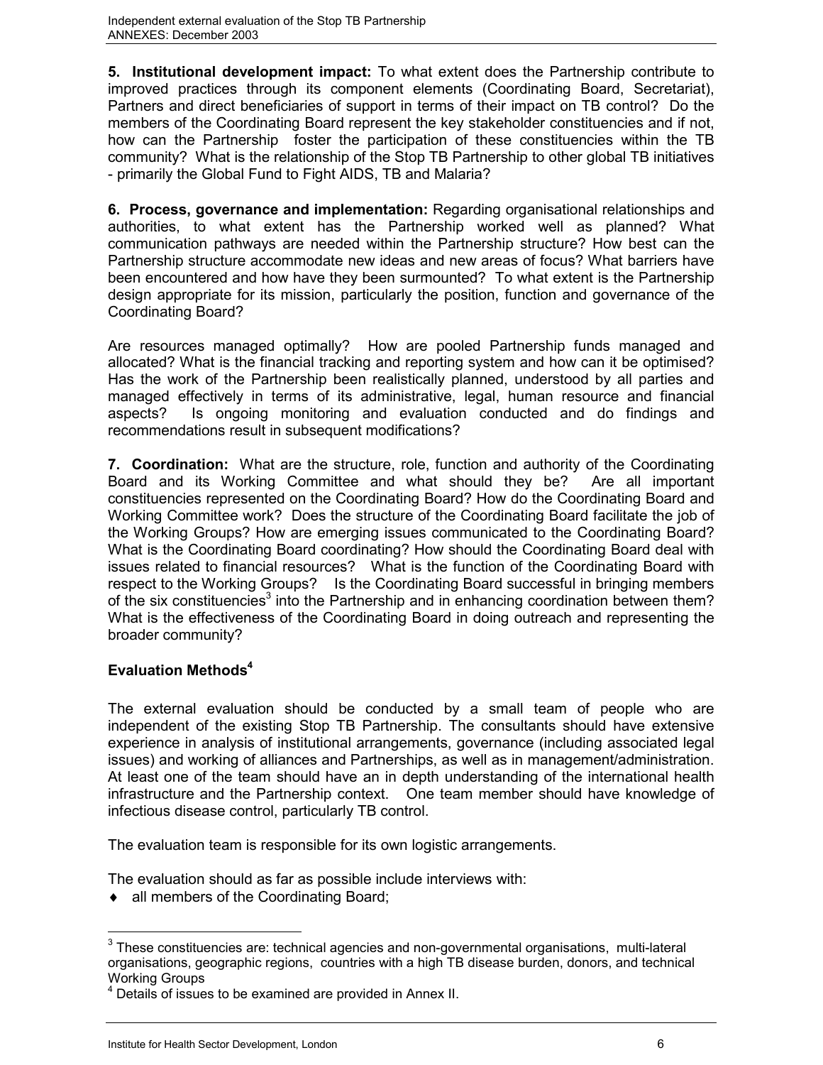**5. Institutional development impact:** To what extent does the Partnership contribute to improved practices through its component elements (Coordinating Board, Secretariat), Partners and direct beneficiaries of support in terms of their impact on TB control? Do the members of the Coordinating Board represent the key stakeholder constituencies and if not, how can the Partnership foster the participation of these constituencies within the TB community? What is the relationship of the Stop TB Partnership to other global TB initiatives - primarily the Global Fund to Fight AIDS, TB and Malaria?

**6. Process, governance and implementation:** Regarding organisational relationships and authorities, to what extent has the Partnership worked well as planned? What communication pathways are needed within the Partnership structure? How best can the Partnership structure accommodate new ideas and new areas of focus? What barriers have been encountered and how have they been surmounted? To what extent is the Partnership design appropriate for its mission, particularly the position, function and governance of the Coordinating Board?

Are resources managed optimally? How are pooled Partnership funds managed and allocated? What is the financial tracking and reporting system and how can it be optimised? Has the work of the Partnership been realistically planned, understood by all parties and managed effectively in terms of its administrative, legal, human resource and financial aspects? Is ongoing monitoring and evaluation conducted and do findings and recommendations result in subsequent modifications?

**7. Coordination:** What are the structure, role, function and authority of the Coordinating Board and its Working Committee and what should they be? Are all important constituencies represented on the Coordinating Board? How do the Coordinating Board and Working Committee work? Does the structure of the Coordinating Board facilitate the job of the Working Groups? How are emerging issues communicated to the Coordinating Board? What is the Coordinating Board coordinating? How should the Coordinating Board deal with issues related to financial resources? What is the function of the Coordinating Board with respect to the Working Groups? Is the Coordinating Board successful in bringing members of the six constituencies[3] into the Partnership and in enhancing coordination between them? What is the effectiveness of the Coordinating Board in doing outreach and representing the broader community?

**Evaluation Methods[4]**

The external evaluation should be conducted by a small team of people who are independent of the existing Stop TB Partnership. The consultants should have extensive experience in analysis of institutional arrangements, governance (including associated legal issues) and working of alliances and Partnerships, as well as in management/administration. At least one of the team should have an in depth understanding of the international health infrastructure and the Partnership context. One team member should have knowledge of infectious disease control, particularly TB control.

The evaluation team is responsible for its own logistic arrangements.

The evaluation should as far as possible include interviews with:

- all members of the Coordinating Board;

[3] These constituencies are: technical agencies and non-governmental organisations, multi-lateral organisations, geographic regions, countries with a high TB disease burden, donors, and technical Working Groups

[4] Details of issues to be examined are provided in Annex II.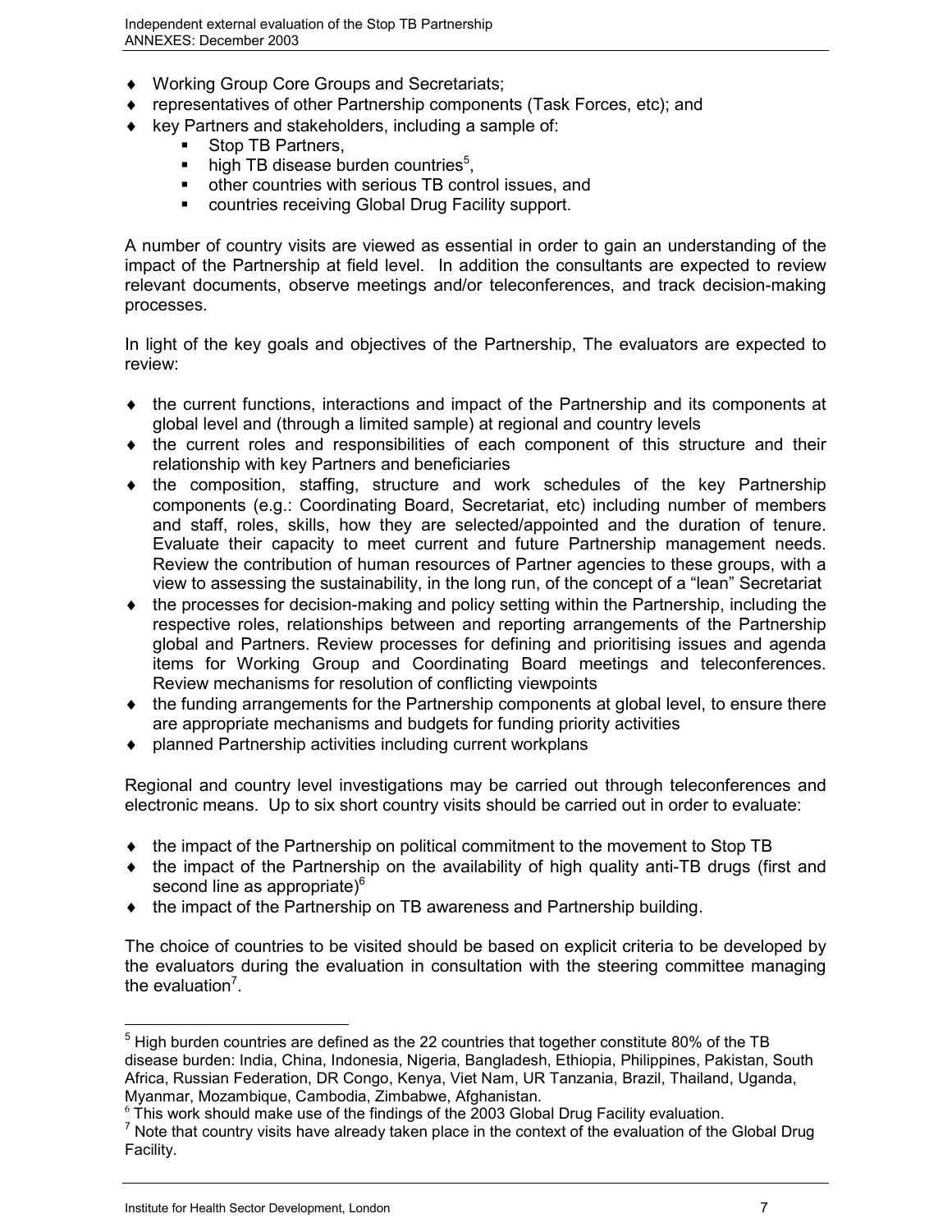- Working Group Core Groups and Secretariats;
- representatives of other Partnership components (Task Forces, etc); and
- key Partners and stakeholders, including a sample of:
  - Stop TB Partners,
  - high TB disease burden countries[5],
  - other countries with serious TB control issues, and
  - countries receiving Global Drug Facility support.

A number of country visits are viewed as essential in order to gain an understanding of the impact of the Partnership at field level. In addition the consultants are expected to review relevant documents, observe meetings and/or teleconferences, and track decision-making processes.

In light of the key goals and objectives of the Partnership, The evaluators are expected to review:

- the current functions, interactions and impact of the Partnership and its components at global level and (through a limited sample) at regional and country levels
- the current roles and responsibilities of each component of this structure and their relationship with key Partners and beneficiaries
- the composition, staffing, structure and work schedules of the key Partnership components (e.g.: Coordinating Board, Secretariat, etc) including number of members and staff, roles, skills, how they are selected/appointed and the duration of tenure. Evaluate their capacity to meet current and future Partnership management needs. Review the contribution of human resources of Partner agencies to these groups, with a view to assessing the sustainability, in the long run, of the concept of a "lean" Secretariat
- the processes for decision-making and policy setting within the Partnership, including the respective roles, relationships between and reporting arrangements of the Partnership global and Partners. Review processes for defining and prioritising issues and agenda items for Working Group and Coordinating Board meetings and teleconferences. Review mechanisms for resolution of conflicting viewpoints
- the funding arrangements for the Partnership components at global level, to ensure there are appropriate mechanisms and budgets for funding priority activities
- planned Partnership activities including current workplans

Regional and country level investigations may be carried out through teleconferences and electronic means. Up to six short country visits should be carried out in order to evaluate:

- the impact of the Partnership on political commitment to the movement to Stop TB
- the impact of the Partnership on the availability of high quality anti-TB drugs (first and second line as appropriate)[6]
- the impact of the Partnership on TB awareness and Partnership building.

The choice of countries to be visited should be based on explicit criteria to be developed by the evaluators during the evaluation in consultation with the steering committee managing the evaluation[7].

---

[5] High burden countries are defined as the 22 countries that together constitute 80% of the TB disease burden: India, China, Indonesia, Nigeria, Bangladesh, Ethiopia, Philippines, Pakistan, South Africa, Russian Federation, DR Congo, Kenya, Viet Nam, UR Tanzania, Brazil, Thailand, Uganda, Myanmar, Mozambique, Cambodia, Zimbabwe, Afghanistan.

[6] This work should make use of the findings of the 2003 Global Drug Facility evaluation.

[7] Note that country visits have already taken place in the context of the evaluation of the Global Drug Facility.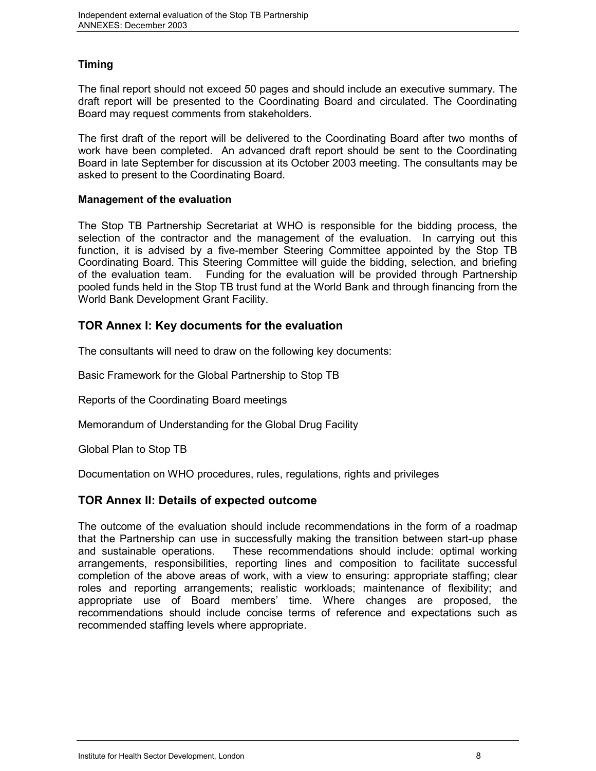### Timing

The final report should not exceed 50 pages and should include an executive summary. The draft report will be presented to the Coordinating Board and circulated. The Coordinating Board may request comments from stakeholders.

The first draft of the report will be delivered to the Coordinating Board after two months of work have been completed. An advanced draft report should be sent to the Coordinating Board in late September for discussion at its October 2003 meeting. The consultants may be asked to present to the Coordinating Board.

### Management of the evaluation

The Stop TB Partnership Secretariat at WHO is responsible for the bidding process, the selection of the contractor and the management of the evaluation. In carrying out this function, it is advised by a five-member Steering Committee appointed by the Stop TB Coordinating Board. This Steering Committee will guide the bidding, selection, and briefing of the evaluation team. Funding for the evaluation will be provided through Partnership pooled funds held in the Stop TB trust fund at the World Bank and through financing from the World Bank Development Grant Facility.

## TOR Annex I: Key documents for the evaluation

The consultants will need to draw on the following key documents:

Basic Framework for the Global Partnership to Stop TB

Reports of the Coordinating Board meetings

Memorandum of Understanding for the Global Drug Facility

Global Plan to Stop TB

Documentation on WHO procedures, rules, regulations, rights and privileges

## TOR Annex II: Details of expected outcome

The outcome of the evaluation should include recommendations in the form of a roadmap that the Partnership can use in successfully making the transition between start-up phase and sustainable operations. These recommendations should include: optimal working arrangements, responsibilities, reporting lines and composition to facilitate successful completion of the above areas of work, with a view to ensuring: appropriate staffing; clear roles and reporting arrangements; realistic workloads; maintenance of flexibility; and appropriate use of Board members' time. Where changes are proposed, the recommendations should include concise terms of reference and expectations such as recommended staffing levels where appropriate.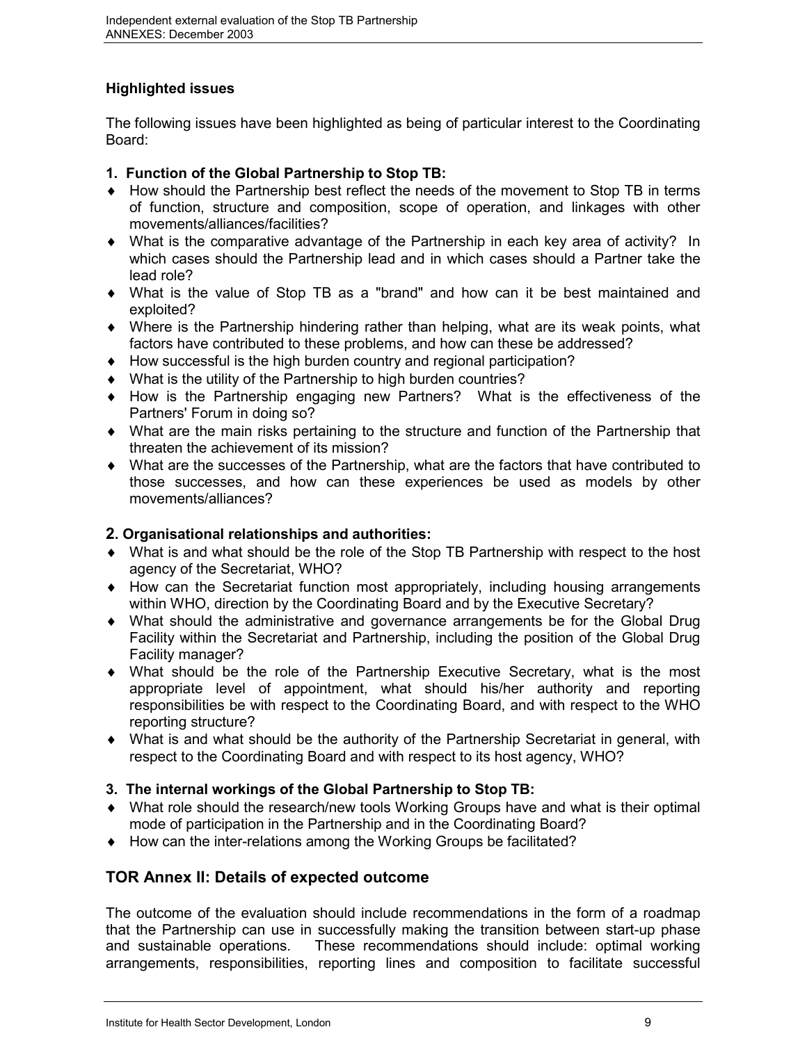**Highlighted issues**

The following issues have been highlighted as being of particular interest to the Coordinating Board:

**1. Function of the Global Partnership to Stop TB:**

- How should the Partnership best reflect the needs of the movement to Stop TB in terms of function, structure and composition, scope of operation, and linkages with other movements/alliances/facilities?
- What is the comparative advantage of the Partnership in each key area of activity? In which cases should the Partnership lead and in which cases should a Partner take the lead role?
- What is the value of Stop TB as a "brand" and how can it be best maintained and exploited?
- Where is the Partnership hindering rather than helping, what are its weak points, what factors have contributed to these problems, and how can these be addressed?
- How successful is the high burden country and regional participation?
- What is the utility of the Partnership to high burden countries?
- How is the Partnership engaging new Partners? What is the effectiveness of the Partners' Forum in doing so?
- What are the main risks pertaining to the structure and function of the Partnership that threaten the achievement of its mission?
- What are the successes of the Partnership, what are the factors that have contributed to those successes, and how can these experiences be used as models by other movements/alliances?

**2. Organisational relationships and authorities:**

- What is and what should be the role of the Stop TB Partnership with respect to the host agency of the Secretariat, WHO?
- How can the Secretariat function most appropriately, including housing arrangements within WHO, direction by the Coordinating Board and by the Executive Secretary?
- What should the administrative and governance arrangements be for the Global Drug Facility within the Secretariat and Partnership, including the position of the Global Drug Facility manager?
- What should be the role of the Partnership Executive Secretary, what is the most appropriate level of appointment, what should his/her authority and reporting responsibilities be with respect to the Coordinating Board, and with respect to the WHO reporting structure?
- What is and what should be the authority of the Partnership Secretariat in general, with respect to the Coordinating Board and with respect to its host agency, WHO?

**3. The internal workings of the Global Partnership to Stop TB:**

- What role should the research/new tools Working Groups have and what is their optimal mode of participation in the Partnership and in the Coordinating Board?
- How can the inter-relations among the Working Groups be facilitated?

## TOR Annex II: Details of expected outcome

The outcome of the evaluation should include recommendations in the form of a roadmap that the Partnership can use in successfully making the transition between start-up phase and sustainable operations. These recommendations should include: optimal working arrangements, responsibilities, reporting lines and composition to facilitate successful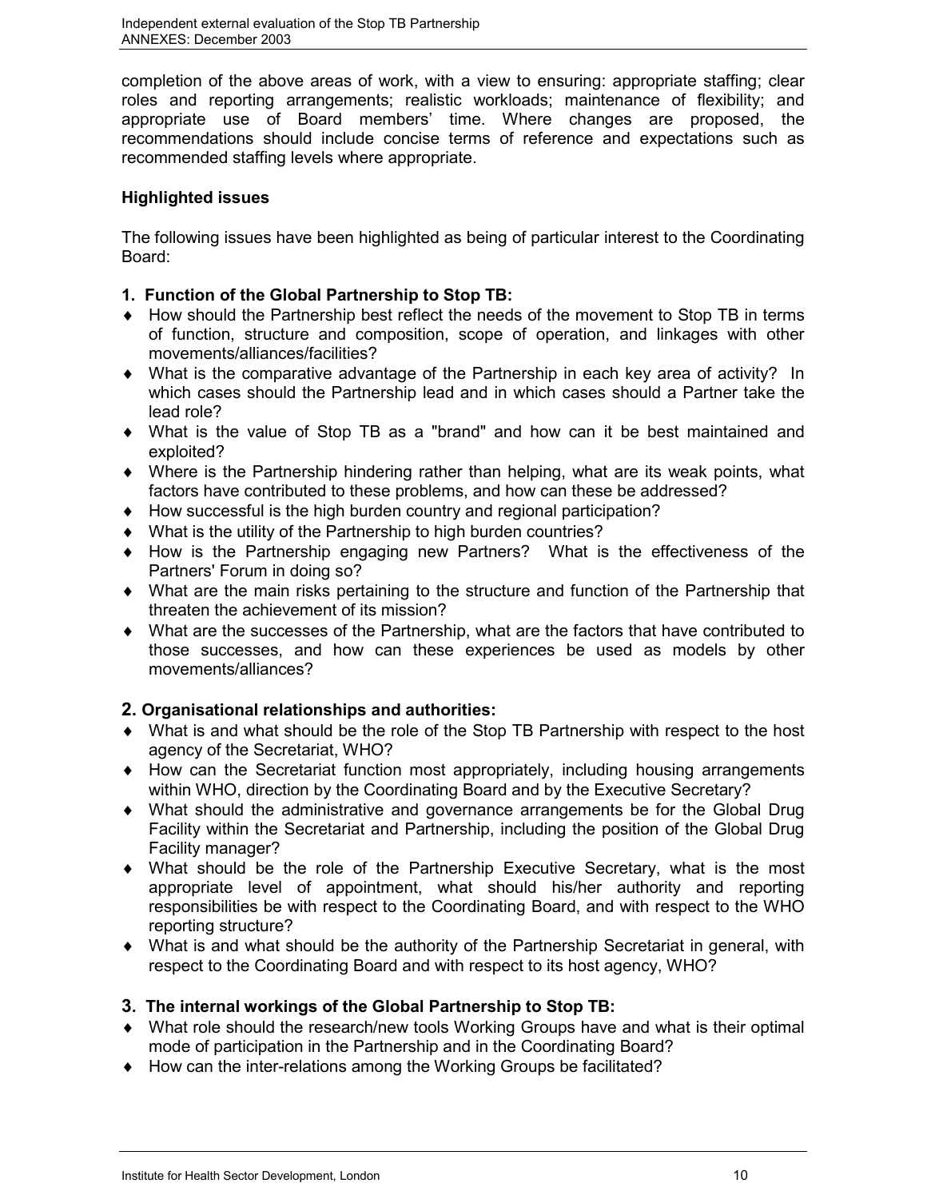completion of the above areas of work, with a view to ensuring: appropriate staffing; clear roles and reporting arrangements; realistic workloads; maintenance of flexibility; and appropriate use of Board members' time. Where changes are proposed, the recommendations should include concise terms of reference and expectations such as recommended staffing levels where appropriate.

**Highlighted issues**

The following issues have been highlighted as being of particular interest to the Coordinating Board:

**1. Function of the Global Partnership to Stop TB:**

- How should the Partnership best reflect the needs of the movement to Stop TB in terms of function, structure and composition, scope of operation, and linkages with other movements/alliances/facilities?
- What is the comparative advantage of the Partnership in each key area of activity? In which cases should the Partnership lead and in which cases should a Partner take the lead role?
- What is the value of Stop TB as a "brand" and how can it be best maintained and exploited?
- Where is the Partnership hindering rather than helping, what are its weak points, what factors have contributed to these problems, and how can these be addressed?
- How successful is the high burden country and regional participation?
- What is the utility of the Partnership to high burden countries?
- How is the Partnership engaging new Partners? What is the effectiveness of the Partners' Forum in doing so?
- What are the main risks pertaining to the structure and function of the Partnership that threaten the achievement of its mission?
- What are the successes of the Partnership, what are the factors that have contributed to those successes, and how can these experiences be used as models by other movements/alliances?

**2. Organisational relationships and authorities:**

- What is and what should be the role of the Stop TB Partnership with respect to the host agency of the Secretariat, WHO?
- How can the Secretariat function most appropriately, including housing arrangements within WHO, direction by the Coordinating Board and by the Executive Secretary?
- What should the administrative and governance arrangements be for the Global Drug Facility within the Secretariat and Partnership, including the position of the Global Drug Facility manager?
- What should be the role of the Partnership Executive Secretary, what is the most appropriate level of appointment, what should his/her authority and reporting responsibilities be with respect to the Coordinating Board, and with respect to the WHO reporting structure?
- What is and what should be the authority of the Partnership Secretariat in general, with respect to the Coordinating Board and with respect to its host agency, WHO?

**3. The internal workings of the Global Partnership to Stop TB:**

- What role should the research/new tools Working Groups have and what is their optimal mode of participation in the Partnership and in the Coordinating Board?
- How can the inter-relations among the Working Groups be facilitated?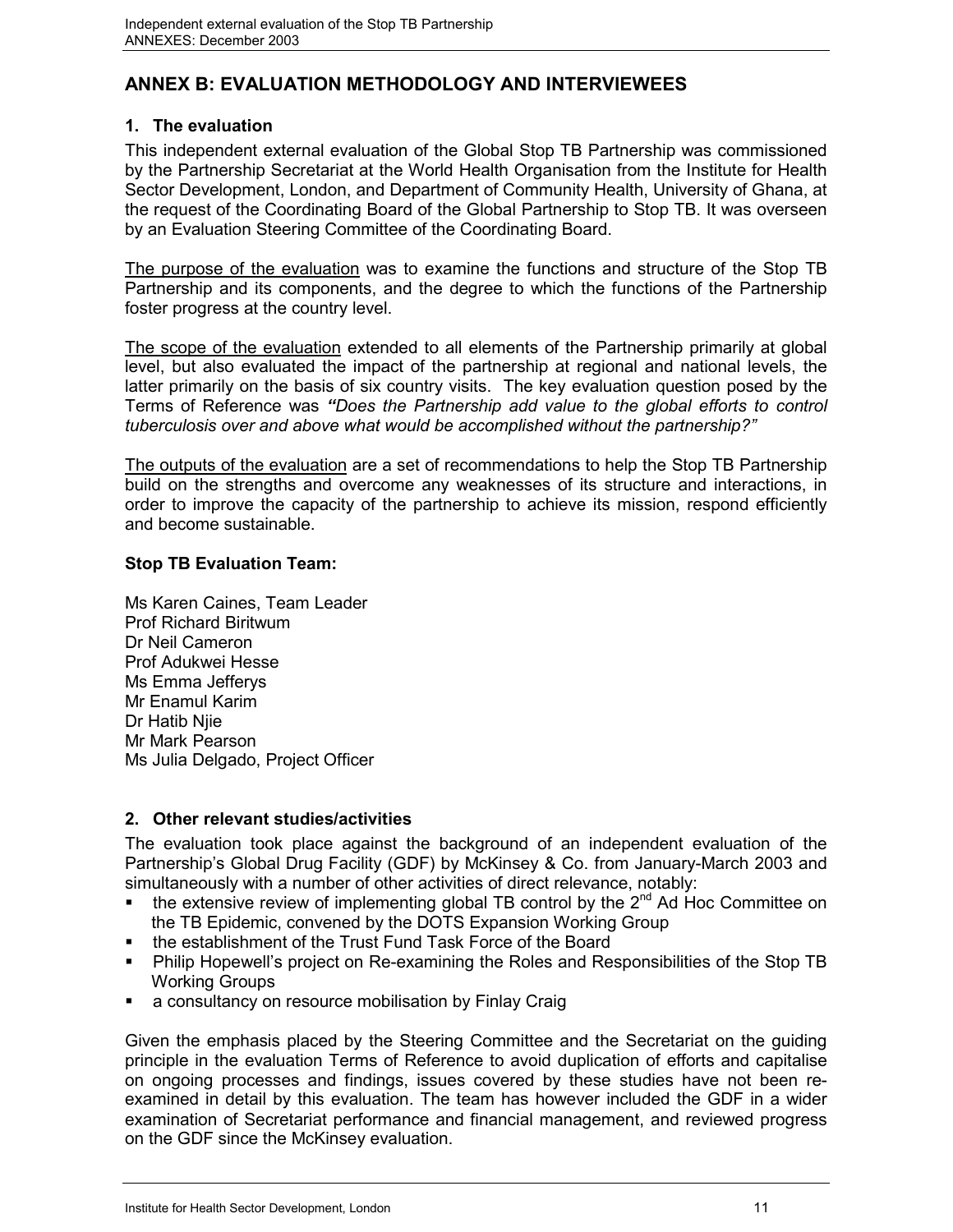## ANNEX B: EVALUATION METHODOLOGY AND INTERVIEWEES

### 1. The evaluation

This independent external evaluation of the Global Stop TB Partnership was commissioned by the Partnership Secretariat at the World Health Organisation from the Institute for Health Sector Development, London, and Department of Community Health, University of Ghana, at the request of the Coordinating Board of the Global Partnership to Stop TB. It was overseen by an Evaluation Steering Committee of the Coordinating Board.

The purpose of the evaluation was to examine the functions and structure of the Stop TB Partnership and its components, and the degree to which the functions of the Partnership foster progress at the country level.

The scope of the evaluation extended to all elements of the Partnership primarily at global level, but also evaluated the impact of the partnership at regional and national levels, the latter primarily on the basis of six country visits. The key evaluation question posed by the Terms of Reference was ***"Does the Partnership add value to the global efforts to control tuberculosis over and above what would be accomplished without the partnership?"***

The outputs of the evaluation are a set of recommendations to help the Stop TB Partnership build on the strengths and overcome any weaknesses of its structure and interactions, in order to improve the capacity of the partnership to achieve its mission, respond efficiently and become sustainable.

**Stop TB Evaluation Team:**

Ms Karen Caines, Team Leader
Prof Richard Biritwum
Dr Neil Cameron
Prof Adukwei Hesse
Ms Emma Jefferys
Mr Enamul Karim
Dr Hatib Njie
Mr Mark Pearson
Ms Julia Delgado, Project Officer

### 2. Other relevant studies/activities

The evaluation took place against the background of an independent evaluation of the Partnership's Global Drug Facility (GDF) by McKinsey & Co. from January-March 2003 and simultaneously with a number of other activities of direct relevance, notably:

- the extensive review of implementing global TB control by the 2nd Ad Hoc Committee on the TB Epidemic, convened by the DOTS Expansion Working Group
- the establishment of the Trust Fund Task Force of the Board
- Philip Hopewell's project on Re-examining the Roles and Responsibilities of the Stop TB Working Groups
- a consultancy on resource mobilisation by Finlay Craig

Given the emphasis placed by the Steering Committee and the Secretariat on the guiding principle in the evaluation Terms of Reference to avoid duplication of efforts and capitalise on ongoing processes and findings, issues covered by these studies have not been re-examined in detail by this evaluation. The team has however included the GDF in a wider examination of Secretariat performance and financial management, and reviewed progress on the GDF since the McKinsey evaluation.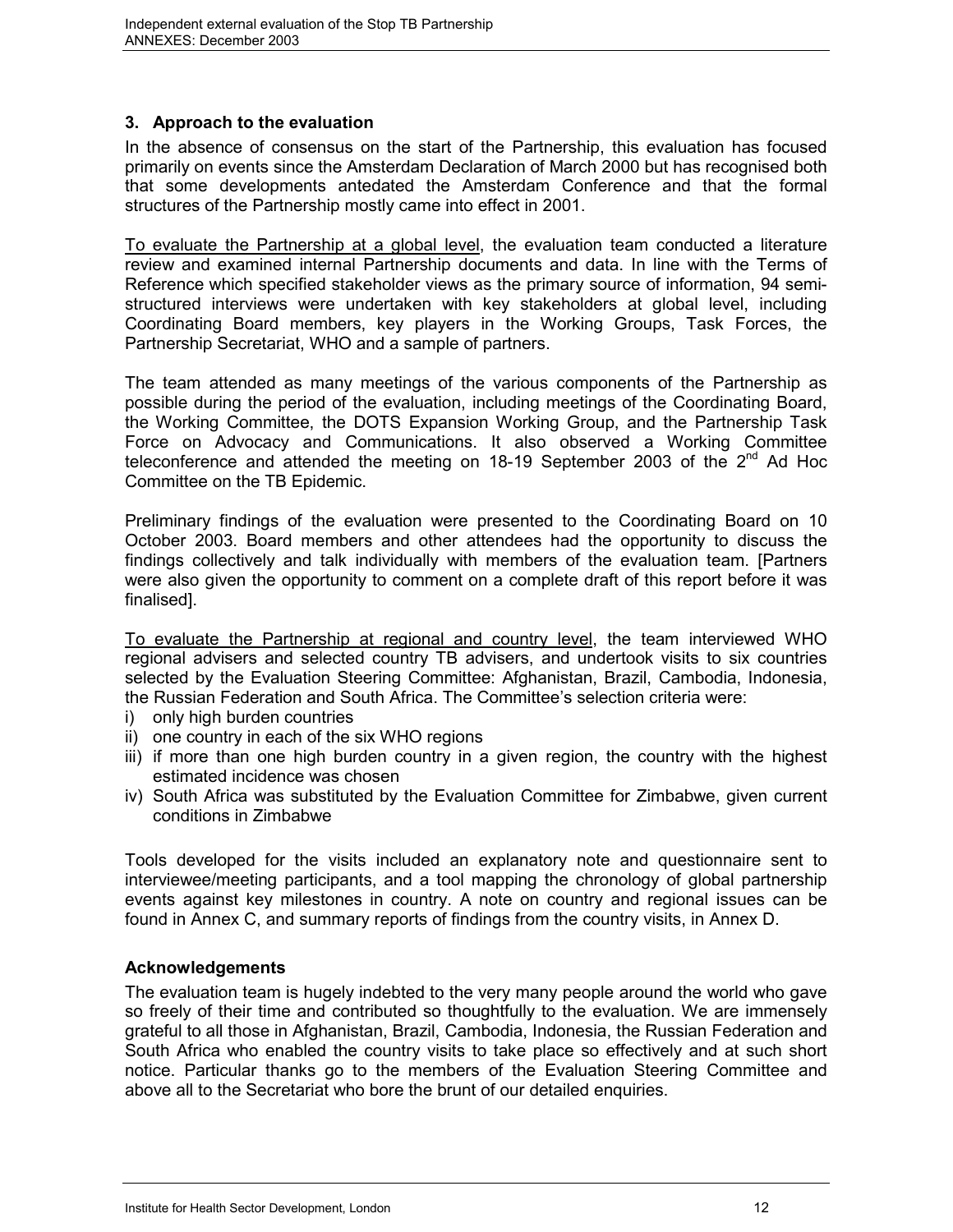## 3. Approach to the evaluation

In the absence of consensus on the start of the Partnership, this evaluation has focused primarily on events since the Amsterdam Declaration of March 2000 but has recognised both that some developments antedated the Amsterdam Conference and that the formal structures of the Partnership mostly came into effect in 2001.

To evaluate the Partnership at a global level, the evaluation team conducted a literature review and examined internal Partnership documents and data. In line with the Terms of Reference which specified stakeholder views as the primary source of information, 94 semi-structured interviews were undertaken with key stakeholders at global level, including Coordinating Board members, key players in the Working Groups, Task Forces, the Partnership Secretariat, WHO and a sample of partners.

The team attended as many meetings of the various components of the Partnership as possible during the period of the evaluation, including meetings of the Coordinating Board, the Working Committee, the DOTS Expansion Working Group, and the Partnership Task Force on Advocacy and Communications. It also observed a Working Committee teleconference and attended the meeting on 18-19 September 2003 of the 2nd Ad Hoc Committee on the TB Epidemic.

Preliminary findings of the evaluation were presented to the Coordinating Board on 10 October 2003. Board members and other attendees had the opportunity to discuss the findings collectively and talk individually with members of the evaluation team. [Partners were also given the opportunity to comment on a complete draft of this report before it was finalised].

To evaluate the Partnership at regional and country level, the team interviewed WHO regional advisers and selected country TB advisers, and undertook visits to six countries selected by the Evaluation Steering Committee: Afghanistan, Brazil, Cambodia, Indonesia, the Russian Federation and South Africa. The Committee's selection criteria were:

i) only high burden countries
ii) one country in each of the six WHO regions
iii) if more than one high burden country in a given region, the country with the highest estimated incidence was chosen
iv) South Africa was substituted by the Evaluation Committee for Zimbabwe, given current conditions in Zimbabwe

Tools developed for the visits included an explanatory note and questionnaire sent to interviewee/meeting participants, and a tool mapping the chronology of global partnership events against key milestones in country. A note on country and regional issues can be found in Annex C, and summary reports of findings from the country visits, in Annex D.

### Acknowledgements

The evaluation team is hugely indebted to the very many people around the world who gave so freely of their time and contributed so thoughtfully to the evaluation. We are immensely grateful to all those in Afghanistan, Brazil, Cambodia, Indonesia, the Russian Federation and South Africa who enabled the country visits to take place so effectively and at such short notice. Particular thanks go to the members of the Evaluation Steering Committee and above all to the Secretariat who bore the brunt of our detailed enquiries.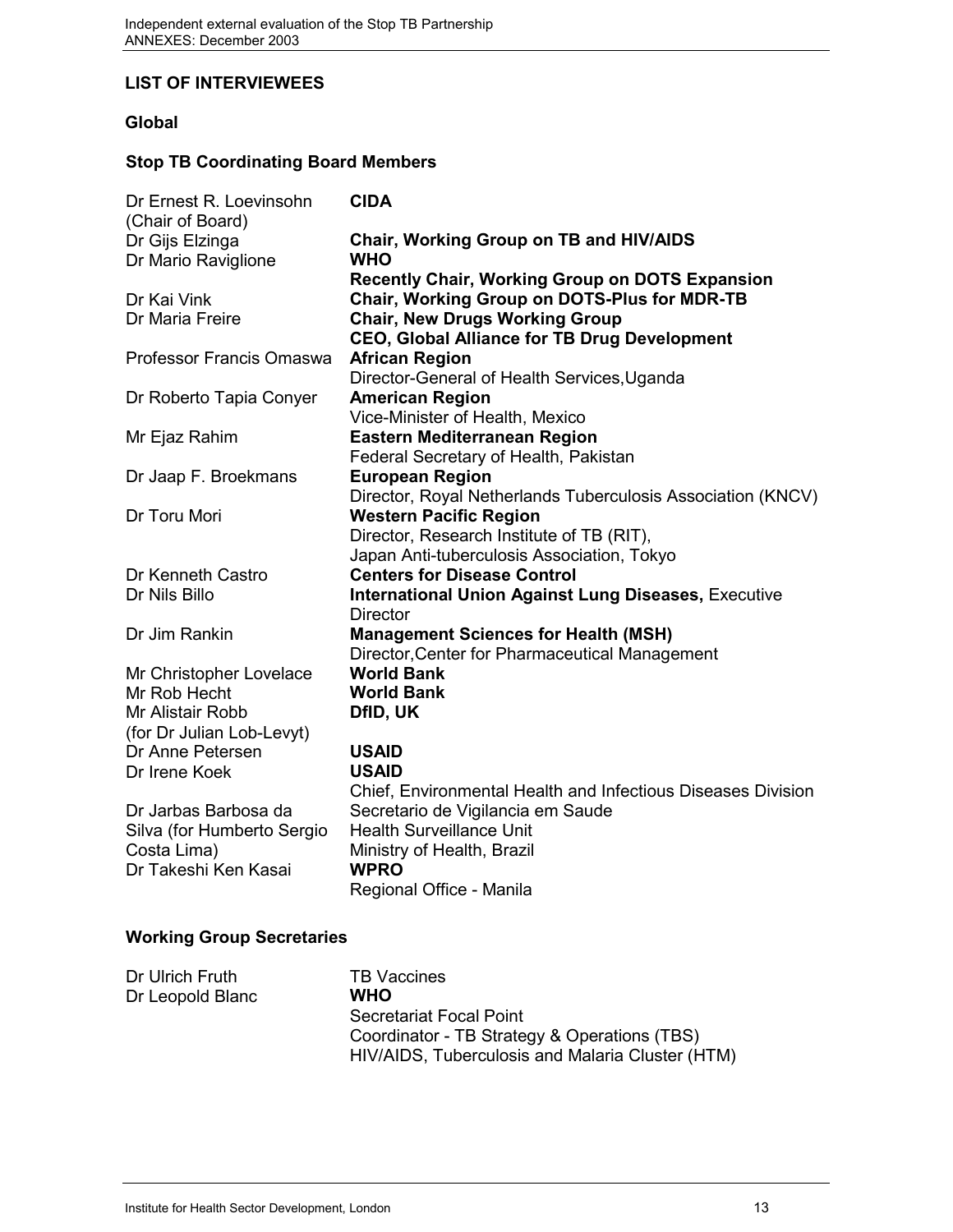## LIST OF INTERVIEWEES

### Global

### Stop TB Coordinating Board Members

| | |
|---|---|
| Dr Ernest R. Loevinsohn (Chair of Board) | **CIDA** |
| Dr Gijs Elzinga | **Chair, Working Group on TB and HIV/AIDS** |
| Dr Mario Raviglione | **WHO**<br>**Recently Chair, Working Group on DOTS Expansion** |
| Dr Kai Vink | **Chair, Working Group on DOTS-Plus for MDR-TB** |
| Dr Maria Freire | **Chair, New Drugs Working Group**<br>**CEO, Global Alliance for TB Drug Development** |
| Professor Francis Omaswa | **African Region**<br>Director-General of Health Services,Uganda |
| Dr Roberto Tapia Conyer | **American Region**<br>Vice-Minister of Health, Mexico |
| Mr Ejaz Rahim | **Eastern Mediterranean Region**<br>Federal Secretary of Health, Pakistan |
| Dr Jaap F. Broekmans | **European Region**<br>Director, Royal Netherlands Tuberculosis Association (KNCV) |
| Dr Toru Mori | **Western Pacific Region**<br>Director, Research Institute of TB (RIT),<br>Japan Anti-tuberculosis Association, Tokyo |
| Dr Kenneth Castro | **Centers for Disease Control** |
| Dr Nils Billo | **International Union Against Lung Diseases,** Executive Director |
| Dr Jim Rankin | **Management Sciences for Health (MSH)**<br>Director,Center for Pharmaceutical Management |
| Mr Christopher Lovelace | **World Bank** |
| Mr Rob Hecht | **World Bank** |
| Mr Alistair Robb (for Dr Julian Lob-Levyt) | **DfID, UK** |
| Dr Anne Petersen | **USAID** |
| Dr Irene Koek | **USAID**<br>Chief, Environmental Health and Infectious Diseases Division |
| Dr Jarbas Barbosa da Silva (for Humberto Sergio Costa Lima) | Secretario de Vigilancia em Saude<br>Health Surveillance Unit<br>Ministry of Health, Brazil |
| Dr Takeshi Ken Kasai | **WPRO**<br>Regional Office - Manila |

### Working Group Secretaries

| | |
|---|---|
| Dr Ulrich Fruth | TB Vaccines |
| Dr Leopold Blanc | **WHO**<br>Secretariat Focal Point<br>Coordinator - TB Strategy & Operations (TBS)<br>HIV/AIDS, Tuberculosis and Malaria Cluster (HTM) |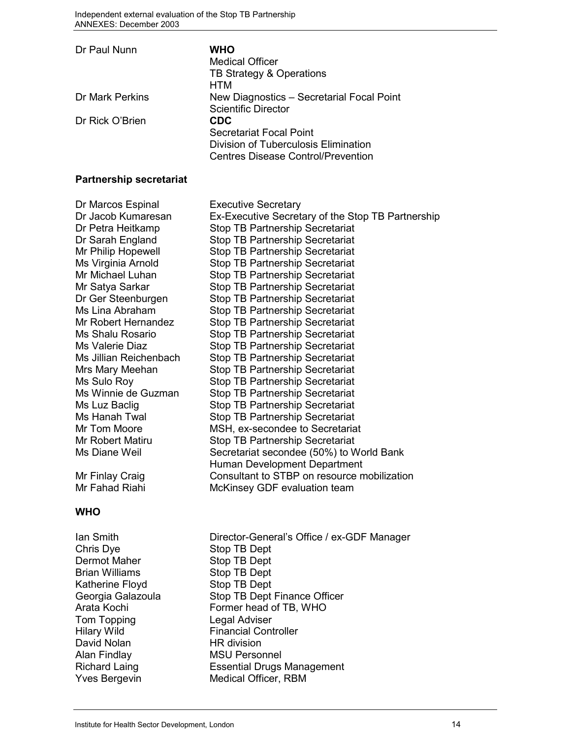| | |
|---|---|
| Dr Paul Nunn | **WHO**<br>Medical Officer<br>TB Strategy & Operations<br>HTM |
| Dr Mark Perkins | New Diagnostics – Secretarial Focal Point<br>Scientific Director |
| Dr Rick O'Brien | **CDC**<br>Secretariat Focal Point<br>Division of Tuberculosis Elimination<br>Centres Disease Control/Prevention |

**Partnership secretariat**

| | |
|---|---|
| Dr Marcos Espinal | Executive Secretary |
| Dr Jacob Kumaresan | Ex-Executive Secretary of the Stop TB Partnership |
| Dr Petra Heitkamp | Stop TB Partnership Secretariat |
| Dr Sarah England | Stop TB Partnership Secretariat |
| Mr Philip Hopewell | Stop TB Partnership Secretariat |
| Ms Virginia Arnold | Stop TB Partnership Secretariat |
| Mr Michael Luhan | Stop TB Partnership Secretariat |
| Mr Satya Sarkar | Stop TB Partnership Secretariat |
| Dr Ger Steenburgen | Stop TB Partnership Secretariat |
| Ms Lina Abraham | Stop TB Partnership Secretariat |
| Mr Robert Hernandez | Stop TB Partnership Secretariat |
| Ms Shalu Rosario | Stop TB Partnership Secretariat |
| Ms Valerie Diaz | Stop TB Partnership Secretariat |
| Ms Jillian Reichenbach | Stop TB Partnership Secretariat |
| Mrs Mary Meehan | Stop TB Partnership Secretariat |
| Ms Sulo Roy | Stop TB Partnership Secretariat |
| Ms Winnie de Guzman | Stop TB Partnership Secretariat |
| Ms Luz Baclig | Stop TB Partnership Secretariat |
| Ms Hanah Twal | Stop TB Partnership Secretariat |
| Mr Tom Moore | MSH, ex-secondee to Secretariat |
| Mr Robert Matiru | Stop TB Partnership Secretariat |
| Ms Diane Weil | Secretariat secondee (50%) to World Bank<br>Human Development Department |
| Mr Finlay Craig | Consultant to STBP on resource mobilization |
| Mr Fahad Riahi | McKinsey GDF evaluation team |

**WHO**

| | |
|---|---|
| Ian Smith | Director-General's Office / ex-GDF Manager |
| Chris Dye | Stop TB Dept |
| Dermot Maher | Stop TB Dept |
| Brian Williams | Stop TB Dept |
| Katherine Floyd | Stop TB Dept |
| Georgia Galazoula | Stop TB Dept Finance Officer |
| Arata Kochi | Former head of TB, WHO |
| Tom Topping | Legal Adviser |
| Hilary Wild | Financial Controller |
| David Nolan | HR division |
| Alan Findlay | MSU Personnel |
| Richard Laing | Essential Drugs Management |
| Yves Bergevin | Medical Officer, RBM |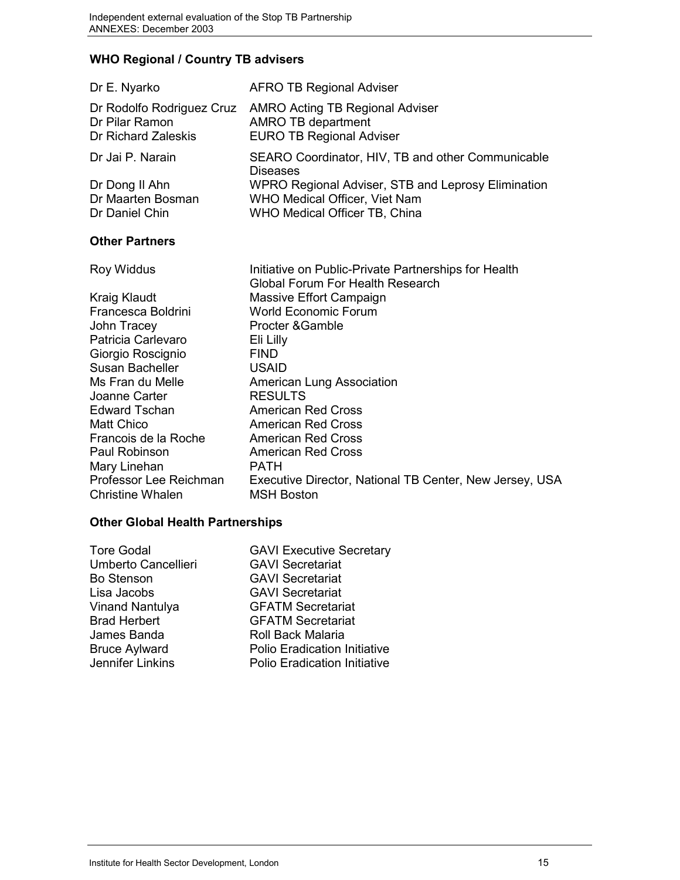### WHO Regional / Country TB advisers

| | |
|---|---|
| Dr E. Nyarko | AFRO TB Regional Adviser |
| Dr Rodolfo Rodriguez Cruz | AMRO Acting TB Regional Adviser |
| Dr Pilar Ramon | AMRO TB department |
| Dr Richard Zaleskis | EURO TB Regional Adviser |
| Dr Jai P. Narain | SEARO Coordinator, HIV, TB and other Communicable Diseases |
| Dr Dong Il Ahn | WPRO Regional Adviser, STB and Leprosy Elimination |
| Dr Maarten Bosman | WHO Medical Officer, Viet Nam |
| Dr Daniel Chin | WHO Medical Officer TB, China |

### Other Partners

| | |
|---|---|
| Roy Widdus | Initiative on Public-Private Partnerships for Health Global Forum For Health Research |
| Kraig Klaudt | Massive Effort Campaign |
| Francesca Boldrini | World Economic Forum |
| John Tracey | Procter &Gamble |
| Patricia Carlevaro | Eli Lilly |
| Giorgio Roscignio | FIND |
| Susan Bacheller | USAID |
| Ms Fran du Melle | American Lung Association |
| Joanne Carter | RESULTS |
| Edward Tschan | American Red Cross |
| Matt Chico | American Red Cross |
| Francois de la Roche | American Red Cross |
| Paul Robinson | American Red Cross |
| Mary Linehan | PATH |
| Professor Lee Reichman | Executive Director, National TB Center, New Jersey, USA |
| Christine Whalen | MSH Boston |

### Other Global Health Partnerships

| | |
|---|---|
| Tore Godal | GAVI Executive Secretary |
| Umberto Cancellieri | GAVI Secretariat |
| Bo Stenson | GAVI Secretariat |
| Lisa Jacobs | GAVI Secretariat |
| Vinand Nantulya | GFATM Secretariat |
| Brad Herbert | GFATM Secretariat |
| James Banda | Roll Back Malaria |
| Bruce Aylward | Polio Eradication Initiative |
| Jennifer Linkins | Polio Eradication Initiative |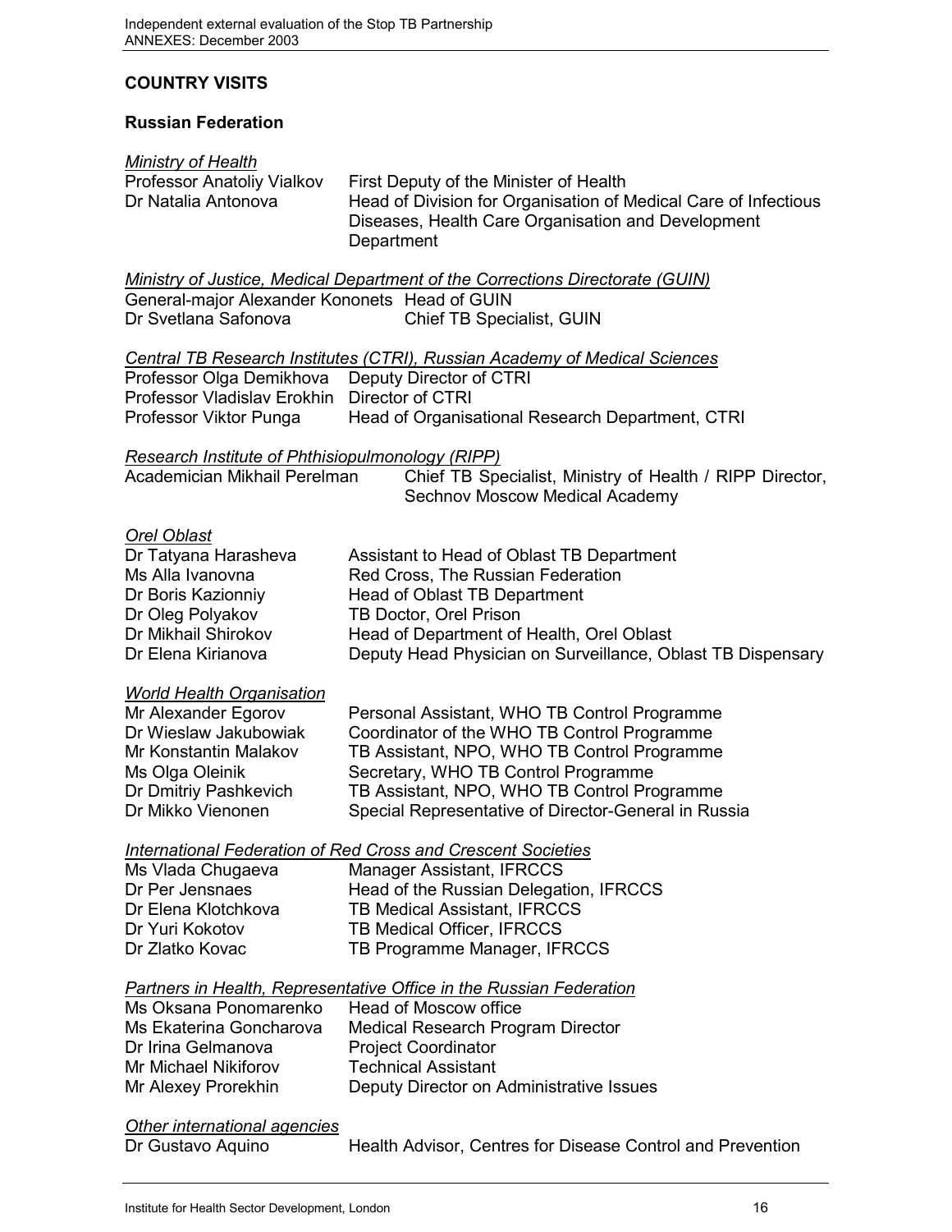## COUNTRY VISITS

### Russian Federation

*Ministry of Health*

| | |
|---|---|
| Professor Anatoliy Vialkov | First Deputy of the Minister of Health |
| Dr Natalia Antonova | Head of Division for Organisation of Medical Care of Infectious Diseases, Health Care Organisation and Development Department |

*Ministry of Justice, Medical Department of the Corrections Directorate (GUIN)*

| | |
|---|---|
| General-major Alexander Kononets | Head of GUIN |
| Dr Svetlana Safonova | Chief TB Specialist, GUIN |

*Central TB Research Institutes (CTRI), Russian Academy of Medical Sciences*

| | |
|---|---|
| Professor Olga Demikhova | Deputy Director of CTRI |
| Professor Vladislav Erokhin | Director of CTRI |
| Professor Viktor Punga | Head of Organisational Research Department, CTRI |

*Research Institute of Phthisiopulmonology (RIPP)*

| | |
|---|---|
| Academician Mikhail Perelman | Chief TB Specialist, Ministry of Health / RIPP Director, Sechnov Moscow Medical Academy |

*Orel Oblast*

| | |
|---|---|
| Dr Tatyana Harasheva | Assistant to Head of Oblast TB Department |
| Ms Alla Ivanovna | Red Cross, The Russian Federation |
| Dr Boris Kazionniy | Head of Oblast TB Department |
| Dr Oleg Polyakov | TB Doctor, Orel Prison |
| Dr Mikhail Shirokov | Head of Department of Health, Orel Oblast |
| Dr Elena Kirianova | Deputy Head Physician on Surveillance, Oblast TB Dispensary |

*World Health Organisation*

| | |
|---|---|
| Mr Alexander Egorov | Personal Assistant, WHO TB Control Programme |
| Dr Wieslaw Jakubowiak | Coordinator of the WHO TB Control Programme |
| Mr Konstantin Malakov | TB Assistant, NPO, WHO TB Control Programme |
| Ms Olga Oleinik | Secretary, WHO TB Control Programme |
| Dr Dmitriy Pashkevich | TB Assistant, NPO, WHO TB Control Programme |
| Dr Mikko Vienonen | Special Representative of Director-General in Russia |

*International Federation of Red Cross and Crescent Societies*

| | |
|---|---|
| Ms Vlada Chugaeva | Manager Assistant, IFRCCS |
| Dr Per Jensnaes | Head of the Russian Delegation, IFRCCS |
| Dr Elena Klotchkova | TB Medical Assistant, IFRCCS |
| Dr Yuri Kokotov | TB Medical Officer, IFRCCS |
| Dr Zlatko Kovac | TB Programme Manager, IFRCCS |

*Partners in Health, Representative Office in the Russian Federation*

| | |
|---|---|
| Ms Oksana Ponomarenko | Head of Moscow office |
| Ms Ekaterina Goncharova | Medical Research Program Director |
| Dr Irina Gelmanova | Project Coordinator |
| Mr Michael Nikiforov | Technical Assistant |
| Mr Alexey Prorekhin | Deputy Director on Administrative Issues |

*Other international agencies*

| | |
|---|---|
| Dr Gustavo Aquino | Health Advisor, Centres for Disease Control and Prevention |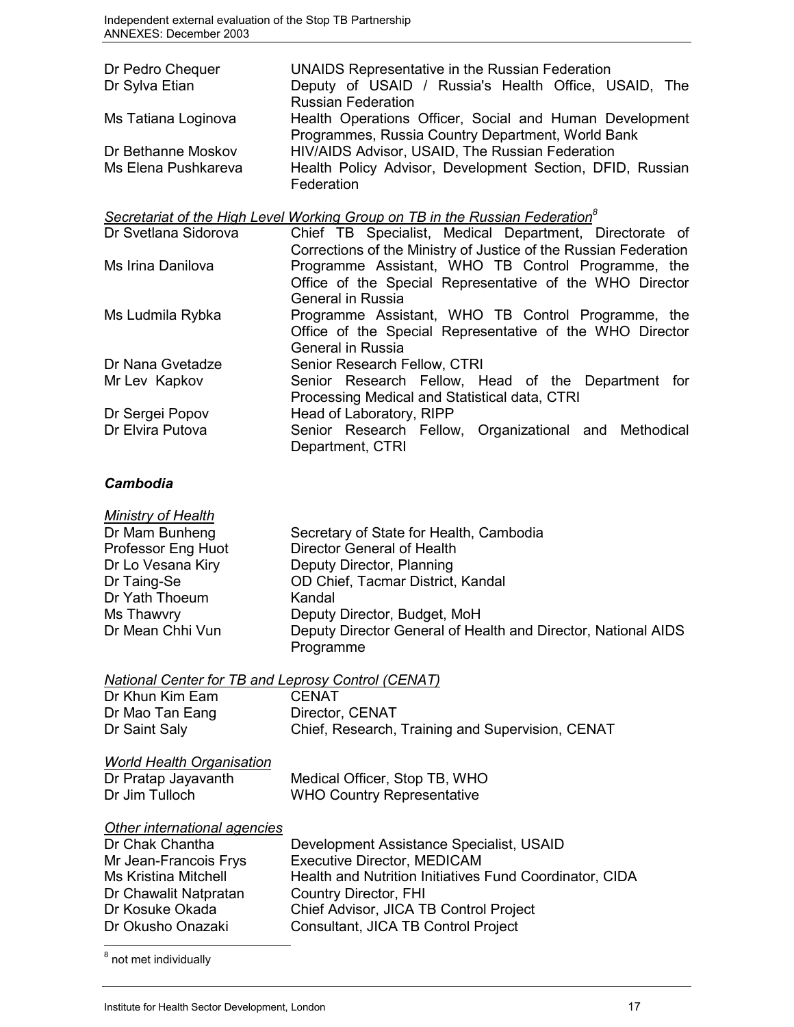| | |
|---|---|
| Dr Pedro Chequer | UNAIDS Representative in the Russian Federation |
| Dr Sylva Etian | Deputy of USAID / Russia's Health Office, USAID, The Russian Federation |
| Ms Tatiana Loginova | Health Operations Officer, Social and Human Development Programmes, Russia Country Department, World Bank |
| Dr Bethanne Moskov | HIV/AIDS Advisor, USAID, The Russian Federation |
| Ms Elena Pushkareva | Health Policy Advisor, Development Section, DFID, Russian Federation |

*Secretariat of the High Level Working Group on TB in the Russian Federation*[8]

| | |
|---|---|
| Dr Svetlana Sidorova | Chief TB Specialist, Medical Department, Directorate of Corrections of the Ministry of Justice of the Russian Federation |
| Ms Irina Danilova | Programme Assistant, WHO TB Control Programme, the Office of the Special Representative of the WHO Director General in Russia |
| Ms Ludmila Rybka | Programme Assistant, WHO TB Control Programme, the Office of the Special Representative of the WHO Director General in Russia |
| Dr Nana Gvetadze | Senior Research Fellow, CTRI |
| Mr Lev Kapkov | Senior Research Fellow, Head of the Department for Processing Medical and Statistical data, CTRI |
| Dr Sergei Popov | Head of Laboratory, RIPP |
| Dr Elvira Putova | Senior Research Fellow, Organizational and Methodical Department, CTRI |

### *Cambodia*

*Ministry of Health*

| | |
|---|---|
| Dr Mam Bunheng | Secretary of State for Health, Cambodia |
| Professor Eng Huot | Director General of Health |
| Dr Lo Vesana Kiry | Deputy Director, Planning |
| Dr Taing-Se | OD Chief, Tacmar District, Kandal |
| Dr Yath Thoeum | Kandal |
| Ms Thawvry | Deputy Director, Budget, MoH |
| Dr Mean Chhi Vun | Deputy Director General of Health and Director, National AIDS Programme |

*National Center for TB and Leprosy Control (CENAT)*

| | |
|---|---|
| Dr Khun Kim Eam | CENAT |
| Dr Mao Tan Eang | Director, CENAT |
| Dr Saint Saly | Chief, Research, Training and Supervision, CENAT |

*World Health Organisation*

| | |
|---|---|
| Dr Pratap Jayavanth | Medical Officer, Stop TB, WHO |
| Dr Jim Tulloch | WHO Country Representative |

*Other international agencies*

| | |
|---|---|
| Dr Chak Chantha | Development Assistance Specialist, USAID |
| Mr Jean-Francois Frys | Executive Director, MEDICAM |
| Ms Kristina Mitchell | Health and Nutrition Initiatives Fund Coordinator, CIDA |
| Dr Chawalit Natpratan | Country Director, FHI |
| Dr Kosuke Okada | Chief Advisor, JICA TB Control Project |
| Dr Okusho Onazaki | Consultant, JICA TB Control Project |

[8] not met individually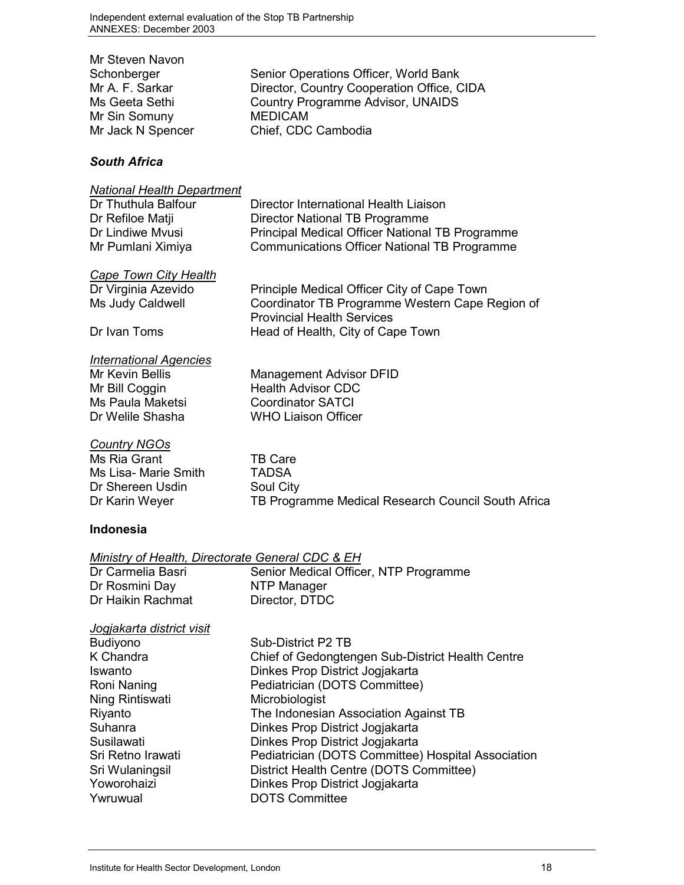| | |
|---|---|
| Mr Steven Navon Schonberger | Senior Operations Officer, World Bank |
| Mr A. F. Sarkar | Director, Country Cooperation Office, CIDA |
| Ms Geeta Sethi | Country Programme Advisor, UNAIDS |
| Mr Sin Somuny | MEDICAM |
| Mr Jack N Spencer | Chief, CDC Cambodia |

### *South Africa*

*National Health Department*

| | |
|---|---|
| Dr Thuthula Balfour | Director International Health Liaison |
| Dr Refiloe Matji | Director National TB Programme |
| Dr Lindiwe Mvusi | Principal Medical Officer National TB Programme |
| Mr Pumlani Ximiya | Communications Officer National TB Programme |

*Cape Town City Health*

| | |
|---|---|
| Dr Virginia Azevido | Principle Medical Officer City of Cape Town |
| Ms Judy Caldwell | Coordinator TB Programme Western Cape Region of Provincial Health Services |
| Dr Ivan Toms | Head of Health, City of Cape Town |

*International Agencies*

| | |
|---|---|
| Mr Kevin Bellis | Management Advisor DFID |
| Mr Bill Coggin | Health Advisor CDC |
| Ms Paula Maketsi | Coordinator SATCI |
| Dr Welile Shasha | WHO Liaison Officer |

*Country NGOs*

| | |
|---|---|
| Ms Ria Grant | TB Care |
| Ms Lisa- Marie Smith | TADSA |
| Dr Shereen Usdin | Soul City |
| Dr Karin Weyer | TB Programme Medical Research Council South Africa |

### **Indonesia**

*Ministry of Health, Directorate General CDC & EH*

| | |
|---|---|
| Dr Carmelia Basri | Senior Medical Officer, NTP Programme |
| Dr Rosmini Day | NTP Manager |
| Dr Haikin Rachmat | Director, DTDC |

*Jogjakarta district visit*

| | |
|---|---|
| Budiyono | Sub-District P2 TB |
| K Chandra | Chief of Gedongtengen Sub-District Health Centre |
| Iswanto | Dinkes Prop District Jogjakarta |
| Roni Naning | Pediatrician (DOTS Committee) |
| Ning Rintiswati | Microbiologist |
| Riyanto | The Indonesian Association Against TB |
| Suhanra | Dinkes Prop District Jogjakarta |
| Susilawati | Dinkes Prop District Jogjakarta |
| Sri Retno Irawati | Pediatrician (DOTS Committee) Hospital Association |
| Sri Wulaningsil | District Health Centre (DOTS Committee) |
| Yoworohaizi | Dinkes Prop District Jogjakarta |
| Ywruwual | DOTS Committee |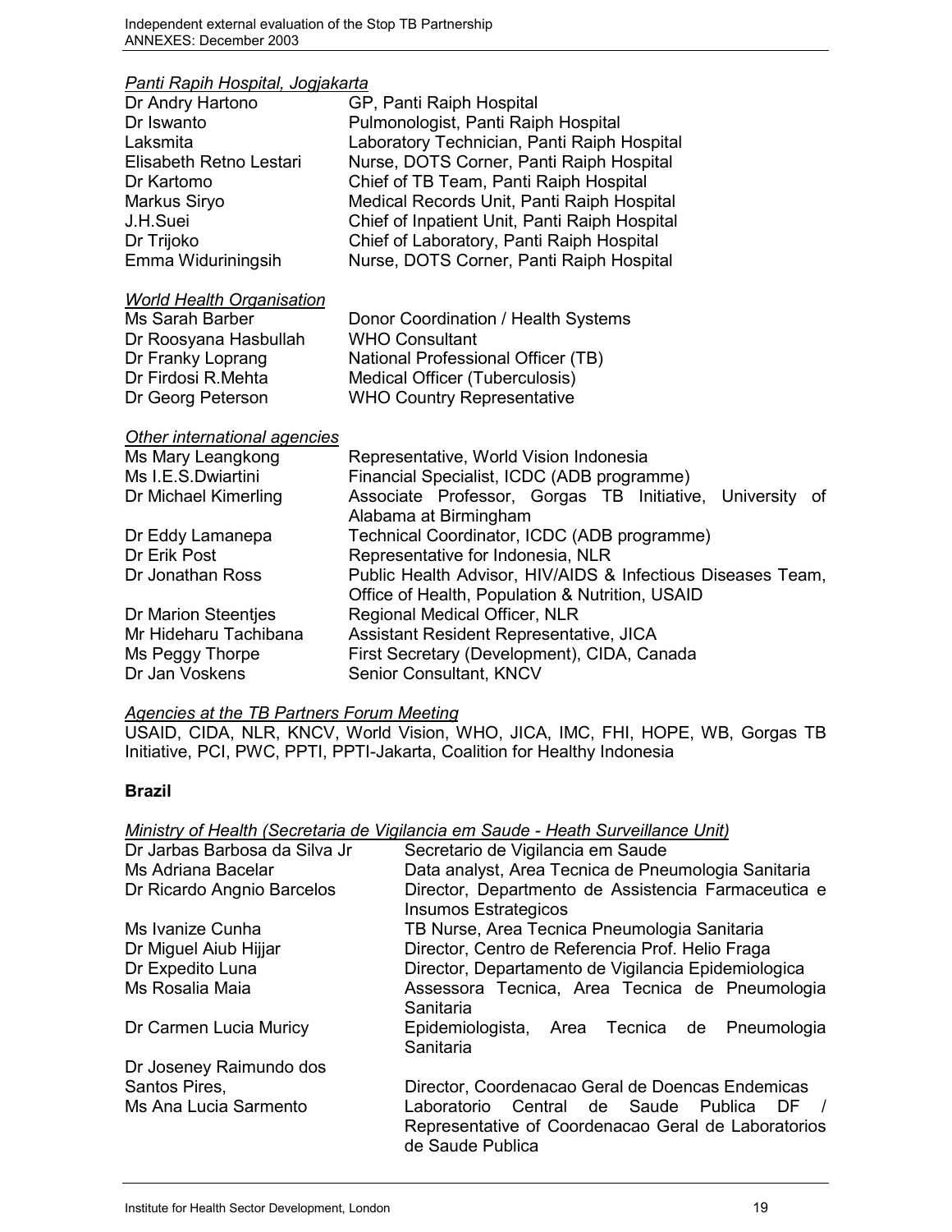*Panti Rapih Hospital, Jogjakarta*

| | |
|---|---|
| Dr Andry Hartono | GP, Panti Raiph Hospital |
| Dr Iswanto | Pulmonologist, Panti Raiph Hospital |
| Laksmita | Laboratory Technician, Panti Raiph Hospital |
| Elisabeth Retno Lestari | Nurse, DOTS Corner, Panti Raiph Hospital |
| Dr Kartomo | Chief of TB Team, Panti Raiph Hospital |
| Markus Siryo | Medical Records Unit, Panti Raiph Hospital |
| J.H.Suei | Chief of Inpatient Unit, Panti Raiph Hospital |
| Dr Trijoko | Chief of Laboratory, Panti Raiph Hospital |
| Emma Widuriningsih | Nurse, DOTS Corner, Panti Raiph Hospital |

*World Health Organisation*

| | |
|---|---|
| Ms Sarah Barber | Donor Coordination / Health Systems |
| Dr Roosyana Hasbullah | WHO Consultant |
| Dr Franky Loprang | National Professional Officer (TB) |
| Dr Firdosi R.Mehta | Medical Officer (Tuberculosis) |
| Dr Georg Peterson | WHO Country Representative |

*Other international agencies*

| | |
|---|---|
| Ms Mary Leangkong | Representative, World Vision Indonesia |
| Ms I.E.S.Dwiartini | Financial Specialist, ICDC (ADB programme) |
| Dr Michael Kimerling | Associate Professor, Gorgas TB Initiative, University of Alabama at Birmingham |
| Dr Eddy Lamanepa | Technical Coordinator, ICDC (ADB programme) |
| Dr Erik Post | Representative for Indonesia, NLR |
| Dr Jonathan Ross | Public Health Advisor, HIV/AIDS & Infectious Diseases Team, Office of Health, Population & Nutrition, USAID |
| Dr Marion Steentjes | Regional Medical Officer, NLR |
| Mr Hideharu Tachibana | Assistant Resident Representative, JICA |
| Ms Peggy Thorpe | First Secretary (Development), CIDA, Canada |
| Dr Jan Voskens | Senior Consultant, KNCV |

*Agencies at the TB Partners Forum Meeting*

USAID, CIDA, NLR, KNCV, World Vision, WHO, JICA, IMC, FHI, HOPE, WB, Gorgas TB Initiative, PCI, PWC, PPTI, PPTI-Jakarta, Coalition for Healthy Indonesia

## Brazil

*Ministry of Health (Secretaria de Vigilancia em Saude - Heath Surveillance Unit)*

| | |
|---|---|
| Dr Jarbas Barbosa da Silva Jr | Secretario de Vigilancia em Saude |
| Ms Adriana Bacelar | Data analyst, Area Tecnica de Pneumologia Sanitaria |
| Dr Ricardo Angnio Barcelos | Director, Departmento de Assistencia Farmaceutica e Insumos Estrategicos |
| Ms Ivanize Cunha | TB Nurse, Area Tecnica Pneumologia Sanitaria |
| Dr Miguel Aiub Hijjar | Director, Centro de Referencia Prof. Helio Fraga |
| Dr Expedito Luna | Director, Departamento de Vigilancia Epidemiologica |
| Ms Rosalia Maia | Assessora Tecnica, Area Tecnica de Pneumologia Sanitaria |
| Dr Carmen Lucia Muricy | Epidemiologista, Area Tecnica de Pneumologia Sanitaria |
| Dr Joseney Raimundo dos Santos Pires, | Director, Coordenacao Geral de Doencas Endemicas |
| Ms Ana Lucia Sarmento | Laboratorio Central de Saude Publica DF / Representative of Coordenacao Geral de Laboratorios de Saude Publica |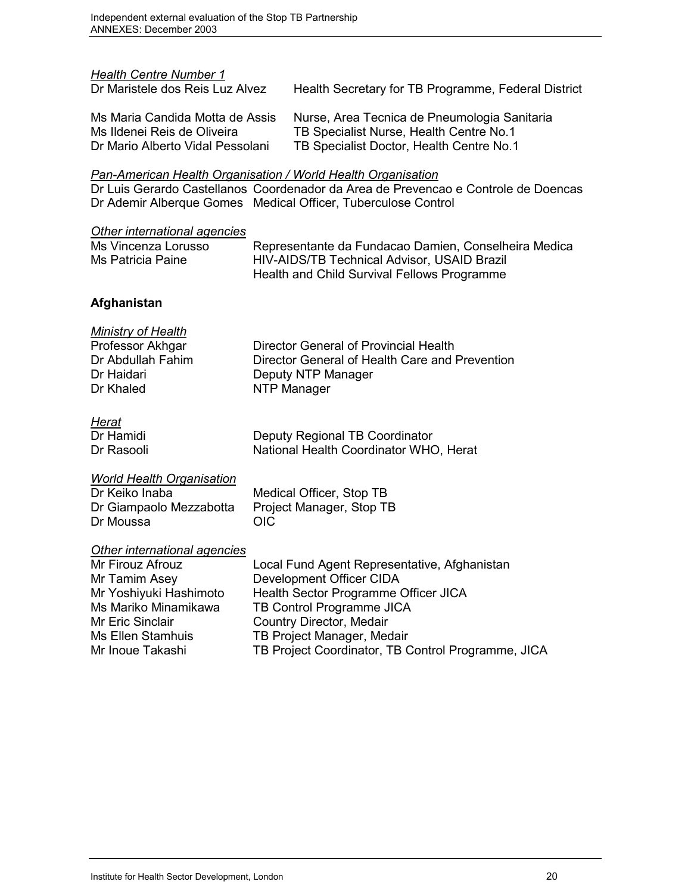*Health Centre Number 1*

| | |
|---|---|
| Dr Maristele dos Reis Luz Alvez | Health Secretary for TB Programme, Federal District |
| Ms Maria Candida Motta de Assis | Nurse, Area Tecnica de Pneumologia Sanitaria |
| Ms Ildenei Reis de Oliveira | TB Specialist Nurse, Health Centre No.1 |
| Dr Mario Alberto Vidal Pessolani | TB Specialist Doctor, Health Centre No.1 |

*Pan-American Health Organisation / World Health Organisation*

| | |
|---|---|
| Dr Luis Gerardo Castellanos | Coordenador da Area de Prevencao e Controle de Doencas |
| Dr Ademir Alberque Gomes | Medical Officer, Tuberculose Control |

*Other international agencies*

| | |
|---|---|
| Ms Vincenza Lorusso | Representante da Fundacao Damien, Conselheira Medica |
| Ms Patricia Paine | HIV-AIDS/TB Technical Advisor, USAID Brazil<br>Health and Child Survival Fellows Programme |

**Afghanistan**

*Ministry of Health*

| | |
|---|---|
| Professor Akhgar | Director General of Provincial Health |
| Dr Abdullah Fahim | Director General of Health Care and Prevention |
| Dr Haidari | Deputy NTP Manager |
| Dr Khaled | NTP Manager |

*Herat*

| | |
|---|---|
| Dr Hamidi | Deputy Regional TB Coordinator |
| Dr Rasooli | National Health Coordinator WHO, Herat |

*World Health Organisation*

| | |
|---|---|
| Dr Keiko Inaba | Medical Officer, Stop TB |
| Dr Giampaolo Mezzabotta | Project Manager, Stop TB |
| Dr Moussa | OIC |

*Other international agencies*

| | |
|---|---|
| Mr Firouz Afrouz | Local Fund Agent Representative, Afghanistan |
| Mr Tamim Asey | Development Officer CIDA |
| Mr Yoshiyuki Hashimoto | Health Sector Programme Officer JICA |
| Ms Mariko Minamikawa | TB Control Programme JICA |
| Mr Eric Sinclair | Country Director, Medair |
| Ms Ellen Stamhuis | TB Project Manager, Medair |
| Mr Inoue Takashi | TB Project Coordinator, TB Control Programme, JICA |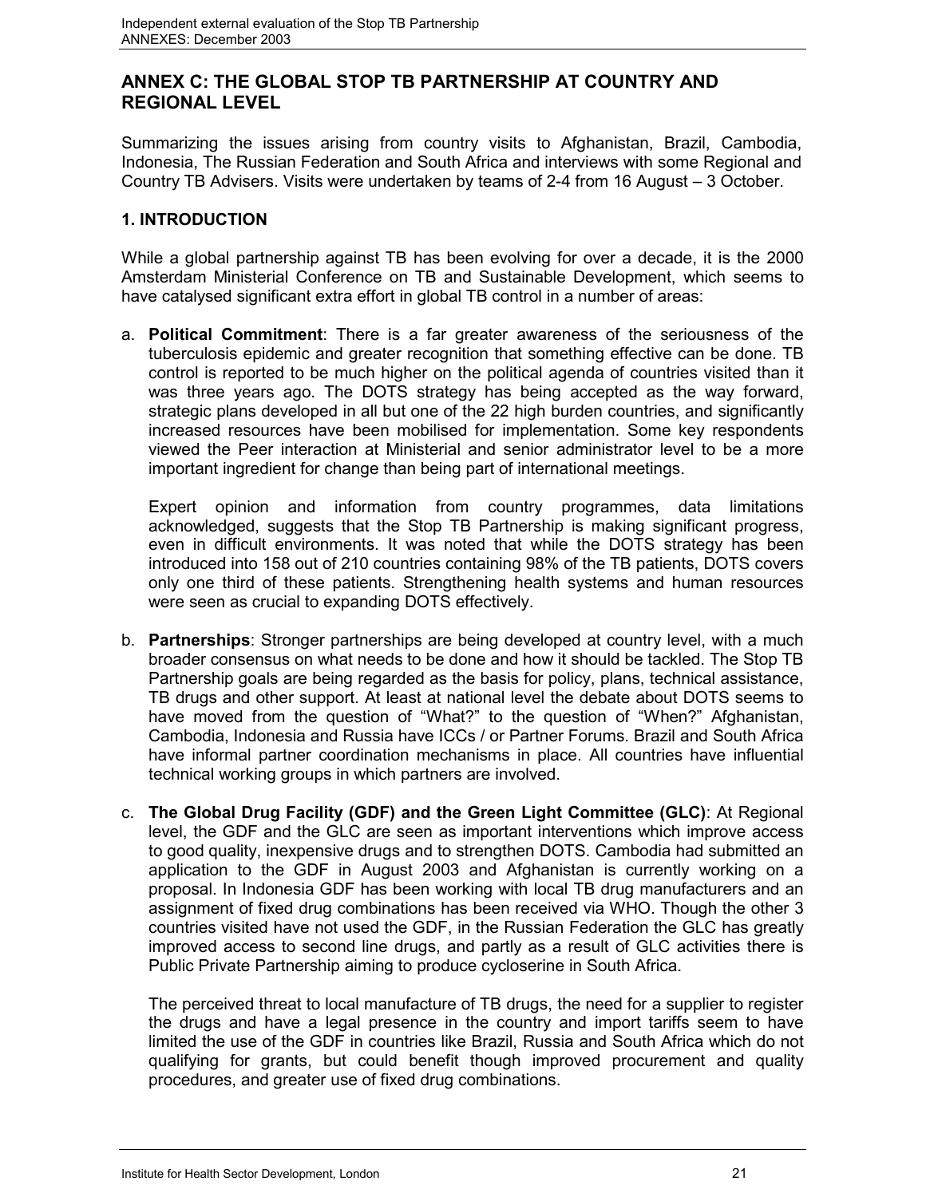## ANNEX C: THE GLOBAL STOP TB PARTNERSHIP AT COUNTRY AND REGIONAL LEVEL

Summarizing the issues arising from country visits to Afghanistan, Brazil, Cambodia, Indonesia, The Russian Federation and South Africa and interviews with some Regional and Country TB Advisers. Visits were undertaken by teams of 2-4 from 16 August – 3 October.

### 1. INTRODUCTION

While a global partnership against TB has been evolving for over a decade, it is the 2000 Amsterdam Ministerial Conference on TB and Sustainable Development, which seems to have catalysed significant extra effort in global TB control in a number of areas:

a. **Political Commitment**: There is a far greater awareness of the seriousness of the tuberculosis epidemic and greater recognition that something effective can be done. TB control is reported to be much higher on the political agenda of countries visited than it was three years ago. The DOTS strategy has being accepted as the way forward, strategic plans developed in all but one of the 22 high burden countries, and significantly increased resources have been mobilised for implementation. Some key respondents viewed the Peer interaction at Ministerial and senior administrator level to be a more important ingredient for change than being part of international meetings.

   Expert opinion and information from country programmes, data limitations acknowledged, suggests that the Stop TB Partnership is making significant progress, even in difficult environments. It was noted that while the DOTS strategy has been introduced into 158 out of 210 countries containing 98% of the TB patients, DOTS covers only one third of these patients. Strengthening health systems and human resources were seen as crucial to expanding DOTS effectively.

b. **Partnerships**: Stronger partnerships are being developed at country level, with a much broader consensus on what needs to be done and how it should be tackled. The Stop TB Partnership goals are being regarded as the basis for policy, plans, technical assistance, TB drugs and other support. At least at national level the debate about DOTS seems to have moved from the question of "What?" to the question of "When?" Afghanistan, Cambodia, Indonesia and Russia have ICCs / or Partner Forums. Brazil and South Africa have informal partner coordination mechanisms in place. All countries have influential technical working groups in which partners are involved.

c. **The Global Drug Facility (GDF) and the Green Light Committee (GLC)**: At Regional level, the GDF and the GLC are seen as important interventions which improve access to good quality, inexpensive drugs and to strengthen DOTS. Cambodia had submitted an application to the GDF in August 2003 and Afghanistan is currently working on a proposal. In Indonesia GDF has been working with local TB drug manufacturers and an assignment of fixed drug combinations has been received via WHO. Though the other 3 countries visited have not used the GDF, in the Russian Federation the GLC has greatly improved access to second line drugs, and partly as a result of GLC activities there is Public Private Partnership aiming to produce cycloserine in South Africa.

   The perceived threat to local manufacture of TB drugs, the need for a supplier to register the drugs and have a legal presence in the country and import tariffs seem to have limited the use of the GDF in countries like Brazil, Russia and South Africa which do not qualifying for grants, but could benefit though improved procurement and quality procedures, and greater use of fixed drug combinations.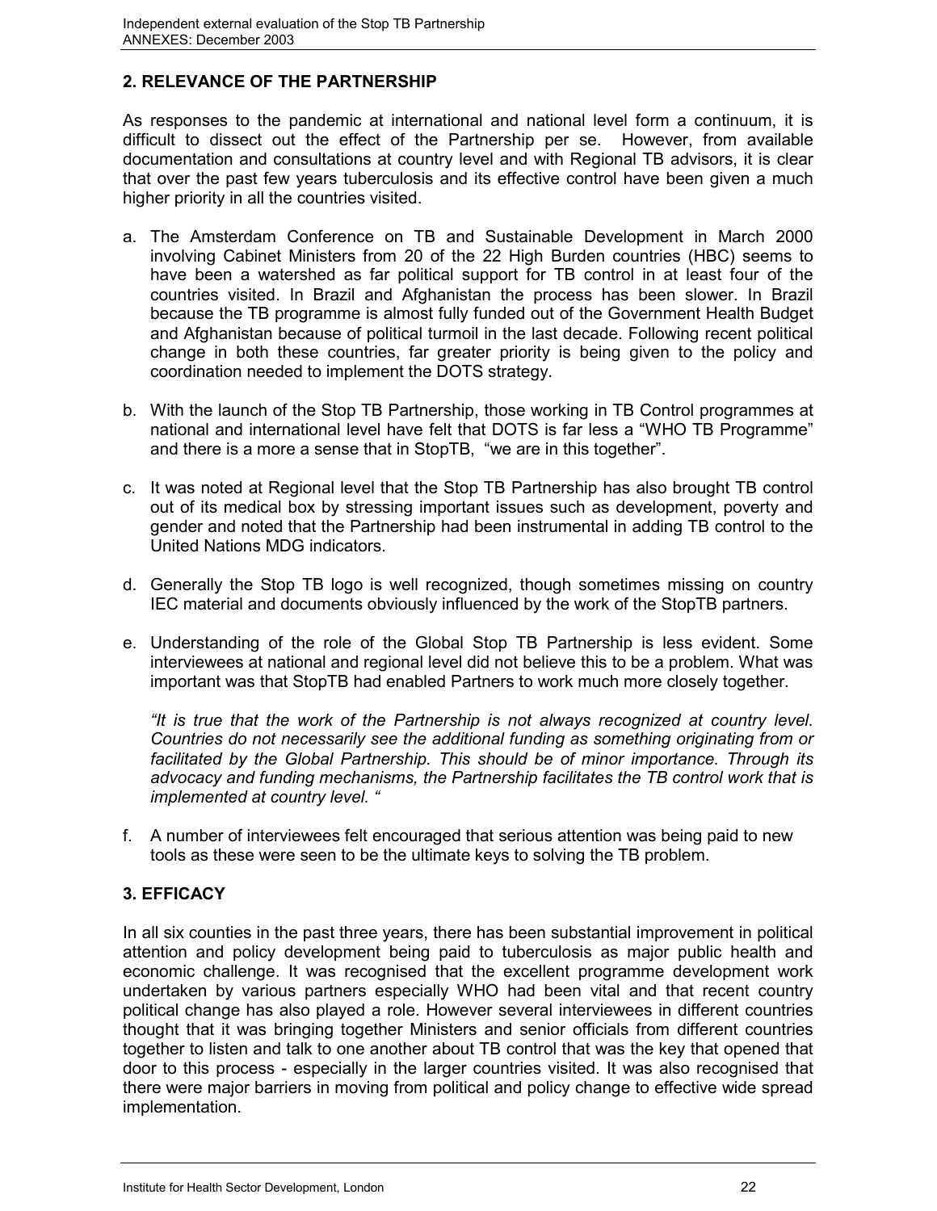## 2. RELEVANCE OF THE PARTNERSHIP

As responses to the pandemic at international and national level form a continuum, it is difficult to dissect out the effect of the Partnership per se. However, from available documentation and consultations at country level and with Regional TB advisors, it is clear that over the past few years tuberculosis and its effective control have been given a much higher priority in all the countries visited.

a. The Amsterdam Conference on TB and Sustainable Development in March 2000 involving Cabinet Ministers from 20 of the 22 High Burden countries (HBC) seems to have been a watershed as far political support for TB control in at least four of the countries visited. In Brazil and Afghanistan the process has been slower. In Brazil because the TB programme is almost fully funded out of the Government Health Budget and Afghanistan because of political turmoil in the last decade. Following recent political change in both these countries, far greater priority is being given to the policy and coordination needed to implement the DOTS strategy.

b. With the launch of the Stop TB Partnership, those working in TB Control programmes at national and international level have felt that DOTS is far less a "WHO TB Programme" and there is a more a sense that in StopTB, "we are in this together".

c. It was noted at Regional level that the Stop TB Partnership has also brought TB control out of its medical box by stressing important issues such as development, poverty and gender and noted that the Partnership had been instrumental in adding TB control to the United Nations MDG indicators.

d. Generally the Stop TB logo is well recognized, though sometimes missing on country IEC material and documents obviously influenced by the work of the StopTB partners.

e. Understanding of the role of the Global Stop TB Partnership is less evident. Some interviewees at national and regional level did not believe this to be a problem. What was important was that StopTB had enabled Partners to work much more closely together.

   *"It is true that the work of the Partnership is not always recognized at country level. Countries do not necessarily see the additional funding as something originating from or facilitated by the Global Partnership. This should be of minor importance. Through its advocacy and funding mechanisms, the Partnership facilitates the TB control work that is implemented at country level. "*

f. A number of interviewees felt encouraged that serious attention was being paid to new tools as these were seen to be the ultimate keys to solving the TB problem.

## 3. EFFICACY

In all six counties in the past three years, there has been substantial improvement in political attention and policy development being paid to tuberculosis as major public health and economic challenge. It was recognised that the excellent programme development work undertaken by various partners especially WHO had been vital and that recent country political change has also played a role. However several interviewees in different countries thought that it was bringing together Ministers and senior officials from different countries together to listen and talk to one another about TB control that was the key that opened that door to this process - especially in the larger countries visited. It was also recognised that there were major barriers in moving from political and policy change to effective wide spread implementation.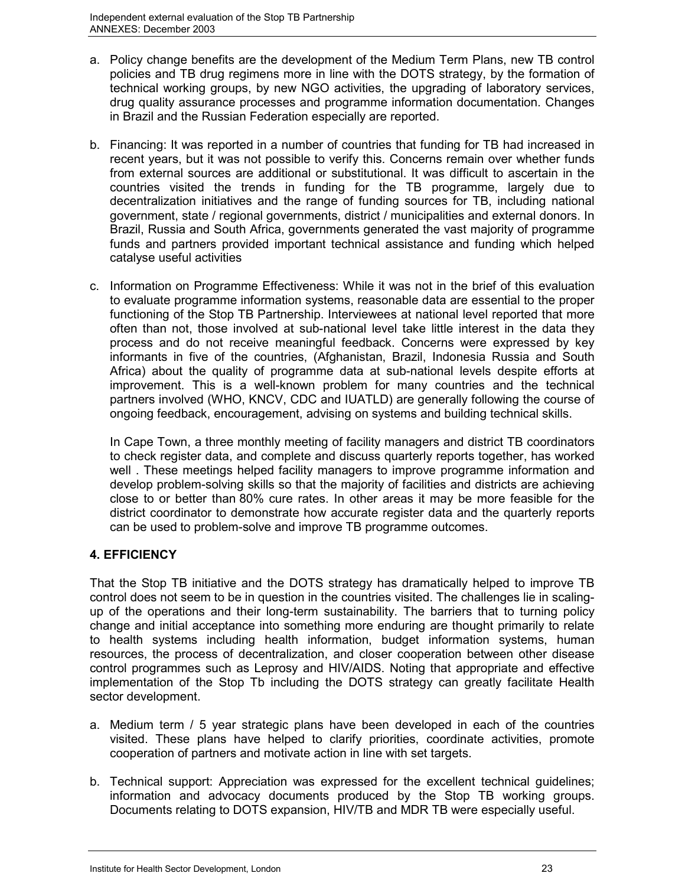a. Policy change benefits are the development of the Medium Term Plans, new TB control policies and TB drug regimens more in line with the DOTS strategy, by the formation of technical working groups, by new NGO activities, the upgrading of laboratory services, drug quality assurance processes and programme information documentation. Changes in Brazil and the Russian Federation especially are reported.

b. Financing: It was reported in a number of countries that funding for TB had increased in recent years, but it was not possible to verify this. Concerns remain over whether funds from external sources are additional or substitutional. It was difficult to ascertain in the countries visited the trends in funding for the TB programme, largely due to decentralization initiatives and the range of funding sources for TB, including national government, state / regional governments, district / municipalities and external donors. In Brazil, Russia and South Africa, governments generated the vast majority of programme funds and partners provided important technical assistance and funding which helped catalyse useful activities

c. Information on Programme Effectiveness: While it was not in the brief of this evaluation to evaluate programme information systems, reasonable data are essential to the proper functioning of the Stop TB Partnership. Interviewees at national level reported that more often than not, those involved at sub-national level take little interest in the data they process and do not receive meaningful feedback. Concerns were expressed by key informants in five of the countries, (Afghanistan, Brazil, Indonesia Russia and South Africa) about the quality of programme data at sub-national levels despite efforts at improvement. This is a well-known problem for many countries and the technical partners involved (WHO, KNCV, CDC and IUATLD) are generally following the course of ongoing feedback, encouragement, advising on systems and building technical skills.

   In Cape Town, a three monthly meeting of facility managers and district TB coordinators to check register data, and complete and discuss quarterly reports together, has worked well . These meetings helped facility managers to improve programme information and develop problem-solving skills so that the majority of facilities and districts are achieving close to or better than 80% cure rates. In other areas it may be more feasible for the district coordinator to demonstrate how accurate register data and the quarterly reports can be used to problem-solve and improve TB programme outcomes.

## 4. EFFICIENCY

That the Stop TB initiative and the DOTS strategy has dramatically helped to improve TB control does not seem to be in question in the countries visited. The challenges lie in scaling-up of the operations and their long-term sustainability. The barriers that to turning policy change and initial acceptance into something more enduring are thought primarily to relate to health systems including health information, budget information systems, human resources, the process of decentralization, and closer cooperation between other disease control programmes such as Leprosy and HIV/AIDS. Noting that appropriate and effective implementation of the Stop Tb including the DOTS strategy can greatly facilitate Health sector development.

a. Medium term / 5 year strategic plans have been developed in each of the countries visited. These plans have helped to clarify priorities, coordinate activities, promote cooperation of partners and motivate action in line with set targets.

b. Technical support: Appreciation was expressed for the excellent technical guidelines; information and advocacy documents produced by the Stop TB working groups. Documents relating to DOTS expansion, HIV/TB and MDR TB were especially useful.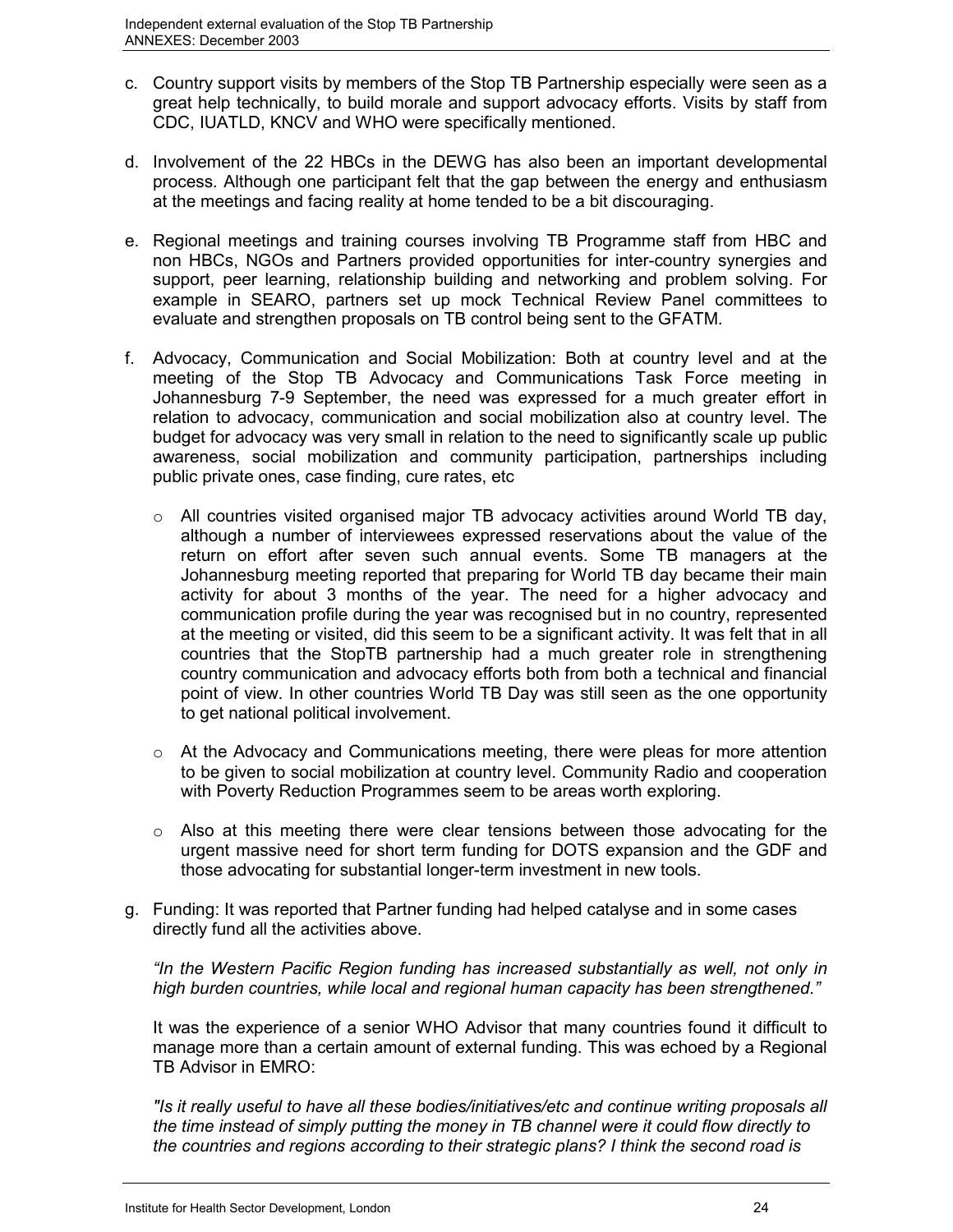c. Country support visits by members of the Stop TB Partnership especially were seen as a great help technically, to build morale and support advocacy efforts. Visits by staff from CDC, IUATLD, KNCV and WHO were specifically mentioned.

d. Involvement of the 22 HBCs in the DEWG has also been an important developmental process. Although one participant felt that the gap between the energy and enthusiasm at the meetings and facing reality at home tended to be a bit discouraging.

e. Regional meetings and training courses involving TB Programme staff from HBC and non HBCs, NGOs and Partners provided opportunities for inter-country synergies and support, peer learning, relationship building and networking and problem solving. For example in SEARO, partners set up mock Technical Review Panel committees to evaluate and strengthen proposals on TB control being sent to the GFATM.

f. Advocacy, Communication and Social Mobilization: Both at country level and at the meeting of the Stop TB Advocacy and Communications Task Force meeting in Johannesburg 7-9 September, the need was expressed for a much greater effort in relation to advocacy, communication and social mobilization also at country level. The budget for advocacy was very small in relation to the need to significantly scale up public awareness, social mobilization and community participation, partnerships including public private ones, case finding, cure rates, etc

   - All countries visited organised major TB advocacy activities around World TB day, although a number of interviewees expressed reservations about the value of the return on effort after seven such annual events. Some TB managers at the Johannesburg meeting reported that preparing for World TB day became their main activity for about 3 months of the year. The need for a higher advocacy and communication profile during the year was recognised but in no country, represented at the meeting or visited, did this seem to be a significant activity. It was felt that in all countries that the StopTB partnership had a much greater role in strengthening country communication and advocacy efforts both from both a technical and financial point of view. In other countries World TB Day was still seen as the one opportunity to get national political involvement.

   - At the Advocacy and Communications meeting, there were pleas for more attention to be given to social mobilization at country level. Community Radio and cooperation with Poverty Reduction Programmes seem to be areas worth exploring.

   - Also at this meeting there were clear tensions between those advocating for the urgent massive need for short term funding for DOTS expansion and the GDF and those advocating for substantial longer-term investment in new tools.

g. Funding: It was reported that Partner funding had helped catalyse and in some cases directly fund all the activities above.

   *"In the Western Pacific Region funding has increased substantially as well, not only in high burden countries, while local and regional human capacity has been strengthened."*

   It was the experience of a senior WHO Advisor that many countries found it difficult to manage more than a certain amount of external funding. This was echoed by a Regional TB Advisor in EMRO:

   *"Is it really useful to have all these bodies/initiatives/etc and continue writing proposals all the time instead of simply putting the money in TB channel were it could flow directly to the countries and regions according to their strategic plans? I think the second road is*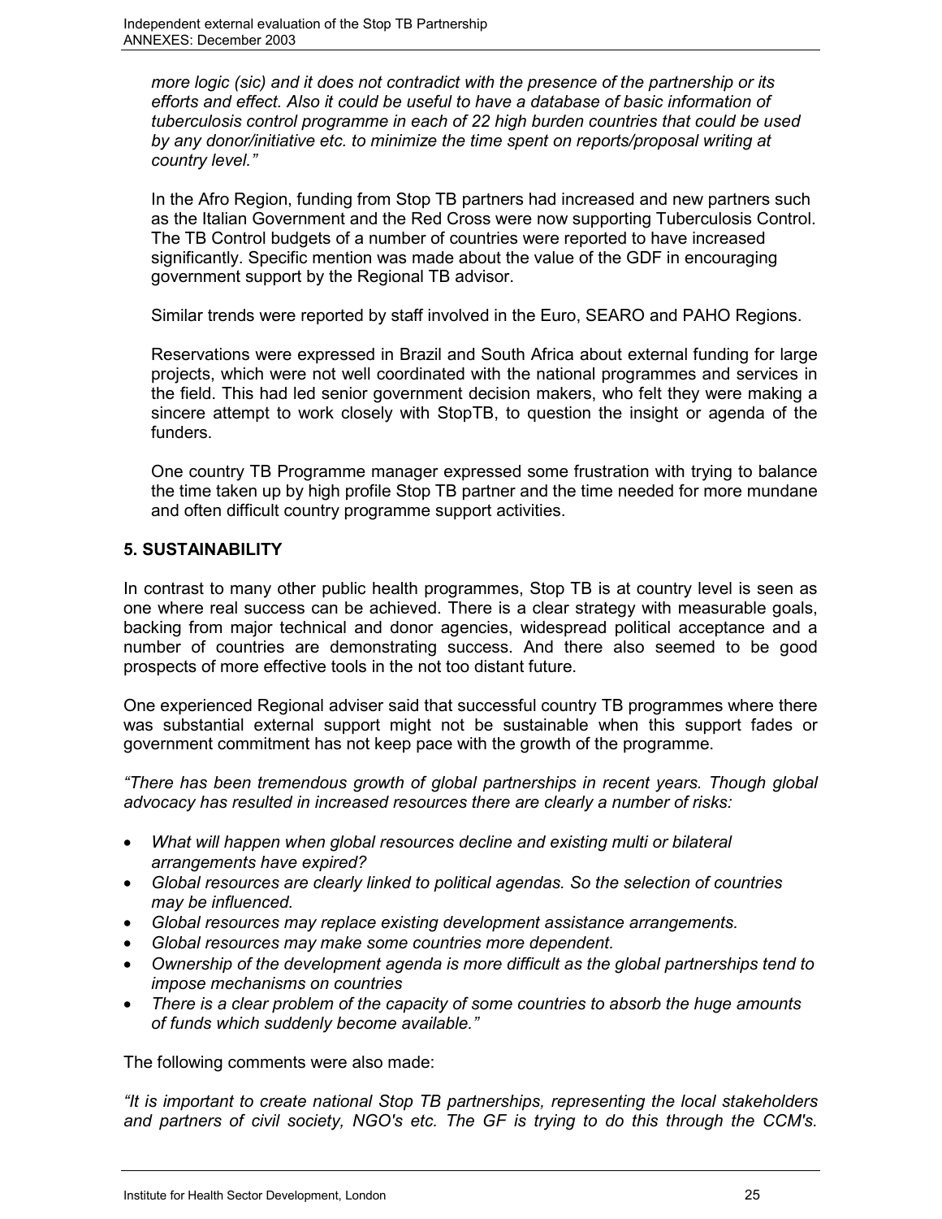*more logic (sic) and it does not contradict with the presence of the partnership or its efforts and effect. Also it could be useful to have a database of basic information of tuberculosis control programme in each of 22 high burden countries that could be used by any donor/initiative etc. to minimize the time spent on reports/proposal writing at country level."*

In the Afro Region, funding from Stop TB partners had increased and new partners such as the Italian Government and the Red Cross were now supporting Tuberculosis Control. The TB Control budgets of a number of countries were reported to have increased significantly. Specific mention was made about the value of the GDF in encouraging government support by the Regional TB advisor.

Similar trends were reported by staff involved in the Euro, SEARO and PAHO Regions.

Reservations were expressed in Brazil and South Africa about external funding for large projects, which were not well coordinated with the national programmes and services in the field. This had led senior government decision makers, who felt they were making a sincere attempt to work closely with StopTB, to question the insight or agenda of the funders.

One country TB Programme manager expressed some frustration with trying to balance the time taken up by high profile Stop TB partner and the time needed for more mundane and often difficult country programme support activities.

## 5. SUSTAINABILITY

In contrast to many other public health programmes, Stop TB is at country level is seen as one where real success can be achieved. There is a clear strategy with measurable goals, backing from major technical and donor agencies, widespread political acceptance and a number of countries are demonstrating success. And there also seemed to be good prospects of more effective tools in the not too distant future.

One experienced Regional adviser said that successful country TB programmes where there was substantial external support might not be sustainable when this support fades or government commitment has not keep pace with the growth of the programme.

*"There has been tremendous growth of global partnerships in recent years. Though global advocacy has resulted in increased resources there are clearly a number of risks:*

- *What will happen when global resources decline and existing multi or bilateral arrangements have expired?*
- *Global resources are clearly linked to political agendas. So the selection of countries may be influenced.*
- *Global resources may replace existing development assistance arrangements.*
- *Global resources may make some countries more dependent.*
- *Ownership of the development agenda is more difficult as the global partnerships tend to impose mechanisms on countries*
- *There is a clear problem of the capacity of some countries to absorb the huge amounts of funds which suddenly become available."*

The following comments were also made:

*"It is important to create national Stop TB partnerships, representing the local stakeholders and partners of civil society, NGO's etc. The GF is trying to do this through the CCM's.*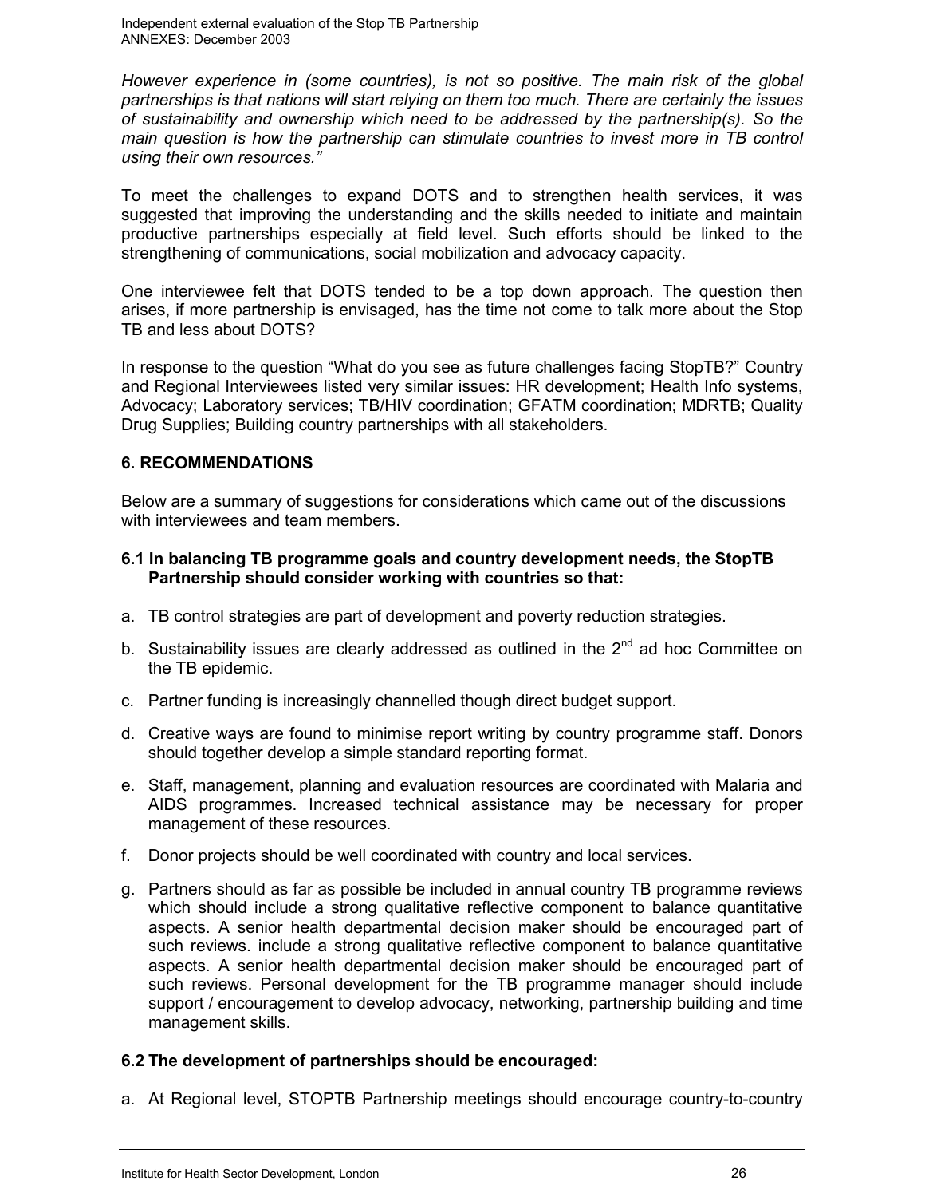*However experience in (some countries), is not so positive. The main risk of the global partnerships is that nations will start relying on them too much. There are certainly the issues of sustainability and ownership which need to be addressed by the partnership(s). So the main question is how the partnership can stimulate countries to invest more in TB control using their own resources."*

To meet the challenges to expand DOTS and to strengthen health services, it was suggested that improving the understanding and the skills needed to initiate and maintain productive partnerships especially at field level. Such efforts should be linked to the strengthening of communications, social mobilization and advocacy capacity.

One interviewee felt that DOTS tended to be a top down approach. The question then arises, if more partnership is envisaged, has the time not come to talk more about the Stop TB and less about DOTS?

In response to the question "What do you see as future challenges facing StopTB?" Country and Regional Interviewees listed very similar issues: HR development; Health Info systems, Advocacy; Laboratory services; TB/HIV coordination; GFATM coordination; MDRTB; Quality Drug Supplies; Building country partnerships with all stakeholders.

## 6. RECOMMENDATIONS

Below are a summary of suggestions for considerations which came out of the discussions with interviewees and team members.

### 6.1 In balancing TB programme goals and country development needs, the StopTB Partnership should consider working with countries so that:

a. TB control strategies are part of development and poverty reduction strategies.

b. Sustainability issues are clearly addressed as outlined in the 2nd ad hoc Committee on the TB epidemic.

c. Partner funding is increasingly channelled though direct budget support.

d. Creative ways are found to minimise report writing by country programme staff. Donors should together develop a simple standard reporting format.

e. Staff, management, planning and evaluation resources are coordinated with Malaria and AIDS programmes. Increased technical assistance may be necessary for proper management of these resources.

f. Donor projects should be well coordinated with country and local services.

g. Partners should as far as possible be included in annual country TB programme reviews which should include a strong qualitative reflective component to balance quantitative aspects. A senior health departmental decision maker should be encouraged part of such reviews. include a strong qualitative reflective component to balance quantitative aspects. A senior health departmental decision maker should be encouraged part of such reviews. Personal development for the TB programme manager should include support / encouragement to develop advocacy, networking, partnership building and time management skills.

### 6.2 The development of partnerships should be encouraged:

a. At Regional level, STOPTB Partnership meetings should encourage country-to-country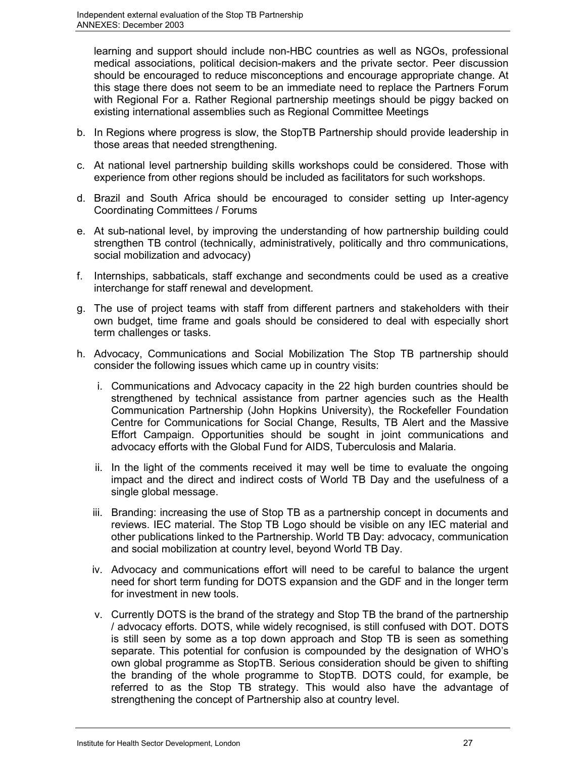learning and support should include non-HBC countries as well as NGOs, professional medical associations, political decision-makers and the private sector. Peer discussion should be encouraged to reduce misconceptions and encourage appropriate change. At this stage there does not seem to be an immediate need to replace the Partners Forum with Regional For a. Rather Regional partnership meetings should be piggy backed on existing international assemblies such as Regional Committee Meetings

b. In Regions where progress is slow, the StopTB Partnership should provide leadership in those areas that needed strengthening.

c. At national level partnership building skills workshops could be considered. Those with experience from other regions should be included as facilitators for such workshops.

d. Brazil and South Africa should be encouraged to consider setting up Inter-agency Coordinating Committees / Forums

e. At sub-national level, by improving the understanding of how partnership building could strengthen TB control (technically, administratively, politically and thro communications, social mobilization and advocacy)

f. Internships, sabbaticals, staff exchange and secondments could be used as a creative interchange for staff renewal and development.

g. The use of project teams with staff from different partners and stakeholders with their own budget, time frame and goals should be considered to deal with especially short term challenges or tasks.

h. Advocacy, Communications and Social Mobilization The Stop TB partnership should consider the following issues which came up in country visits:

   i. Communications and Advocacy capacity in the 22 high burden countries should be strengthened by technical assistance from partner agencies such as the Health Communication Partnership (John Hopkins University), the Rockefeller Foundation Centre for Communications for Social Change, Results, TB Alert and the Massive Effort Campaign. Opportunities should be sought in joint communications and advocacy efforts with the Global Fund for AIDS, Tuberculosis and Malaria.

   ii. In the light of the comments received it may well be time to evaluate the ongoing impact and the direct and indirect costs of World TB Day and the usefulness of a single global message.

   iii. Branding: increasing the use of Stop TB as a partnership concept in documents and reviews. IEC material. The Stop TB Logo should be visible on any IEC material and other publications linked to the Partnership. World TB Day: advocacy, communication and social mobilization at country level, beyond World TB Day.

   iv. Advocacy and communications effort will need to be careful to balance the urgent need for short term funding for DOTS expansion and the GDF and in the longer term for investment in new tools.

   v. Currently DOTS is the brand of the strategy and Stop TB the brand of the partnership / advocacy efforts. DOTS, while widely recognised, is still confused with DOT. DOTS is still seen by some as a top down approach and Stop TB is seen as something separate. This potential for confusion is compounded by the designation of WHO's own global programme as StopTB. Serious consideration should be given to shifting the branding of the whole programme to StopTB. DOTS could, for example, be referred to as the Stop TB strategy. This would also have the advantage of strengthening the concept of Partnership also at country level.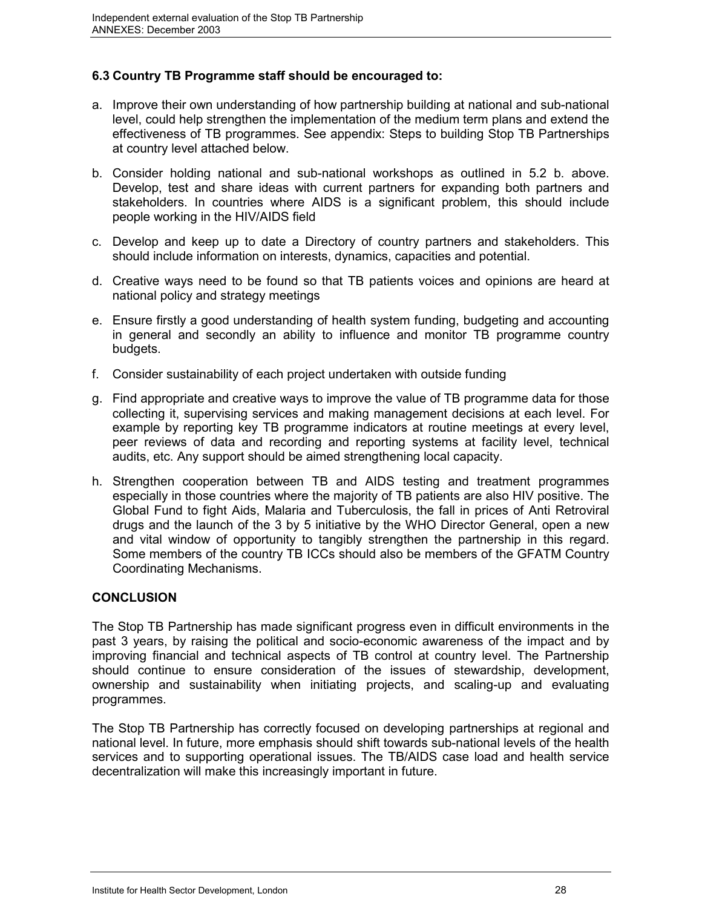### 6.3 Country TB Programme staff should be encouraged to:

a. Improve their own understanding of how partnership building at national and sub-national level, could help strengthen the implementation of the medium term plans and extend the effectiveness of TB programmes. See appendix: Steps to building Stop TB Partnerships at country level attached below.

b. Consider holding national and sub-national workshops as outlined in 5.2 b. above. Develop, test and share ideas with current partners for expanding both partners and stakeholders. In countries where AIDS is a significant problem, this should include people working in the HIV/AIDS field

c. Develop and keep up to date a Directory of country partners and stakeholders. This should include information on interests, dynamics, capacities and potential.

d. Creative ways need to be found so that TB patients voices and opinions are heard at national policy and strategy meetings

e. Ensure firstly a good understanding of health system funding, budgeting and accounting in general and secondly an ability to influence and monitor TB programme country budgets.

f. Consider sustainability of each project undertaken with outside funding

g. Find appropriate and creative ways to improve the value of TB programme data for those collecting it, supervising services and making management decisions at each level. For example by reporting key TB programme indicators at routine meetings at every level, peer reviews of data and recording and reporting systems at facility level, technical audits, etc. Any support should be aimed strengthening local capacity.

h. Strengthen cooperation between TB and AIDS testing and treatment programmes especially in those countries where the majority of TB patients are also HIV positive. The Global Fund to fight Aids, Malaria and Tuberculosis, the fall in prices of Anti Retroviral drugs and the launch of the 3 by 5 initiative by the WHO Director General, open a new and vital window of opportunity to tangibly strengthen the partnership in this regard. Some members of the country TB ICCs should also be members of the GFATM Country Coordinating Mechanisms.

### CONCLUSION

The Stop TB Partnership has made significant progress even in difficult environments in the past 3 years, by raising the political and socio-economic awareness of the impact and by improving financial and technical aspects of TB control at country level. The Partnership should continue to ensure consideration of the issues of stewardship, development, ownership and sustainability when initiating projects, and scaling-up and evaluating programmes.

The Stop TB Partnership has correctly focused on developing partnerships at regional and national level. In future, more emphasis should shift towards sub-national levels of the health services and to supporting operational issues. The TB/AIDS case load and health service decentralization will make this increasingly important in future.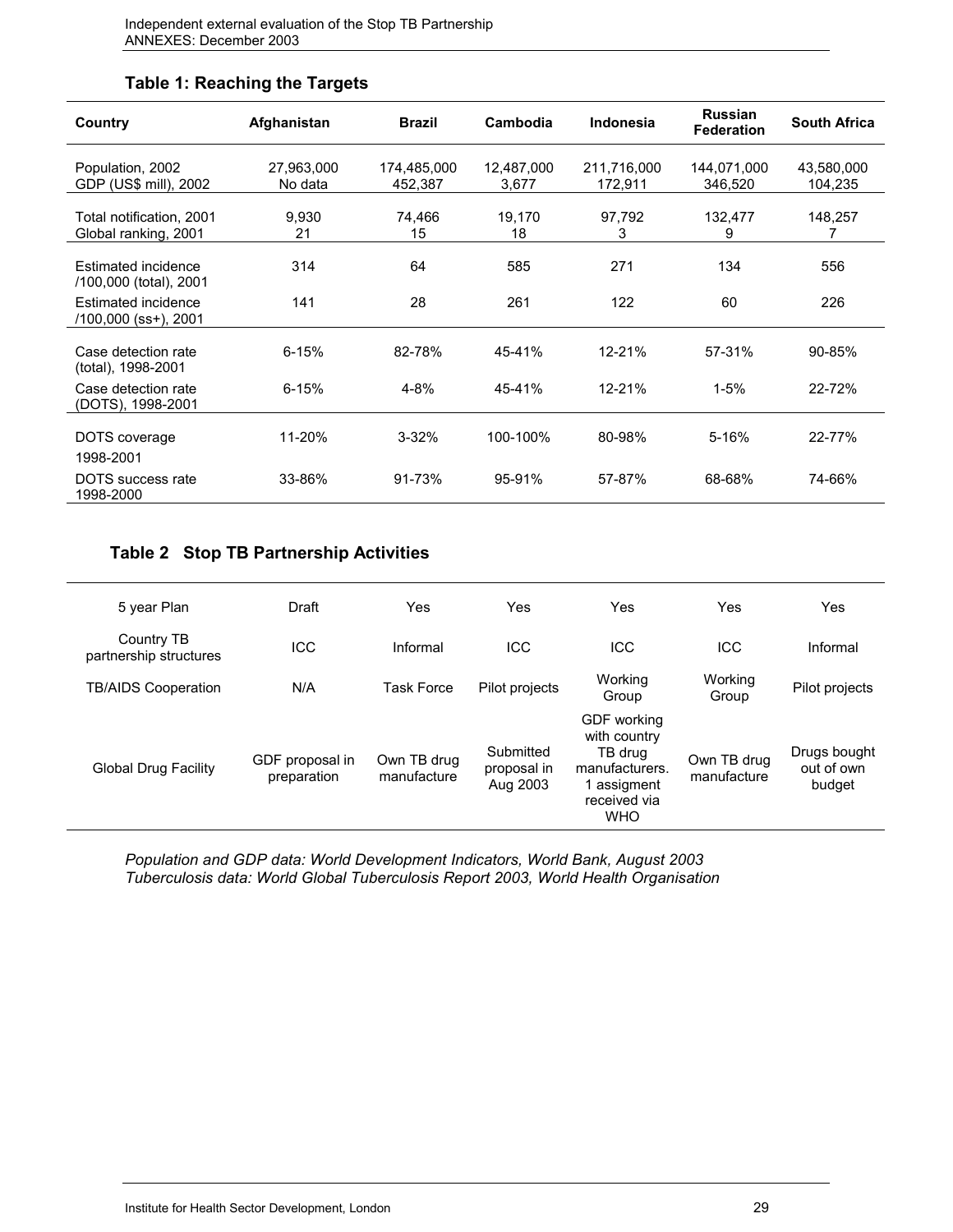### Table 1: Reaching the Targets

| Country | Afghanistan | Brazil | Cambodia | Indonesia | Russian Federation | South Africa |
|---|---|---|---|---|---|---|
| Population, 2002 | 27,963,000 | 174,485,000 | 12,487,000 | 211,716,000 | 144,071,000 | 43,580,000 |
| GDP (US$ mill), 2002 | No data | 452,387 | 3,677 | 172,911 | 346,520 | 104,235 |
| Total notification, 2001 | 9,930 | 74,466 | 19,170 | 97,792 | 132,477 | 148,257 |
| Global ranking, 2001 | 21 | 15 | 18 | 3 | 9 | 7 |
| Estimated incidence /100,000 (total), 2001 | 314 | 64 | 585 | 271 | 134 | 556 |
| Estimated incidence /100,000 (ss+), 2001 | 141 | 28 | 261 | 122 | 60 | 226 |
| Case detection rate (total), 1998-2001 | 6-15% | 82-78% | 45-41% | 12-21% | 57-31% | 90-85% |
| Case detection rate (DOTS), 1998-2001 | 6-15% | 4-8% | 45-41% | 12-21% | 1-5% | 22-72% |
| DOTS coverage 1998-2001 | 11-20% | 3-32% | 100-100% | 80-98% | 5-16% | 22-77% |
| DOTS success rate 1998-2000 | 33-86% | 91-73% | 95-91% | 57-87% | 68-68% | 74-66% |

### Table 2 Stop TB Partnership Activities

| | Afghanistan | Brazil | Cambodia | Indonesia | Russian Federation | South Africa |
|---|---|---|---|---|---|---|
| 5 year Plan | Draft | Yes | Yes | Yes | Yes | Yes |
| Country TB partnership structures | ICC | Informal | ICC | ICC | ICC | Informal |
| TB/AIDS Cooperation | N/A | Task Force | Pilot projects | Working Group | Working Group | Pilot projects |
| Global Drug Facility | GDF proposal in preparation | Own TB drug manufacture | Submitted proposal in Aug 2003 | GDF working with country TB drug manufacturers. 1 assigment received via WHO | Own TB drug manufacture | Drugs bought out of own budget |

*Population and GDP data: World Development Indicators, World Bank, August 2003*
*Tuberculosis data: World Global Tuberculosis Report 2003, World Health Organisation*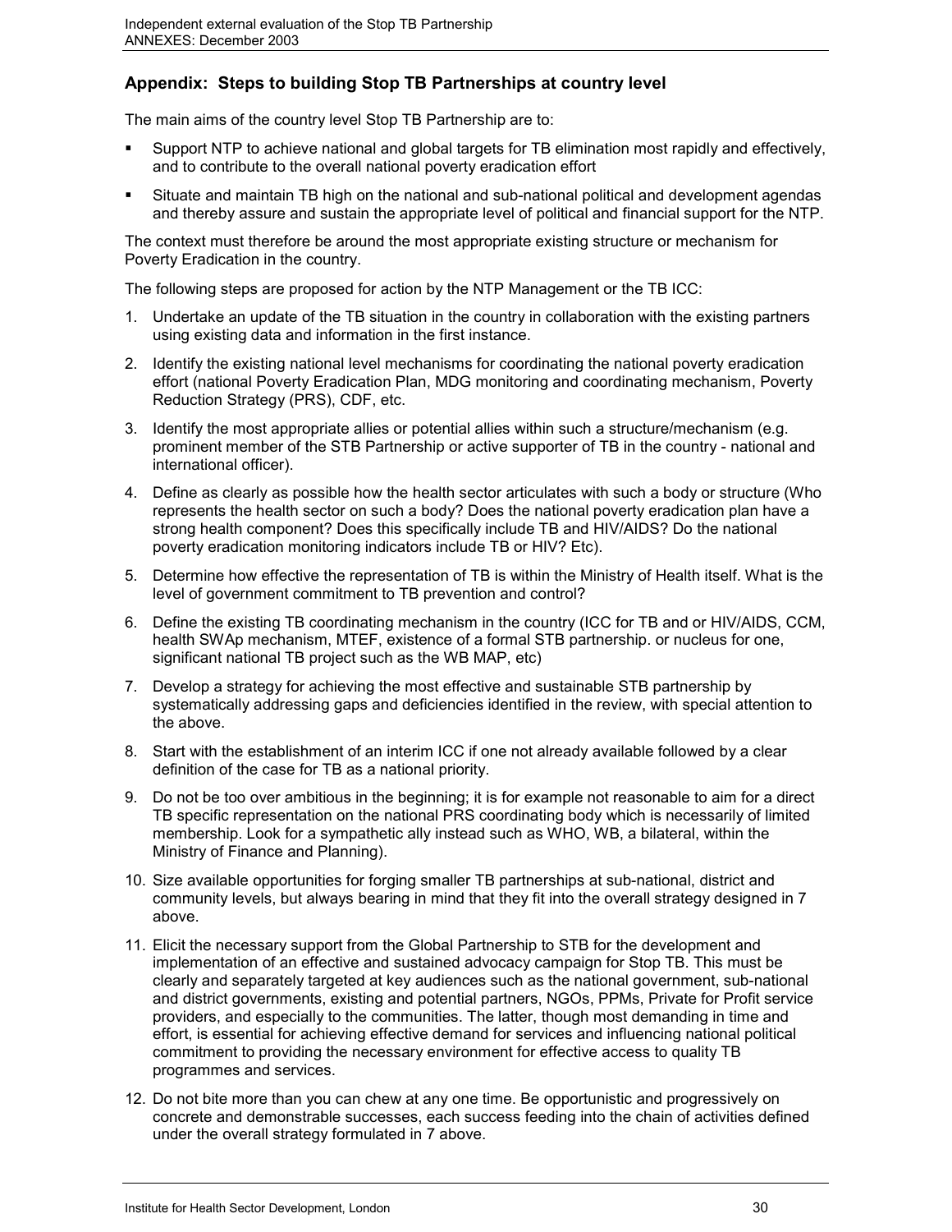## Appendix: Steps to building Stop TB Partnerships at country level

The main aims of the country level Stop TB Partnership are to:

- Support NTP to achieve national and global targets for TB elimination most rapidly and effectively, and to contribute to the overall national poverty eradication effort
- Situate and maintain TB high on the national and sub-national political and development agendas and thereby assure and sustain the appropriate level of political and financial support for the NTP.

The context must therefore be around the most appropriate existing structure or mechanism for Poverty Eradication in the country.

The following steps are proposed for action by the NTP Management or the TB ICC:

1. Undertake an update of the TB situation in the country in collaboration with the existing partners using existing data and information in the first instance.
2. Identify the existing national level mechanisms for coordinating the national poverty eradication effort (national Poverty Eradication Plan, MDG monitoring and coordinating mechanism, Poverty Reduction Strategy (PRS), CDF, etc.
3. Identify the most appropriate allies or potential allies within such a structure/mechanism (e.g. prominent member of the STB Partnership or active supporter of TB in the country - national and international officer).
4. Define as clearly as possible how the health sector articulates with such a body or structure (Who represents the health sector on such a body? Does the national poverty eradication plan have a strong health component? Does this specifically include TB and HIV/AIDS? Do the national poverty eradication monitoring indicators include TB or HIV? Etc).
5. Determine how effective the representation of TB is within the Ministry of Health itself. What is the level of government commitment to TB prevention and control?
6. Define the existing TB coordinating mechanism in the country (ICC for TB and or HIV/AIDS, CCM, health SWAp mechanism, MTEF, existence of a formal STB partnership. or nucleus for one, significant national TB project such as the WB MAP, etc)
7. Develop a strategy for achieving the most effective and sustainable STB partnership by systematically addressing gaps and deficiencies identified in the review, with special attention to the above.
8. Start with the establishment of an interim ICC if one not already available followed by a clear definition of the case for TB as a national priority.
9. Do not be too over ambitious in the beginning; it is for example not reasonable to aim for a direct TB specific representation on the national PRS coordinating body which is necessarily of limited membership. Look for a sympathetic ally instead such as WHO, WB, a bilateral, within the Ministry of Finance and Planning).
10. Size available opportunities for forging smaller TB partnerships at sub-national, district and community levels, but always bearing in mind that they fit into the overall strategy designed in 7 above.
11. Elicit the necessary support from the Global Partnership to STB for the development and implementation of an effective and sustained advocacy campaign for Stop TB. This must be clearly and separately targeted at key audiences such as the national government, sub-national and district governments, existing and potential partners, NGOs, PPMs, Private for Profit service providers, and especially to the communities. The latter, though most demanding in time and effort, is essential for achieving effective demand for services and influencing national political commitment to providing the necessary environment for effective access to quality TB programmes and services.
12. Do not bite more than you can chew at any one time. Be opportunistic and progressively on concrete and demonstrable successes, each success feeding into the chain of activities defined under the overall strategy formulated in 7 above.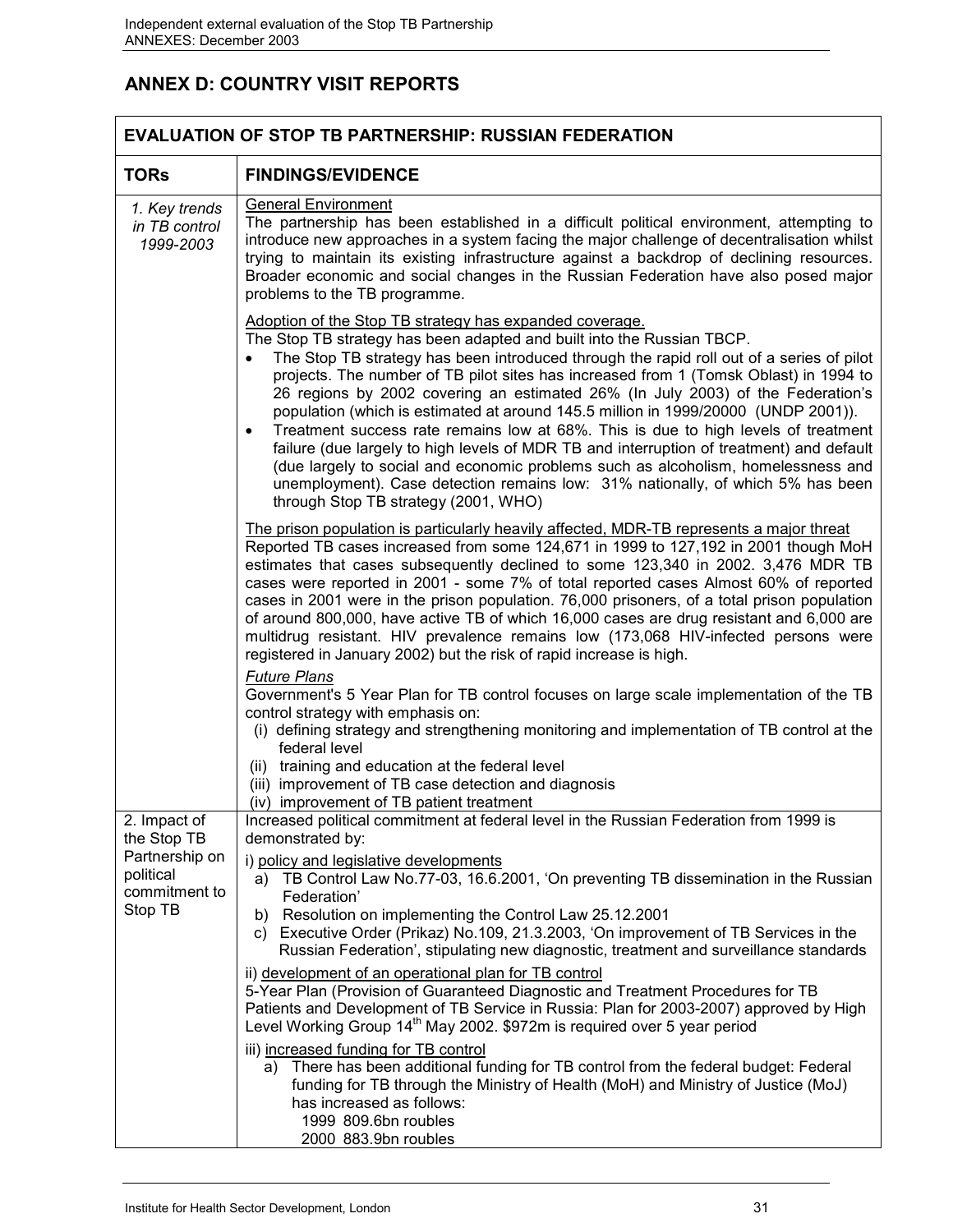## ANNEX D: COUNTRY VISIT REPORTS

| EVALUATION OF STOP TB PARTNERSHIP: RUSSIAN FEDERATION | |
|---|---|
| **TORs** | **FINDINGS/EVIDENCE** |
| *1. Key trends in TB control 1999-2003* | General Environment<br>The partnership has been established in a difficult political environment, attempting to introduce new approaches in a system facing the major challenge of decentralisation whilst trying to maintain its existing infrastructure against a backdrop of declining resources. Broader economic and social changes in the Russian Federation have also posed major problems to the TB programme.<br><br>Adoption of the Stop TB strategy has expanded coverage.<br>The Stop TB strategy has been adapted and built into the Russian TBCP.<br>• The Stop TB strategy has been introduced through the rapid roll out of a series of pilot projects. The number of TB pilot sites has increased from 1 (Tomsk Oblast) in 1994 to 26 regions by 2002 covering an estimated 26% (In July 2003) of the Federation's population (which is estimated at around 145.5 million in 1999/20000 (UNDP 2001)).<br>• Treatment success rate remains low at 68%. This is due to high levels of treatment failure (due largely to high levels of MDR TB and interruption of treatment) and default (due largely to social and economic problems such as alcoholism, homelessness and unemployment). Case detection remains low: 31% nationally, of which 5% has been through Stop TB strategy (2001, WHO)<br><br>The prison population is particularly heavily affected, MDR-TB represents a major threat<br>Reported TB cases increased from some 124,671 in 1999 to 127,192 in 2001 though MoH estimates that cases subsequently declined to some 123,340 in 2002. 3,476 MDR TB cases were reported in 2001 - some 7% of total reported cases Almost 60% of reported cases in 2001 were in the prison population. 76,000 prisoners, of a total prison population of around 800,000, have active TB of which 16,000 cases are drug resistant and 6,000 are multidrug resistant. HIV prevalence remains low (173,068 HIV-infected persons were registered in January 2002) but the risk of rapid increase is high.<br><br>*Future Plans*<br>Government's 5 Year Plan for TB control focuses on large scale implementation of the TB control strategy with emphasis on:<br>(i) defining strategy and strengthening monitoring and implementation of TB control at the federal level<br>(ii) training and education at the federal level<br>(iii) improvement of TB case detection and diagnosis<br>(iv) improvement of TB patient treatment |
| 2. Impact of the Stop TB Partnership on political commitment to Stop TB | Increased political commitment at federal level in the Russian Federation from 1999 is demonstrated by:<br><br>i) policy and legislative developments<br>a) TB Control Law No.77-03, 16.6.2001, 'On preventing TB dissemination in the Russian Federation'<br>b) Resolution on implementing the Control Law 25.12.2001<br>c) Executive Order (Prikaz) No.109, 21.3.2003, 'On improvement of TB Services in the Russian Federation', stipulating new diagnostic, treatment and surveillance standards<br><br>ii) development of an operational plan for TB control<br>5-Year Plan (Provision of Guaranteed Diagnostic and Treatment Procedures for TB Patients and Development of TB Service in Russia: Plan for 2003-2007) approved by High Level Working Group 14th May 2002. $972m is required over 5 year period<br><br>iii) increased funding for TB control<br>a) There has been additional funding for TB control from the federal budget: Federal funding for TB through the Ministry of Health (MoH) and Ministry of Justice (MoJ) has increased as follows:<br>1999 809.6bn roubles<br>2000 883.9bn roubles |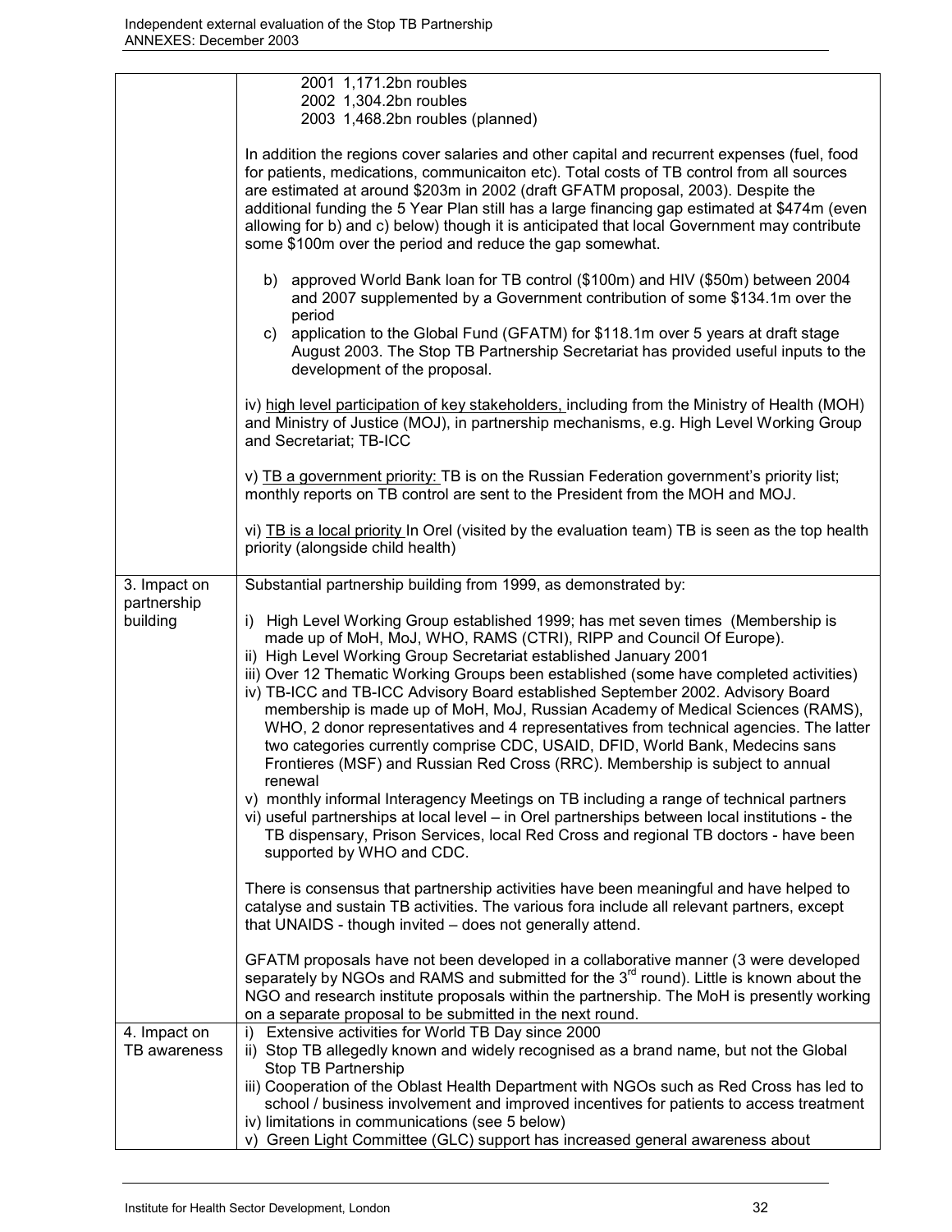| | |
|---|---|
| | 2001 1,171.2bn roubles<br>2002 1,304.2bn roubles<br>2003 1,468.2bn roubles (planned)<br><br>In addition the regions cover salaries and other capital and recurrent expenses (fuel, food for patients, medications, communicaiton etc). Total costs of TB control from all sources are estimated at around \$203m in 2002 (draft GFATM proposal, 2003). Despite the additional funding the 5 Year Plan still has a large financing gap estimated at \$474m (even allowing for b) and c) below) though it is anticipated that local Government may contribute some \$100m over the period and reduce the gap somewhat.<br><br>b) approved World Bank loan for TB control (\$100m) and HIV (\$50m) between 2004 and 2007 supplemented by a Government contribution of some \$134.1m over the period<br>c) application to the Global Fund (GFATM) for \$118.1m over 5 years at draft stage August 2003. The Stop TB Partnership Secretariat has provided useful inputs to the development of the proposal.<br><br>iv) high level participation of key stakeholders, including from the Ministry of Health (MOH) and Ministry of Justice (MOJ), in partnership mechanisms, e.g. High Level Working Group and Secretariat; TB-ICC<br><br>v) TB a government priority: TB is on the Russian Federation government's priority list; monthly reports on TB control are sent to the President from the MOH and MOJ.<br><br>vi) TB is a local priority In Orel (visited by the evaluation team) TB is seen as the top health priority (alongside child health) |
| 3. Impact on partnership building | Substantial partnership building from 1999, as demonstrated by:<br><br>i) High Level Working Group established 1999; has met seven times (Membership is made up of MoH, MoJ, WHO, RAMS (CTRI), RIPP and Council Of Europe).<br>ii) High Level Working Group Secretariat established January 2001<br>iii) Over 12 Thematic Working Groups been established (some have completed activities)<br>iv) TB-ICC and TB-ICC Advisory Board established September 2002. Advisory Board membership is made up of MoH, MoJ, Russian Academy of Medical Sciences (RAMS), WHO, 2 donor representatives and 4 representatives from technical agencies. The latter two categories currently comprise CDC, USAID, DFID, World Bank, Medecins sans Frontieres (MSF) and Russian Red Cross (RRC). Membership is subject to annual renewal<br>v) monthly informal Interagency Meetings on TB including a range of technical partners<br>vi) useful partnerships at local level – in Orel partnerships between local institutions - the TB dispensary, Prison Services, local Red Cross and regional TB doctors - have been supported by WHO and CDC.<br><br>There is consensus that partnership activities have been meaningful and have helped to catalyse and sustain TB activities. The various fora include all relevant partners, except that UNAIDS - though invited – does not generally attend.<br><br>GFATM proposals have not been developed in a collaborative manner (3 were developed separately by NGOs and RAMS and submitted for the 3rd round). Little is known about the NGO and research institute proposals within the partnership. The MoH is presently working on a separate proposal to be submitted in the next round. |
| 4. Impact on TB awareness | i) Extensive activities for World TB Day since 2000<br>ii) Stop TB allegedly known and widely recognised as a brand name, but not the Global Stop TB Partnership<br>iii) Cooperation of the Oblast Health Department with NGOs such as Red Cross has led to school / business involvement and improved incentives for patients to access treatment<br>iv) limitations in communications (see 5 below)<br>v) Green Light Committee (GLC) support has increased general awareness about |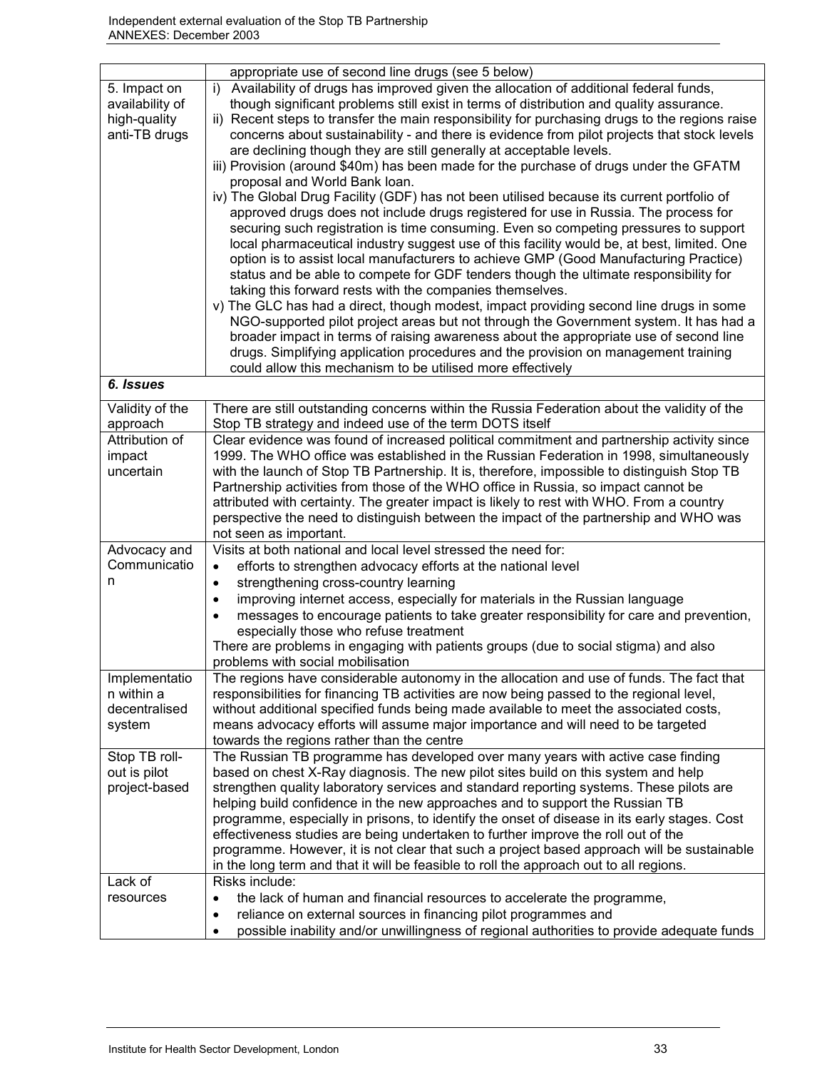| | |
|---|---|
| | appropriate use of second line drugs (see 5 below) |
| 5. Impact on availability of high-quality anti-TB drugs | i) Availability of drugs has improved given the allocation of additional federal funds, though significant problems still exist in terms of distribution and quality assurance.<br>ii) Recent steps to transfer the main responsibility for purchasing drugs to the regions raise concerns about sustainability - and there is evidence from pilot projects that stock levels are declining though they are still generally at acceptable levels.<br>iii) Provision (around \$40m) has been made for the purchase of drugs under the GFATM proposal and World Bank loan.<br>iv) The Global Drug Facility (GDF) has not been utilised because its current portfolio of approved drugs does not include drugs registered for use in Russia. The process for securing such registration is time consuming. Even so competing pressures to support local pharmaceutical industry suggest use of this facility would be, at best, limited. One option is to assist local manufacturers to achieve GMP (Good Manufacturing Practice) status and be able to compete for GDF tenders though the ultimate responsibility for taking this forward rests with the companies themselves.<br>v) The GLC has had a direct, though modest, impact providing second line drugs in some NGO-supported pilot project areas but not through the Government system. It has had a broader impact in terms of raising awareness about the appropriate use of second line drugs. Simplifying application procedures and the provision on management training could allow this mechanism to be utilised more effectively |
| ***6. Issues*** | |
| Validity of the approach | There are still outstanding concerns within the Russia Federation about the validity of the Stop TB strategy and indeed use of the term DOTS itself |
| Attribution of impact uncertain | Clear evidence was found of increased political commitment and partnership activity since 1999. The WHO office was established in the Russian Federation in 1998, simultaneously with the launch of Stop TB Partnership. It is, therefore, impossible to distinguish Stop TB Partnership activities from those of the WHO office in Russia, so impact cannot be attributed with certainty. The greater impact is likely to rest with WHO. From a country perspective the need to distinguish between the impact of the partnership and WHO was not seen as important. |
| Advocacy and Communication | Visits at both national and local level stressed the need for:<br>• efforts to strengthen advocacy efforts at the national level<br>• strengthening cross-country learning<br>• improving internet access, especially for materials in the Russian language<br>• messages to encourage patients to take greater responsibility for care and prevention, especially those who refuse treatment<br>There are problems in engaging with patients groups (due to social stigma) and also problems with social mobilisation |
| Implementation within a decentralised system | The regions have considerable autonomy in the allocation and use of funds. The fact that responsibilities for financing TB activities are now being passed to the regional level, without additional specified funds being made available to meet the associated costs, means advocacy efforts will assume major importance and will need to be targeted towards the regions rather than the centre |
| Stop TB roll-out is pilot project-based | The Russian TB programme has developed over many years with active case finding based on chest X-Ray diagnosis. The new pilot sites build on this system and help strengthen quality laboratory services and standard reporting systems. These pilots are helping build confidence in the new approaches and to support the Russian TB programme, especially in prisons, to identify the onset of disease in its early stages. Cost effectiveness studies are being undertaken to further improve the roll out of the programme. However, it is not clear that such a project based approach will be sustainable in the long term and that it will be feasible to roll the approach out to all regions. |
| Lack of resources | Risks include:<br>• the lack of human and financial resources to accelerate the programme,<br>• reliance on external sources in financing pilot programmes and<br>• possible inability and/or unwillingness of regional authorities to provide adequate funds |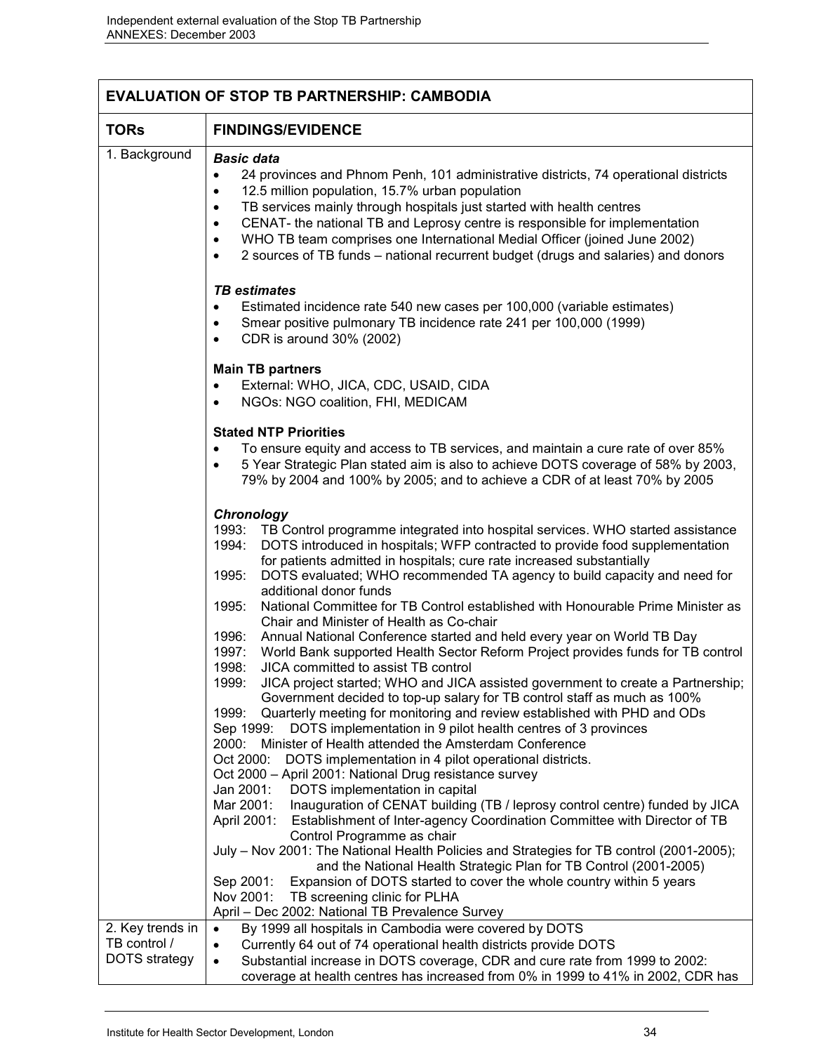| **EVALUATION OF STOP TB PARTNERSHIP: CAMBODIA** | |
|---|---|
| **TORs** | **FINDINGS/EVIDENCE** |
| 1. Background | ***Basic data*** <br>• 24 provinces and Phnom Penh, 101 administrative districts, 74 operational districts <br>• 12.5 million population, 15.7% urban population <br>• TB services mainly through hospitals just started with health centres <br>• CENAT- the national TB and Leprosy centre is responsible for implementation <br>• WHO TB team comprises one International Medial Officer (joined June 2002) <br>• 2 sources of TB funds – national recurrent budget (drugs and salaries) and donors <br><br>***TB estimates*** <br>• Estimated incidence rate 540 new cases per 100,000 (variable estimates) <br>• Smear positive pulmonary TB incidence rate 241 per 100,000 (1999) <br>• CDR is around 30% (2002) <br><br>**Main TB partners** <br>• External: WHO, JICA, CDC, USAID, CIDA <br>• NGOs: NGO coalition, FHI, MEDICAM <br><br>**Stated NTP Priorities** <br>• To ensure equity and access to TB services, and maintain a cure rate of over 85% <br>• 5 Year Strategic Plan stated aim is also to achieve DOTS coverage of 58% by 2003, 79% by 2004 and 100% by 2005; and to achieve a CDR of at least 70% by 2005 <br><br>***Chronology*** <br>1993: TB Control programme integrated into hospital services. WHO started assistance <br>1994: DOTS introduced in hospitals; WFP contracted to provide food supplementation for patients admitted in hospitals; cure rate increased substantially <br>1995: DOTS evaluated; WHO recommended TA agency to build capacity and need for additional donor funds <br>1995: National Committee for TB Control established with Honourable Prime Minister as Chair and Minister of Health as Co-chair <br>1996: Annual National Conference started and held every year on World TB Day <br>1997: World Bank supported Health Sector Reform Project provides funds for TB control <br>1998: JICA committed to assist TB control <br>1999: JICA project started; WHO and JICA assisted government to create a Partnership; Government decided to top-up salary for TB control staff as much as 100% <br>1999: Quarterly meeting for monitoring and review established with PHD and ODs <br>Sep 1999: DOTS implementation in 9 pilot health centres of 3 provinces <br>2000: Minister of Health attended the Amsterdam Conference <br>Oct 2000: DOTS implementation in 4 pilot operational districts. <br>Oct 2000 – April 2001: National Drug resistance survey <br>Jan 2001: DOTS implementation in capital <br>Mar 2001: Inauguration of CENAT building (TB / leprosy control centre) funded by JICA <br>April 2001: Establishment of Inter-agency Coordination Committee with Director of TB Control Programme as chair <br>July – Nov 2001: The National Health Policies and Strategies for TB control (2001-2005); and the National Health Strategic Plan for TB Control (2001-2005) <br>Sep 2001: Expansion of DOTS started to cover the whole country within 5 years <br>Nov 2001: TB screening clinic for PLHA <br>April – Dec 2002: National TB Prevalence Survey |
| 2. Key trends in TB control / DOTS strategy | • By 1999 all hospitals in Cambodia were covered by DOTS <br>• Currently 64 out of 74 operational health districts provide DOTS <br>• Substantial increase in DOTS coverage, CDR and cure rate from 1999 to 2002: coverage at health centres has increased from 0% in 1999 to 41% in 2002, CDR has |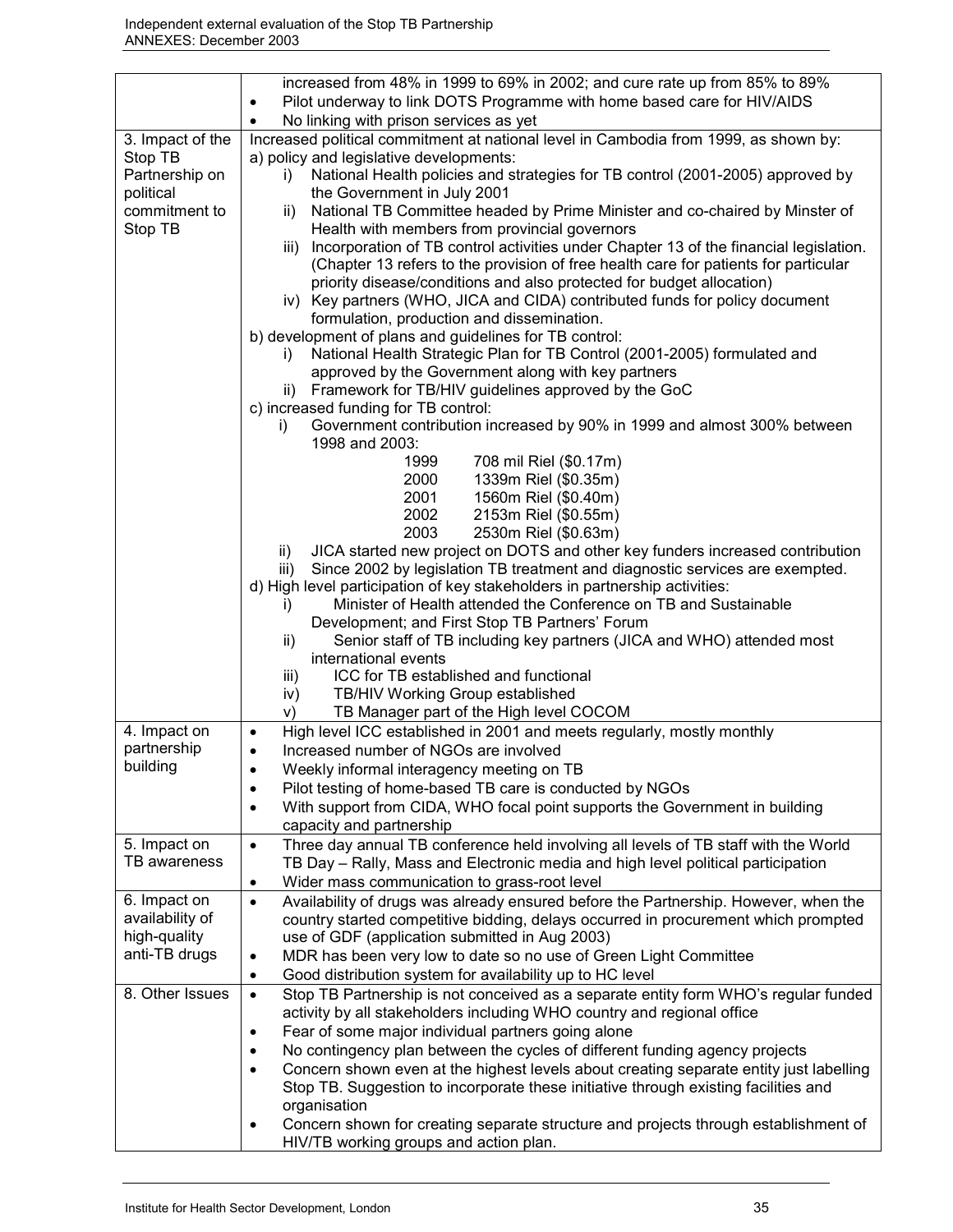| | |
|---|---|
| | increased from 48% in 1999 to 69% in 2002; and cure rate up from 85% to 89%<br>• Pilot underway to link DOTS Programme with home based care for HIV/AIDS<br>• No linking with prison services as yet |
| 3. Impact of the Stop TB Partnership on political commitment to Stop TB | Increased political commitment at national level in Cambodia from 1999, as shown by:<br>a) policy and legislative developments:<br>i) National Health policies and strategies for TB control (2001-2005) approved by the Government in July 2001<br>ii) National TB Committee headed by Prime Minister and co-chaired by Minster of Health with members from provincial governors<br>iii) Incorporation of TB control activities under Chapter 13 of the financial legislation. (Chapter 13 refers to the provision of free health care for patients for particular priority disease/conditions and also protected for budget allocation)<br>iv) Key partners (WHO, JICA and CIDA) contributed funds for policy document formulation, production and dissemination.<br>b) development of plans and guidelines for TB control:<br>i) National Health Strategic Plan for TB Control (2001-2005) formulated and approved by the Government along with key partners<br>ii) Framework for TB/HIV guidelines approved by the GoC<br>c) increased funding for TB control:<br>i) Government contribution increased by 90% in 1999 and almost 300% between 1998 and 2003:<br>1999 708 mil Riel ($0.17m)<br>2000 1339m Riel ($0.35m)<br>2001 1560m Riel ($0.40m)<br>2002 2153m Riel ($0.55m)<br>2003 2530m Riel ($0.63m)<br>ii) JICA started new project on DOTS and other key funders increased contribution<br>iii) Since 2002 by legislation TB treatment and diagnostic services are exempted.<br>d) High level participation of key stakeholders in partnership activities:<br>i) Minister of Health attended the Conference on TB and Sustainable Development; and First Stop TB Partners' Forum<br>ii) Senior staff of TB including key partners (JICA and WHO) attended most international events<br>iii) ICC for TB established and functional<br>iv) TB/HIV Working Group established<br>v) TB Manager part of the High level COCOM |
| 4. Impact on partnership building | • High level ICC established in 2001 and meets regularly, mostly monthly<br>• Increased number of NGOs are involved<br>• Weekly informal interagency meeting on TB<br>• Pilot testing of home-based TB care is conducted by NGOs<br>• With support from CIDA, WHO focal point supports the Government in building capacity and partnership |
| 5. Impact on TB awareness | • Three day annual TB conference held involving all levels of TB staff with the World TB Day – Rally, Mass and Electronic media and high level political participation<br>• Wider mass communication to grass-root level |
| 6. Impact on availability of high-quality anti-TB drugs | • Availability of drugs was already ensured before the Partnership. However, when the country started competitive bidding, delays occurred in procurement which prompted use of GDF (application submitted in Aug 2003)<br>• MDR has been very low to date so no use of Green Light Committee<br>• Good distribution system for availability up to HC level |
| 8. Other Issues | • Stop TB Partnership is not conceived as a separate entity form WHO's regular funded activity by all stakeholders including WHO country and regional office<br>• Fear of some major individual partners going alone<br>• No contingency plan between the cycles of different funding agency projects<br>• Concern shown even at the highest levels about creating separate entity just labelling Stop TB. Suggestion to incorporate these initiative through existing facilities and organisation<br>• Concern shown for creating separate structure and projects through establishment of HIV/TB working groups and action plan. |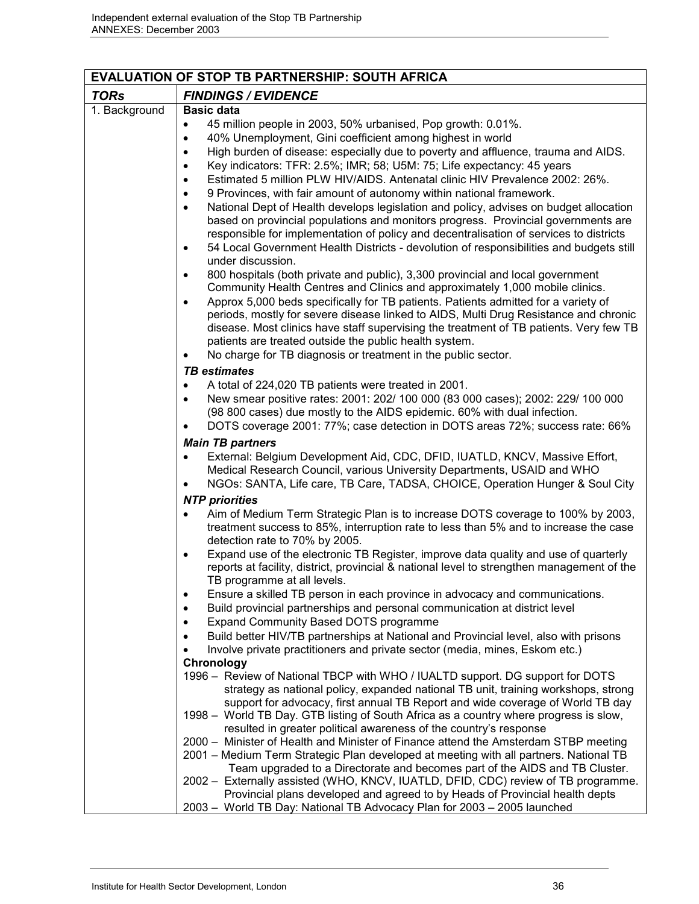| EVALUATION OF STOP TB PARTNERSHIP: SOUTH AFRICA | |
|---|---|
| ***TORs*** | ***FINDINGS / EVIDENCE*** |
| 1. Background | **Basic data**<br>• 45 million people in 2003, 50% urbanised, Pop growth: 0.01%.<br>• 40% Unemployment, Gini coefficient among highest in world<br>• High burden of disease: especially due to poverty and affluence, trauma and AIDS.<br>• Key indicators: TFR: 2.5%; IMR; 58; U5M: 75; Life expectancy: 45 years<br>• Estimated 5 million PLW HIV/AIDS. Antenatal clinic HIV Prevalence 2002: 26%.<br>• 9 Provinces, with fair amount of autonomy within national framework.<br>• National Dept of Health develops legislation and policy, advises on budget allocation based on provincial populations and monitors progress. Provincial governments are responsible for implementation of policy and decentralisation of services to districts<br>• 54 Local Government Health Districts - devolution of responsibilities and budgets still under discussion.<br>• 800 hospitals (both private and public), 3,300 provincial and local government Community Health Centres and Clinics and approximately 1,000 mobile clinics.<br>• Approx 5,000 beds specifically for TB patients. Patients admitted for a variety of periods, mostly for severe disease linked to AIDS, Multi Drug Resistance and chronic disease. Most clinics have staff supervising the treatment of TB patients. Very few TB patients are treated outside the public health system.<br>• No charge for TB diagnosis or treatment in the public sector.<br>***TB estimates***<br>• A total of 224,020 TB patients were treated in 2001.<br>• New smear positive rates: 2001: 202/ 100 000 (83 000 cases); 2002: 229/ 100 000 (98 800 cases) due mostly to the AIDS epidemic. 60% with dual infection.<br>• DOTS coverage 2001: 77%; case detection in DOTS areas 72%; success rate: 66%<br>***Main TB partners***<br>• External: Belgium Development Aid, CDC, DFID, IUATLD, KNCV, Massive Effort, Medical Research Council, various University Departments, USAID and WHO<br>• NGOs: SANTA, Life care, TB Care, TADSA, CHOICE, Operation Hunger & Soul City<br>***NTP priorities***<br>• Aim of Medium Term Strategic Plan is to increase DOTS coverage to 100% by 2003, treatment success to 85%, interruption rate to less than 5% and to increase the case detection rate to 70% by 2005.<br>• Expand use of the electronic TB Register, improve data quality and use of quarterly reports at facility, district, provincial & national level to strengthen management of the TB programme at all levels.<br>• Ensure a skilled TB person in each province in advocacy and communications.<br>• Build provincial partnerships and personal communication at district level<br>• Expand Community Based DOTS programme<br>• Build better HIV/TB partnerships at National and Provincial level, also with prisons<br>• Involve private practitioners and private sector (media, mines, Eskom etc.)<br>**Chronology**<br>1996 – Review of National TBCP with WHO / IUALTD support. DG support for DOTS strategy as national policy, expanded national TB unit, training workshops, strong support for advocacy, first annual TB Report and wide coverage of World TB day<br>1998 – World TB Day. GTB listing of South Africa as a country where progress is slow, resulted in greater political awareness of the country's response<br>2000 – Minister of Health and Minister of Finance attend the Amsterdam STBP meeting<br>2001 – Medium Term Strategic Plan developed at meeting with all partners. National TB Team upgraded to a Directorate and becomes part of the AIDS and TB Cluster.<br>2002 – Externally assisted (WHO, KNCV, IUATLD, DFID, CDC) review of TB programme. Provincial plans developed and agreed to by Heads of Provincial health depts<br>2003 – World TB Day: National TB Advocacy Plan for 2003 – 2005 launched |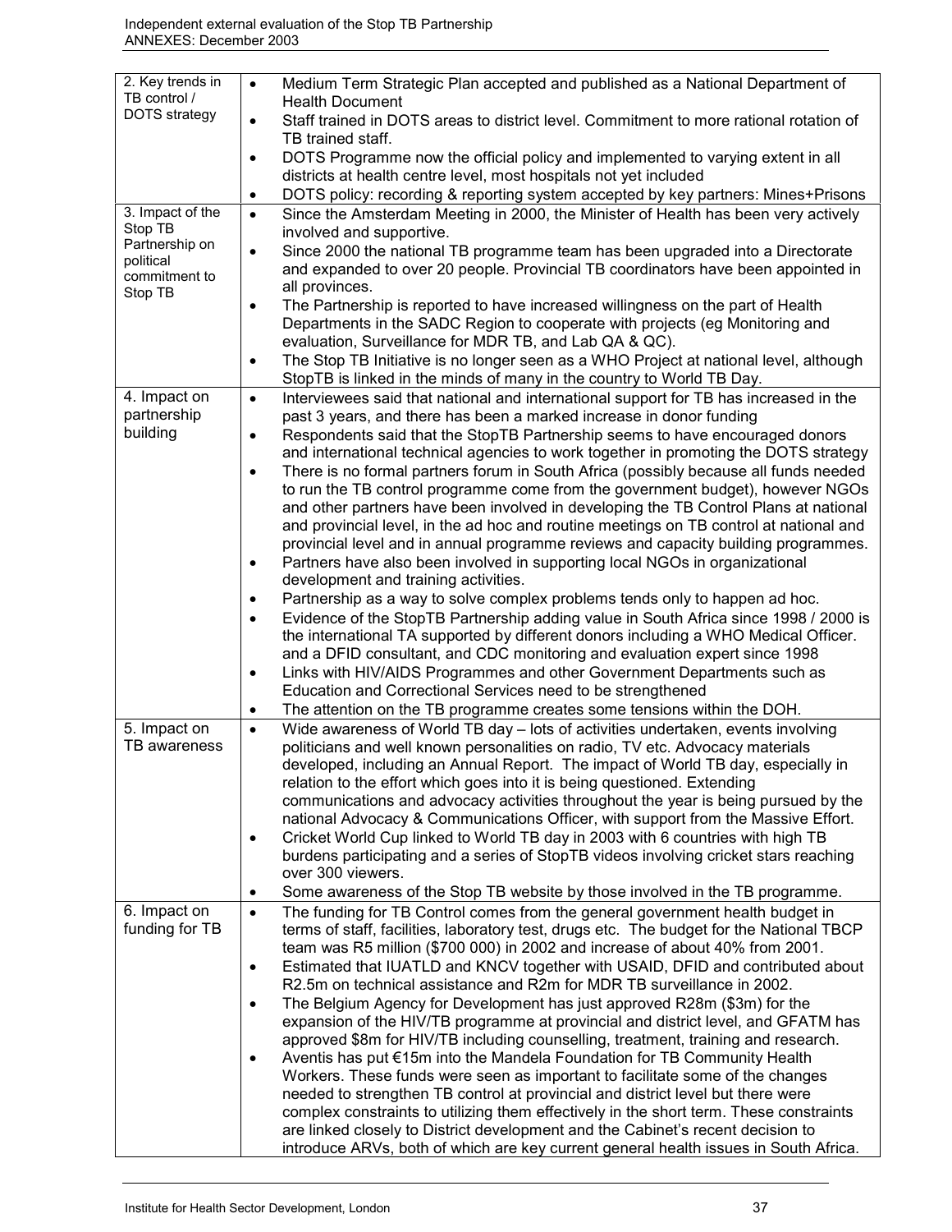| | |
|---|---|
| 2. Key trends in TB control / DOTS strategy | • Medium Term Strategic Plan accepted and published as a National Department of Health Document<br>• Staff trained in DOTS areas to district level. Commitment to more rational rotation of TB trained staff.<br>• DOTS Programme now the official policy and implemented to varying extent in all districts at health centre level, most hospitals not yet included<br>• DOTS policy: recording & reporting system accepted by key partners: Mines+Prisons |
| 3. Impact of the Stop TB Partnership on political commitment to Stop TB | • Since the Amsterdam Meeting in 2000, the Minister of Health has been very actively involved and supportive.<br>• Since 2000 the national TB programme team has been upgraded into a Directorate and expanded to over 20 people. Provincial TB coordinators have been appointed in all provinces.<br>• The Partnership is reported to have increased willingness on the part of Health Departments in the SADC Region to cooperate with projects (eg Monitoring and evaluation, Surveillance for MDR TB, and Lab QA & QC).<br>• The Stop TB Initiative is no longer seen as a WHO Project at national level, although StopTB is linked in the minds of many in the country to World TB Day. |
| 4. Impact on partnership building | • Interviewees said that national and international support for TB has increased in the past 3 years, and there has been a marked increase in donor funding<br>• Respondents said that the StopTB Partnership seems to have encouraged donors and international technical agencies to work together in promoting the DOTS strategy<br>• There is no formal partners forum in South Africa (possibly because all funds needed to run the TB control programme come from the government budget), however NGOs and other partners have been involved in developing the TB Control Plans at national and provincial level, in the ad hoc and routine meetings on TB control at national and provincial level and in annual programme reviews and capacity building programmes.<br>• Partners have also been involved in supporting local NGOs in organizational development and training activities.<br>• Partnership as a way to solve complex problems tends only to happen ad hoc.<br>• Evidence of the StopTB Partnership adding value in South Africa since 1998 / 2000 is the international TA supported by different donors including a WHO Medical Officer. and a DFID consultant, and CDC monitoring and evaluation expert since 1998<br>• Links with HIV/AIDS Programmes and other Government Departments such as Education and Correctional Services need to be strengthened<br>• The attention on the TB programme creates some tensions within the DOH. |
| 5. Impact on TB awareness | • Wide awareness of World TB day – lots of activities undertaken, events involving politicians and well known personalities on radio, TV etc. Advocacy materials developed, including an Annual Report. The impact of World TB day, especially in relation to the effort which goes into it is being questioned. Extending communications and advocacy activities throughout the year is being pursued by the national Advocacy & Communications Officer, with support from the Massive Effort.<br>• Cricket World Cup linked to World TB day in 2003 with 6 countries with high TB burdens participating and a series of StopTB videos involving cricket stars reaching over 300 viewers.<br>• Some awareness of the Stop TB website by those involved in the TB programme. |
| 6. Impact on funding for TB | • The funding for TB Control comes from the general government health budget in terms of staff, facilities, laboratory test, drugs etc. The budget for the National TBCP team was R5 million ($700 000) in 2002 and increase of about 40% from 2001.<br>• Estimated that IUATLD and KNCV together with USAID, DFID and contributed about R2.5m on technical assistance and R2m for MDR TB surveillance in 2002.<br>• The Belgium Agency for Development has just approved R28m ($3m) for the expansion of the HIV/TB programme at provincial and district level, and GFATM has approved $8m for HIV/TB including counselling, treatment, training and research.<br>• Aventis has put €15m into the Mandela Foundation for TB Community Health Workers. These funds were seen as important to facilitate some of the changes needed to strengthen TB control at provincial and district level but there were complex constraints to utilizing them effectively in the short term. These constraints are linked closely to District development and the Cabinet's recent decision to introduce ARVs, both of which are key current general health issues in South Africa. |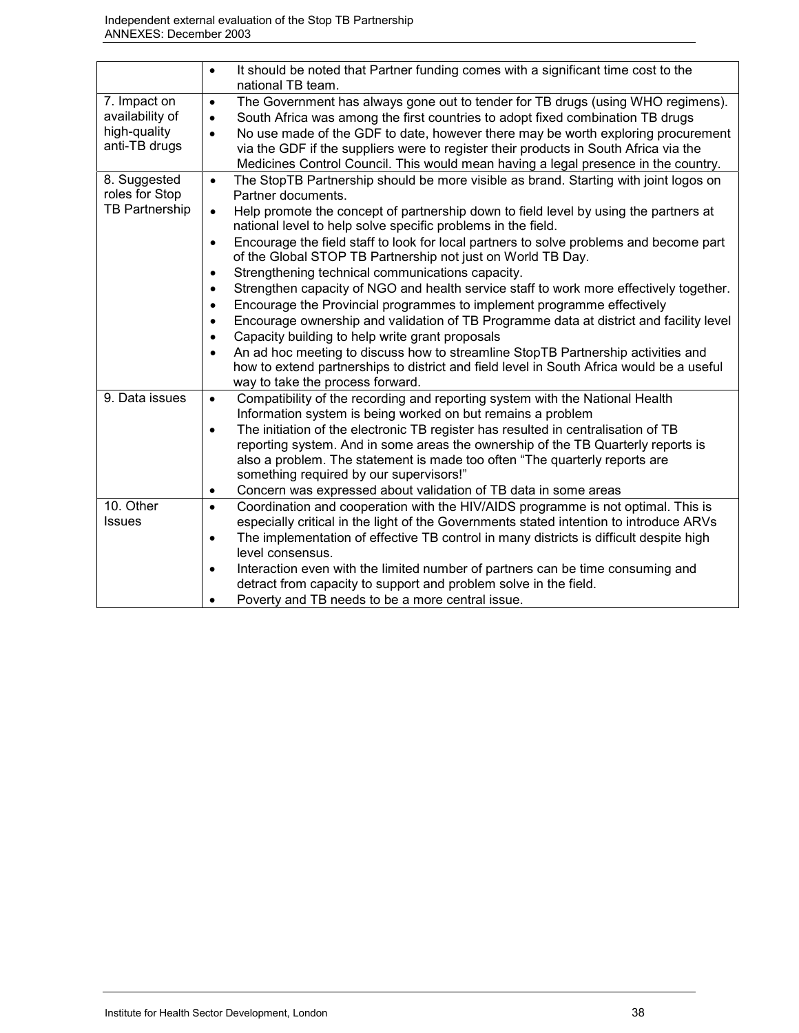| | |
|---|---|
| | • It should be noted that Partner funding comes with a significant time cost to the national TB team. |
| 7. Impact on availability of high-quality anti-TB drugs | • The Government has always gone out to tender for TB drugs (using WHO regimens).<br>• South Africa was among the first countries to adopt fixed combination TB drugs<br>• No use made of the GDF to date, however there may be worth exploring procurement via the GDF if the suppliers were to register their products in South Africa via the Medicines Control Council. This would mean having a legal presence in the country. |
| 8. Suggested roles for Stop TB Partnership | • The StopTB Partnership should be more visible as brand. Starting with joint logos on Partner documents.<br>• Help promote the concept of partnership down to field level by using the partners at national level to help solve specific problems in the field.<br>• Encourage the field staff to look for local partners to solve problems and become part of the Global STOP TB Partnership not just on World TB Day.<br>• Strengthening technical communications capacity.<br>• Strengthen capacity of NGO and health service staff to work more effectively together.<br>• Encourage the Provincial programmes to implement programme effectively<br>• Encourage ownership and validation of TB Programme data at district and facility level<br>• Capacity building to help write grant proposals<br>• An ad hoc meeting to discuss how to streamline StopTB Partnership activities and how to extend partnerships to district and field level in South Africa would be a useful way to take the process forward. |
| 9. Data issues | • Compatibility of the recording and reporting system with the National Health Information system is being worked on but remains a problem<br>• The initiation of the electronic TB register has resulted in centralisation of TB reporting system. And in some areas the ownership of the TB Quarterly reports is also a problem. The statement is made too often "The quarterly reports are something required by our supervisors!"<br>• Concern was expressed about validation of TB data in some areas |
| 10. Other Issues | • Coordination and cooperation with the HIV/AIDS programme is not optimal. This is especially critical in the light of the Governments stated intention to introduce ARVs<br>• The implementation of effective TB control in many districts is difficult despite high level consensus.<br>• Interaction even with the limited number of partners can be time consuming and detract from capacity to support and problem solve in the field.<br>• Poverty and TB needs to be a more central issue. |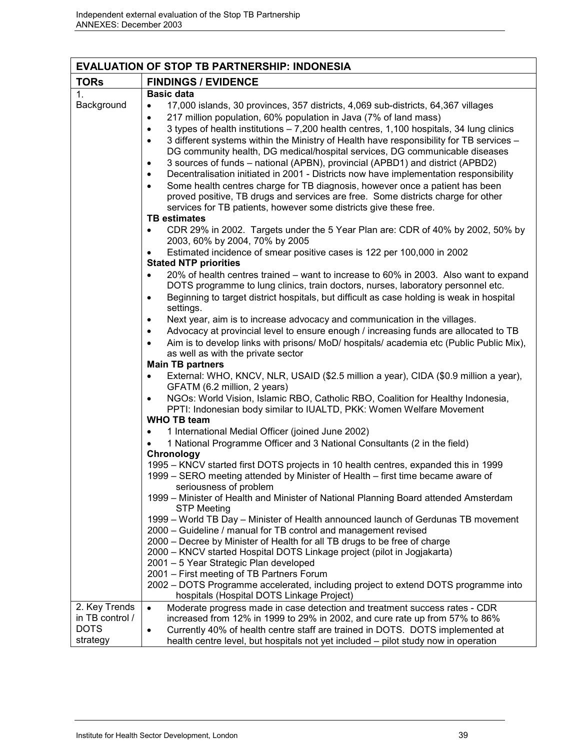| EVALUATION OF STOP TB PARTNERSHIP: INDONESIA | |
|---|---|
| **TORs** | **FINDINGS / EVIDENCE** |
| 1. Background | **Basic data**<br>• 17,000 islands, 30 provinces, 357 districts, 4,069 sub-districts, 64,367 villages<br>• 217 million population, 60% population in Java (7% of land mass)<br>• 3 types of health institutions – 7,200 health centres, 1,100 hospitals, 34 lung clinics<br>• 3 different systems within the Ministry of Health have responsibility for TB services – DG community health, DG medical/hospital services, DG communicable diseases<br>• 3 sources of funds – national (APBN), provincial (APBD1) and district (APBD2)<br>• Decentralisation initiated in 2001 - Districts now have implementation responsibility<br>• Some health centres charge for TB diagnosis, however once a patient has been proved positive, TB drugs and services are free. Some districts charge for other services for TB patients, however some districts give these free.<br>**TB estimates**<br>• CDR 29% in 2002. Targets under the 5 Year Plan are: CDR of 40% by 2002, 50% by 2003, 60% by 2004, 70% by 2005<br>• Estimated incidence of smear positive cases is 122 per 100,000 in 2002<br>**Stated NTP priorities**<br>• 20% of health centres trained – want to increase to 60% in 2003. Also want to expand DOTS programme to lung clinics, train doctors, nurses, laboratory personnel etc.<br>• Beginning to target district hospitals, but difficult as case holding is weak in hospital settings.<br>• Next year, aim is to increase advocacy and communication in the villages.<br>• Advocacy at provincial level to ensure enough / increasing funds are allocated to TB<br>• Aim is to develop links with prisons/ MoD/ hospitals/ academia etc (Public Public Mix), as well as with the private sector<br>**Main TB partners**<br>• External: WHO, KNCV, NLR, USAID ($2.5 million a year), CIDA ($0.9 million a year), GFATM (6.2 million, 2 years)<br>• NGOs: World Vision, Islamic RBO, Catholic RBO, Coalition for Healthy Indonesia, PPTI: Indonesian body similar to IUALTD, PKK: Women Welfare Movement<br>**WHO TB team**<br>• 1 International Medial Officer (joined June 2002)<br>• 1 National Programme Officer and 3 National Consultants (2 in the field)<br>**Chronology**<br>1995 – KNCV started first DOTS projects in 10 health centres, expanded this in 1999<br>1999 – SERO meeting attended by Minister of Health – first time became aware of seriousness of problem<br>1999 – Minister of Health and Minister of National Planning Board attended Amsterdam STP Meeting<br>1999 – World TB Day – Minister of Health announced launch of Gerdunas TB movement<br>2000 – Guideline / manual for TB control and management revised<br>2000 – Decree by Minister of Health for all TB drugs to be free of charge<br>2000 – KNCV started Hospital DOTS Linkage project (pilot in Jogjakarta)<br>2001 – 5 Year Strategic Plan developed<br>2001 – First meeting of TB Partners Forum<br>2002 – DOTS Programme accelerated, including project to extend DOTS programme into hospitals (Hospital DOTS Linkage Project) |
| 2. Key Trends in TB control / DOTS strategy | • Moderate progress made in case detection and treatment success rates - CDR increased from 12% in 1999 to 29% in 2002, and cure rate up from 57% to 86%<br>• Currently 40% of health centre staff are trained in DOTS. DOTS implemented at health centre level, but hospitals not yet included – pilot study now in operation |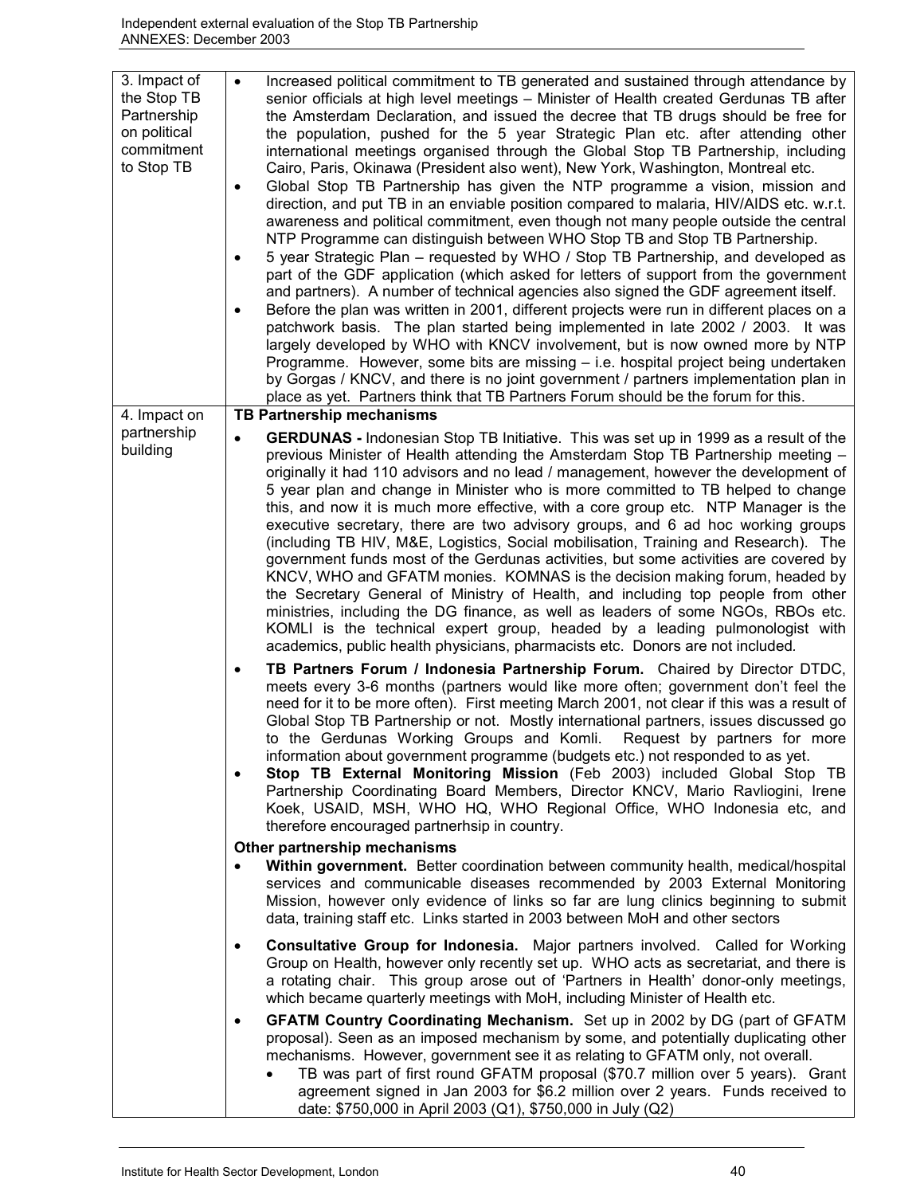| | |
|---|---|
| 3. Impact of the Stop TB Partnership on political commitment to Stop TB | • Increased political commitment to TB generated and sustained through attendance by senior officials at high level meetings – Minister of Health created Gerdunas TB after the Amsterdam Declaration, and issued the decree that TB drugs should be free for the population, pushed for the 5 year Strategic Plan etc. after attending other international meetings organised through the Global Stop TB Partnership, including Cairo, Paris, Okinawa (President also went), New York, Washington, Montreal etc.<br>• Global Stop TB Partnership has given the NTP programme a vision, mission and direction, and put TB in an enviable position compared to malaria, HIV/AIDS etc. w.r.t. awareness and political commitment, even though not many people outside the central NTP Programme can distinguish between WHO Stop TB and Stop TB Partnership.<br>• 5 year Strategic Plan – requested by WHO / Stop TB Partnership, and developed as part of the GDF application (which asked for letters of support from the government and partners). A number of technical agencies also signed the GDF agreement itself.<br>• Before the plan was written in 2001, different projects were run in different places on a patchwork basis. The plan started being implemented in late 2002 / 2003. It was largely developed by WHO with KNCV involvement, but is now owned more by NTP Programme. However, some bits are missing – i.e. hospital project being undertaken by Gorgas / KNCV, and there is no joint government / partners implementation plan in place as yet. Partners think that TB Partners Forum should be the forum for this. |
| 4. Impact on partnership building | **TB Partnership mechanisms**<br>• **GERDUNAS -** Indonesian Stop TB Initiative. This was set up in 1999 as a result of the previous Minister of Health attending the Amsterdam Stop TB Partnership meeting – originally it had 110 advisors and no lead / management, however the development of 5 year plan and change in Minister who is more committed to TB helped to change this, and now it is much more effective, with a core group etc. NTP Manager is the executive secretary, there are two advisory groups, and 6 ad hoc working groups (including TB HIV, M&E, Logistics, Social mobilisation, Training and Research). The government funds most of the Gerdunas activities, but some activities are covered by KNCV, WHO and GFATM monies. KOMNAS is the decision making forum, headed by the Secretary General of Ministry of Health, and including top people from other ministries, including the DG finance, as well as leaders of some NGOs, RBOs etc. KOMLI is the technical expert group, headed by a leading pulmonologist with academics, public health physicians, pharmacists etc. Donors are not included.<br>• **TB Partners Forum / Indonesia Partnership Forum.** Chaired by Director DTDC, meets every 3-6 months (partners would like more often; government don't feel the need for it to be more often). First meeting March 2001, not clear if this was a result of Global Stop TB Partnership or not. Mostly international partners, issues discussed go to the Gerdunas Working Groups and Komli. Request by partners for more information about government programme (budgets etc.) not responded to as yet.<br>• **Stop TB External Monitoring Mission** (Feb 2003) included Global Stop TB Partnership Coordinating Board Members, Director KNCV, Mario Ravliogini, Irene Koek, USAID, MSH, WHO HQ, WHO Regional Office, WHO Indonesia etc, and therefore encouraged partnerhsip in country.<br>**Other partnership mechanisms**<br>• **Within government.** Better coordination between community health, medical/hospital services and communicable diseases recommended by 2003 External Monitoring Mission, however only evidence of links so far are lung clinics beginning to submit data, training staff etc. Links started in 2003 between MoH and other sectors<br>• **Consultative Group for Indonesia.** Major partners involved. Called for Working Group on Health, however only recently set up. WHO acts as secretariat, and there is a rotating chair. This group arose out of 'Partners in Health' donor-only meetings, which became quarterly meetings with MoH, including Minister of Health etc.<br>• **GFATM Country Coordinating Mechanism.** Set up in 2002 by DG (part of GFATM proposal). Seen as an imposed mechanism by some, and potentially duplicating other mechanisms. However, government see it as relating to GFATM only, not overall.<br>&nbsp;&nbsp;&nbsp;&nbsp;• TB was part of first round GFATM proposal ($70.7 million over 5 years). Grant agreement signed in Jan 2003 for $6.2 million over 2 years. Funds received to date: $750,000 in April 2003 (Q1), $750,000 in July (Q2) |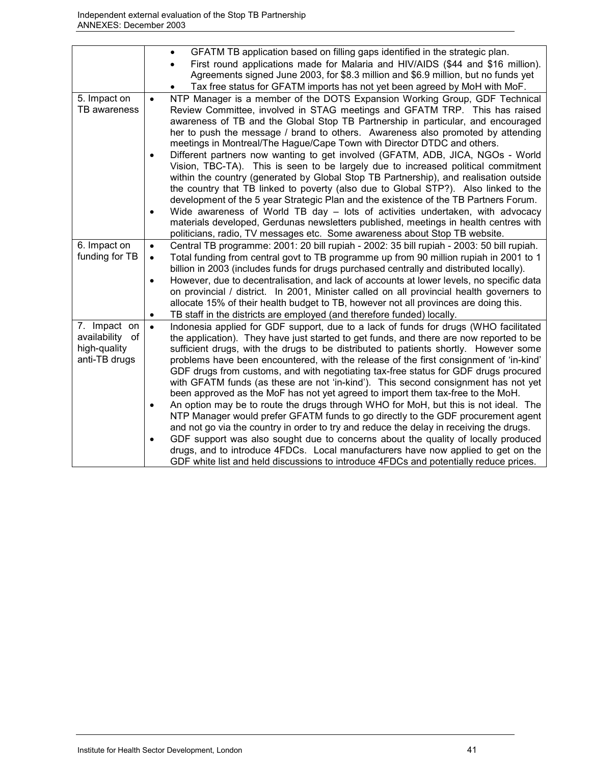| | |
|---|---|
| | • GFATM TB application based on filling gaps identified in the strategic plan.<br>• First round applications made for Malaria and HIV/AIDS ($44 and $16 million). Agreements signed June 2003, for $8.3 million and $6.9 million, but no funds yet<br>• Tax free status for GFATM imports has not yet been agreed by MoH with MoF. |
| 5. Impact on TB awareness | • NTP Manager is a member of the DOTS Expansion Working Group, GDF Technical Review Committee, involved in STAG meetings and GFATM TRP. This has raised awareness of TB and the Global Stop TB Partnership in particular, and encouraged her to push the message / brand to others. Awareness also promoted by attending meetings in Montreal/The Hague/Cape Town with Director DTDC and others.<br>• Different partners now wanting to get involved (GFATM, ADB, JICA, NGOs - World Vision, TBC-TA). This is seen to be largely due to increased political commitment within the country (generated by Global Stop TB Partnership), and realisation outside the country that TB linked to poverty (also due to Global STP?). Also linked to the development of the 5 year Strategic Plan and the existence of the TB Partners Forum.<br>• Wide awareness of World TB day – lots of activities undertaken, with advocacy materials developed, Gerdunas newsletters published, meetings in health centres with politicians, radio, TV messages etc. Some awareness about Stop TB website. |
| 6. Impact on funding for TB | • Central TB programme: 2001: 20 bill rupiah - 2002: 35 bill rupiah - 2003: 50 bill rupiah.<br>• Total funding from central govt to TB programme up from 90 million rupiah in 2001 to 1 billion in 2003 (includes funds for drugs purchased centrally and distributed locally).<br>• However, due to decentralisation, and lack of accounts at lower levels, no specific data on provincial / district. In 2001, Minister called on all provincial health governers to allocate 15% of their health budget to TB, however not all provinces are doing this.<br>• TB staff in the districts are employed (and therefore funded) locally. |
| 7. Impact on availability of high-quality anti-TB drugs | • Indonesia applied for GDF support, due to a lack of funds for drugs (WHO facilitated the application). They have just started to get funds, and there are now reported to be sufficient drugs, with the drugs to be distributed to patients shortly. However some problems have been encountered, with the release of the first consignment of 'in-kind' GDF drugs from customs, and with negotiating tax-free status for GDF drugs procured with GFATM funds (as these are not 'in-kind'). This second consignment has not yet been approved as the MoF has not yet agreed to import them tax-free to the MoH.<br>• An option may be to route the drugs through WHO for MoH, but this is not ideal. The NTP Manager would prefer GFATM funds to go directly to the GDF procurement agent and not go via the country in order to try and reduce the delay in receiving the drugs.<br>• GDF support was also sought due to concerns about the quality of locally produced drugs, and to introduce 4FDCs. Local manufacturers have now applied to get on the GDF white list and held discussions to introduce 4FDCs and potentially reduce prices. |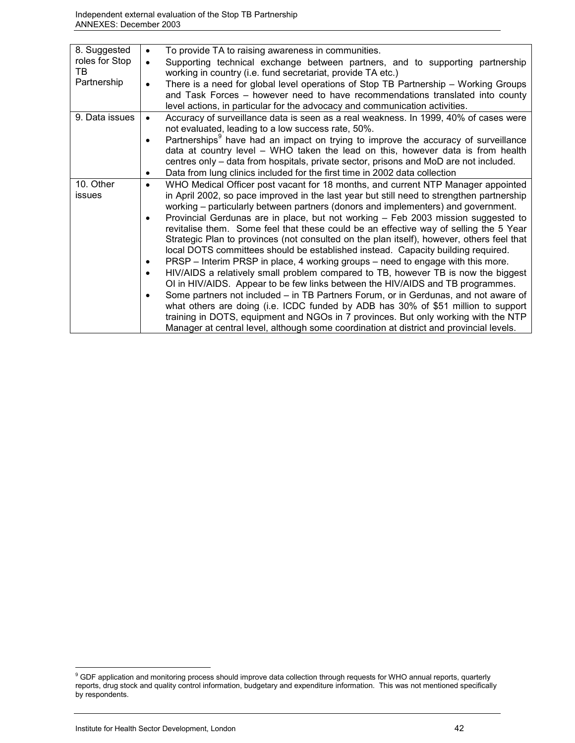| | |
|---|---|
| 8. Suggested roles for Stop TB Partnership | • To provide TA to raising awareness in communities.<br>• Supporting technical exchange between partners, and to supporting partnership working in country (i.e. fund secretariat, provide TA etc.)<br>• There is a need for global level operations of Stop TB Partnership – Working Groups and Task Forces – however need to have recommendations translated into county level actions, in particular for the advocacy and communication activities. |
| 9. Data issues | • Accuracy of surveillance data is seen as a real weakness. In 1999, 40% of cases were not evaluated, leading to a low success rate, 50%.<br>• Partnerships[9] have had an impact on trying to improve the accuracy of surveillance data at country level – WHO taken the lead on this, however data is from health centres only – data from hospitals, private sector, prisons and MoD are not included.<br>• Data from lung clinics included for the first time in 2002 data collection |
| 10. Other issues | • WHO Medical Officer post vacant for 18 months, and current NTP Manager appointed in April 2002, so pace improved in the last year but still need to strengthen partnership working – particularly between partners (donors and implementers) and government.<br>• Provincial Gerdunas are in place, but not working – Feb 2003 mission suggested to revitalise them. Some feel that these could be an effective way of selling the 5 Year Strategic Plan to provinces (not consulted on the plan itself), however, others feel that local DOTS committees should be established instead. Capacity building required.<br>• PRSP – Interim PRSP in place, 4 working groups – need to engage with this more.<br>• HIV/AIDS a relatively small problem compared to TB, however TB is now the biggest OI in HIV/AIDS. Appear to be few links between the HIV/AIDS and TB programmes.<br>• Some partners not included – in TB Partners Forum, or in Gerdunas, and not aware of what others are doing (i.e. ICDC funded by ADB has 30% of $51 million to support training in DOTS, equipment and NGOs in 7 provinces. But only working with the NTP Manager at central level, although some coordination at district and provincial levels. |

[9] GDF application and monitoring process should improve data collection through requests for WHO annual reports, quarterly reports, drug stock and quality control information, budgetary and expenditure information. This was not mentioned specifically by respondents.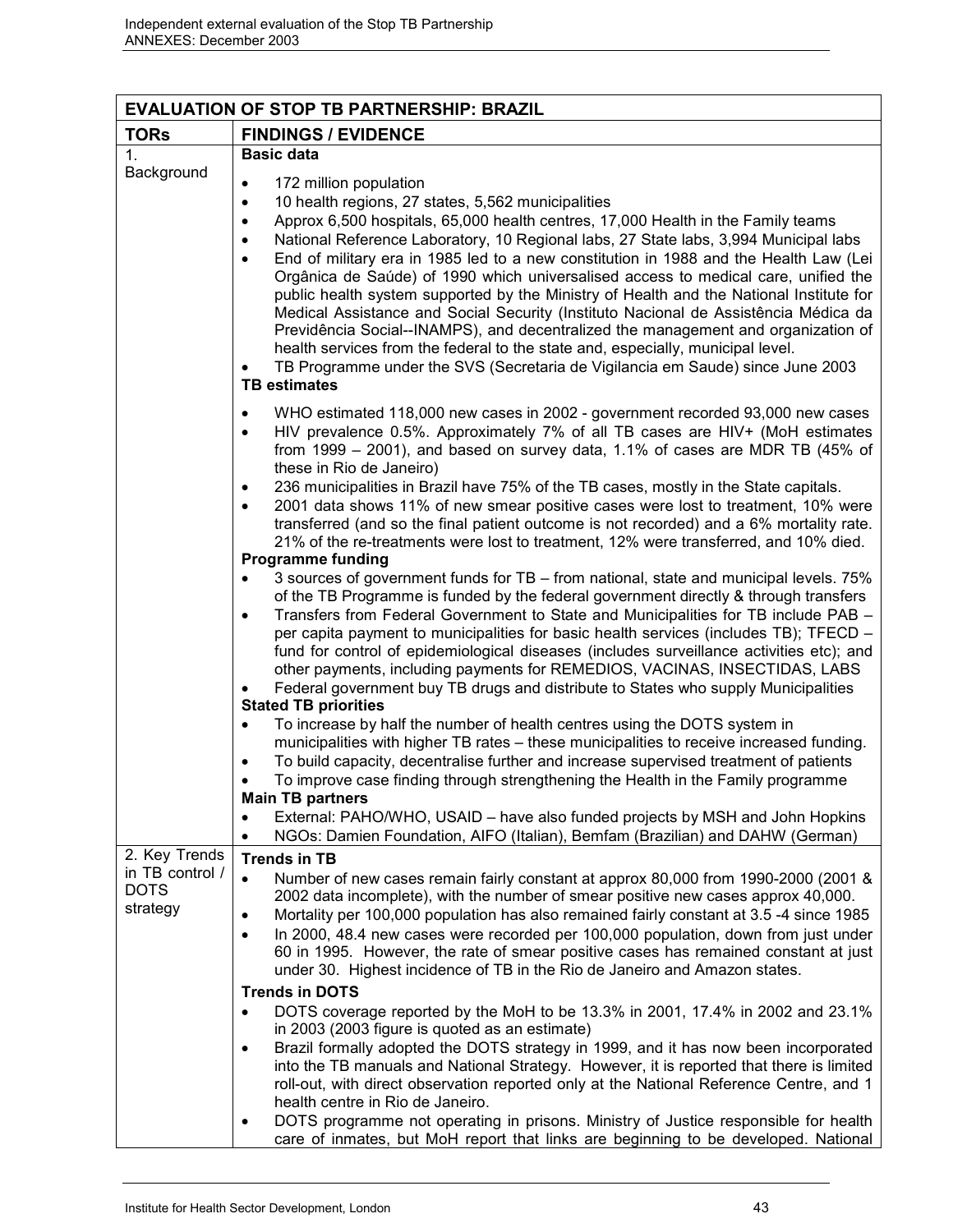| EVALUATION OF STOP TB PARTNERSHIP: BRAZIL | |
|---|---|
| **TORs** | **FINDINGS / EVIDENCE** |
| 1. Background | **Basic data**<br>• 172 million population<br>• 10 health regions, 27 states, 5,562 municipalities<br>• Approx 6,500 hospitals, 65,000 health centres, 17,000 Health in the Family teams<br>• National Reference Laboratory, 10 Regional labs, 27 State labs, 3,994 Municipal labs<br>• End of military era in 1985 led to a new constitution in 1988 and the Health Law (Lei Orgânica de Saúde) of 1990 which universalised access to medical care, unified the public health system supported by the Ministry of Health and the National Institute for Medical Assistance and Social Security (Instituto Nacional de Assistência Médica da Previdência Social--INAMPS), and decentralized the management and organization of health services from the federal to the state and, especially, municipal level.<br>• TB Programme under the SVS (Secretaria de Vigilancia em Saude) since June 2003<br>**TB estimates**<br>• WHO estimated 118,000 new cases in 2002 - government recorded 93,000 new cases<br>• HIV prevalence 0.5%. Approximately 7% of all TB cases are HIV+ (MoH estimates from 1999 – 2001), and based on survey data, 1.1% of cases are MDR TB (45% of these in Rio de Janeiro)<br>• 236 municipalities in Brazil have 75% of the TB cases, mostly in the State capitals.<br>• 2001 data shows 11% of new smear positive cases were lost to treatment, 10% were transferred (and so the final patient outcome is not recorded) and a 6% mortality rate. 21% of the re-treatments were lost to treatment, 12% were transferred, and 10% died.<br>**Programme funding**<br>• 3 sources of government funds for TB – from national, state and municipal levels. 75% of the TB Programme is funded by the federal government directly & through transfers<br>• Transfers from Federal Government to State and Municipalities for TB include PAB – per capita payment to municipalities for basic health services (includes TB); TFECD – fund for control of epidemiological diseases (includes surveillance activities etc); and other payments, including payments for REMEDIOS, VACINAS, INSECTIDAS, LABS<br>• Federal government buy TB drugs and distribute to States who supply Municipalities<br>**Stated TB priorities**<br>• To increase by half the number of health centres using the DOTS system in municipalities with higher TB rates – these municipalities to receive increased funding.<br>• To build capacity, decentralise further and increase supervised treatment of patients<br>• To improve case finding through strengthening the Health in the Family programme<br>**Main TB partners**<br>• External: PAHO/WHO, USAID – have also funded projects by MSH and John Hopkins<br>• NGOs: Damien Foundation, AIFO (Italian), Bemfam (Brazilian) and DAHW (German) |
| 2. Key Trends in TB control / DOTS strategy | **Trends in TB**<br>• Number of new cases remain fairly constant at approx 80,000 from 1990-2000 (2001 & 2002 data incomplete), with the number of smear positive new cases approx 40,000.<br>• Mortality per 100,000 population has also remained fairly constant at 3.5 -4 since 1985<br>• In 2000, 48.4 new cases were recorded per 100,000 population, down from just under 60 in 1995. However, the rate of smear positive cases has remained constant at just under 30. Highest incidence of TB in the Rio de Janeiro and Amazon states.<br>**Trends in DOTS**<br>• DOTS coverage reported by the MoH to be 13.3% in 2001, 17.4% in 2002 and 23.1% in 2003 (2003 figure is quoted as an estimate)<br>• Brazil formally adopted the DOTS strategy in 1999, and it has now been incorporated into the TB manuals and National Strategy. However, it is reported that there is limited roll-out, with direct observation reported only at the National Reference Centre, and 1 health centre in Rio de Janeiro.<br>• DOTS programme not operating in prisons. Ministry of Justice responsible for health care of inmates, but MoH report that links are beginning to be developed. National |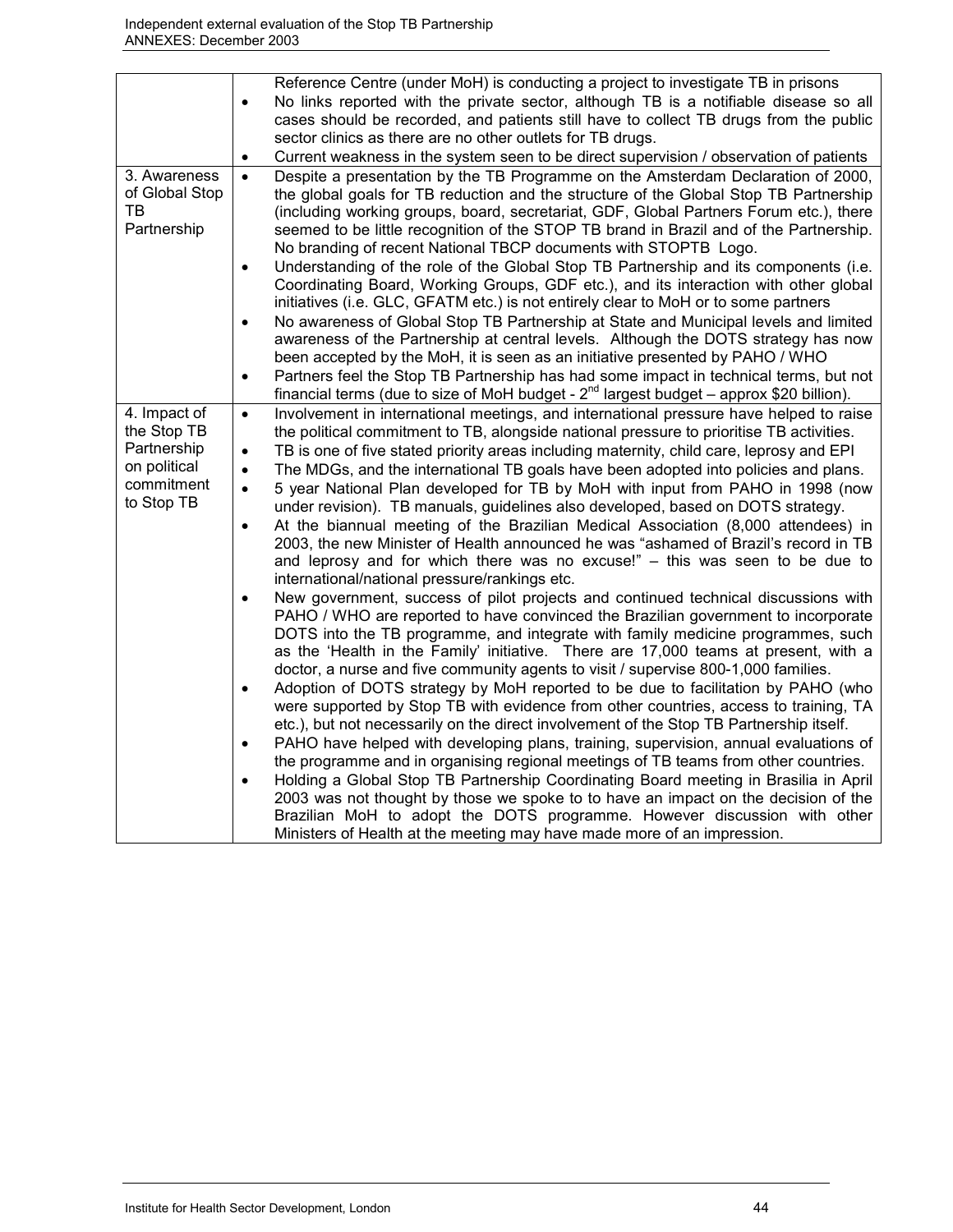| | |
|---|---|
| | Reference Centre (under MoH) is conducting a project to investigate TB in prisons<br>• No links reported with the private sector, although TB is a notifiable disease so all cases should be recorded, and patients still have to collect TB drugs from the public sector clinics as there are no other outlets for TB drugs.<br>• Current weakness in the system seen to be direct supervision / observation of patients |
| 3. Awareness of Global Stop TB Partnership | • Despite a presentation by the TB Programme on the Amsterdam Declaration of 2000, the global goals for TB reduction and the structure of the Global Stop TB Partnership (including working groups, board, secretariat, GDF, Global Partners Forum etc.), there seemed to be little recognition of the STOP TB brand in Brazil and of the Partnership. No branding of recent National TBCP documents with STOPTB Logo.<br>• Understanding of the role of the Global Stop TB Partnership and its components (i.e. Coordinating Board, Working Groups, GDF etc.), and its interaction with other global initiatives (i.e. GLC, GFATM etc.) is not entirely clear to MoH or to some partners<br>• No awareness of Global Stop TB Partnership at State and Municipal levels and limited awareness of the Partnership at central levels. Although the DOTS strategy has now been accepted by the MoH, it is seen as an initiative presented by PAHO / WHO<br>• Partners feel the Stop TB Partnership has had some impact in technical terms, but not financial terms (due to size of MoH budget - 2nd largest budget – approx $20 billion). |
| 4. Impact of the Stop TB Partnership on political commitment to Stop TB | • Involvement in international meetings, and international pressure have helped to raise the political commitment to TB, alongside national pressure to prioritise TB activities.<br>• TB is one of five stated priority areas including maternity, child care, leprosy and EPI<br>• The MDGs, and the international TB goals have been adopted into policies and plans.<br>• 5 year National Plan developed for TB by MoH with input from PAHO in 1998 (now under revision). TB manuals, guidelines also developed, based on DOTS strategy.<br>• At the biannual meeting of the Brazilian Medical Association (8,000 attendees) in 2003, the new Minister of Health announced he was "ashamed of Brazil's record in TB and leprosy and for which there was no excuse!" – this was seen to be due to international/national pressure/rankings etc.<br>• New government, success of pilot projects and continued technical discussions with PAHO / WHO are reported to have convinced the Brazilian government to incorporate DOTS into the TB programme, and integrate with family medicine programmes, such as the 'Health in the Family' initiative. There are 17,000 teams at present, with a doctor, a nurse and five community agents to visit / supervise 800-1,000 families.<br>• Adoption of DOTS strategy by MoH reported to be due to facilitation by PAHO (who were supported by Stop TB with evidence from other countries, access to training, TA etc.), but not necessarily on the direct involvement of the Stop TB Partnership itself.<br>• PAHO have helped with developing plans, training, supervision, annual evaluations of the programme and in organising regional meetings of TB teams from other countries.<br>• Holding a Global Stop TB Partnership Coordinating Board meeting in Brasilia in April 2003 was not thought by those we spoke to to have an impact on the decision of the Brazilian MoH to adopt the DOTS programme. However discussion with other Ministers of Health at the meeting may have made more of an impression. |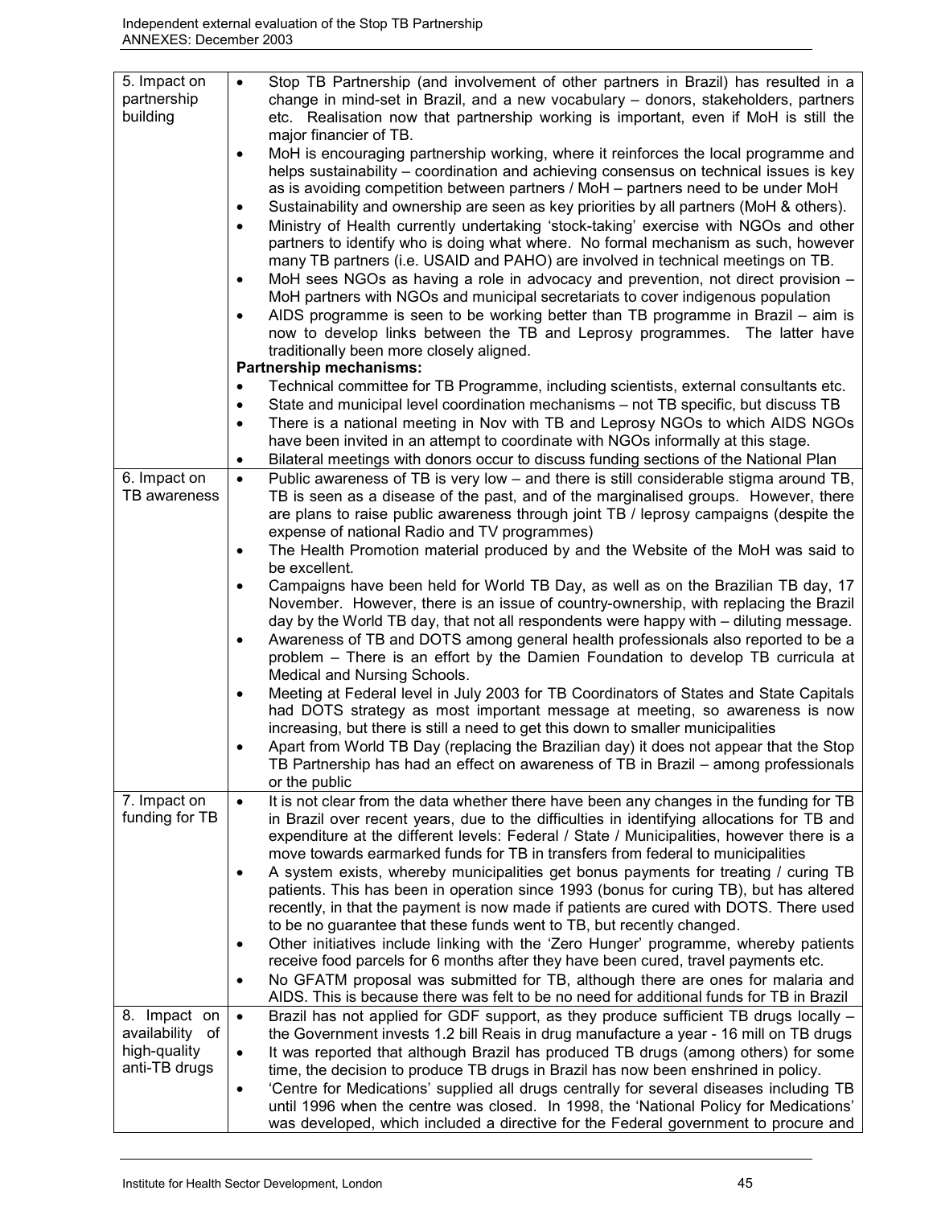| | |
|---|---|
| 5. Impact on partnership building | • Stop TB Partnership (and involvement of other partners in Brazil) has resulted in a change in mind-set in Brazil, and a new vocabulary – donors, stakeholders, partners etc. Realisation now that partnership working is important, even if MoH is still the major financier of TB.<br>• MoH is encouraging partnership working, where it reinforces the local programme and helps sustainability – coordination and achieving consensus on technical issues is key as is avoiding competition between partners / MoH – partners need to be under MoH<br>• Sustainability and ownership are seen as key priorities by all partners (MoH & others).<br>• Ministry of Health currently undertaking 'stock-taking' exercise with NGOs and other partners to identify who is doing what where. No formal mechanism as such, however many TB partners (i.e. USAID and PAHO) are involved in technical meetings on TB.<br>• MoH sees NGOs as having a role in advocacy and prevention, not direct provision – MoH partners with NGOs and municipal secretariats to cover indigenous population<br>• AIDS programme is seen to be working better than TB programme in Brazil – aim is now to develop links between the TB and Leprosy programmes. The latter have traditionally been more closely aligned.<br>**Partnership mechanisms:**<br>• Technical committee for TB Programme, including scientists, external consultants etc.<br>• State and municipal level coordination mechanisms – not TB specific, but discuss TB<br>• There is a national meeting in Nov with TB and Leprosy NGOs to which AIDS NGOs have been invited in an attempt to coordinate with NGOs informally at this stage.<br>• Bilateral meetings with donors occur to discuss funding sections of the National Plan |
| 6. Impact on TB awareness | • Public awareness of TB is very low – and there is still considerable stigma around TB, TB is seen as a disease of the past, and of the marginalised groups. However, there are plans to raise public awareness through joint TB / leprosy campaigns (despite the expense of national Radio and TV programmes)<br>• The Health Promotion material produced by and the Website of the MoH was said to be excellent.<br>• Campaigns have been held for World TB Day, as well as on the Brazilian TB day, 17 November. However, there is an issue of country-ownership, with replacing the Brazil day by the World TB day, that not all respondents were happy with – diluting message.<br>• Awareness of TB and DOTS among general health professionals also reported to be a problem – There is an effort by the Damien Foundation to develop TB curricula at Medical and Nursing Schools.<br>• Meeting at Federal level in July 2003 for TB Coordinators of States and State Capitals had DOTS strategy as most important message at meeting, so awareness is now increasing, but there is still a need to get this down to smaller municipalities<br>• Apart from World TB Day (replacing the Brazilian day) it does not appear that the Stop TB Partnership has had an effect on awareness of TB in Brazil – among professionals or the public |
| 7. Impact on funding for TB | • It is not clear from the data whether there have been any changes in the funding for TB in Brazil over recent years, due to the difficulties in identifying allocations for TB and expenditure at the different levels: Federal / State / Municipalities, however there is a move towards earmarked funds for TB in transfers from federal to municipalities<br>• A system exists, whereby municipalities get bonus payments for treating / curing TB patients. This has been in operation since 1993 (bonus for curing TB), but has altered recently, in that the payment is now made if patients are cured with DOTS. There used to be no guarantee that these funds went to TB, but recently changed.<br>• Other initiatives include linking with the 'Zero Hunger' programme, whereby patients receive food parcels for 6 months after they have been cured, travel payments etc.<br>• No GFATM proposal was submitted for TB, although there are ones for malaria and AIDS. This is because there was felt to be no need for additional funds for TB in Brazil |
| 8. Impact on availability of high-quality anti-TB drugs | • Brazil has not applied for GDF support, as they produce sufficient TB drugs locally – the Government invests 1.2 bill Reais in drug manufacture a year - 16 mill on TB drugs<br>• It was reported that although Brazil has produced TB drugs (among others) for some time, the decision to produce TB drugs in Brazil has now been enshrined in policy.<br>• 'Centre for Medications' supplied all drugs centrally for several diseases including TB until 1996 when the centre was closed. In 1998, the 'National Policy for Medications' was developed, which included a directive for the Federal government to procure and |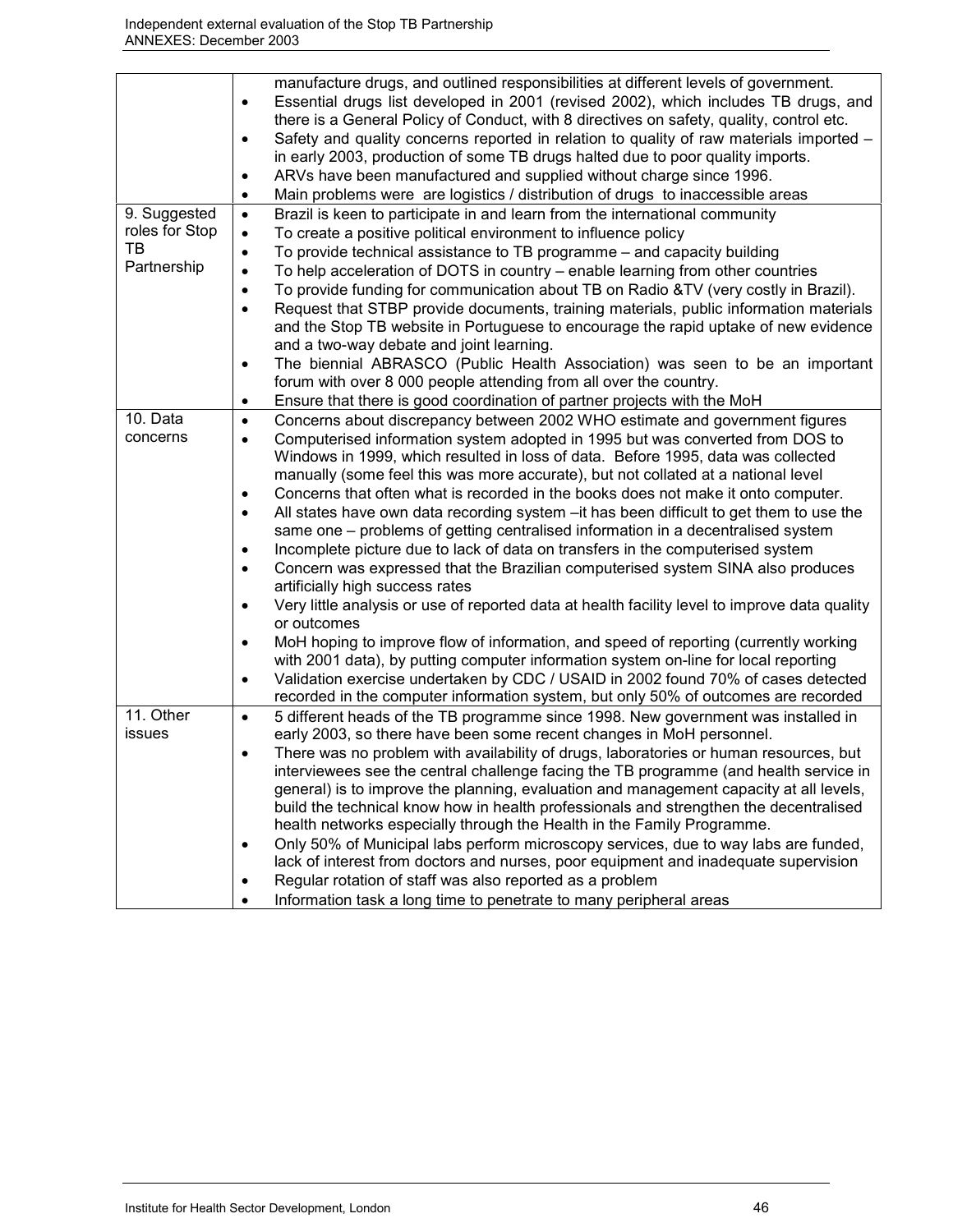| | |
|---|---|
| | manufacture drugs, and outlined responsibilities at different levels of government.<br>• Essential drugs list developed in 2001 (revised 2002), which includes TB drugs, and there is a General Policy of Conduct, with 8 directives on safety, quality, control etc.<br>• Safety and quality concerns reported in relation to quality of raw materials imported – in early 2003, production of some TB drugs halted due to poor quality imports.<br>• ARVs have been manufactured and supplied without charge since 1996.<br>• Main problems were are logistics / distribution of drugs to inaccessible areas |
| 9. Suggested roles for Stop TB Partnership | • Brazil is keen to participate in and learn from the international community<br>• To create a positive political environment to influence policy<br>• To provide technical assistance to TB programme – and capacity building<br>• To help acceleration of DOTS in country – enable learning from other countries<br>• To provide funding for communication about TB on Radio &TV (very costly in Brazil).<br>• Request that STBP provide documents, training materials, public information materials and the Stop TB website in Portuguese to encourage the rapid uptake of new evidence and a two-way debate and joint learning.<br>• The biennial ABRASCO (Public Health Association) was seen to be an important forum with over 8 000 people attending from all over the country.<br>• Ensure that there is good coordination of partner projects with the MoH |
| 10. Data concerns | • Concerns about discrepancy between 2002 WHO estimate and government figures<br>• Computerised information system adopted in 1995 but was converted from DOS to Windows in 1999, which resulted in loss of data. Before 1995, data was collected manually (some feel this was more accurate), but not collated at a national level<br>• Concerns that often what is recorded in the books does not make it onto computer.<br>• All states have own data recording system –it has been difficult to get them to use the same one – problems of getting centralised information in a decentralised system<br>• Incomplete picture due to lack of data on transfers in the computerised system<br>• Concern was expressed that the Brazilian computerised system SINA also produces artificially high success rates<br>• Very little analysis or use of reported data at health facility level to improve data quality or outcomes<br>• MoH hoping to improve flow of information, and speed of reporting (currently working with 2001 data), by putting computer information system on-line for local reporting<br>• Validation exercise undertaken by CDC / USAID in 2002 found 70% of cases detected recorded in the computer information system, but only 50% of outcomes are recorded |
| 11. Other issues | • 5 different heads of the TB programme since 1998. New government was installed in early 2003, so there have been some recent changes in MoH personnel.<br>• There was no problem with availability of drugs, laboratories or human resources, but interviewees see the central challenge facing the TB programme (and health service in general) is to improve the planning, evaluation and management capacity at all levels, build the technical know how in health professionals and strengthen the decentralised health networks especially through the Health in the Family Programme.<br>• Only 50% of Municipal labs perform microscopy services, due to way labs are funded, lack of interest from doctors and nurses, poor equipment and inadequate supervision<br>• Regular rotation of staff was also reported as a problem<br>• Information task a long time to penetrate to many peripheral areas |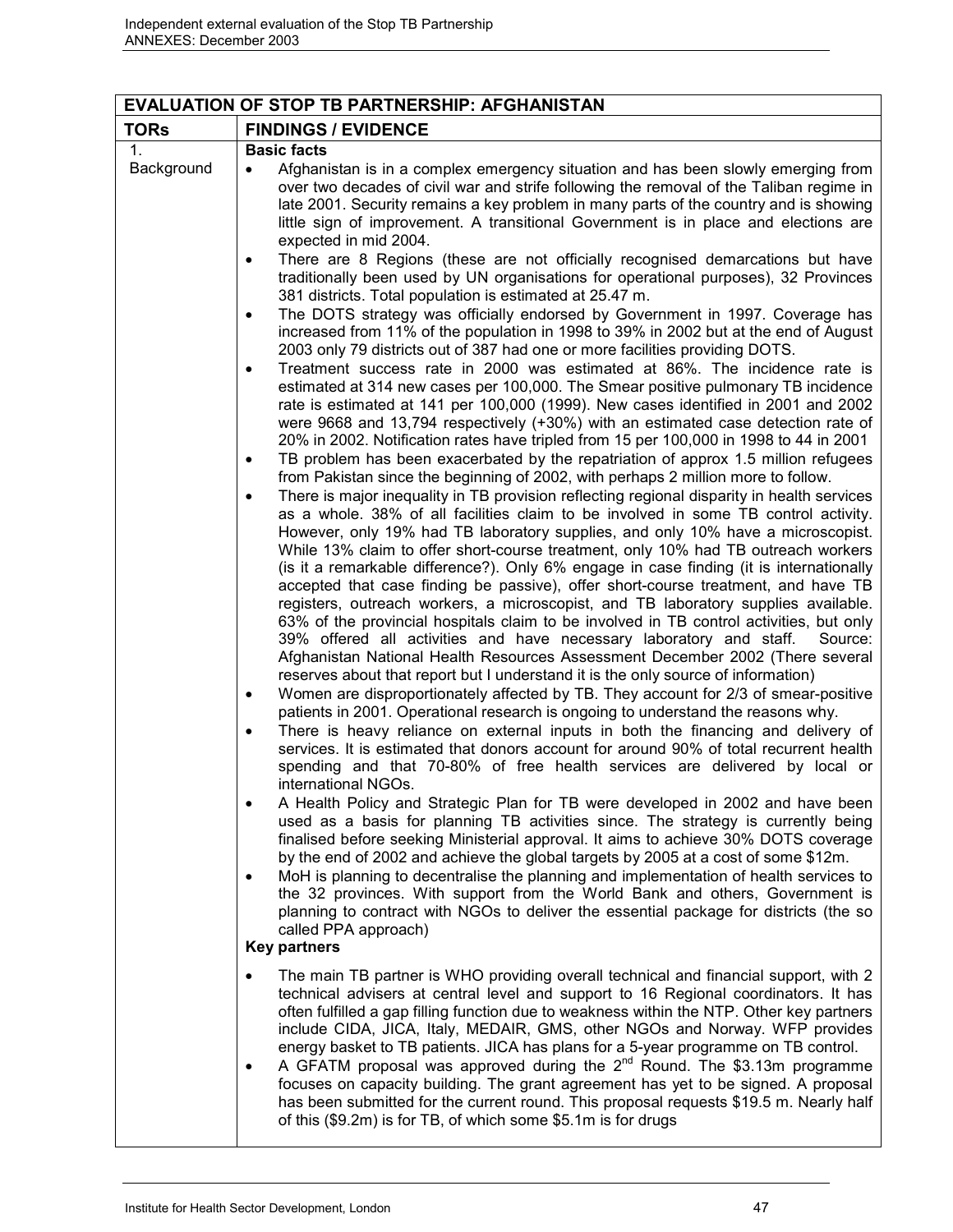| EVALUATION OF STOP TB PARTNERSHIP: AFGHANISTAN | |
|---|---|
| **TORs** | **FINDINGS / EVIDENCE** |
| 1. Background | **Basic facts**<br>• Afghanistan is in a complex emergency situation and has been slowly emerging from over two decades of civil war and strife following the removal of the Taliban regime in late 2001. Security remains a key problem in many parts of the country and is showing little sign of improvement. A transitional Government is in place and elections are expected in mid 2004.<br>• There are 8 Regions (these are not officially recognised demarcations but have traditionally been used by UN organisations for operational purposes), 32 Provinces 381 districts. Total population is estimated at 25.47 m.<br>• The DOTS strategy was officially endorsed by Government in 1997. Coverage has increased from 11% of the population in 1998 to 39% in 2002 but at the end of August 2003 only 79 districts out of 387 had one or more facilities providing DOTS.<br>• Treatment success rate in 2000 was estimated at 86%. The incidence rate is estimated at 314 new cases per 100,000. The Smear positive pulmonary TB incidence rate is estimated at 141 per 100,000 (1999). New cases identified in 2001 and 2002 were 9668 and 13,794 respectively (+30%) with an estimated case detection rate of 20% in 2002. Notification rates have tripled from 15 per 100,000 in 1998 to 44 in 2001<br>• TB problem has been exacerbated by the repatriation of approx 1.5 million refugees from Pakistan since the beginning of 2002, with perhaps 2 million more to follow.<br>• There is major inequality in TB provision reflecting regional disparity in health services as a whole. 38% of all facilities claim to be involved in some TB control activity. However, only 19% had TB laboratory supplies, and only 10% have a microscopist. While 13% claim to offer short-course treatment, only 10% had TB outreach workers (is it a remarkable difference?). Only 6% engage in case finding (it is internationally accepted that case finding be passive), offer short-course treatment, and have TB registers, outreach workers, a microscopist, and TB laboratory supplies available. 63% of the provincial hospitals claim to be involved in TB control activities, but only 39% offered all activities and have necessary laboratory and staff. Source: Afghanistan National Health Resources Assessment December 2002 (There several reserves about that report but I understand it is the only source of information)<br>• Women are disproportionately affected by TB. They account for 2/3 of smear-positive patients in 2001. Operational research is ongoing to understand the reasons why.<br>• There is heavy reliance on external inputs in both the financing and delivery of services. It is estimated that donors account for around 90% of total recurrent health spending and that 70-80% of free health services are delivered by local or international NGOs.<br>• A Health Policy and Strategic Plan for TB were developed in 2002 and have been used as a basis for planning TB activities since. The strategy is currently being finalised before seeking Ministerial approval. It aims to achieve 30% DOTS coverage by the end of 2002 and achieve the global targets by 2005 at a cost of some $12m.<br>• MoH is planning to decentralise the planning and implementation of health services to the 32 provinces. With support from the World Bank and others, Government is planning to contract with NGOs to deliver the essential package for districts (the so called PPA approach)<br>**Key partners**<br>• The main TB partner is WHO providing overall technical and financial support, with 2 technical advisers at central level and support to 16 Regional coordinators. It has often fulfilled a gap filling function due to weakness within the NTP. Other key partners include CIDA, JICA, Italy, MEDAIR, GMS, other NGOs and Norway. WFP provides energy basket to TB patients. JICA has plans for a 5-year programme on TB control.<br>• A GFATM proposal was approved during the 2nd Round. The $3.13m programme focuses on capacity building. The grant agreement has yet to be signed. A proposal has been submitted for the current round. This proposal requests $19.5 m. Nearly half of this ($9.2m) is for TB, of which some $5.1m is for drugs |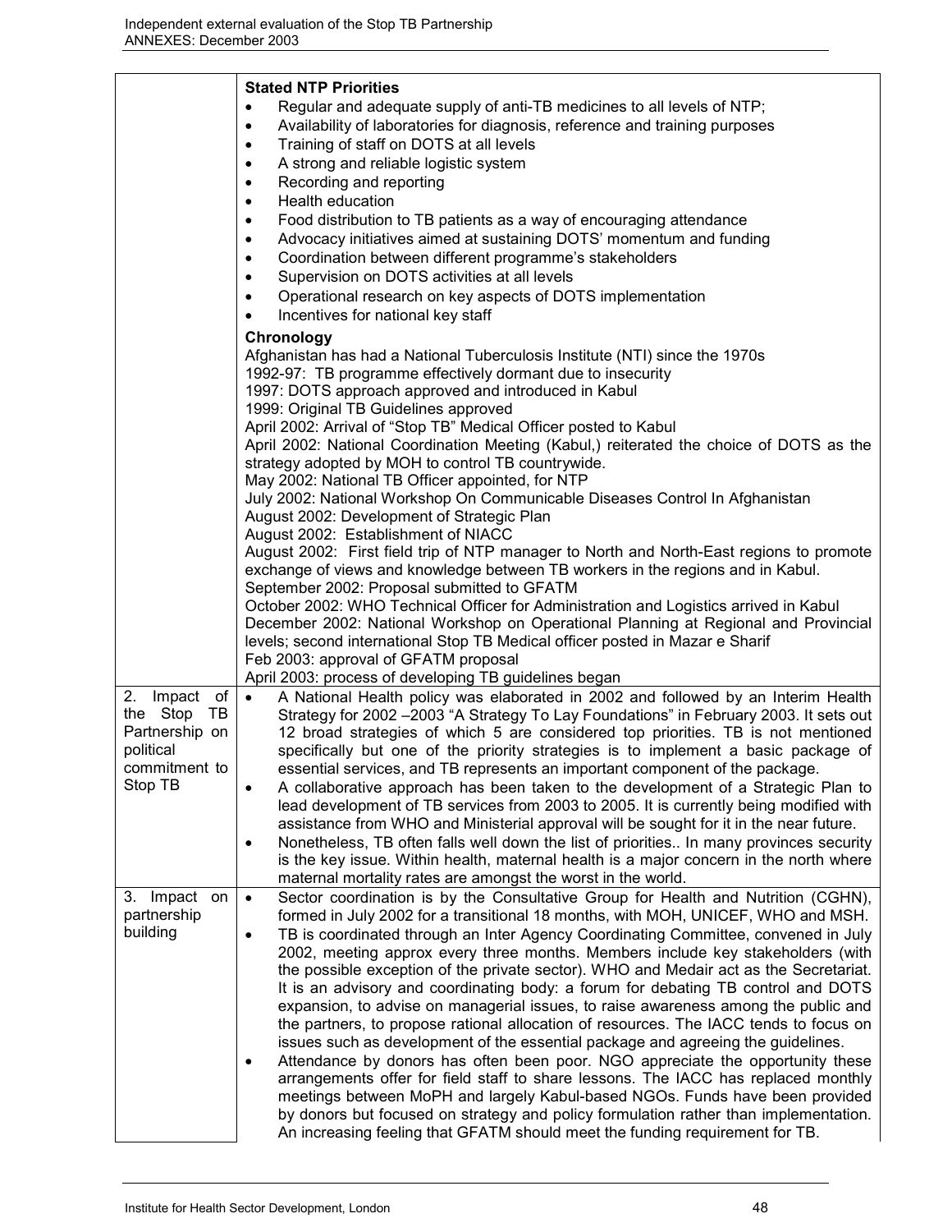| | |
|---|---|
| | **Stated NTP Priorities**<br>• Regular and adequate supply of anti-TB medicines to all levels of NTP;<br>• Availability of laboratories for diagnosis, reference and training purposes<br>• Training of staff on DOTS at all levels<br>• A strong and reliable logistic system<br>• Recording and reporting<br>• Health education<br>• Food distribution to TB patients as a way of encouraging attendance<br>• Advocacy initiatives aimed at sustaining DOTS' momentum and funding<br>• Coordination between different programme's stakeholders<br>• Supervision on DOTS activities at all levels<br>• Operational research on key aspects of DOTS implementation<br>• Incentives for national key staff<br>**Chronology**<br>Afghanistan has had a National Tuberculosis Institute (NTI) since the 1970s<br>1992-97: TB programme effectively dormant due to insecurity<br>1997: DOTS approach approved and introduced in Kabul<br>1999: Original TB Guidelines approved<br>April 2002: Arrival of "Stop TB" Medical Officer posted to Kabul<br>April 2002: National Coordination Meeting (Kabul,) reiterated the choice of DOTS as the strategy adopted by MOH to control TB countrywide.<br>May 2002: National TB Officer appointed, for NTP<br>July 2002: National Workshop On Communicable Diseases Control In Afghanistan<br>August 2002: Development of Strategic Plan<br>August 2002: Establishment of NIACC<br>August 2002: First field trip of NTP manager to North and North-East regions to promote exchange of views and knowledge between TB workers in the regions and in Kabul.<br>September 2002: Proposal submitted to GFATM<br>October 2002: WHO Technical Officer for Administration and Logistics arrived in Kabul<br>December 2002: National Workshop on Operational Planning at Regional and Provincial levels; second international Stop TB Medical officer posted in Mazar e Sharif<br>Feb 2003: approval of GFATM proposal<br>April 2003: process of developing TB guidelines began |
| 2. Impact of the Stop TB Partnership on political commitment to Stop TB | • A National Health policy was elaborated in 2002 and followed by an Interim Health Strategy for 2002 –2003 "A Strategy To Lay Foundations" in February 2003. It sets out 12 broad strategies of which 5 are considered top priorities. TB is not mentioned specifically but one of the priority strategies is to implement a basic package of essential services, and TB represents an important component of the package.<br>• A collaborative approach has been taken to the development of a Strategic Plan to lead development of TB services from 2003 to 2005. It is currently being modified with assistance from WHO and Ministerial approval will be sought for it in the near future.<br>• Nonetheless, TB often falls well down the list of priorities.. In many provinces security is the key issue. Within health, maternal health is a major concern in the north where maternal mortality rates are amongst the worst in the world. |
| 3. Impact on partnership building | • Sector coordination is by the Consultative Group for Health and Nutrition (CGHN), formed in July 2002 for a transitional 18 months, with MOH, UNICEF, WHO and MSH.<br>• TB is coordinated through an Inter Agency Coordinating Committee, convened in July 2002, meeting approx every three months. Members include key stakeholders (with the possible exception of the private sector). WHO and Medair act as the Secretariat. It is an advisory and coordinating body: a forum for debating TB control and DOTS expansion, to advise on managerial issues, to raise awareness among the public and the partners, to propose rational allocation of resources. The IACC tends to focus on issues such as development of the essential package and agreeing the guidelines.<br>• Attendance by donors has often been poor. NGO appreciate the opportunity these arrangements offer for field staff to share lessons. The IACC has replaced monthly meetings between MoPH and largely Kabul-based NGOs. Funds have been provided by donors but focused on strategy and policy formulation rather than implementation. An increasing feeling that GFATM should meet the funding requirement for TB. |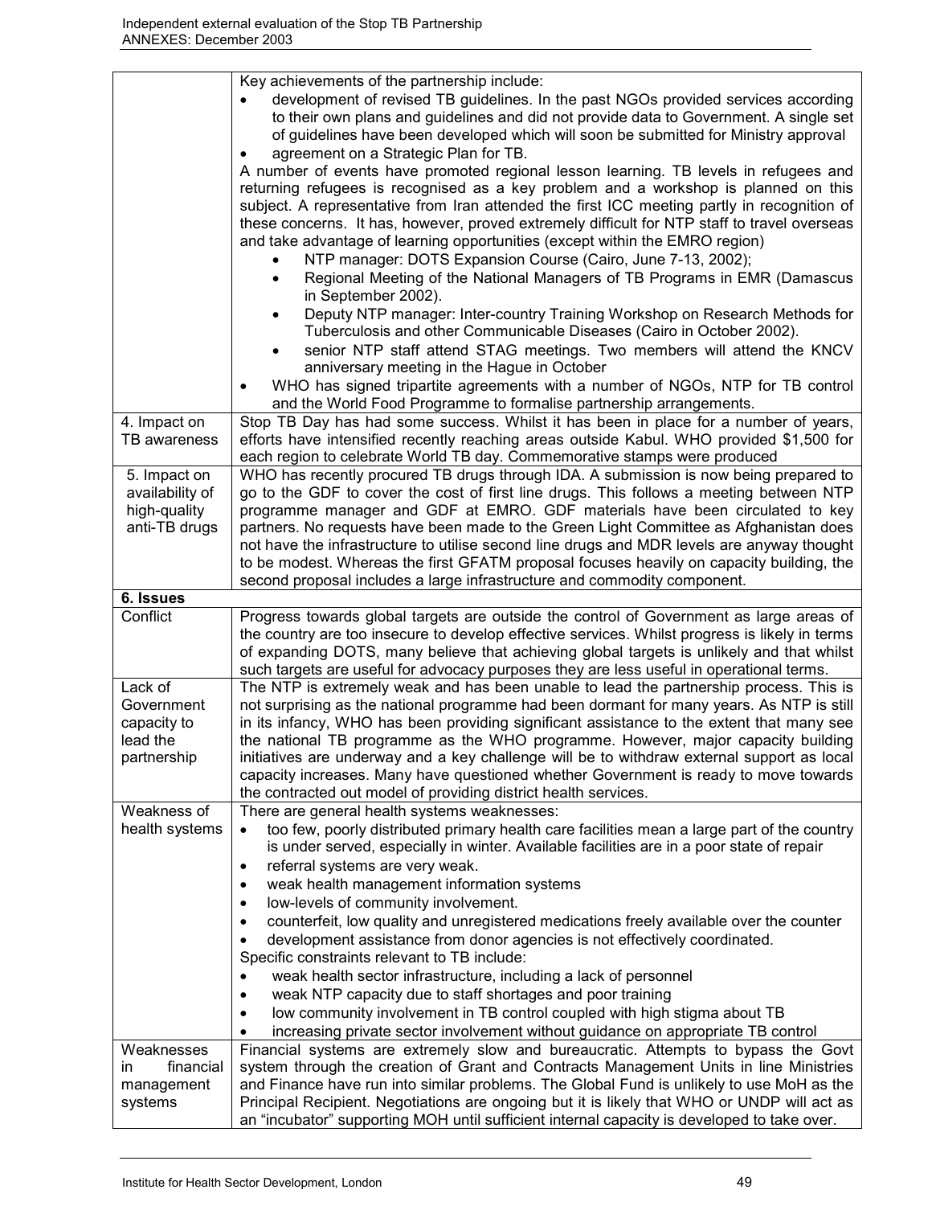| | |
|---|---|
| | Key achievements of the partnership include:<br>• development of revised TB guidelines. In the past NGOs provided services according to their own plans and guidelines and did not provide data to Government. A single set of guidelines have been developed which will soon be submitted for Ministry approval<br>• agreement on a Strategic Plan for TB.<br>A number of events have promoted regional lesson learning. TB levels in refugees and returning refugees is recognised as a key problem and a workshop is planned on this subject. A representative from Iran attended the first ICC meeting partly in recognition of these concerns. It has, however, proved extremely difficult for NTP staff to travel overseas and take advantage of learning opportunities (except within the EMRO region)<br>• NTP manager: DOTS Expansion Course (Cairo, June 7-13, 2002);<br>• Regional Meeting of the National Managers of TB Programs in EMR (Damascus in September 2002).<br>• Deputy NTP manager: Inter-country Training Workshop on Research Methods for Tuberculosis and other Communicable Diseases (Cairo in October 2002).<br>• senior NTP staff attend STAG meetings. Two members will attend the KNCV anniversary meeting in the Hague in October<br>• WHO has signed tripartite agreements with a number of NGOs, NTP for TB control and the World Food Programme to formalise partnership arrangements. |
| 4. Impact on TB awareness | Stop TB Day has had some success. Whilst it has been in place for a number of years, efforts have intensified recently reaching areas outside Kabul. WHO provided $1,500 for each region to celebrate World TB day. Commemorative stamps were produced |
| 5. Impact on availability of high-quality anti-TB drugs | WHO has recently procured TB drugs through IDA. A submission is now being prepared to go to the GDF to cover the cost of first line drugs. This follows a meeting between NTP programme manager and GDF at EMRO. GDF materials have been circulated to key partners. No requests have been made to the Green Light Committee as Afghanistan does not have the infrastructure to utilise second line drugs and MDR levels are anyway thought to be modest. Whereas the first GFATM proposal focuses heavily on capacity building, the second proposal includes a large infrastructure and commodity component. |
| **6. Issues** | |
| Conflict | Progress towards global targets are outside the control of Government as large areas of the country are too insecure to develop effective services. Whilst progress is likely in terms of expanding DOTS, many believe that achieving global targets is unlikely and that whilst such targets are useful for advocacy purposes they are less useful in operational terms. |
| Lack of Government capacity to lead the partnership | The NTP is extremely weak and has been unable to lead the partnership process. This is not surprising as the national programme had been dormant for many years. As NTP is still in its infancy, WHO has been providing significant assistance to the extent that many see the national TB programme as the WHO programme. However, major capacity building initiatives are underway and a key challenge will be to withdraw external support as local capacity increases. Many have questioned whether Government is ready to move towards the contracted out model of providing district health services. |
| Weakness of health systems | There are general health systems weaknesses:<br>• too few, poorly distributed primary health care facilities mean a large part of the country is under served, especially in winter. Available facilities are in a poor state of repair<br>• referral systems are very weak.<br>• weak health management information systems<br>• low-levels of community involvement.<br>• counterfeit, low quality and unregistered medications freely available over the counter<br>• development assistance from donor agencies is not effectively coordinated.<br>Specific constraints relevant to TB include:<br>• weak health sector infrastructure, including a lack of personnel<br>• weak NTP capacity due to staff shortages and poor training<br>• low community involvement in TB control coupled with high stigma about TB<br>• increasing private sector involvement without guidance on appropriate TB control |
| Weaknesses in financial management systems | Financial systems are extremely slow and bureaucratic. Attempts to bypass the Govt system through the creation of Grant and Contracts Management Units in line Ministries and Finance have run into similar problems. The Global Fund is unlikely to use MoH as the Principal Recipient. Negotiations are ongoing but it is likely that WHO or UNDP will act as an "incubator" supporting MOH until sufficient internal capacity is developed to take over. |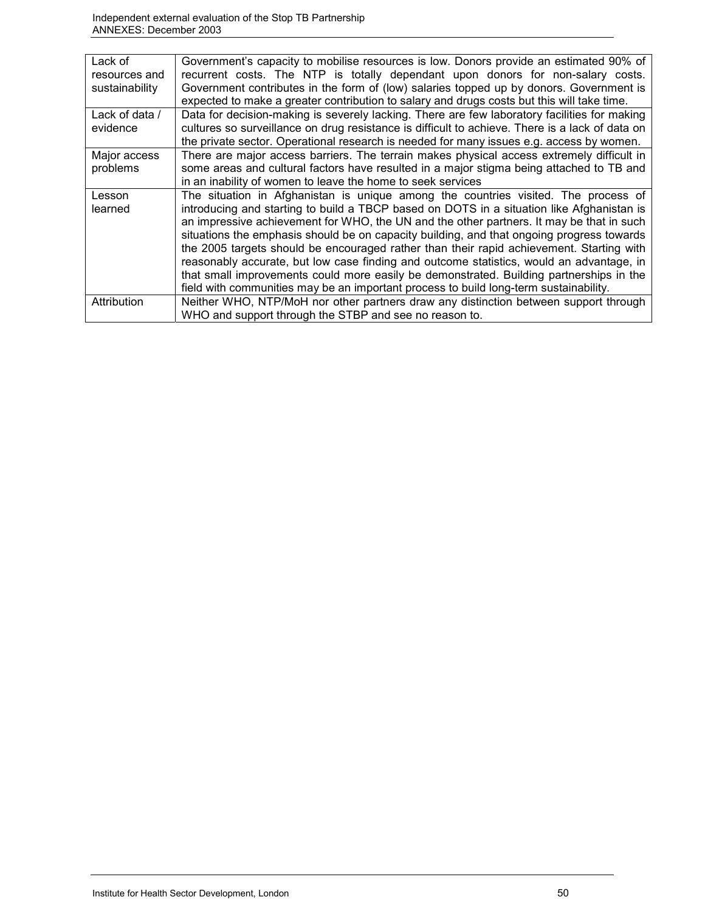| | |
|---|---|
| Lack of resources and sustainability | Government's capacity to mobilise resources is low. Donors provide an estimated 90% of recurrent costs. The NTP is totally dependant upon donors for non-salary costs. Government contributes in the form of (low) salaries topped up by donors. Government is expected to make a greater contribution to salary and drugs costs but this will take time. |
| Lack of data / evidence | Data for decision-making is severely lacking. There are few laboratory facilities for making cultures so surveillance on drug resistance is difficult to achieve. There is a lack of data on the private sector. Operational research is needed for many issues e.g. access by women. |
| Major access problems | There are major access barriers. The terrain makes physical access extremely difficult in some areas and cultural factors have resulted in a major stigma being attached to TB and in an inability of women to leave the home to seek services |
| Lesson learned | The situation in Afghanistan is unique among the countries visited. The process of introducing and starting to build a TBCP based on DOTS in a situation like Afghanistan is an impressive achievement for WHO, the UN and the other partners. It may be that in such situations the emphasis should be on capacity building, and that ongoing progress towards the 2005 targets should be encouraged rather than their rapid achievement. Starting with reasonably accurate, but low case finding and outcome statistics, would an advantage, in that small improvements could more easily be demonstrated. Building partnerships in the field with communities may be an important process to build long-term sustainability. |
| Attribution | Neither WHO, NTP/MoH nor other partners draw any distinction between support through WHO and support through the STBP and see no reason to. |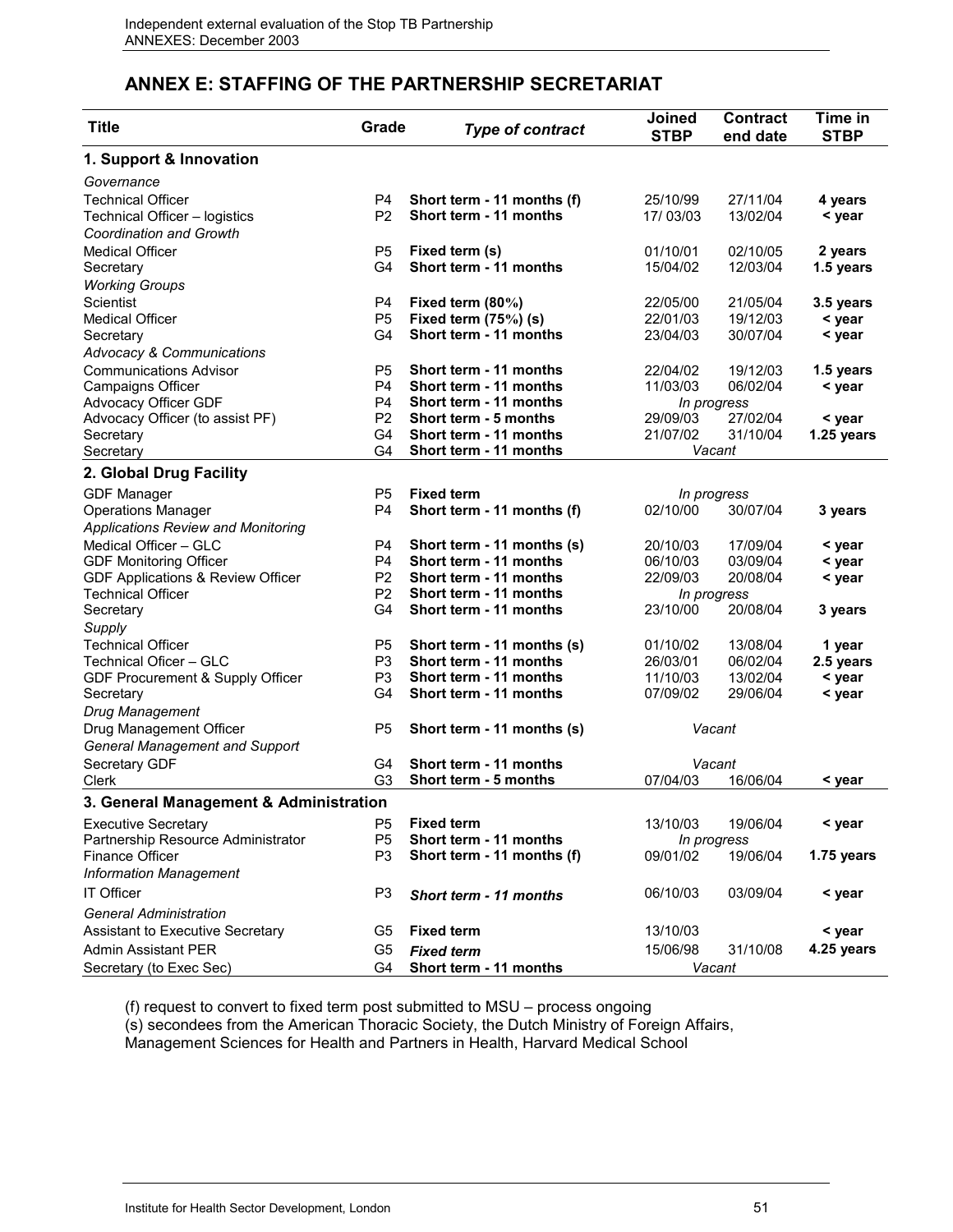## ANNEX E: STAFFING OF THE PARTNERSHIP SECRETARIAT

| Title | Grade | *Type of contract* | Joined STBP | Contract end date | Time in STBP |
|---|---|---|---|---|---|
| **1. Support & Innovation** | | | | | |
| *Governance* | | | | | |
| Technical Officer | P4 | **Short term - 11 months (f)** | 25/10/99 | 27/11/04 | **4 years** |
| Technical Officer – logistics | P2 | **Short term - 11 months** | 17/ 03/03 | 13/02/04 | **< year** |
| *Coordination and Growth* | | | | | |
| Medical Officer | P5 | **Fixed term (s)** | 01/10/01 | 02/10/05 | **2 years** |
| Secretary | G4 | **Short term - 11 months** | 15/04/02 | 12/03/04 | **1.5 years** |
| *Working Groups* | | | | | |
| Scientist | P4 | **Fixed term (80%)** | 22/05/00 | 21/05/04 | **3.5 years** |
| Medical Officer | P5 | **Fixed term (75%) (s)** | 22/01/03 | 19/12/03 | **< year** |
| Secretary | G4 | **Short term - 11 months** | 23/04/03 | 30/07/04 | **< year** |
| *Advocacy & Communications* | | | | | |
| Communications Advisor | P5 | **Short term - 11 months** | 22/04/02 | 19/12/03 | **1.5 years** |
| Campaigns Officer | P4 | **Short term - 11 months** | 11/03/03 | 06/02/04 | **< year** |
| Advocacy Officer GDF | P4 | **Short term - 11 months** | *In progress* | | |
| Advocacy Officer (to assist PF) | P2 | **Short term - 5 months** | 29/09/03 | 27/02/04 | **< year** |
| Secretary | G4 | **Short term - 11 months** | 21/07/02 | 31/10/04 | **1.25 years** |
| Secretary | G4 | **Short term - 11 months** | *Vacant* | | |
| **2. Global Drug Facility** | | | | | |
| GDF Manager | P5 | **Fixed term** | *In progress* | | |
| Operations Manager | P4 | **Short term - 11 months (f)** | 02/10/00 | 30/07/04 | **3 years** |
| *Applications Review and Monitoring* | | | | | |
| Medical Officer – GLC | P4 | **Short term - 11 months (s)** | 20/10/03 | 17/09/04 | **< year** |
| GDF Monitoring Officer | P4 | **Short term - 11 months** | 06/10/03 | 03/09/04 | **< year** |
| GDF Applications & Review Officer | P2 | **Short term - 11 months** | 22/09/03 | 20/08/04 | **< year** |
| Technical Officer | P2 | **Short term - 11 months** | *In progress* | | |
| Secretary | G4 | **Short term - 11 months** | 23/10/00 | 20/08/04 | **3 years** |
| *Supply* | | | | | |
| Technical Officer | P5 | **Short term - 11 months (s)** | 01/10/02 | 13/08/04 | **1 year** |
| Technical Oficer – GLC | P3 | **Short term - 11 months** | 26/03/01 | 06/02/04 | **2.5 years** |
| GDF Procurement & Supply Officer | P3 | **Short term - 11 months** | 11/10/03 | 13/02/04 | **< year** |
| Secretary | G4 | **Short term - 11 months** | 07/09/02 | 29/06/04 | **< year** |
| *Drug Management* | | | | | |
| Drug Management Officer | P5 | **Short term - 11 months (s)** | *Vacant* | | |
| *General Management and Support* | | | | | |
| Secretary GDF | G4 | **Short term - 11 months** | *Vacant* | | |
| Clerk | G3 | **Short term - 5 months** | 07/04/03 | 16/06/04 | **< year** |
| **3. General Management & Administration** | | | | | |
| Executive Secretary | P5 | **Fixed term** | 13/10/03 | 19/06/04 | **< year** |
| Partnership Resource Administrator | P5 | **Short term - 11 months** | *In progress* | | |
| Finance Officer | P3 | **Short term - 11 months (f)** | 09/01/02 | 19/06/04 | **1.75 years** |
| *Information Management* | | | | | |
| IT Officer | P3 | ***Short term - 11 months*** | 06/10/03 | 03/09/04 | **< year** |
| *General Administration* | | | | | |
| Assistant to Executive Secretary | G5 | **Fixed term** | 13/10/03 | | **< year** |
| Admin Assistant PER | G5 | ***Fixed term*** | 15/06/98 | 31/10/08 | **4.25 years** |
| Secretary (to Exec Sec) | G4 | **Short term - 11 months** | *Vacant* | | |

(f) request to convert to fixed term post submitted to MSU – process ongoing
(s) secondees from the American Thoracic Society, the Dutch Ministry of Foreign Affairs, Management Sciences for Health and Partners in Health, Harvard Medical School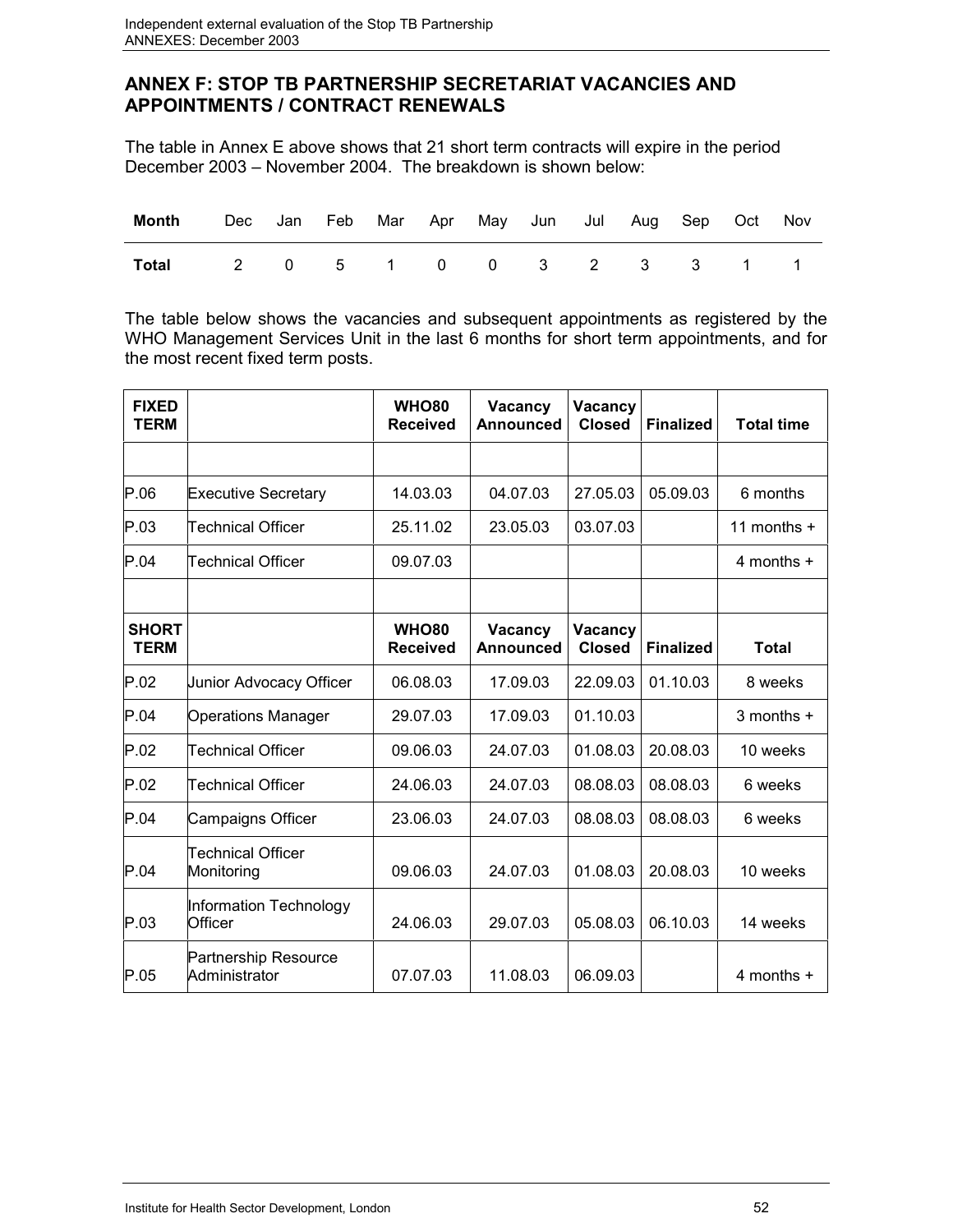## ANNEX F: STOP TB PARTNERSHIP SECRETARIAT VACANCIES AND APPOINTMENTS / CONTRACT RENEWALS

The table in Annex E above shows that 21 short term contracts will expire in the period December 2003 – November 2004. The breakdown is shown below:

| Month | Dec | Jan | Feb | Mar | Apr | May | Jun | Jul | Aug | Sep | Oct | Nov |
|---|---|---|---|---|---|---|---|---|---|---|---|---|
| Total | 2 | 0 | 5 | 1 | 0 | 0 | 3 | 2 | 3 | 3 | 1 | 1 |

The table below shows the vacancies and subsequent appointments as registered by the WHO Management Services Unit in the last 6 months for short term appointments, and for the most recent fixed term posts.

| FIXED TERM | | WHO80 Received | Vacancy Announced | Vacancy Closed | Finalized | Total time |
|---|---|---|---|---|---|---|
| | | | | | | |
| P.06 | Executive Secretary | 14.03.03 | 04.07.03 | 27.05.03 | 05.09.03 | 6 months |
| P.03 | Technical Officer | 25.11.02 | 23.05.03 | 03.07.03 | | 11 months + |
| P.04 | Technical Officer | 09.07.03 | | | | 4 months + |
| | | | | | | |
| **SHORT TERM** | | **WHO80 Received** | **Vacancy Announced** | **Vacancy Closed** | **Finalized** | **Total** |
| P.02 | Junior Advocacy Officer | 06.08.03 | 17.09.03 | 22.09.03 | 01.10.03 | 8 weeks |
| P.04 | Operations Manager | 29.07.03 | 17.09.03 | 01.10.03 | | 3 months + |
| P.02 | Technical Officer | 09.06.03 | 24.07.03 | 01.08.03 | 20.08.03 | 10 weeks |
| P.02 | Technical Officer | 24.06.03 | 24.07.03 | 08.08.03 | 08.08.03 | 6 weeks |
| P.04 | Campaigns Officer | 23.06.03 | 24.07.03 | 08.08.03 | 08.08.03 | 6 weeks |
| P.04 | Technical Officer Monitoring | 09.06.03 | 24.07.03 | 01.08.03 | 20.08.03 | 10 weeks |
| P.03 | Information Technology Officer | 24.06.03 | 29.07.03 | 05.08.03 | 06.10.03 | 14 weeks |
| P.05 | Partnership Resource Administrator | 07.07.03 | 11.08.03 | 06.09.03 | | 4 months + |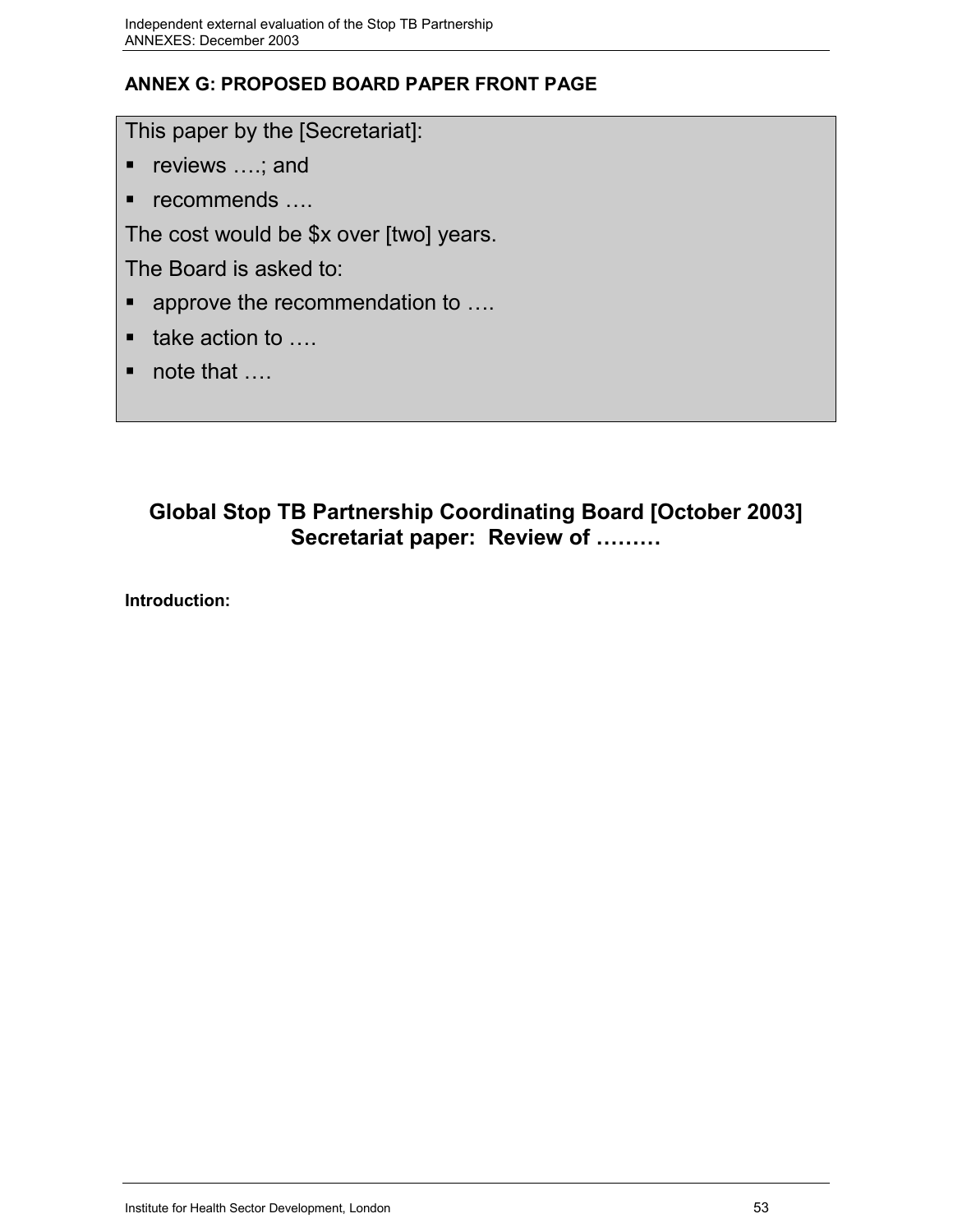## ANNEX G: PROPOSED BOARD PAPER FRONT PAGE

This paper by the [Secretariat]:

- reviews ….; and
- recommends ….

The cost would be $x over [two] years.

The Board is asked to:

- approve the recommendation to ….
- take action to ….
- note that ….

**Global Stop TB Partnership Coordinating Board [October 2003]**
**Secretariat paper: Review of ………**

**Introduction:**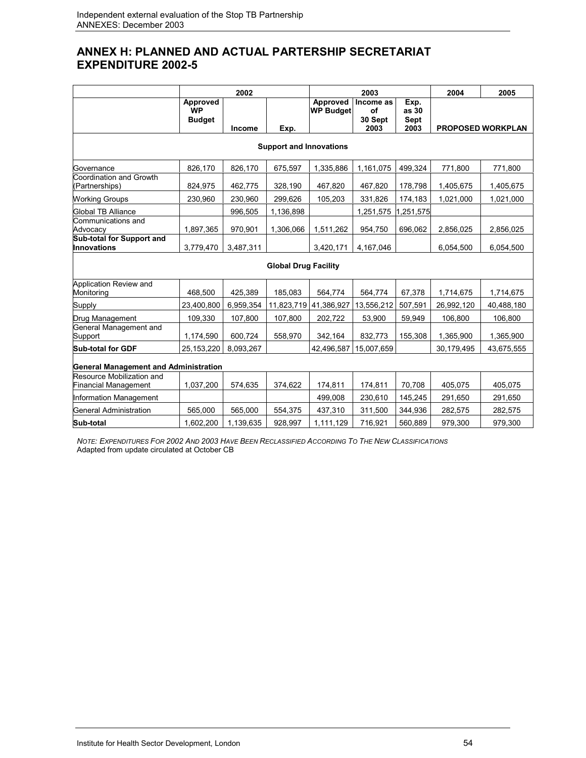## ANNEX H: PLANNED AND ACTUAL PARTERSHIP SECRETARIAT EXPENDITURE 2002-5

| | 2002 | | | 2003 | | | 2004 | 2005 |
|---|---|---|---|---|---|---|---|---|
| | Approved WP Budget | Income | Exp. | Approved WP Budget | Income as of 30 Sept 2003 | Exp. as 30 Sept 2003 | PROPOSED WORKPLAN | |
| **Support and Innovations** | | | | | | | | |
| Governance | 826,170 | 826,170 | 675,597 | 1,335,886 | 1,161,075 | 499,324 | 771,800 | 771,800 |
| Coordination and Growth (Partnerships) | 824,975 | 462,775 | 328,190 | 467,820 | 467,820 | 178,798 | 1,405,675 | 1,405,675 |
| Working Groups | 230,960 | 230,960 | 299,626 | 105,203 | 331,826 | 174,183 | 1,021,000 | 1,021,000 |
| Global TB Alliance | | 996,505 | 1,136,898 | | 1,251,575 | 1,251,575 | | |
| Communications and Advocacy | 1,897,365 | 970,901 | 1,306,066 | 1,511,262 | 954,750 | 696,062 | 2,856,025 | 2,856,025 |
| **Sub-total for Support and Innovations** | 3,779,470 | 3,487,311 | | 3,420,171 | 4,167,046 | | 6,054,500 | 6,054,500 |
| **Global Drug Facility** | | | | | | | | |
| Application Review and Monitoring | 468,500 | 425,389 | 185,083 | 564,774 | 564,774 | 67,378 | 1,714,675 | 1,714,675 |
| Supply | 23,400,800 | 6,959,354 | 11,823,719 | 41,386,927 | 13,556,212 | 507,591 | 26,992,120 | 40,488,180 |
| Drug Management | 109,330 | 107,800 | 107,800 | 202,722 | 53,900 | 59,949 | 106,800 | 106,800 |
| General Management and Support | 1,174,590 | 600,724 | 558,970 | 342,164 | 832,773 | 155,308 | 1,365,900 | 1,365,900 |
| **Sub-total for GDF** | 25,153,220 | 8,093,267 | | 42,496,587 | 15,007,659 | | 30,179,495 | 43,675,555 |
| **General Management and Administration** | | | | | | | | |
| Resource Mobilization and Financial Management | 1,037,200 | 574,635 | 374,622 | 174,811 | 174,811 | 70,708 | 405,075 | 405,075 |
| Information Management | | | | 499,008 | 230,610 | 145,245 | 291,650 | 291,650 |
| General Administration | 565,000 | 565,000 | 554,375 | 437,310 | 311,500 | 344,936 | 282,575 | 282,575 |
| **Sub-total** | 1,602,200 | 1,139,635 | 928,997 | 1,111,129 | 716,921 | 560,889 | 979,300 | 979,300 |

*NOTE: EXPENDITURES FOR 2002 AND 2003 HAVE BEEN RECLASSIFIED ACCORDING TO THE NEW CLASSIFICATIONS*

Adapted from update circulated at October CB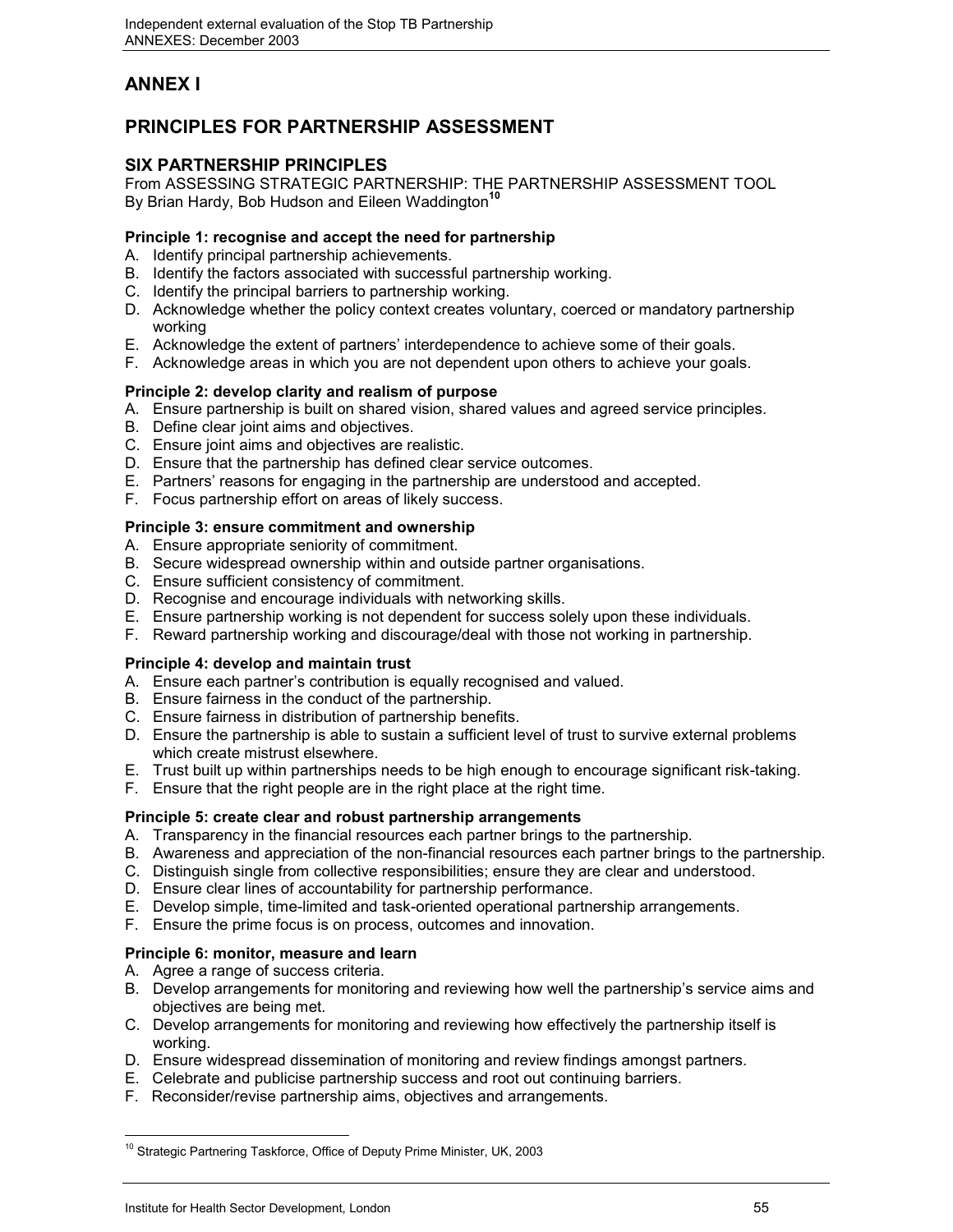# ANNEX I

# PRINCIPLES FOR PARTNERSHIP ASSESSMENT

## SIX PARTNERSHIP PRINCIPLES

From ASSESSING STRATEGIC PARTNERSHIP: THE PARTNERSHIP ASSESSMENT TOOL
By Brian Hardy, Bob Hudson and Eileen Waddington[10]

**Principle 1: recognise and accept the need for partnership**

A. Identify principal partnership achievements.
B. Identify the factors associated with successful partnership working.
C. Identify the principal barriers to partnership working.
D. Acknowledge whether the policy context creates voluntary, coerced or mandatory partnership working
E. Acknowledge the extent of partners' interdependence to achieve some of their goals.
F. Acknowledge areas in which you are not dependent upon others to achieve your goals.

**Principle 2: develop clarity and realism of purpose**

A. Ensure partnership is built on shared vision, shared values and agreed service principles.
B. Define clear joint aims and objectives.
C. Ensure joint aims and objectives are realistic.
D. Ensure that the partnership has defined clear service outcomes.
E. Partners' reasons for engaging in the partnership are understood and accepted.
F. Focus partnership effort on areas of likely success.

**Principle 3: ensure commitment and ownership**

A. Ensure appropriate seniority of commitment.
B. Secure widespread ownership within and outside partner organisations.
C. Ensure sufficient consistency of commitment.
D. Recognise and encourage individuals with networking skills.
E. Ensure partnership working is not dependent for success solely upon these individuals.
F. Reward partnership working and discourage/deal with those not working in partnership.

**Principle 4: develop and maintain trust**

A. Ensure each partner's contribution is equally recognised and valued.
B. Ensure fairness in the conduct of the partnership.
C. Ensure fairness in distribution of partnership benefits.
D. Ensure the partnership is able to sustain a sufficient level of trust to survive external problems which create mistrust elsewhere.
E. Trust built up within partnerships needs to be high enough to encourage significant risk-taking.
F. Ensure that the right people are in the right place at the right time.

**Principle 5: create clear and robust partnership arrangements**

A. Transparency in the financial resources each partner brings to the partnership.
B. Awareness and appreciation of the non-financial resources each partner brings to the partnership.
C. Distinguish single from collective responsibilities; ensure they are clear and understood.
D. Ensure clear lines of accountability for partnership performance.
E. Develop simple, time-limited and task-oriented operational partnership arrangements.
F. Ensure the prime focus is on process, outcomes and innovation.

**Principle 6: monitor, measure and learn**

A. Agree a range of success criteria.
B. Develop arrangements for monitoring and reviewing how well the partnership's service aims and objectives are being met.
C. Develop arrangements for monitoring and reviewing how effectively the partnership itself is working.
D. Ensure widespread dissemination of monitoring and review findings amongst partners.
E. Celebrate and publicise partnership success and root out continuing barriers.
F. Reconsider/revise partnership aims, objectives and arrangements.

---

[10] Strategic Partnering Taskforce, Office of Deputy Prime Minister, UK, 2003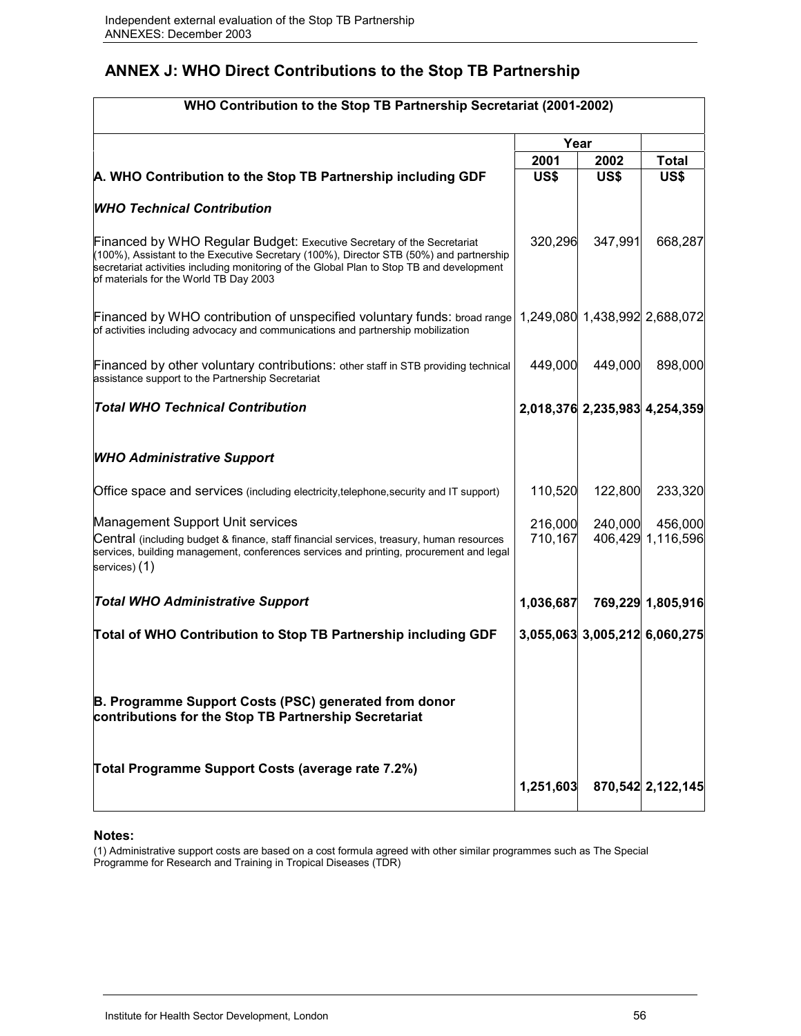## ANNEX J: WHO Direct Contributions to the Stop TB Partnership

| WHO Contribution to the Stop TB Partnership Secretariat (2001-2002) | | | |
|---|---|---|---|
| | Year | | |
| | 2001 | 2002 | Total |
| **A. WHO Contribution to the Stop TB Partnership including GDF** | **US$** | **US$** | **US$** |
| ***WHO Technical Contribution*** | | | |
| Financed by WHO Regular Budget: Executive Secretary of the Secretariat (100%), Assistant to the Executive Secretary (100%), Director STB (50%) and partnership secretariat activities including monitoring of the Global Plan to Stop TB and development of materials for the World TB Day 2003 | 320,296 | 347,991 | 668,287 |
| Financed by WHO contribution of unspecified voluntary funds: broad range of activities including advocacy and communications and partnership mobilization | 1,249,080 | 1,438,992 | 2,688,072 |
| Financed by other voluntary contributions: other staff in STB providing technical assistance support to the Partnership Secretariat | 449,000 | 449,000 | 898,000 |
| ***Total WHO Technical Contribution*** | **2,018,376** | **2,235,983** | **4,254,359** |
| ***WHO Administrative Support*** | | | |
| Office space and services (including electricity,telephone,security and IT support) | 110,520 | 122,800 | 233,320 |
| Management Support Unit services | 216,000 | 240,000 | 456,000 |
| Central (including budget & finance, staff financial services, treasury, human resources services, building management, conferences services and printing, procurement and legal services) (1) | 710,167 | 406,429 | 1,116,596 |
| ***Total WHO Administrative Support*** | **1,036,687** | **769,229** | **1,805,916** |
| **Total of WHO Contribution to Stop TB Partnership including GDF** | **3,055,063** | **3,005,212** | **6,060,275** |
| **B. Programme Support Costs (PSC) generated from donor contributions for the Stop TB Partnership Secretariat** | | | |
| **Total Programme Support Costs (average rate 7.2%)** | **1,251,603** | **870,542** | **2,122,145** |

**Notes:**

(1) Administrative support costs are based on a cost formula agreed with other similar programmes such as The Special Programme for Research and Training in Tropical Diseases (TDR)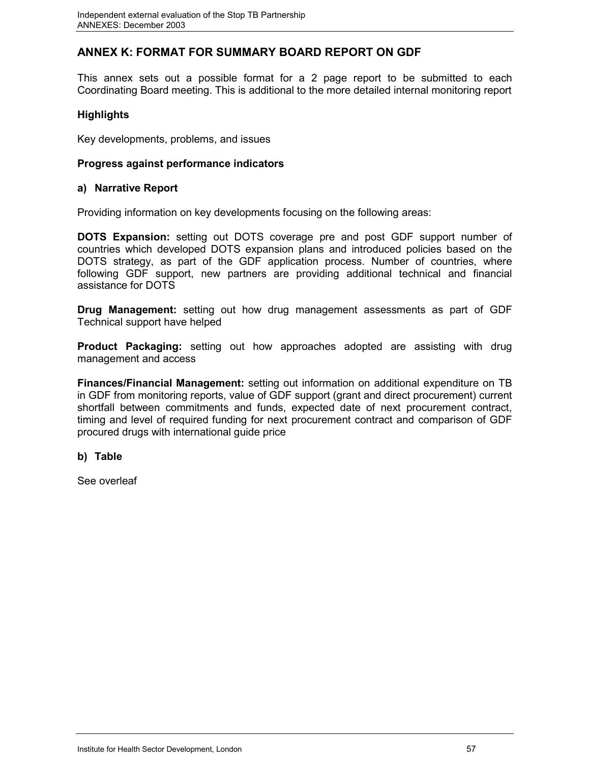## ANNEX K: FORMAT FOR SUMMARY BOARD REPORT ON GDF

This annex sets out a possible format for a 2 page report to be submitted to each Coordinating Board meeting. This is additional to the more detailed internal monitoring report

### Highlights

Key developments, problems, and issues

### Progress against performance indicators

#### a) Narrative Report

Providing information on key developments focusing on the following areas:

**DOTS Expansion:** setting out DOTS coverage pre and post GDF support number of countries which developed DOTS expansion plans and introduced policies based on the DOTS strategy, as part of the GDF application process. Number of countries, where following GDF support, new partners are providing additional technical and financial assistance for DOTS

**Drug Management:** setting out how drug management assessments as part of GDF Technical support have helped

**Product Packaging:** setting out how approaches adopted are assisting with drug management and access

**Finances/Financial Management:** setting out information on additional expenditure on TB in GDF from monitoring reports, value of GDF support (grant and direct procurement) current shortfall between commitments and funds, expected date of next procurement contract, timing and level of required funding for next procurement contract and comparison of GDF procured drugs with international guide price

#### b) Table

See overleaf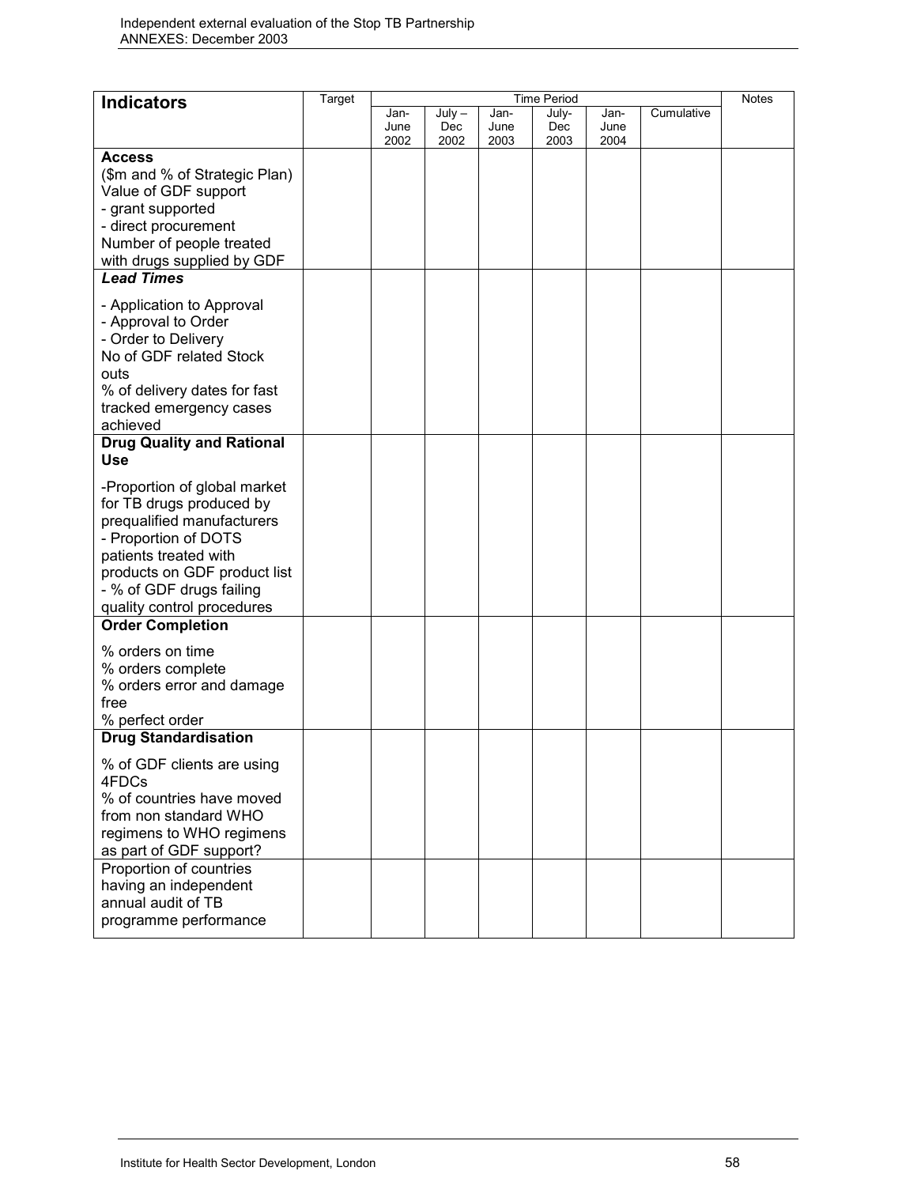| Indicators | Target | Time Period | | | | | | Notes |
|---|---|---|---|---|---|---|---|---|
| | | Jan-June 2002 | July – Dec 2002 | Jan-June 2003 | July-Dec 2003 | Jan-June 2004 | Cumulative | |
| **Access**<br>($m and % of Strategic Plan)<br>Value of GDF support<br>- grant supported<br>- direct procurement<br>Number of people treated with drugs supplied by GDF | | | | | | | | |
| ***Lead Times***<br>- Application to Approval<br>- Approval to Order<br>- Order to Delivery<br>No of GDF related Stock outs<br>% of delivery dates for fast tracked emergency cases achieved | | | | | | | | |
| **Drug Quality and Rational Use**<br>-Proportion of global market for TB drugs produced by prequalified manufacturers<br>- Proportion of DOTS patients treated with products on GDF product list<br>- % of GDF drugs failing quality control procedures | | | | | | | | |
| **Order Completion**<br>% orders on time<br>% orders complete<br>% orders error and damage free<br>% perfect order | | | | | | | | |
| **Drug Standardisation**<br>% of GDF clients are using 4FDCs<br>% of countries have moved from non standard WHO regimens to WHO regimens as part of GDF support? | | | | | | | | |
| Proportion of countries having an independent annual audit of TB programme performance | | | | | | | | |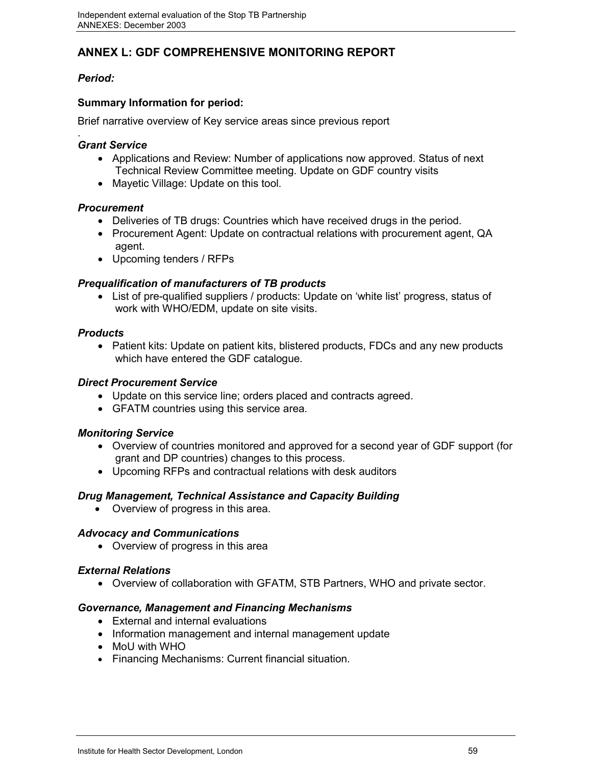## ANNEX L: GDF COMPREHENSIVE MONITORING REPORT

***Period:***

**Summary Information for period:**

Brief narrative overview of Key service areas since previous report

.

***Grant Service***

- Applications and Review: Number of applications now approved. Status of next Technical Review Committee meeting. Update on GDF country visits
- Mayetic Village: Update on this tool.

***Procurement***

- Deliveries of TB drugs: Countries which have received drugs in the period.
- Procurement Agent: Update on contractual relations with procurement agent, QA agent.
- Upcoming tenders / RFPs

***Prequalification of manufacturers of TB products***

- List of pre-qualified suppliers / products: Update on 'white list' progress, status of work with WHO/EDM, update on site visits.

***Products***

- Patient kits: Update on patient kits, blistered products, FDCs and any new products which have entered the GDF catalogue.

***Direct Procurement Service***

- Update on this service line; orders placed and contracts agreed.
- GFATM countries using this service area.

***Monitoring Service***

- Overview of countries monitored and approved for a second year of GDF support (for grant and DP countries) changes to this process.
- Upcoming RFPs and contractual relations with desk auditors

***Drug Management, Technical Assistance and Capacity Building***

- Overview of progress in this area.

***Advocacy and Communications***

- Overview of progress in this area

***External Relations***

- Overview of collaboration with GFATM, STB Partners, WHO and private sector.

***Governance, Management and Financing Mechanisms***

- External and internal evaluations
- Information management and internal management update
- MoU with WHO
- Financing Mechanisms: Current financial situation.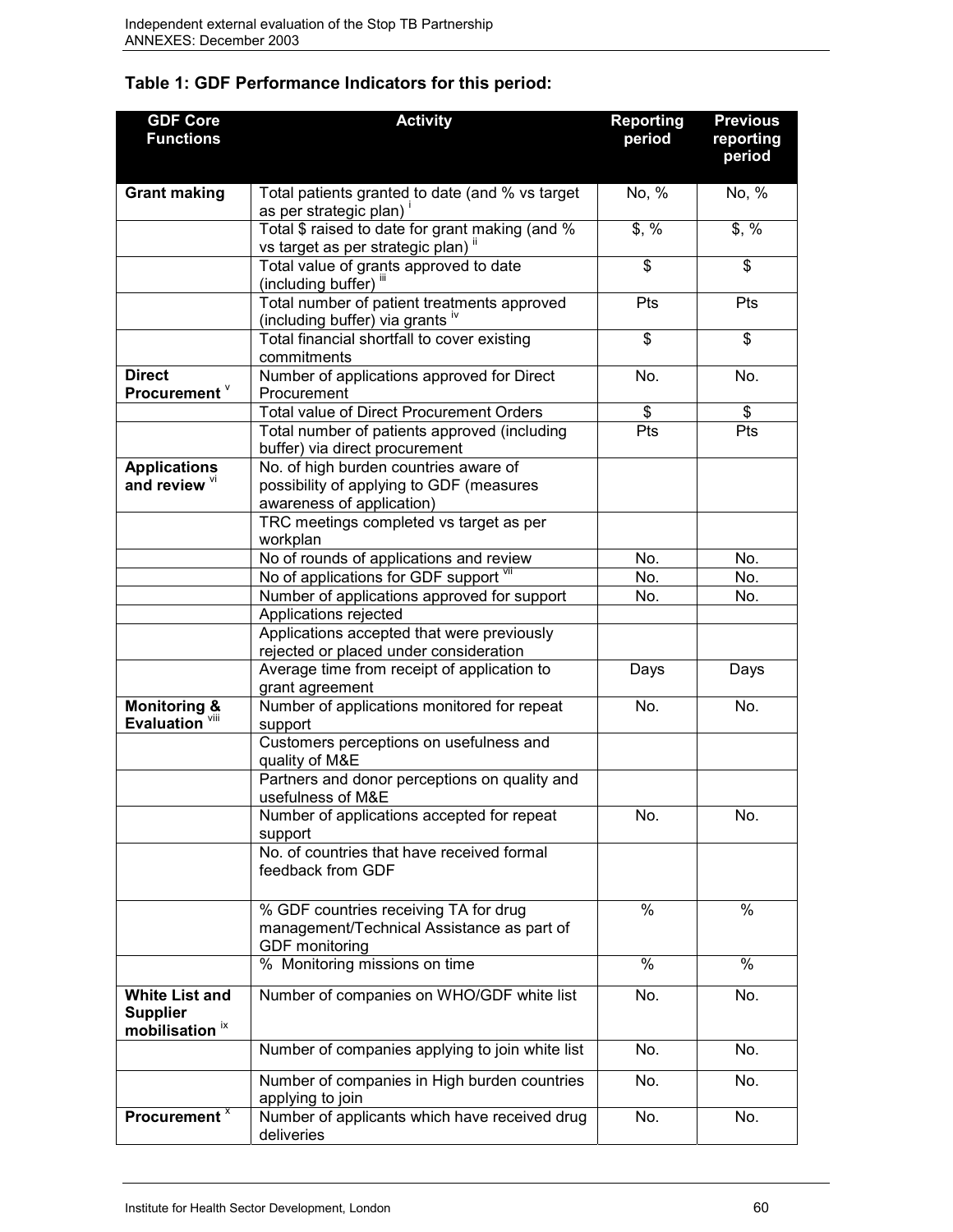### Table 1: GDF Performance Indicators for this period:

| GDF Core Functions | Activity | Reporting period | Previous reporting period |
|---|---|---|---|
| **Grant making** | Total patients granted to date (and % vs target as per strategic plan) [i] | No, % | No, % |
| | Total $ raised to date for grant making (and % vs target as per strategic plan) [ii] | $, % | $, % |
| | Total value of grants approved to date (including buffer) [iii] | $ | $ |
| | Total number of patient treatments approved (including buffer) via grants [iv] | Pts | Pts |
| | Total financial shortfall to cover existing commitments | $ | $ |
| **Direct Procurement** [v] | Number of applications approved for Direct Procurement | No. | No. |
| | Total value of Direct Procurement Orders | $ | $ |
| | Total number of patients approved (including buffer) via direct procurement | Pts | Pts |
| **Applications and review** [vi] | No. of high burden countries aware of possibility of applying to GDF (measures awareness of application) | | |
| | TRC meetings completed vs target as per workplan | | |
| | No of rounds of applications and review | No. | No. |
| | No of applications for GDF support [vii] | No. | No. |
| | Number of applications approved for support | No. | No. |
| | Applications rejected | | |
| | Applications accepted that were previously rejected or placed under consideration | | |
| | Average time from receipt of application to grant agreement | Days | Days |
| **Monitoring & Evaluation** [viii] | Number of applications monitored for repeat support | No. | No. |
| | Customers perceptions on usefulness and quality of M&E | | |
| | Partners and donor perceptions on quality and usefulness of M&E | | |
| | Number of applications accepted for repeat support | No. | No. |
| | No. of countries that have received formal feedback from GDF | | |
| | % GDF countries receiving TA for drug management/Technical Assistance as part of GDF monitoring | % | % |
| | % Monitoring missions on time | % | % |
| **White List and Supplier mobilisation** [ix] | Number of companies on WHO/GDF white list | No. | No. |
| | Number of companies applying to join white list | No. | No. |
| | Number of companies in High burden countries applying to join | No. | No. |
| **Procurement** [x] | Number of applicants which have received drug deliveries | No. | No. |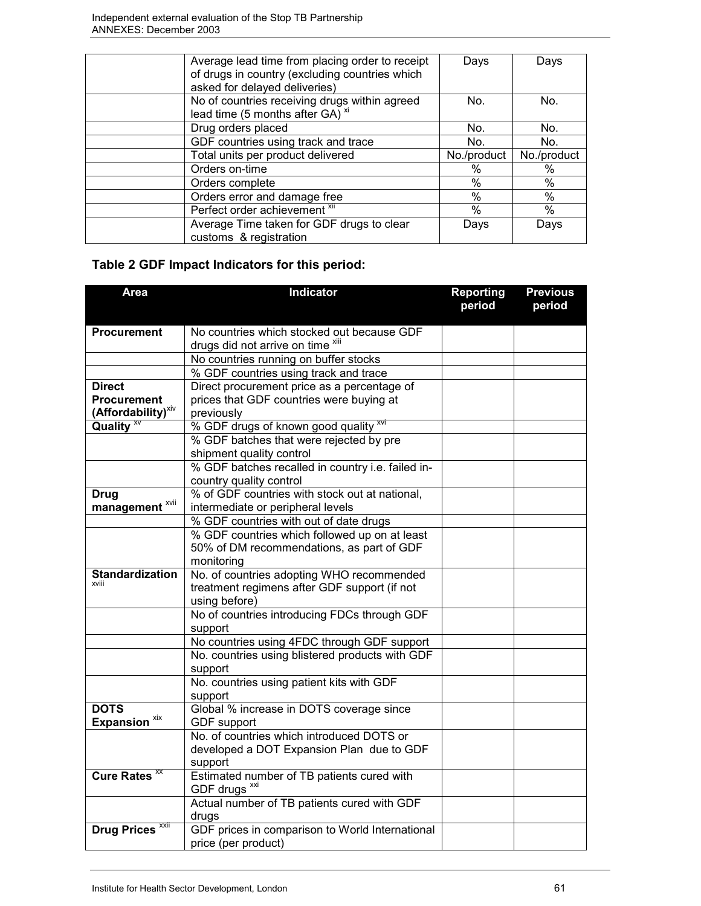| | | | |
|---|---|---|---|
| | Average lead time from placing order to receipt of drugs in country (excluding countries which asked for delayed deliveries) | Days | Days |
| | No of countries receiving drugs within agreed lead time (5 months after GA) [xi] | No. | No. |
| | Drug orders placed | No. | No. |
| | GDF countries using track and trace | No. | No. |
| | Total units per product delivered | No./product | No./product |
| | Orders on-time | % | % |
| | Orders complete | % | % |
| | Orders error and damage free | % | % |
| | Perfect order achievement [xii] | % | % |
| | Average Time taken for GDF drugs to clear customs & registration | Days | Days |

### Table 2 GDF Impact Indicators for this period:

| Area | Indicator | Reporting period | Previous period |
|---|---|---|---|
| **Procurement** | No countries which stocked out because GDF drugs did not arrive on time [xiii] | | |
| | No countries running on buffer stocks | | |
| | % GDF countries using track and trace | | |
| **Direct Procurement (Affordability)**[xiv] | Direct procurement price as a percentage of prices that GDF countries were buying at previously | | |
| **Quality** [xv] | % GDF drugs of known good quality [xvi] | | |
| | % GDF batches that were rejected by pre shipment quality control | | |
| | % GDF batches recalled in country i.e. failed in-country quality control | | |
| **Drug management** [xvii] | % of GDF countries with stock out at national, intermediate or peripheral levels | | |
| | % GDF countries with out of date drugs | | |
| | % GDF countries which followed up on at least 50% of DM recommendations, as part of GDF monitoring | | |
| **Standardization** [xviii] | No. of countries adopting WHO recommended treatment regimens after GDF support (if not using before) | | |
| | No of countries introducing FDCs through GDF support | | |
| | No countries using 4FDC through GDF support | | |
| | No. countries using blistered products with GDF support | | |
| | No. countries using patient kits with GDF support | | |
| **DOTS Expansion** [xix] | Global % increase in DOTS coverage since GDF support | | |
| | No. of countries which introduced DOTS or developed a DOT Expansion Plan due to GDF support | | |
| **Cure Rates** [xx] | Estimated number of TB patients cured with GDF drugs [xxi] | | |
| | Actual number of TB patients cured with GDF drugs | | |
| **Drug Prices** [xxii] | GDF prices in comparison to World International price (per product) | | |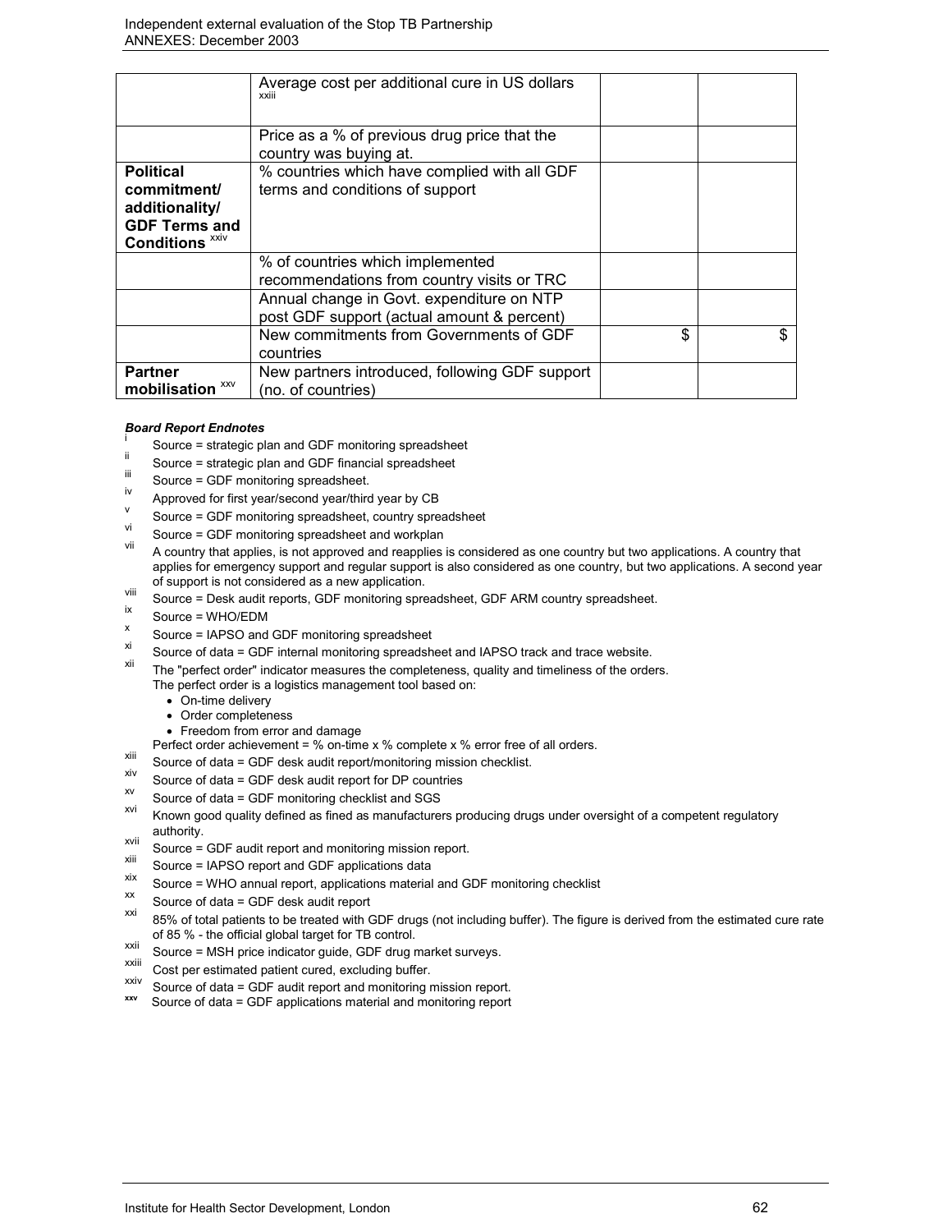| | | | |
|---|---|---|---|
| | Average cost per additional cure in US dollars [xxiii] | | |
| | Price as a % of previous drug price that the country was buying at. | | |
| **Political commitment/ additionality/ GDF Terms and Conditions** [xxiv] | % countries which have complied with all GDF terms and conditions of support | | |
| | % of countries which implemented recommendations from country visits or TRC | | |
| | Annual change in Govt. expenditure on NTP post GDF support (actual amount & percent) | | |
| | New commitments from Governments of GDF countries | $ | $ |
| **Partner mobilisation** [xxv] | New partners introduced, following GDF support (no. of countries) | | |

***Board Report Endnotes***

i Source = strategic plan and GDF monitoring spreadsheet

ii Source = strategic plan and GDF financial spreadsheet

iii Source = GDF monitoring spreadsheet.

iv Approved for first year/second year/third year by CB

v Source = GDF monitoring spreadsheet, country spreadsheet

vi Source = GDF monitoring spreadsheet and workplan

vii A country that applies, is not approved and reapplies is considered as one country but two applications. A country that applies for emergency support and regular support is also considered as one country, but two applications. A second year of support is not considered as a new application.

viii Source = Desk audit reports, GDF monitoring spreadsheet, GDF ARM country spreadsheet.

ix Source = WHO/EDM

x Source = IAPSO and GDF monitoring spreadsheet

xi Source of data = GDF internal monitoring spreadsheet and IAPSO track and trace website.

xii The "perfect order" indicator measures the completeness, quality and timeliness of the orders.
The perfect order is a logistics management tool based on:

- On-time delivery
- Order completeness
- Freedom from error and damage

Perfect order achievement = % on-time x % complete x % error free of all orders.

xiii Source of data = GDF desk audit report/monitoring mission checklist.

xiv Source of data = GDF desk audit report for DP countries

xv Source of data = GDF monitoring checklist and SGS

xvi Known good quality defined as fined as manufacturers producing drugs under oversight of a competent regulatory authority.

xvii Source = GDF audit report and monitoring mission report.

xiii Source = IAPSO report and GDF applications data

xix Source = WHO annual report, applications material and GDF monitoring checklist

xx Source of data = GDF desk audit report

xxi 85% of total patients to be treated with GDF drugs (not including buffer). The figure is derived from the estimated cure rate of 85 % - the official global target for TB control.

xxii Source = MSH price indicator guide, GDF drug market surveys.

xxiii Cost per estimated patient cured, excluding buffer.

xxiv Source of data = GDF audit report and monitoring mission report.

xxv Source of data = GDF applications material and monitoring report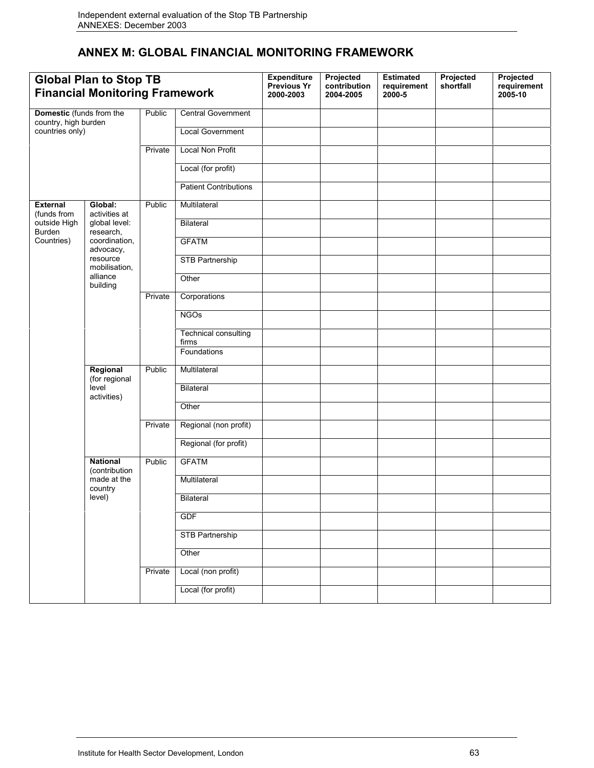## ANNEX M: GLOBAL FINANCIAL MONITORING FRAMEWORK

| **Global Plan to Stop TB Financial Monitoring Framework** | | | | **Expenditure Previous Yr 2000-2003** | **Projected contribution 2004-2005** | **Estimated requirement 2000-5** | **Projected shortfall** | **Projected requirement 2005-10** |
|---|---|---|---|---|---|---|---|---|
| **Domestic** (funds from the country, high burden countries only) | | Public | Central Government | | | | | |
| | | | Local Government | | | | | |
| | | Private | Local Non Profit | | | | | |
| | | | Local (for profit) | | | | | |
| | | | Patient Contributions | | | | | |
| **External** (funds from outside High Burden Countries) | **Global:** activities at global level: research, coordination, advocacy, resource mobilisation, alliance building | Public | Multilateral | | | | | |
| | | | Bilateral | | | | | |
| | | | GFATM | | | | | |
| | | | STB Partnership | | | | | |
| | | | Other | | | | | |
| | | Private | Corporations | | | | | |
| | | | NGOs | | | | | |
| | | | Technical consulting firms | | | | | |
| | | | Foundations | | | | | |
| | **Regional** (for regional level activities) | Public | Multilateral | | | | | |
| | | | Bilateral | | | | | |
| | | | Other | | | | | |
| | | Private | Regional (non profit) | | | | | |
| | | | Regional (for profit) | | | | | |
| | **National** (contribution made at the country level) | Public | GFATM | | | | | |
| | | | Multilateral | | | | | |
| | | | Bilateral | | | | | |
| | | | GDF | | | | | |
| | | | STB Partnership | | | | | |
| | | | Other | | | | | |
| | | Private | Local (non profit) | | | | | |
| | | | Local (for profit) | | | | | |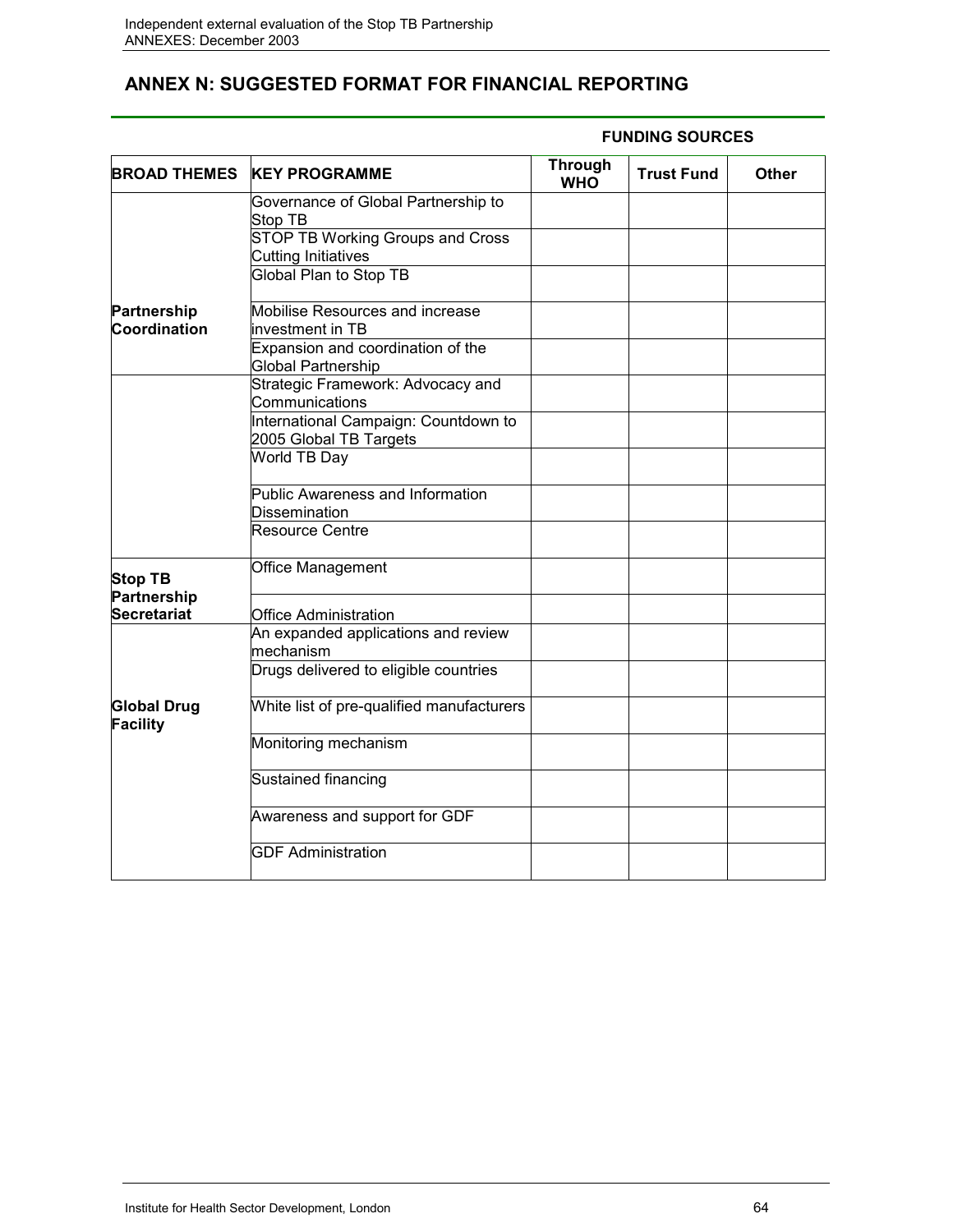## ANNEX N: SUGGESTED FORMAT FOR FINANCIAL REPORTING

| | | FUNDING SOURCES | | |
|---|---|---|---|---|
| **BROAD THEMES** | **KEY PROGRAMME** | **Through WHO** | **Trust Fund** | **Other** |
| **Partnership Coordination** | Governance of Global Partnership to Stop TB | | | |
| | STOP TB Working Groups and Cross Cutting Initiatives | | | |
| | Global Plan to Stop TB | | | |
| | Mobilise Resources and increase investment in TB | | | |
| | Expansion and coordination of the Global Partnership | | | |
| | Strategic Framework: Advocacy and Communications | | | |
| | International Campaign: Countdown to 2005 Global TB Targets | | | |
| | World TB Day | | | |
| | Public Awareness and Information Dissemination | | | |
| | Resource Centre | | | |
| **Stop TB Partnership Secretariat** | Office Management | | | |
| | Office Administration | | | |
| **Global Drug Facility** | An expanded applications and review mechanism | | | |
| | Drugs delivered to eligible countries | | | |
| | White list of pre-qualified manufacturers | | | |
| | Monitoring mechanism | | | |
| | Sustained financing | | | |
| | Awareness and support for GDF | | | |
| | GDF Administration | | | |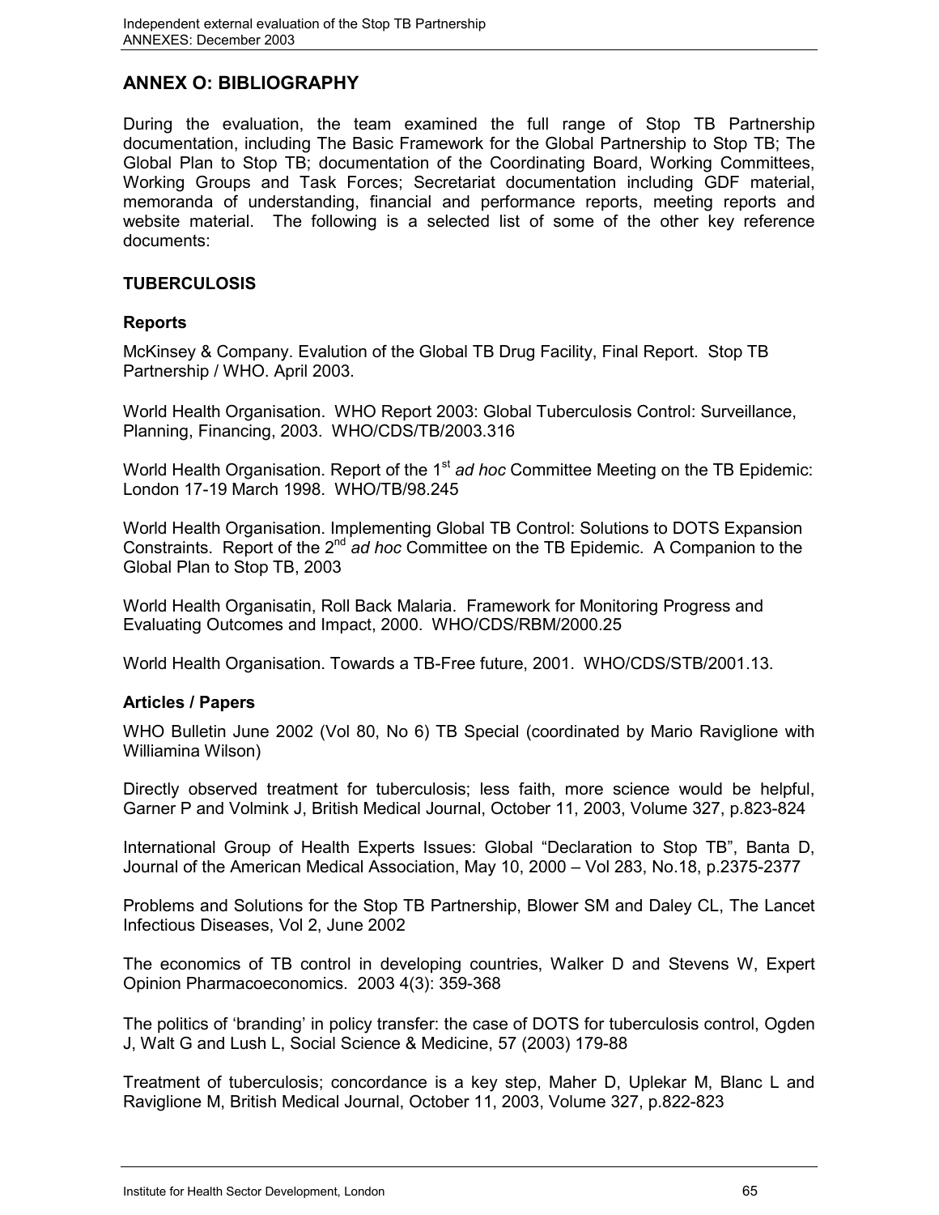## ANNEX O: BIBLIOGRAPHY

During the evaluation, the team examined the full range of Stop TB Partnership documentation, including The Basic Framework for the Global Partnership to Stop TB; The Global Plan to Stop TB; documentation of the Coordinating Board, Working Committees, Working Groups and Task Forces; Secretariat documentation including GDF material, memoranda of understanding, financial and performance reports, meeting reports and website material. The following is a selected list of some of the other key reference documents:

### TUBERCULOSIS

#### Reports

McKinsey & Company. Evalution of the Global TB Drug Facility, Final Report. Stop TB Partnership / WHO. April 2003.

World Health Organisation. WHO Report 2003: Global Tuberculosis Control: Surveillance, Planning, Financing, 2003. WHO/CDS/TB/2003.316

World Health Organisation. Report of the 1st *ad hoc* Committee Meeting on the TB Epidemic: London 17-19 March 1998. WHO/TB/98.245

World Health Organisation. Implementing Global TB Control: Solutions to DOTS Expansion Constraints. Report of the 2nd *ad hoc* Committee on the TB Epidemic. A Companion to the Global Plan to Stop TB, 2003

World Health Organisatin, Roll Back Malaria. Framework for Monitoring Progress and Evaluating Outcomes and Impact, 2000. WHO/CDS/RBM/2000.25

World Health Organisation. Towards a TB-Free future, 2001. WHO/CDS/STB/2001.13.

#### Articles / Papers

WHO Bulletin June 2002 (Vol 80, No 6) TB Special (coordinated by Mario Raviglione with Williamina Wilson)

Directly observed treatment for tuberculosis; less faith, more science would be helpful, Garner P and Volmink J, British Medical Journal, October 11, 2003, Volume 327, p.823-824

International Group of Health Experts Issues: Global "Declaration to Stop TB", Banta D, Journal of the American Medical Association, May 10, 2000 – Vol 283, No.18, p.2375-2377

Problems and Solutions for the Stop TB Partnership, Blower SM and Daley CL, The Lancet Infectious Diseases, Vol 2, June 2002

The economics of TB control in developing countries, Walker D and Stevens W, Expert Opinion Pharmacoeconomics. 2003 4(3): 359-368

The politics of 'branding' in policy transfer: the case of DOTS for tuberculosis control, Ogden J, Walt G and Lush L, Social Science & Medicine, 57 (2003) 179-88

Treatment of tuberculosis; concordance is a key step, Maher D, Uplekar M, Blanc L and Raviglione M, British Medical Journal, October 11, 2003, Volume 327, p.822-823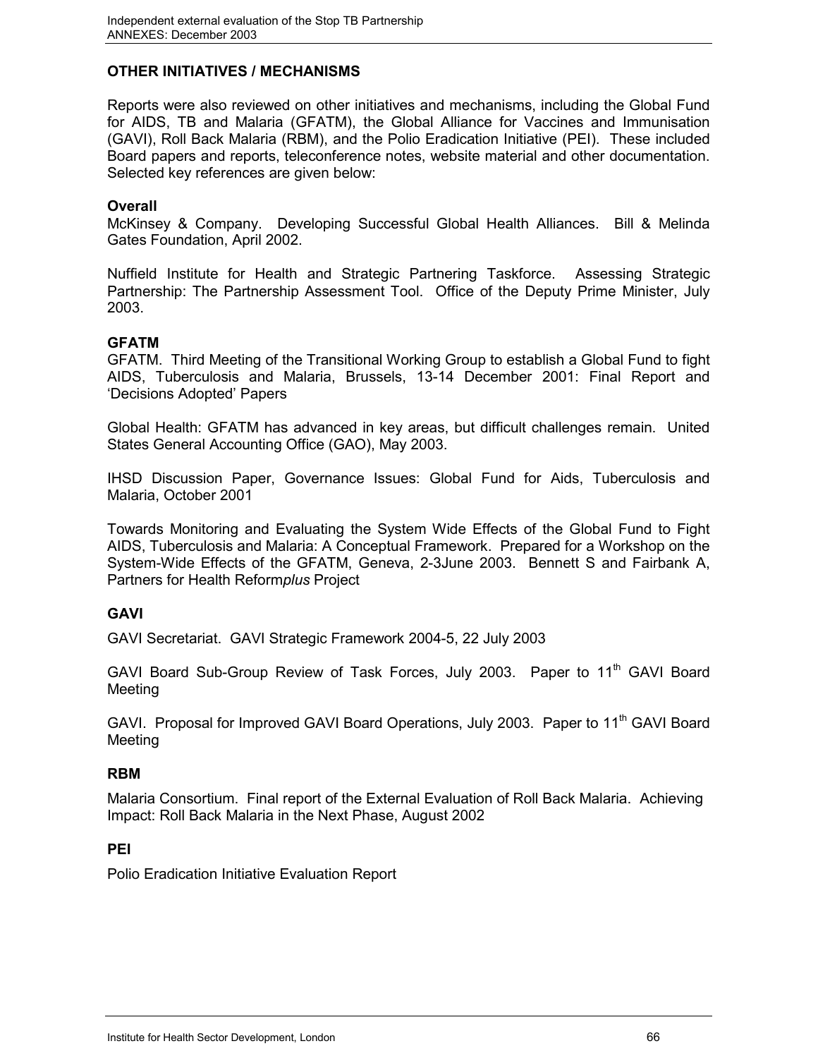## OTHER INITIATIVES / MECHANISMS

Reports were also reviewed on other initiatives and mechanisms, including the Global Fund for AIDS, TB and Malaria (GFATM), the Global Alliance for Vaccines and Immunisation (GAVI), Roll Back Malaria (RBM), and the Polio Eradication Initiative (PEI). These included Board papers and reports, teleconference notes, website material and other documentation. Selected key references are given below:

### Overall

McKinsey & Company. Developing Successful Global Health Alliances. Bill & Melinda Gates Foundation, April 2002.

Nuffield Institute for Health and Strategic Partnering Taskforce. Assessing Strategic Partnership: The Partnership Assessment Tool. Office of the Deputy Prime Minister, July 2003.

### GFATM

GFATM. Third Meeting of the Transitional Working Group to establish a Global Fund to fight AIDS, Tuberculosis and Malaria, Brussels, 13-14 December 2001: Final Report and 'Decisions Adopted' Papers

Global Health: GFATM has advanced in key areas, but difficult challenges remain. United States General Accounting Office (GAO), May 2003.

IHSD Discussion Paper, Governance Issues: Global Fund for Aids, Tuberculosis and Malaria, October 2001

Towards Monitoring and Evaluating the System Wide Effects of the Global Fund to Fight AIDS, Tuberculosis and Malaria: A Conceptual Framework. Prepared for a Workshop on the System-Wide Effects of the GFATM, Geneva, 2-3June 2003. Bennett S and Fairbank A, Partners for Health Reform*plus* Project

### GAVI

GAVI Secretariat. GAVI Strategic Framework 2004-5, 22 July 2003

GAVI Board Sub-Group Review of Task Forces, July 2003. Paper to 11th GAVI Board Meeting

GAVI. Proposal for Improved GAVI Board Operations, July 2003. Paper to 11th GAVI Board Meeting

### RBM

Malaria Consortium. Final report of the External Evaluation of Roll Back Malaria. Achieving Impact: Roll Back Malaria in the Next Phase, August 2002

### PEI

Polio Eradication Initiative Evaluation Report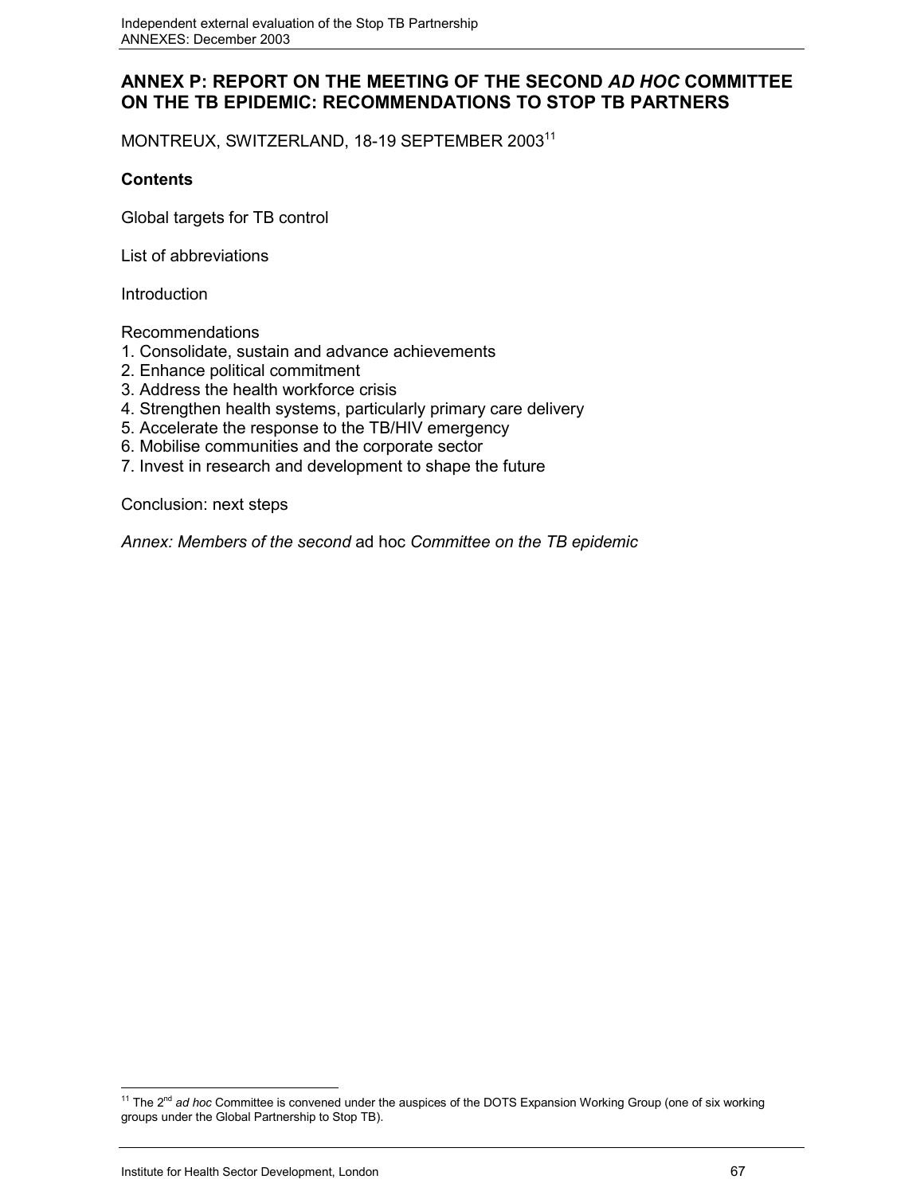## ANNEX P: REPORT ON THE MEETING OF THE SECOND *AD HOC* COMMITTEE ON THE TB EPIDEMIC: RECOMMENDATIONS TO STOP TB PARTNERS

MONTREUX, SWITZERLAND, 18-19 SEPTEMBER 2003[11]

**Contents**

Global targets for TB control

List of abbreviations

Introduction

Recommendations
1. Consolidate, sustain and advance achievements
2. Enhance political commitment
3. Address the health workforce crisis
4. Strengthen health systems, particularly primary care delivery
5. Accelerate the response to the TB/HIV emergency
6. Mobilise communities and the corporate sector
7. Invest in research and development to shape the future

Conclusion: next steps

*Annex: Members of the second* ad hoc *Committee on the TB epidemic*

---

[11] The 2nd *ad hoc* Committee is convened under the auspices of the DOTS Expansion Working Group (one of six working groups under the Global Partnership to Stop TB).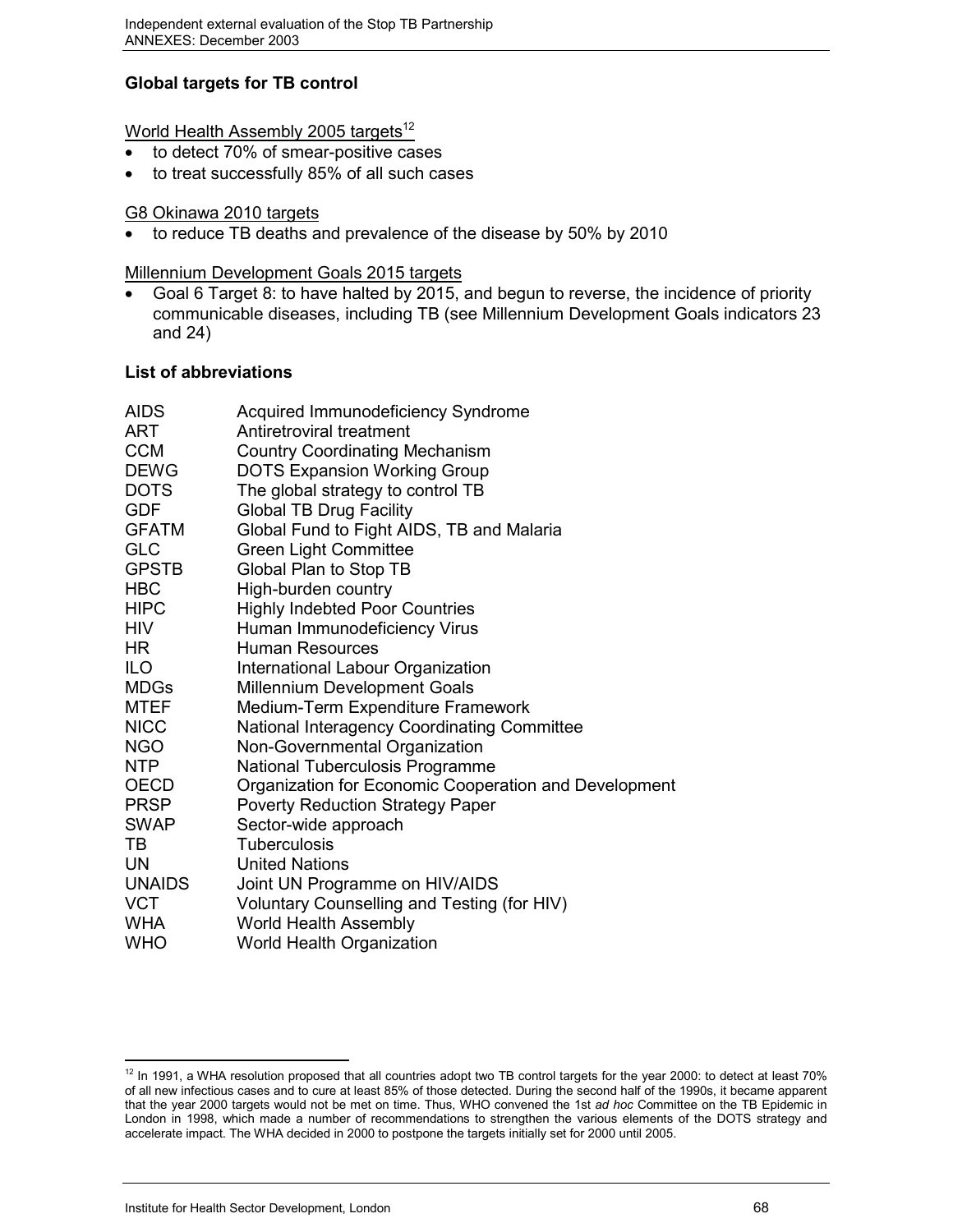## Global targets for TB control

World Health Assembly 2005 targets[12]

- to detect 70% of smear-positive cases
- to treat successfully 85% of all such cases

G8 Okinawa 2010 targets

- to reduce TB deaths and prevalence of the disease by 50% by 2010

Millennium Development Goals 2015 targets

- Goal 6 Target 8: to have halted by 2015, and begun to reverse, the incidence of priority communicable diseases, including TB (see Millennium Development Goals indicators 23 and 24)

## List of abbreviations

| | |
|---|---|
| AIDS | Acquired Immunodeficiency Syndrome |
| ART | Antiretroviral treatment |
| CCM | Country Coordinating Mechanism |
| DEWG | DOTS Expansion Working Group |
| DOTS | The global strategy to control TB |
| GDF | Global TB Drug Facility |
| GFATM | Global Fund to Fight AIDS, TB and Malaria |
| GLC | Green Light Committee |
| GPSTB | Global Plan to Stop TB |
| HBC | High-burden country |
| HIPC | Highly Indebted Poor Countries |
| HIV | Human Immunodeficiency Virus |
| HR | Human Resources |
| ILO | International Labour Organization |
| MDGs | Millennium Development Goals |
| MTEF | Medium-Term Expenditure Framework |
| NICC | National Interagency Coordinating Committee |
| NGO | Non-Governmental Organization |
| NTP | National Tuberculosis Programme |
| OECD | Organization for Economic Cooperation and Development |
| PRSP | Poverty Reduction Strategy Paper |
| SWAP | Sector-wide approach |
| TB | Tuberculosis |
| UN | United Nations |
| UNAIDS | Joint UN Programme on HIV/AIDS |
| VCT | Voluntary Counselling and Testing (for HIV) |
| WHA | World Health Assembly |
| WHO | World Health Organization |

[12] In 1991, a WHA resolution proposed that all countries adopt two TB control targets for the year 2000: to detect at least 70% of all new infectious cases and to cure at least 85% of those detected. During the second half of the 1990s, it became apparent that the year 2000 targets would not be met on time. Thus, WHO convened the 1st *ad hoc* Committee on the TB Epidemic in London in 1998, which made a number of recommendations to strengthen the various elements of the DOTS strategy and accelerate impact. The WHA decided in 2000 to postpone the targets initially set for 2000 until 2005.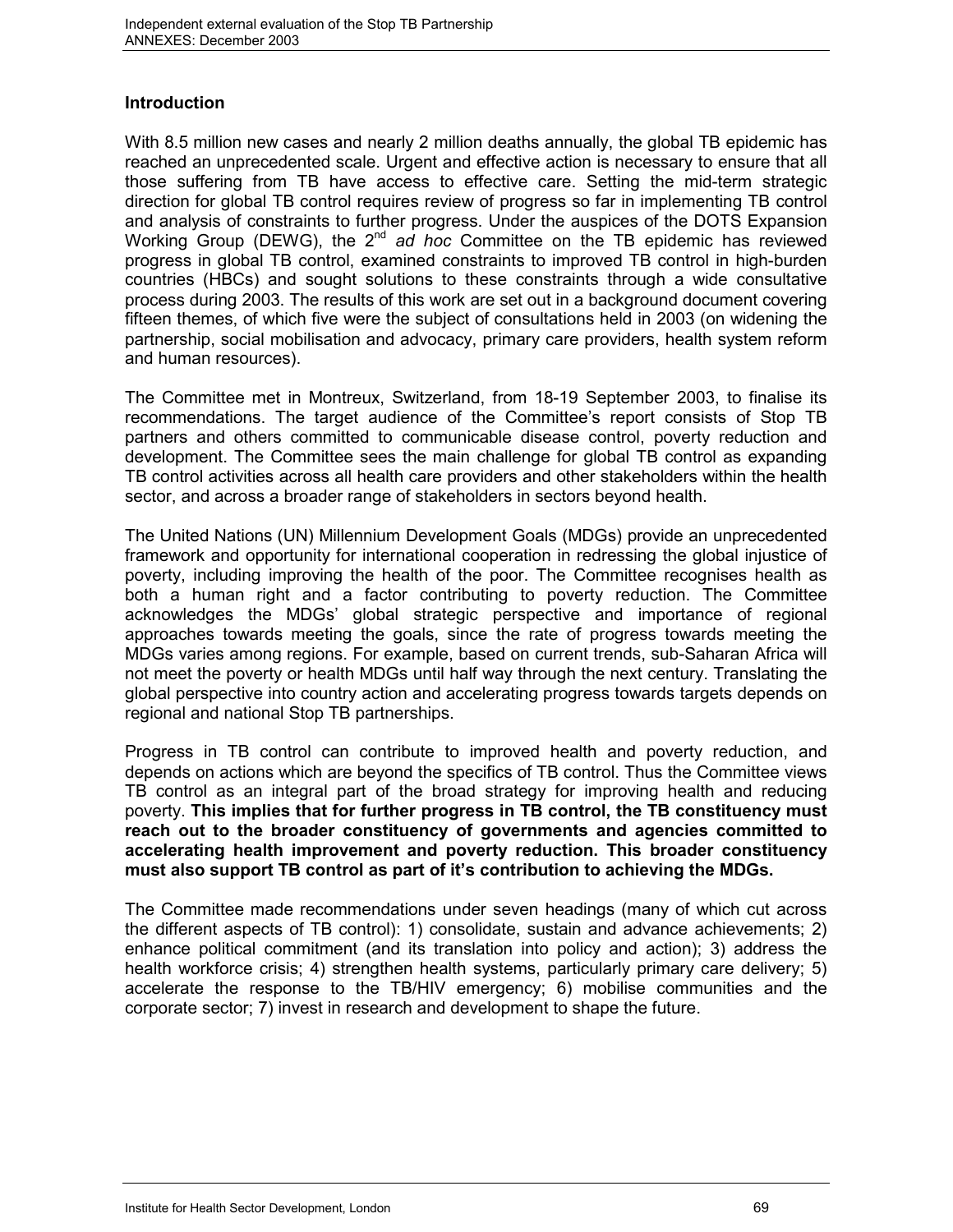## Introduction

With 8.5 million new cases and nearly 2 million deaths annually, the global TB epidemic has reached an unprecedented scale. Urgent and effective action is necessary to ensure that all those suffering from TB have access to effective care. Setting the mid-term strategic direction for global TB control requires review of progress so far in implementing TB control and analysis of constraints to further progress. Under the auspices of the DOTS Expansion Working Group (DEWG), the 2nd *ad hoc* Committee on the TB epidemic has reviewed progress in global TB control, examined constraints to improved TB control in high-burden countries (HBCs) and sought solutions to these constraints through a wide consultative process during 2003. The results of this work are set out in a background document covering fifteen themes, of which five were the subject of consultations held in 2003 (on widening the partnership, social mobilisation and advocacy, primary care providers, health system reform and human resources).

The Committee met in Montreux, Switzerland, from 18-19 September 2003, to finalise its recommendations. The target audience of the Committee's report consists of Stop TB partners and others committed to communicable disease control, poverty reduction and development. The Committee sees the main challenge for global TB control as expanding TB control activities across all health care providers and other stakeholders within the health sector, and across a broader range of stakeholders in sectors beyond health.

The United Nations (UN) Millennium Development Goals (MDGs) provide an unprecedented framework and opportunity for international cooperation in redressing the global injustice of poverty, including improving the health of the poor. The Committee recognises health as both a human right and a factor contributing to poverty reduction. The Committee acknowledges the MDGs' global strategic perspective and importance of regional approaches towards meeting the goals, since the rate of progress towards meeting the MDGs varies among regions. For example, based on current trends, sub-Saharan Africa will not meet the poverty or health MDGs until half way through the next century. Translating the global perspective into country action and accelerating progress towards targets depends on regional and national Stop TB partnerships.

Progress in TB control can contribute to improved health and poverty reduction, and depends on actions which are beyond the specifics of TB control. Thus the Committee views TB control as an integral part of the broad strategy for improving health and reducing poverty. **This implies that for further progress in TB control, the TB constituency must reach out to the broader constituency of governments and agencies committed to accelerating health improvement and poverty reduction. This broader constituency must also support TB control as part of it's contribution to achieving the MDGs.**

The Committee made recommendations under seven headings (many of which cut across the different aspects of TB control): 1) consolidate, sustain and advance achievements; 2) enhance political commitment (and its translation into policy and action); 3) address the health workforce crisis; 4) strengthen health systems, particularly primary care delivery; 5) accelerate the response to the TB/HIV emergency; 6) mobilise communities and the corporate sector; 7) invest in research and development to shape the future.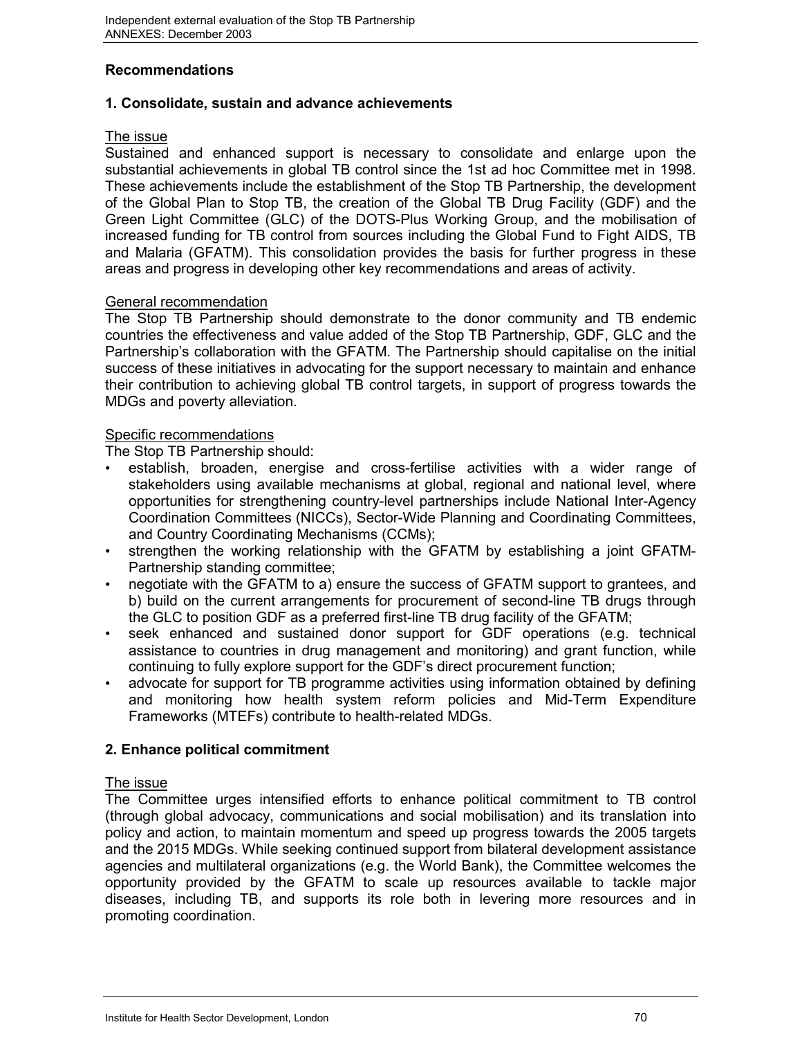## Recommendations

### 1. Consolidate, sustain and advance achievements

The issue

Sustained and enhanced support is necessary to consolidate and enlarge upon the substantial achievements in global TB control since the 1st ad hoc Committee met in 1998. These achievements include the establishment of the Stop TB Partnership, the development of the Global Plan to Stop TB, the creation of the Global TB Drug Facility (GDF) and the Green Light Committee (GLC) of the DOTS-Plus Working Group, and the mobilisation of increased funding for TB control from sources including the Global Fund to Fight AIDS, TB and Malaria (GFATM). This consolidation provides the basis for further progress in these areas and progress in developing other key recommendations and areas of activity.

General recommendation

The Stop TB Partnership should demonstrate to the donor community and TB endemic countries the effectiveness and value added of the Stop TB Partnership, GDF, GLC and the Partnership's collaboration with the GFATM. The Partnership should capitalise on the initial success of these initiatives in advocating for the support necessary to maintain and enhance their contribution to achieving global TB control targets, in support of progress towards the MDGs and poverty alleviation.

Specific recommendations

The Stop TB Partnership should:

- establish, broaden, energise and cross-fertilise activities with a wider range of stakeholders using available mechanisms at global, regional and national level, where opportunities for strengthening country-level partnerships include National Inter-Agency Coordination Committees (NICCs), Sector-Wide Planning and Coordinating Committees, and Country Coordinating Mechanisms (CCMs);
- strengthen the working relationship with the GFATM by establishing a joint GFATM-Partnership standing committee;
- negotiate with the GFATM to a) ensure the success of GFATM support to grantees, and b) build on the current arrangements for procurement of second-line TB drugs through the GLC to position GDF as a preferred first-line TB drug facility of the GFATM;
- seek enhanced and sustained donor support for GDF operations (e.g. technical assistance to countries in drug management and monitoring) and grant function, while continuing to fully explore support for the GDF's direct procurement function;
- advocate for support for TB programme activities using information obtained by defining and monitoring how health system reform policies and Mid-Term Expenditure Frameworks (MTEFs) contribute to health-related MDGs.

### 2. Enhance political commitment

The issue

The Committee urges intensified efforts to enhance political commitment to TB control (through global advocacy, communications and social mobilisation) and its translation into policy and action, to maintain momentum and speed up progress towards the 2005 targets and the 2015 MDGs. While seeking continued support from bilateral development assistance agencies and multilateral organizations (e.g. the World Bank), the Committee welcomes the opportunity provided by the GFATM to scale up resources available to tackle major diseases, including TB, and supports its role both in levering more resources and in promoting coordination.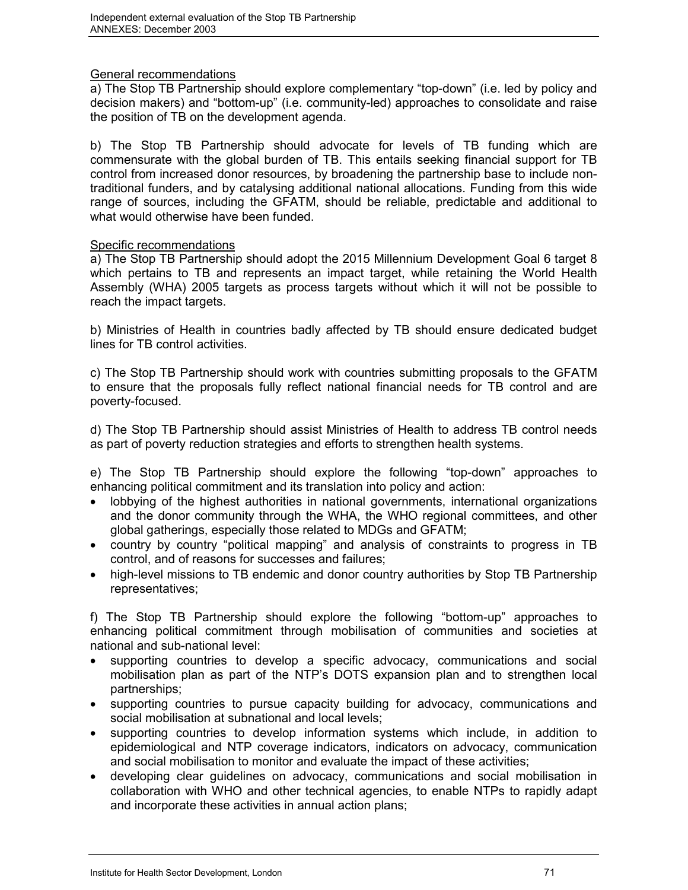General recommendations

a) The Stop TB Partnership should explore complementary "top-down" (i.e. led by policy and decision makers) and "bottom-up" (i.e. community-led) approaches to consolidate and raise the position of TB on the development agenda.

b) The Stop TB Partnership should advocate for levels of TB funding which are commensurate with the global burden of TB. This entails seeking financial support for TB control from increased donor resources, by broadening the partnership base to include non-traditional funders, and by catalysing additional national allocations. Funding from this wide range of sources, including the GFATM, should be reliable, predictable and additional to what would otherwise have been funded.

Specific recommendations

a) The Stop TB Partnership should adopt the 2015 Millennium Development Goal 6 target 8 which pertains to TB and represents an impact target, while retaining the World Health Assembly (WHA) 2005 targets as process targets without which it will not be possible to reach the impact targets.

b) Ministries of Health in countries badly affected by TB should ensure dedicated budget lines for TB control activities.

c) The Stop TB Partnership should work with countries submitting proposals to the GFATM to ensure that the proposals fully reflect national financial needs for TB control and are poverty-focused.

d) The Stop TB Partnership should assist Ministries of Health to address TB control needs as part of poverty reduction strategies and efforts to strengthen health systems.

e) The Stop TB Partnership should explore the following "top-down" approaches to enhancing political commitment and its translation into policy and action:

- lobbying of the highest authorities in national governments, international organizations and the donor community through the WHA, the WHO regional committees, and other global gatherings, especially those related to MDGs and GFATM;
- country by country "political mapping" and analysis of constraints to progress in TB control, and of reasons for successes and failures;
- high-level missions to TB endemic and donor country authorities by Stop TB Partnership representatives;

f) The Stop TB Partnership should explore the following "bottom-up" approaches to enhancing political commitment through mobilisation of communities and societies at national and sub-national level:

- supporting countries to develop a specific advocacy, communications and social mobilisation plan as part of the NTP's DOTS expansion plan and to strengthen local partnerships;
- supporting countries to pursue capacity building for advocacy, communications and social mobilisation at subnational and local levels;
- supporting countries to develop information systems which include, in addition to epidemiological and NTP coverage indicators, indicators on advocacy, communication and social mobilisation to monitor and evaluate the impact of these activities;
- developing clear guidelines on advocacy, communications and social mobilisation in collaboration with WHO and other technical agencies, to enable NTPs to rapidly adapt and incorporate these activities in annual action plans;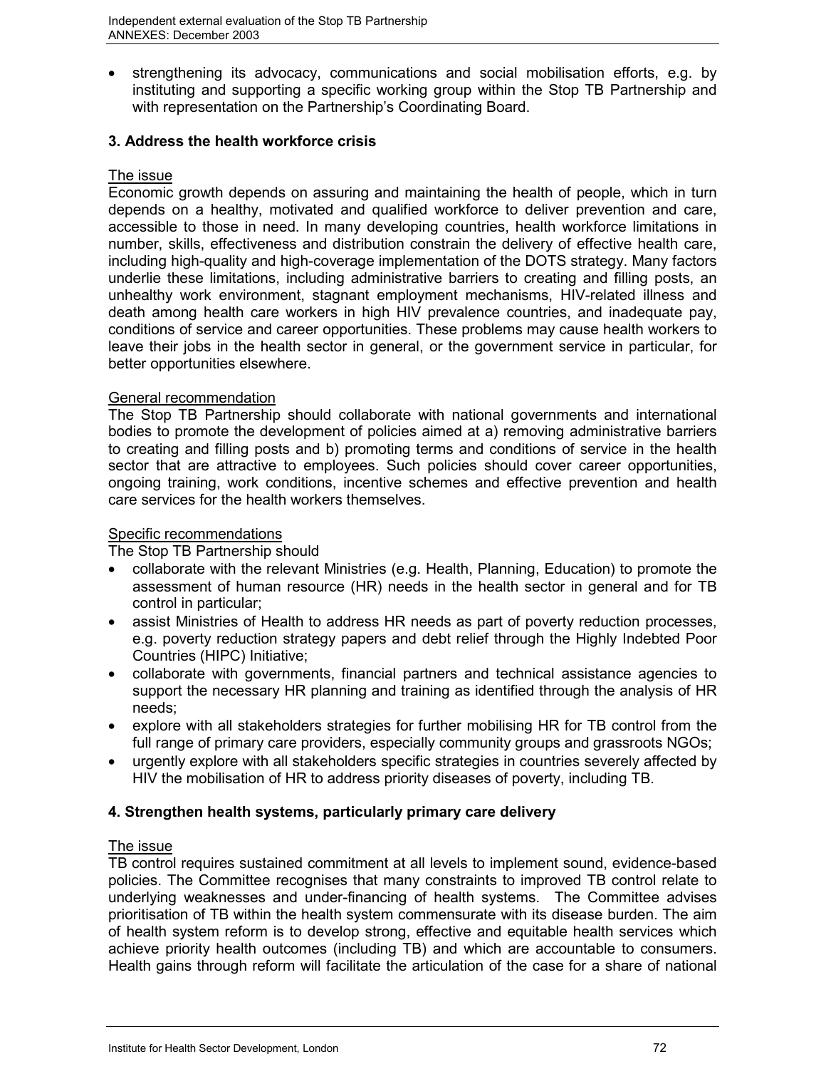- strengthening its advocacy, communications and social mobilisation efforts, e.g. by instituting and supporting a specific working group within the Stop TB Partnership and with representation on the Partnership's Coordinating Board.

### 3. Address the health workforce crisis

The issue

Economic growth depends on assuring and maintaining the health of people, which in turn depends on a healthy, motivated and qualified workforce to deliver prevention and care, accessible to those in need. In many developing countries, health workforce limitations in number, skills, effectiveness and distribution constrain the delivery of effective health care, including high-quality and high-coverage implementation of the DOTS strategy. Many factors underlie these limitations, including administrative barriers to creating and filling posts, an unhealthy work environment, stagnant employment mechanisms, HIV-related illness and death among health care workers in high HIV prevalence countries, and inadequate pay, conditions of service and career opportunities. These problems may cause health workers to leave their jobs in the health sector in general, or the government service in particular, for better opportunities elsewhere.

General recommendation

The Stop TB Partnership should collaborate with national governments and international bodies to promote the development of policies aimed at a) removing administrative barriers to creating and filling posts and b) promoting terms and conditions of service in the health sector that are attractive to employees. Such policies should cover career opportunities, ongoing training, work conditions, incentive schemes and effective prevention and health care services for the health workers themselves.

Specific recommendations

The Stop TB Partnership should

- collaborate with the relevant Ministries (e.g. Health, Planning, Education) to promote the assessment of human resource (HR) needs in the health sector in general and for TB control in particular;
- assist Ministries of Health to address HR needs as part of poverty reduction processes, e.g. poverty reduction strategy papers and debt relief through the Highly Indebted Poor Countries (HIPC) Initiative;
- collaborate with governments, financial partners and technical assistance agencies to support the necessary HR planning and training as identified through the analysis of HR needs;
- explore with all stakeholders strategies for further mobilising HR for TB control from the full range of primary care providers, especially community groups and grassroots NGOs;
- urgently explore with all stakeholders specific strategies in countries severely affected by HIV the mobilisation of HR to address priority diseases of poverty, including TB.

### 4. Strengthen health systems, particularly primary care delivery

The issue

TB control requires sustained commitment at all levels to implement sound, evidence-based policies. The Committee recognises that many constraints to improved TB control relate to underlying weaknesses and under-financing of health systems. The Committee advises prioritisation of TB within the health system commensurate with its disease burden. The aim of health system reform is to develop strong, effective and equitable health services which achieve priority health outcomes (including TB) and which are accountable to consumers. Health gains through reform will facilitate the articulation of the case for a share of national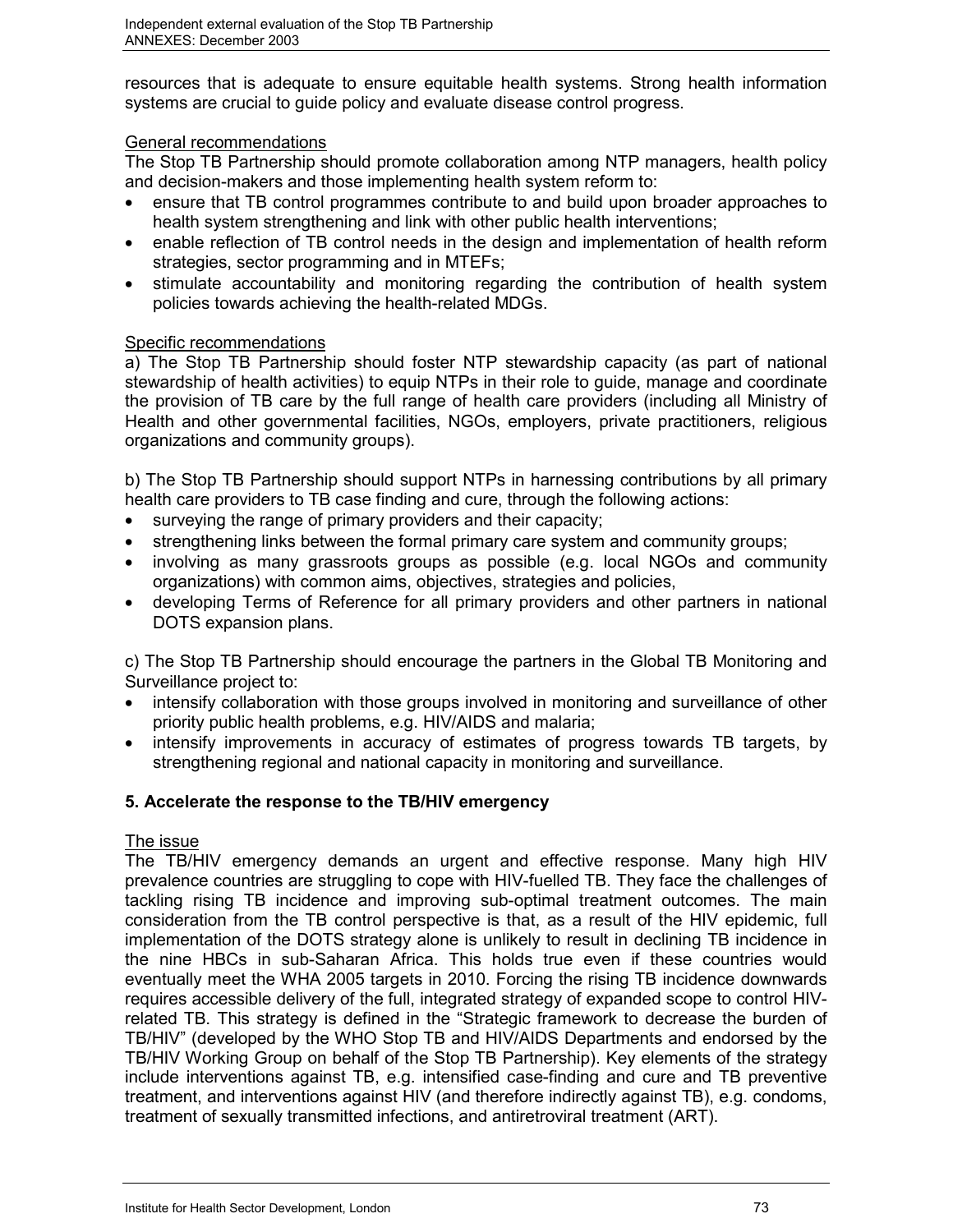resources that is adequate to ensure equitable health systems. Strong health information systems are crucial to guide policy and evaluate disease control progress.

General recommendations

The Stop TB Partnership should promote collaboration among NTP managers, health policy and decision-makers and those implementing health system reform to:

- ensure that TB control programmes contribute to and build upon broader approaches to health system strengthening and link with other public health interventions;
- enable reflection of TB control needs in the design and implementation of health reform strategies, sector programming and in MTEFs;
- stimulate accountability and monitoring regarding the contribution of health system policies towards achieving the health-related MDGs.

Specific recommendations

a) The Stop TB Partnership should foster NTP stewardship capacity (as part of national stewardship of health activities) to equip NTPs in their role to guide, manage and coordinate the provision of TB care by the full range of health care providers (including all Ministry of Health and other governmental facilities, NGOs, employers, private practitioners, religious organizations and community groups).

b) The Stop TB Partnership should support NTPs in harnessing contributions by all primary health care providers to TB case finding and cure, through the following actions:

- surveying the range of primary providers and their capacity;
- strengthening links between the formal primary care system and community groups;
- involving as many grassroots groups as possible (e.g. local NGOs and community organizations) with common aims, objectives, strategies and policies,
- developing Terms of Reference for all primary providers and other partners in national DOTS expansion plans.

c) The Stop TB Partnership should encourage the partners in the Global TB Monitoring and Surveillance project to:

- intensify collaboration with those groups involved in monitoring and surveillance of other priority public health problems, e.g. HIV/AIDS and malaria;
- intensify improvements in accuracy of estimates of progress towards TB targets, by strengthening regional and national capacity in monitoring and surveillance.

## 5. Accelerate the response to the TB/HIV emergency

The issue

The TB/HIV emergency demands an urgent and effective response. Many high HIV prevalence countries are struggling to cope with HIV-fuelled TB. They face the challenges of tackling rising TB incidence and improving sub-optimal treatment outcomes. The main consideration from the TB control perspective is that, as a result of the HIV epidemic, full implementation of the DOTS strategy alone is unlikely to result in declining TB incidence in the nine HBCs in sub-Saharan Africa. This holds true even if these countries would eventually meet the WHA 2005 targets in 2010. Forcing the rising TB incidence downwards requires accessible delivery of the full, integrated strategy of expanded scope to control HIV-related TB. This strategy is defined in the "Strategic framework to decrease the burden of TB/HIV" (developed by the WHO Stop TB and HIV/AIDS Departments and endorsed by the TB/HIV Working Group on behalf of the Stop TB Partnership). Key elements of the strategy include interventions against TB, e.g. intensified case-finding and cure and TB preventive treatment, and interventions against HIV (and therefore indirectly against TB), e.g. condoms, treatment of sexually transmitted infections, and antiretroviral treatment (ART).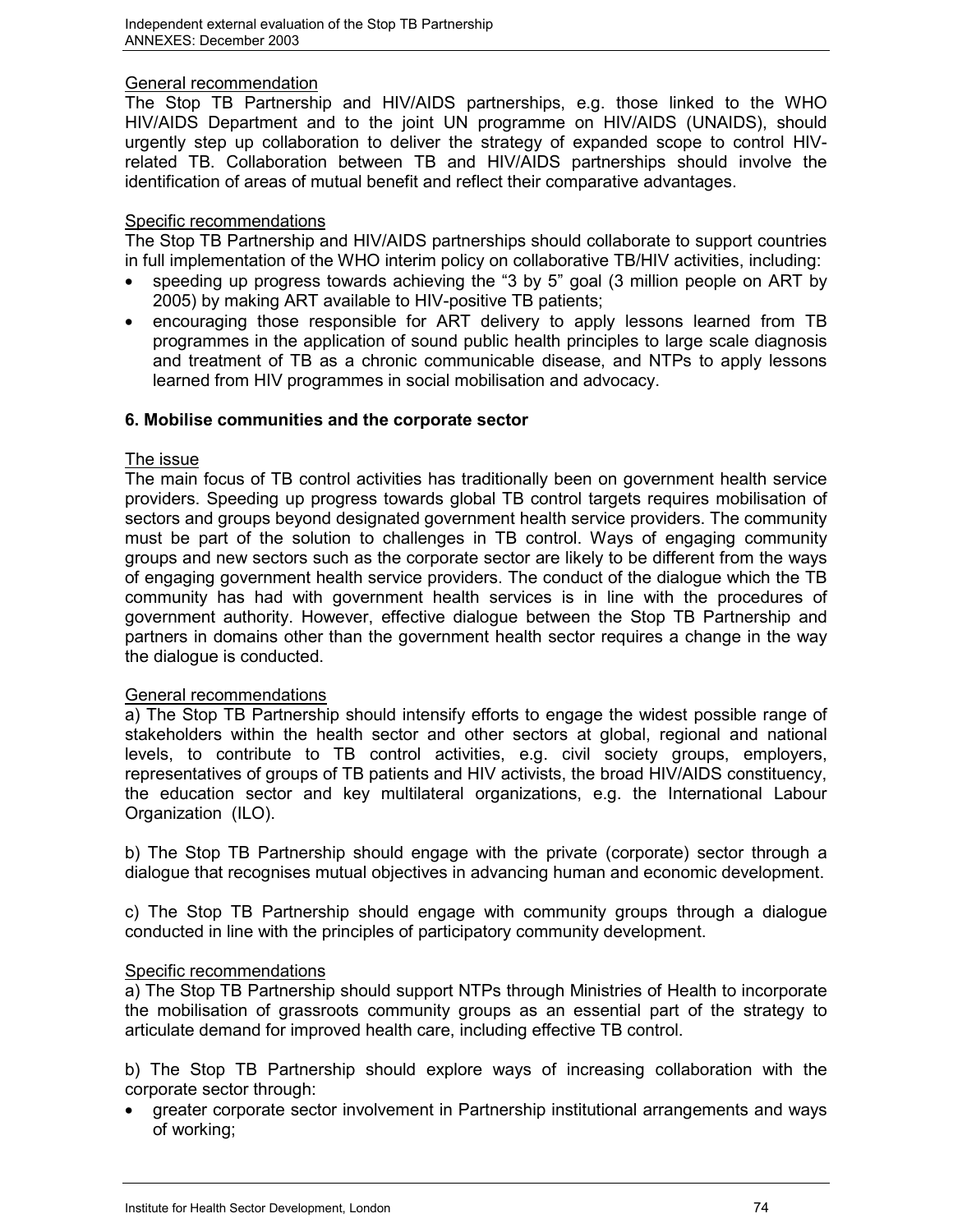General recommendation

The Stop TB Partnership and HIV/AIDS partnerships, e.g. those linked to the WHO HIV/AIDS Department and to the joint UN programme on HIV/AIDS (UNAIDS), should urgently step up collaboration to deliver the strategy of expanded scope to control HIV-related TB. Collaboration between TB and HIV/AIDS partnerships should involve the identification of areas of mutual benefit and reflect their comparative advantages.

Specific recommendations

The Stop TB Partnership and HIV/AIDS partnerships should collaborate to support countries in full implementation of the WHO interim policy on collaborative TB/HIV activities, including:

- speeding up progress towards achieving the "3 by 5" goal (3 million people on ART by 2005) by making ART available to HIV-positive TB patients;
- encouraging those responsible for ART delivery to apply lessons learned from TB programmes in the application of sound public health principles to large scale diagnosis and treatment of TB as a chronic communicable disease, and NTPs to apply lessons learned from HIV programmes in social mobilisation and advocacy.

### 6. Mobilise communities and the corporate sector

The issue

The main focus of TB control activities has traditionally been on government health service providers. Speeding up progress towards global TB control targets requires mobilisation of sectors and groups beyond designated government health service providers. The community must be part of the solution to challenges in TB control. Ways of engaging community groups and new sectors such as the corporate sector are likely to be different from the ways of engaging government health service providers. The conduct of the dialogue which the TB community has had with government health services is in line with the procedures of government authority. However, effective dialogue between the Stop TB Partnership and partners in domains other than the government health sector requires a change in the way the dialogue is conducted.

General recommendations

a) The Stop TB Partnership should intensify efforts to engage the widest possible range of stakeholders within the health sector and other sectors at global, regional and national levels, to contribute to TB control activities, e.g. civil society groups, employers, representatives of groups of TB patients and HIV activists, the broad HIV/AIDS constituency, the education sector and key multilateral organizations, e.g. the International Labour Organization (ILO).

b) The Stop TB Partnership should engage with the private (corporate) sector through a dialogue that recognises mutual objectives in advancing human and economic development.

c) The Stop TB Partnership should engage with community groups through a dialogue conducted in line with the principles of participatory community development.

Specific recommendations

a) The Stop TB Partnership should support NTPs through Ministries of Health to incorporate the mobilisation of grassroots community groups as an essential part of the strategy to articulate demand for improved health care, including effective TB control.

b) The Stop TB Partnership should explore ways of increasing collaboration with the corporate sector through:

- greater corporate sector involvement in Partnership institutional arrangements and ways of working;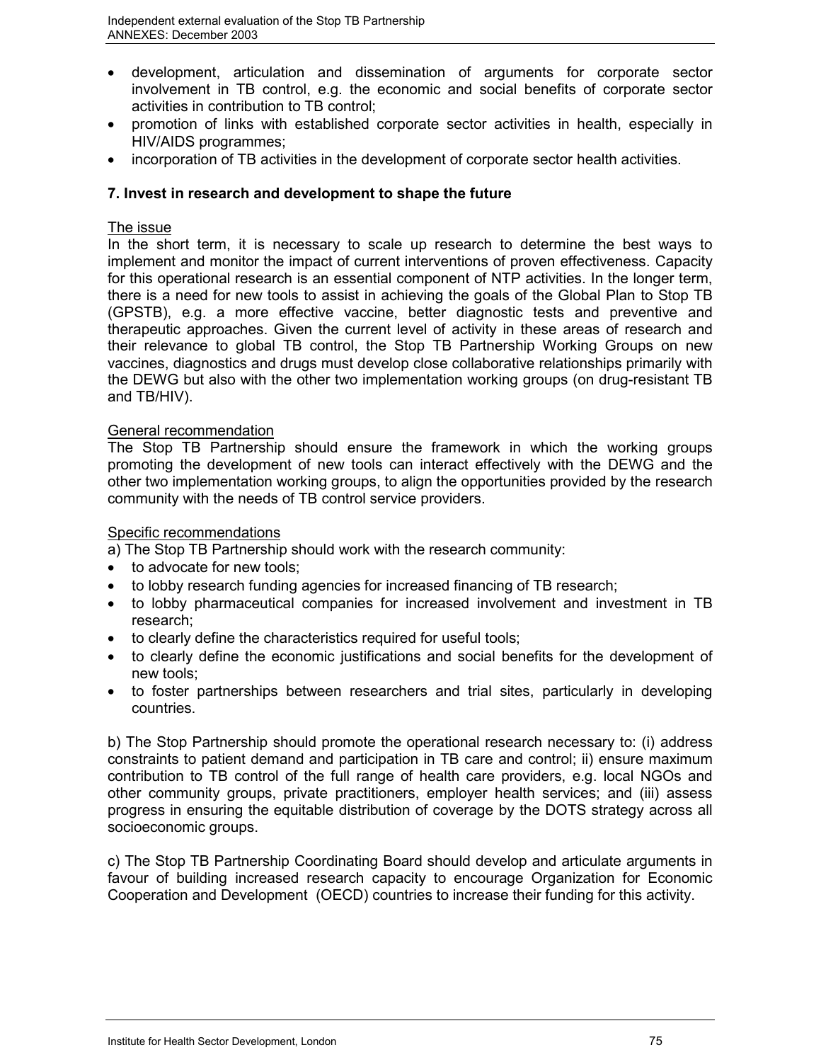- development, articulation and dissemination of arguments for corporate sector involvement in TB control, e.g. the economic and social benefits of corporate sector activities in contribution to TB control;
- promotion of links with established corporate sector activities in health, especially in HIV/AIDS programmes;
- incorporation of TB activities in the development of corporate sector health activities.

### 7. Invest in research and development to shape the future

The issue

In the short term, it is necessary to scale up research to determine the best ways to implement and monitor the impact of current interventions of proven effectiveness. Capacity for this operational research is an essential component of NTP activities. In the longer term, there is a need for new tools to assist in achieving the goals of the Global Plan to Stop TB (GPSTB), e.g. a more effective vaccine, better diagnostic tests and preventive and therapeutic approaches. Given the current level of activity in these areas of research and their relevance to global TB control, the Stop TB Partnership Working Groups on new vaccines, diagnostics and drugs must develop close collaborative relationships primarily with the DEWG but also with the other two implementation working groups (on drug-resistant TB and TB/HIV).

General recommendation

The Stop TB Partnership should ensure the framework in which the working groups promoting the development of new tools can interact effectively with the DEWG and the other two implementation working groups, to align the opportunities provided by the research community with the needs of TB control service providers.

Specific recommendations

a) The Stop TB Partnership should work with the research community:

- to advocate for new tools;
- to lobby research funding agencies for increased financing of TB research;
- to lobby pharmaceutical companies for increased involvement and investment in TB research;
- to clearly define the characteristics required for useful tools;
- to clearly define the economic justifications and social benefits for the development of new tools;
- to foster partnerships between researchers and trial sites, particularly in developing countries.

b) The Stop Partnership should promote the operational research necessary to: (i) address constraints to patient demand and participation in TB care and control; ii) ensure maximum contribution to TB control of the full range of health care providers, e.g. local NGOs and other community groups, private practitioners, employer health services; and (iii) assess progress in ensuring the equitable distribution of coverage by the DOTS strategy across all socioeconomic groups.

c) The Stop TB Partnership Coordinating Board should develop and articulate arguments in favour of building increased research capacity to encourage Organization for Economic Cooperation and Development (OECD) countries to increase their funding for this activity.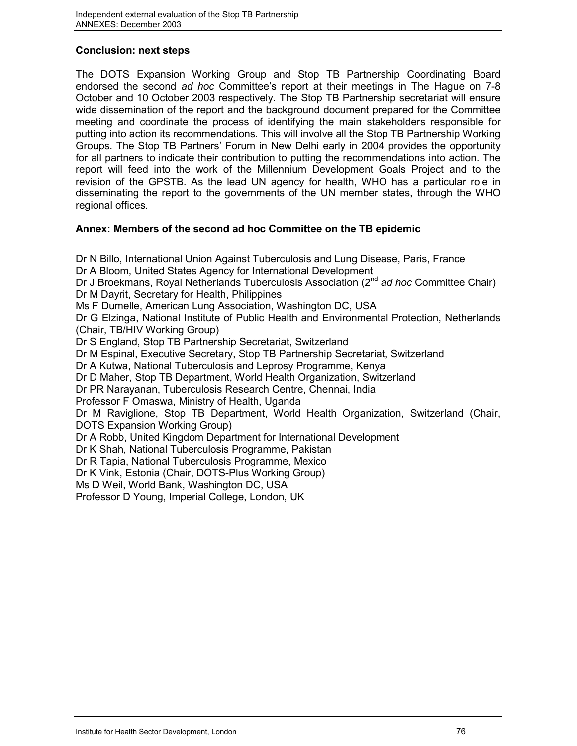### Conclusion: next steps

The DOTS Expansion Working Group and Stop TB Partnership Coordinating Board endorsed the second *ad hoc* Committee's report at their meetings in The Hague on 7-8 October and 10 October 2003 respectively. The Stop TB Partnership secretariat will ensure wide dissemination of the report and the background document prepared for the Committee meeting and coordinate the process of identifying the main stakeholders responsible for putting into action its recommendations. This will involve all the Stop TB Partnership Working Groups. The Stop TB Partners' Forum in New Delhi early in 2004 provides the opportunity for all partners to indicate their contribution to putting the recommendations into action. The report will feed into the work of the Millennium Development Goals Project and to the revision of the GPSTB. As the lead UN agency for health, WHO has a particular role in disseminating the report to the governments of the UN member states, through the WHO regional offices.

### Annex: Members of the second ad hoc Committee on the TB epidemic

Dr N Billo, International Union Against Tuberculosis and Lung Disease, Paris, France
Dr A Bloom, United States Agency for International Development
Dr J Broekmans, Royal Netherlands Tuberculosis Association (2nd *ad hoc* Committee Chair)
Dr M Dayrit, Secretary for Health, Philippines
Ms F Dumelle, American Lung Association, Washington DC, USA
Dr G Elzinga, National Institute of Public Health and Environmental Protection, Netherlands (Chair, TB/HIV Working Group)
Dr S England, Stop TB Partnership Secretariat, Switzerland
Dr M Espinal, Executive Secretary, Stop TB Partnership Secretariat, Switzerland
Dr A Kutwa, National Tuberculosis and Leprosy Programme, Kenya
Dr D Maher, Stop TB Department, World Health Organization, Switzerland
Dr PR Narayanan, Tuberculosis Research Centre, Chennai, India
Professor F Omaswa, Ministry of Health, Uganda
Dr M Raviglione, Stop TB Department, World Health Organization, Switzerland (Chair, DOTS Expansion Working Group)
Dr A Robb, United Kingdom Department for International Development
Dr K Shah, National Tuberculosis Programme, Pakistan
Dr R Tapia, National Tuberculosis Programme, Mexico
Dr K Vink, Estonia (Chair, DOTS-Plus Working Group)
Ms D Weil, World Bank, Washington DC, USA
Professor D Young, Imperial College, London, UK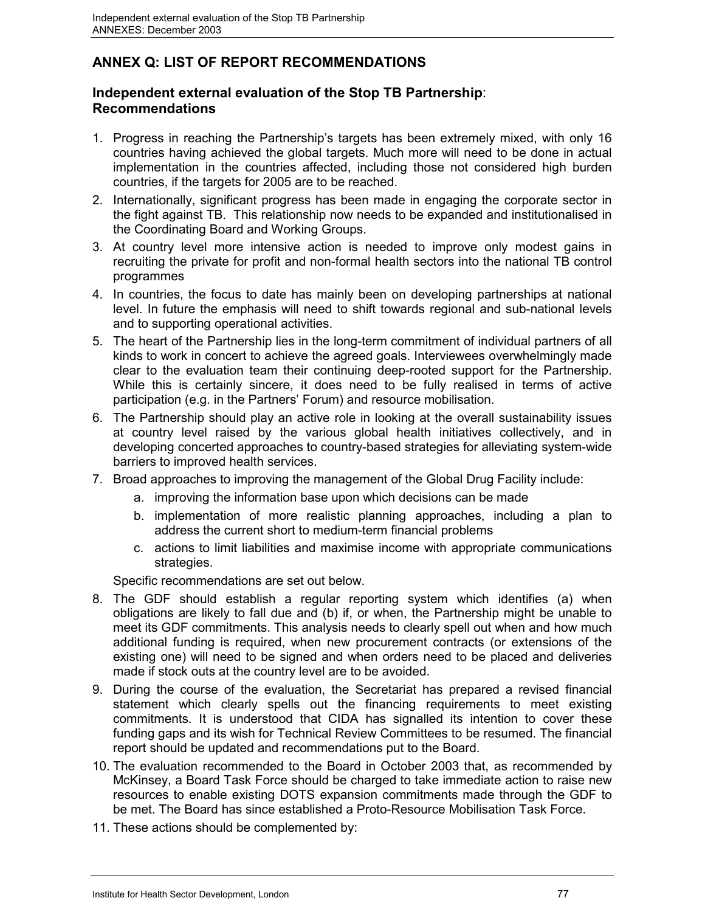## ANNEX Q: LIST OF REPORT RECOMMENDATIONS

### Independent external evaluation of the Stop TB Partnership: Recommendations

1. Progress in reaching the Partnership's targets has been extremely mixed, with only 16 countries having achieved the global targets. Much more will need to be done in actual implementation in the countries affected, including those not considered high burden countries, if the targets for 2005 are to be reached.
2. Internationally, significant progress has been made in engaging the corporate sector in the fight against TB. This relationship now needs to be expanded and institutionalised in the Coordinating Board and Working Groups.
3. At country level more intensive action is needed to improve only modest gains in recruiting the private for profit and non-formal health sectors into the national TB control programmes
4. In countries, the focus to date has mainly been on developing partnerships at national level. In future the emphasis will need to shift towards regional and sub-national levels and to supporting operational activities.
5. The heart of the Partnership lies in the long-term commitment of individual partners of all kinds to work in concert to achieve the agreed goals. Interviewees overwhelmingly made clear to the evaluation team their continuing deep-rooted support for the Partnership. While this is certainly sincere, it does need to be fully realised in terms of active participation (e.g. in the Partners' Forum) and resource mobilisation.
6. The Partnership should play an active role in looking at the overall sustainability issues at country level raised by the various global health initiatives collectively, and in developing concerted approaches to country-based strategies for alleviating system-wide barriers to improved health services.
7. Broad approaches to improving the management of the Global Drug Facility include:
   a. improving the information base upon which decisions can be made
   b. implementation of more realistic planning approaches, including a plan to address the current short to medium-term financial problems
   c. actions to limit liabilities and maximise income with appropriate communications strategies.

   Specific recommendations are set out below.
8. The GDF should establish a regular reporting system which identifies (a) when obligations are likely to fall due and (b) if, or when, the Partnership might be unable to meet its GDF commitments. This analysis needs to clearly spell out when and how much additional funding is required, when new procurement contracts (or extensions of the existing one) will need to be signed and when orders need to be placed and deliveries made if stock outs at the country level are to be avoided.
9. During the course of the evaluation, the Secretariat has prepared a revised financial statement which clearly spells out the financing requirements to meet existing commitments. It is understood that CIDA has signalled its intention to cover these funding gaps and its wish for Technical Review Committees to be resumed. The financial report should be updated and recommendations put to the Board.
10. The evaluation recommended to the Board in October 2003 that, as recommended by McKinsey, a Board Task Force should be charged to take immediate action to raise new resources to enable existing DOTS expansion commitments made through the GDF to be met. The Board has since established a Proto-Resource Mobilisation Task Force.
11. These actions should be complemented by: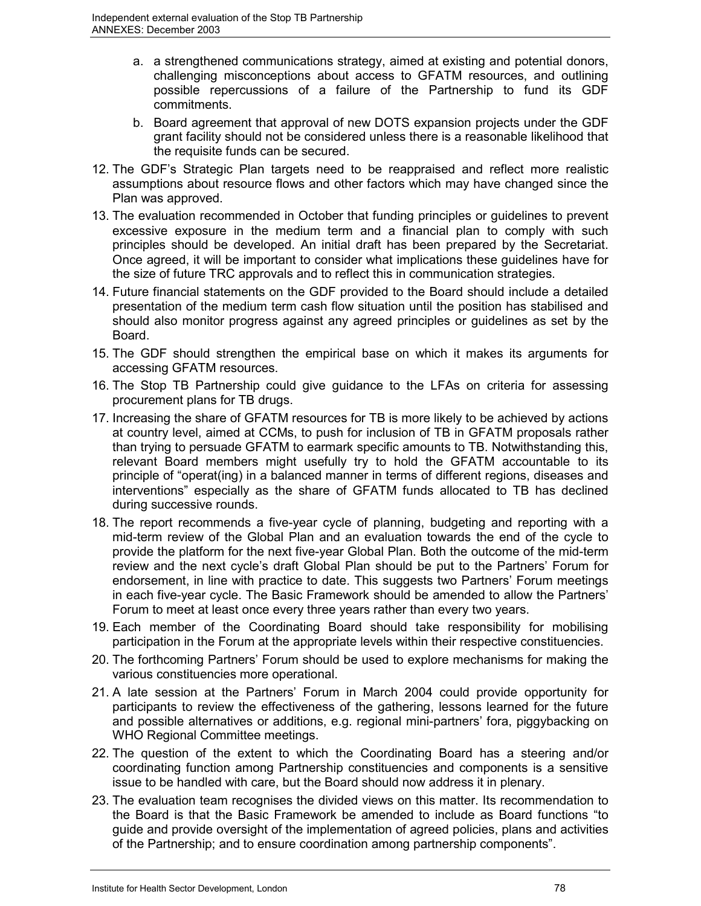a. a strengthened communications strategy, aimed at existing and potential donors, challenging misconceptions about access to GFATM resources, and outlining possible repercussions of a failure of the Partnership to fund its GDF commitments.
   b. Board agreement that approval of new DOTS expansion projects under the GDF grant facility should not be considered unless there is a reasonable likelihood that the requisite funds can be secured.

12. The GDF's Strategic Plan targets need to be reappraised and reflect more realistic assumptions about resource flows and other factors which may have changed since the Plan was approved.
13. The evaluation recommended in October that funding principles or guidelines to prevent excessive exposure in the medium term and a financial plan to comply with such principles should be developed. An initial draft has been prepared by the Secretariat. Once agreed, it will be important to consider what implications these guidelines have for the size of future TRC approvals and to reflect this in communication strategies.
14. Future financial statements on the GDF provided to the Board should include a detailed presentation of the medium term cash flow situation until the position has stabilised and should also monitor progress against any agreed principles or guidelines as set by the Board.
15. The GDF should strengthen the empirical base on which it makes its arguments for accessing GFATM resources.
16. The Stop TB Partnership could give guidance to the LFAs on criteria for assessing procurement plans for TB drugs.
17. Increasing the share of GFATM resources for TB is more likely to be achieved by actions at country level, aimed at CCMs, to push for inclusion of TB in GFATM proposals rather than trying to persuade GFATM to earmark specific amounts to TB. Notwithstanding this, relevant Board members might usefully try to hold the GFATM accountable to its principle of "operat(ing) in a balanced manner in terms of different regions, diseases and interventions" especially as the share of GFATM funds allocated to TB has declined during successive rounds.
18. The report recommends a five-year cycle of planning, budgeting and reporting with a mid-term review of the Global Plan and an evaluation towards the end of the cycle to provide the platform for the next five-year Global Plan. Both the outcome of the mid-term review and the next cycle's draft Global Plan should be put to the Partners' Forum for endorsement, in line with practice to date. This suggests two Partners' Forum meetings in each five-year cycle. The Basic Framework should be amended to allow the Partners' Forum to meet at least once every three years rather than every two years.
19. Each member of the Coordinating Board should take responsibility for mobilising participation in the Forum at the appropriate levels within their respective constituencies.
20. The forthcoming Partners' Forum should be used to explore mechanisms for making the various constituencies more operational.
21. A late session at the Partners' Forum in March 2004 could provide opportunity for participants to review the effectiveness of the gathering, lessons learned for the future and possible alternatives or additions, e.g. regional mini-partners' fora, piggybacking on WHO Regional Committee meetings.
22. The question of the extent to which the Coordinating Board has a steering and/or coordinating function among Partnership constituencies and components is a sensitive issue to be handled with care, but the Board should now address it in plenary.
23. The evaluation team recognises the divided views on this matter. Its recommendation to the Board is that the Basic Framework be amended to include as Board functions "to guide and provide oversight of the implementation of agreed policies, plans and activities of the Partnership; and to ensure coordination among partnership components".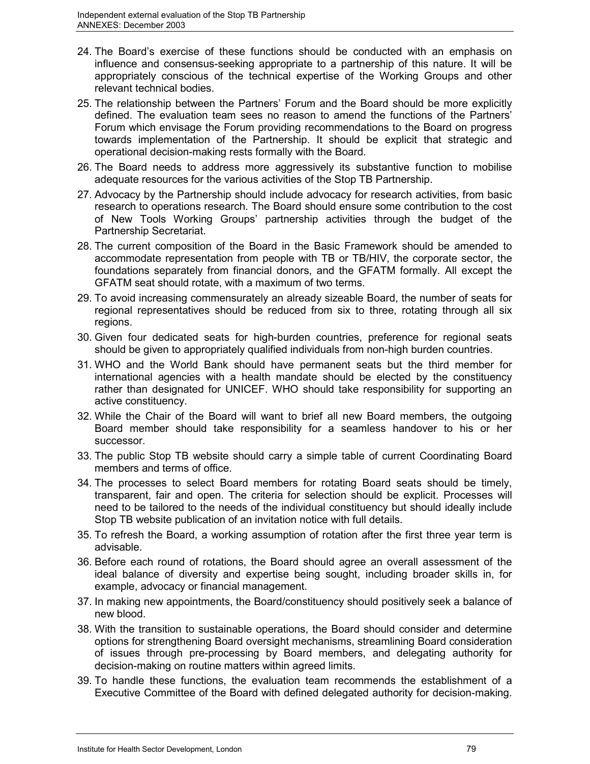24. The Board's exercise of these functions should be conducted with an emphasis on influence and consensus-seeking appropriate to a partnership of this nature. It will be appropriately conscious of the technical expertise of the Working Groups and other relevant technical bodies.
25. The relationship between the Partners' Forum and the Board should be more explicitly defined. The evaluation team sees no reason to amend the functions of the Partners' Forum which envisage the Forum providing recommendations to the Board on progress towards implementation of the Partnership. It should be explicit that strategic and operational decision-making rests formally with the Board.
26. The Board needs to address more aggressively its substantive function to mobilise adequate resources for the various activities of the Stop TB Partnership.
27. Advocacy by the Partnership should include advocacy for research activities, from basic research to operations research. The Board should ensure some contribution to the cost of New Tools Working Groups' partnership activities through the budget of the Partnership Secretariat.
28. The current composition of the Board in the Basic Framework should be amended to accommodate representation from people with TB or TB/HIV, the corporate sector, the foundations separately from financial donors, and the GFATM formally. All except the GFATM seat should rotate, with a maximum of two terms.
29. To avoid increasing commensurately an already sizeable Board, the number of seats for regional representatives should be reduced from six to three, rotating through all six regions.
30. Given four dedicated seats for high-burden countries, preference for regional seats should be given to appropriately qualified individuals from non-high burden countries.
31. WHO and the World Bank should have permanent seats but the third member for international agencies with a health mandate should be elected by the constituency rather than designated for UNICEF. WHO should take responsibility for supporting an active constituency.
32. While the Chair of the Board will want to brief all new Board members, the outgoing Board member should take responsibility for a seamless handover to his or her successor.
33. The public Stop TB website should carry a simple table of current Coordinating Board members and terms of office.
34. The processes to select Board members for rotating Board seats should be timely, transparent, fair and open. The criteria for selection should be explicit. Processes will need to be tailored to the needs of the individual constituency but should ideally include Stop TB website publication of an invitation notice with full details.
35. To refresh the Board, a working assumption of rotation after the first three year term is advisable.
36. Before each round of rotations, the Board should agree an overall assessment of the ideal balance of diversity and expertise being sought, including broader skills in, for example, advocacy or financial management.
37. In making new appointments, the Board/constituency should positively seek a balance of new blood.
38. With the transition to sustainable operations, the Board should consider and determine options for strengthening Board oversight mechanisms, streamlining Board consideration of issues through pre-processing by Board members, and delegating authority for decision-making on routine matters within agreed limits.
39. To handle these functions, the evaluation team recommends the establishment of a Executive Committee of the Board with defined delegated authority for decision-making.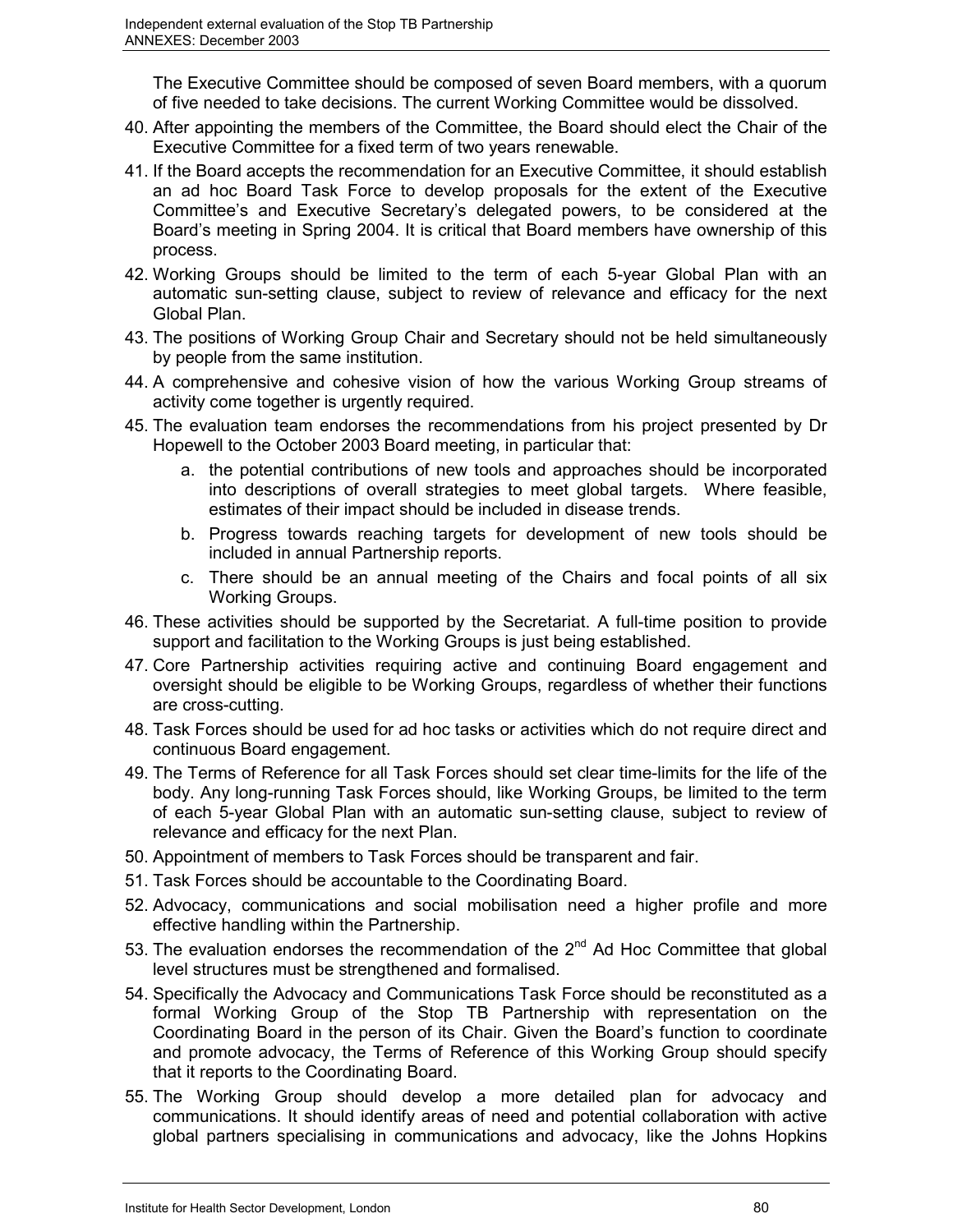The Executive Committee should be composed of seven Board members, with a quorum of five needed to take decisions. The current Working Committee would be dissolved.

40. After appointing the members of the Committee, the Board should elect the Chair of the Executive Committee for a fixed term of two years renewable.
41. If the Board accepts the recommendation for an Executive Committee, it should establish an ad hoc Board Task Force to develop proposals for the extent of the Executive Committee's and Executive Secretary's delegated powers, to be considered at the Board's meeting in Spring 2004. It is critical that Board members have ownership of this process.
42. Working Groups should be limited to the term of each 5-year Global Plan with an automatic sun-setting clause, subject to review of relevance and efficacy for the next Global Plan.
43. The positions of Working Group Chair and Secretary should not be held simultaneously by people from the same institution.
44. A comprehensive and cohesive vision of how the various Working Group streams of activity come together is urgently required.
45. The evaluation team endorses the recommendations from his project presented by Dr Hopewell to the October 2003 Board meeting, in particular that:
    a. the potential contributions of new tools and approaches should be incorporated into descriptions of overall strategies to meet global targets. Where feasible, estimates of their impact should be included in disease trends.
    b. Progress towards reaching targets for development of new tools should be included in annual Partnership reports.
    c. There should be an annual meeting of the Chairs and focal points of all six Working Groups.
46. These activities should be supported by the Secretariat. A full-time position to provide support and facilitation to the Working Groups is just being established.
47. Core Partnership activities requiring active and continuing Board engagement and oversight should be eligible to be Working Groups, regardless of whether their functions are cross-cutting.
48. Task Forces should be used for ad hoc tasks or activities which do not require direct and continuous Board engagement.
49. The Terms of Reference for all Task Forces should set clear time-limits for the life of the body. Any long-running Task Forces should, like Working Groups, be limited to the term of each 5-year Global Plan with an automatic sun-setting clause, subject to review of relevance and efficacy for the next Plan.
50. Appointment of members to Task Forces should be transparent and fair.
51. Task Forces should be accountable to the Coordinating Board.
52. Advocacy, communications and social mobilisation need a higher profile and more effective handling within the Partnership.
53. The evaluation endorses the recommendation of the 2nd Ad Hoc Committee that global level structures must be strengthened and formalised.
54. Specifically the Advocacy and Communications Task Force should be reconstituted as a formal Working Group of the Stop TB Partnership with representation on the Coordinating Board in the person of its Chair. Given the Board's function to coordinate and promote advocacy, the Terms of Reference of this Working Group should specify that it reports to the Coordinating Board.
55. The Working Group should develop a more detailed plan for advocacy and communications. It should identify areas of need and potential collaboration with active global partners specialising in communications and advocacy, like the Johns Hopkins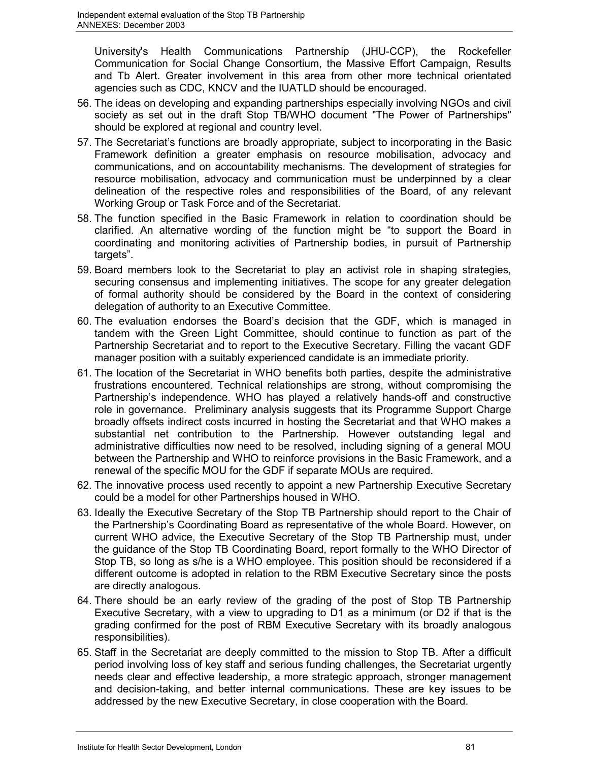University's Health Communications Partnership (JHU-CCP), the Rockefeller Communication for Social Change Consortium, the Massive Effort Campaign, Results and Tb Alert. Greater involvement in this area from other more technical orientated agencies such as CDC, KNCV and the IUATLD should be encouraged.

56. The ideas on developing and expanding partnerships especially involving NGOs and civil society as set out in the draft Stop TB/WHO document "The Power of Partnerships" should be explored at regional and country level.
57. The Secretariat's functions are broadly appropriate, subject to incorporating in the Basic Framework definition a greater emphasis on resource mobilisation, advocacy and communications, and on accountability mechanisms. The development of strategies for resource mobilisation, advocacy and communication must be underpinned by a clear delineation of the respective roles and responsibilities of the Board, of any relevant Working Group or Task Force and of the Secretariat.
58. The function specified in the Basic Framework in relation to coordination should be clarified. An alternative wording of the function might be "to support the Board in coordinating and monitoring activities of Partnership bodies, in pursuit of Partnership targets".
59. Board members look to the Secretariat to play an activist role in shaping strategies, securing consensus and implementing initiatives. The scope for any greater delegation of formal authority should be considered by the Board in the context of considering delegation of authority to an Executive Committee.
60. The evaluation endorses the Board's decision that the GDF, which is managed in tandem with the Green Light Committee, should continue to function as part of the Partnership Secretariat and to report to the Executive Secretary. Filling the vacant GDF manager position with a suitably experienced candidate is an immediate priority.
61. The location of the Secretariat in WHO benefits both parties, despite the administrative frustrations encountered. Technical relationships are strong, without compromising the Partnership's independence. WHO has played a relatively hands-off and constructive role in governance. Preliminary analysis suggests that its Programme Support Charge broadly offsets indirect costs incurred in hosting the Secretariat and that WHO makes a substantial net contribution to the Partnership. However outstanding legal and administrative difficulties now need to be resolved, including signing of a general MOU between the Partnership and WHO to reinforce provisions in the Basic Framework, and a renewal of the specific MOU for the GDF if separate MOUs are required.
62. The innovative process used recently to appoint a new Partnership Executive Secretary could be a model for other Partnerships housed in WHO.
63. Ideally the Executive Secretary of the Stop TB Partnership should report to the Chair of the Partnership's Coordinating Board as representative of the whole Board. However, on current WHO advice, the Executive Secretary of the Stop TB Partnership must, under the guidance of the Stop TB Coordinating Board, report formally to the WHO Director of Stop TB, so long as s/he is a WHO employee. This position should be reconsidered if a different outcome is adopted in relation to the RBM Executive Secretary since the posts are directly analogous.
64. There should be an early review of the grading of the post of Stop TB Partnership Executive Secretary, with a view to upgrading to D1 as a minimum (or D2 if that is the grading confirmed for the post of RBM Executive Secretary with its broadly analogous responsibilities).
65. Staff in the Secretariat are deeply committed to the mission to Stop TB. After a difficult period involving loss of key staff and serious funding challenges, the Secretariat urgently needs clear and effective leadership, a more strategic approach, stronger management and decision-taking, and better internal communications. These are key issues to be addressed by the new Executive Secretary, in close cooperation with the Board.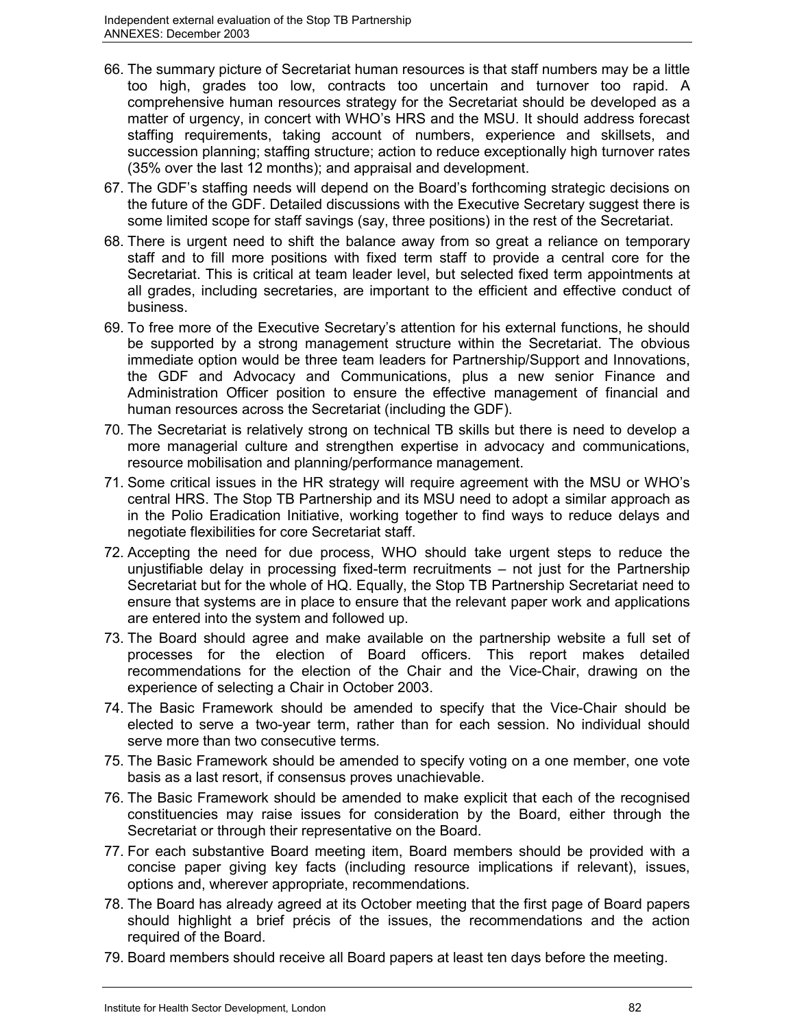66. The summary picture of Secretariat human resources is that staff numbers may be a little too high, grades too low, contracts too uncertain and turnover too rapid. A comprehensive human resources strategy for the Secretariat should be developed as a matter of urgency, in concert with WHO's HRS and the MSU. It should address forecast staffing requirements, taking account of numbers, experience and skillsets, and succession planning; staffing structure; action to reduce exceptionally high turnover rates (35% over the last 12 months); and appraisal and development.
67. The GDF's staffing needs will depend on the Board's forthcoming strategic decisions on the future of the GDF. Detailed discussions with the Executive Secretary suggest there is some limited scope for staff savings (say, three positions) in the rest of the Secretariat.
68. There is urgent need to shift the balance away from so great a reliance on temporary staff and to fill more positions with fixed term staff to provide a central core for the Secretariat. This is critical at team leader level, but selected fixed term appointments at all grades, including secretaries, are important to the efficient and effective conduct of business.
69. To free more of the Executive Secretary's attention for his external functions, he should be supported by a strong management structure within the Secretariat. The obvious immediate option would be three team leaders for Partnership/Support and Innovations, the GDF and Advocacy and Communications, plus a new senior Finance and Administration Officer position to ensure the effective management of financial and human resources across the Secretariat (including the GDF).
70. The Secretariat is relatively strong on technical TB skills but there is need to develop a more managerial culture and strengthen expertise in advocacy and communications, resource mobilisation and planning/performance management.
71. Some critical issues in the HR strategy will require agreement with the MSU or WHO's central HRS. The Stop TB Partnership and its MSU need to adopt a similar approach as in the Polio Eradication Initiative, working together to find ways to reduce delays and negotiate flexibilities for core Secretariat staff.
72. Accepting the need for due process, WHO should take urgent steps to reduce the unjustifiable delay in processing fixed-term recruitments – not just for the Partnership Secretariat but for the whole of HQ. Equally, the Stop TB Partnership Secretariat need to ensure that systems are in place to ensure that the relevant paper work and applications are entered into the system and followed up.
73. The Board should agree and make available on the partnership website a full set of processes for the election of Board officers. This report makes detailed recommendations for the election of the Chair and the Vice-Chair, drawing on the experience of selecting a Chair in October 2003.
74. The Basic Framework should be amended to specify that the Vice-Chair should be elected to serve a two-year term, rather than for each session. No individual should serve more than two consecutive terms.
75. The Basic Framework should be amended to specify voting on a one member, one vote basis as a last resort, if consensus proves unachievable.
76. The Basic Framework should be amended to make explicit that each of the recognised constituencies may raise issues for consideration by the Board, either through the Secretariat or through their representative on the Board.
77. For each substantive Board meeting item, Board members should be provided with a concise paper giving key facts (including resource implications if relevant), issues, options and, wherever appropriate, recommendations.
78. The Board has already agreed at its October meeting that the first page of Board papers should highlight a brief précis of the issues, the recommendations and the action required of the Board.
79. Board members should receive all Board papers at least ten days before the meeting.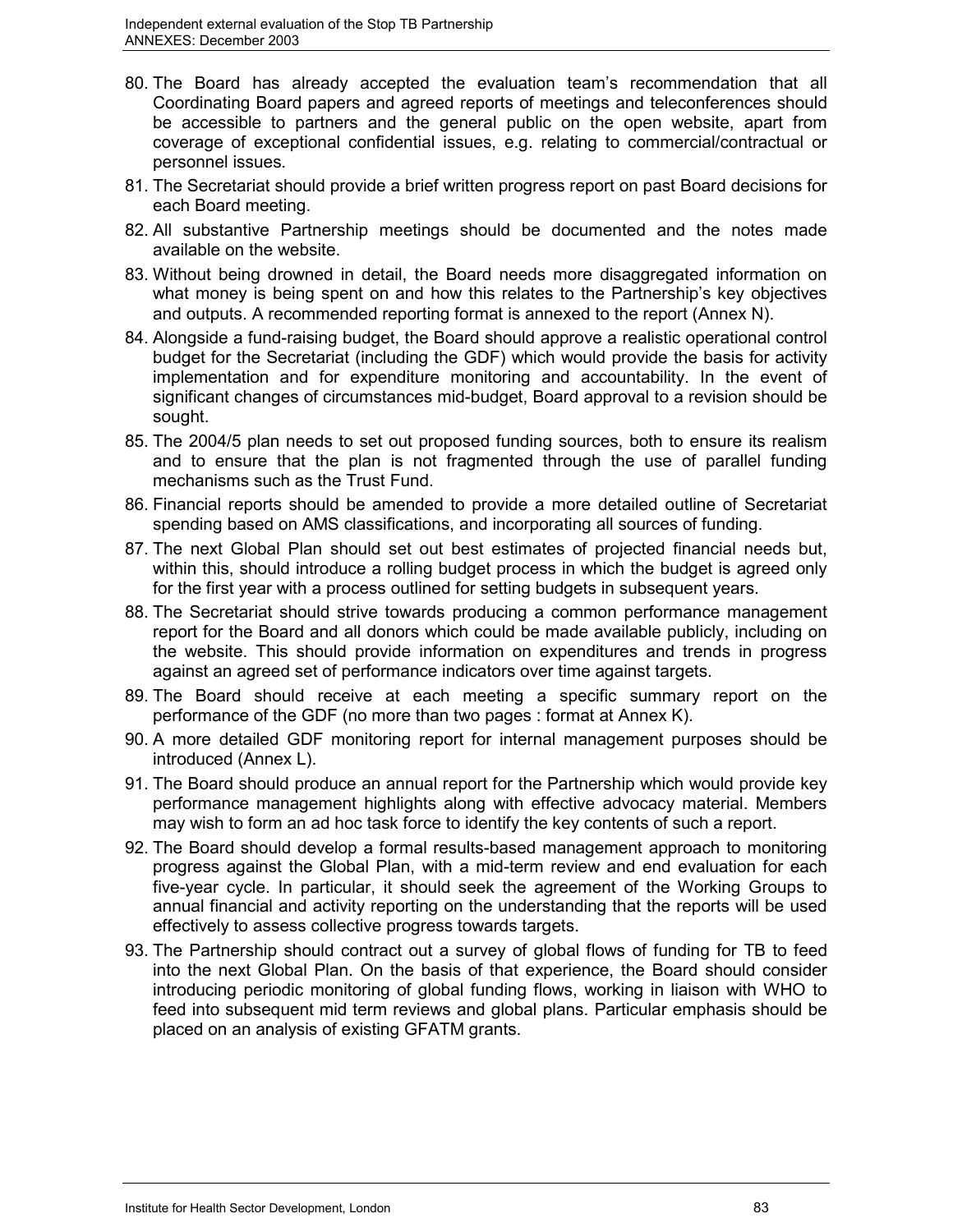80. The Board has already accepted the evaluation team's recommendation that all Coordinating Board papers and agreed reports of meetings and teleconferences should be accessible to partners and the general public on the open website, apart from coverage of exceptional confidential issues, e.g. relating to commercial/contractual or personnel issues.
81. The Secretariat should provide a brief written progress report on past Board decisions for each Board meeting.
82. All substantive Partnership meetings should be documented and the notes made available on the website.
83. Without being drowned in detail, the Board needs more disaggregated information on what money is being spent on and how this relates to the Partnership's key objectives and outputs. A recommended reporting format is annexed to the report (Annex N).
84. Alongside a fund-raising budget, the Board should approve a realistic operational control budget for the Secretariat (including the GDF) which would provide the basis for activity implementation and for expenditure monitoring and accountability. In the event of significant changes of circumstances mid-budget, Board approval to a revision should be sought.
85. The 2004/5 plan needs to set out proposed funding sources, both to ensure its realism and to ensure that the plan is not fragmented through the use of parallel funding mechanisms such as the Trust Fund.
86. Financial reports should be amended to provide a more detailed outline of Secretariat spending based on AMS classifications, and incorporating all sources of funding.
87. The next Global Plan should set out best estimates of projected financial needs but, within this, should introduce a rolling budget process in which the budget is agreed only for the first year with a process outlined for setting budgets in subsequent years.
88. The Secretariat should strive towards producing a common performance management report for the Board and all donors which could be made available publicly, including on the website. This should provide information on expenditures and trends in progress against an agreed set of performance indicators over time against targets.
89. The Board should receive at each meeting a specific summary report on the performance of the GDF (no more than two pages : format at Annex K).
90. A more detailed GDF monitoring report for internal management purposes should be introduced (Annex L).
91. The Board should produce an annual report for the Partnership which would provide key performance management highlights along with effective advocacy material. Members may wish to form an ad hoc task force to identify the key contents of such a report.
92. The Board should develop a formal results-based management approach to monitoring progress against the Global Plan, with a mid-term review and end evaluation for each five-year cycle. In particular, it should seek the agreement of the Working Groups to annual financial and activity reporting on the understanding that the reports will be used effectively to assess collective progress towards targets.
93. The Partnership should contract out a survey of global flows of funding for TB to feed into the next Global Plan. On the basis of that experience, the Board should consider introducing periodic monitoring of global funding flows, working in liaison with WHO to feed into subsequent mid term reviews and global plans. Particular emphasis should be placed on an analysis of existing GFATM grants.